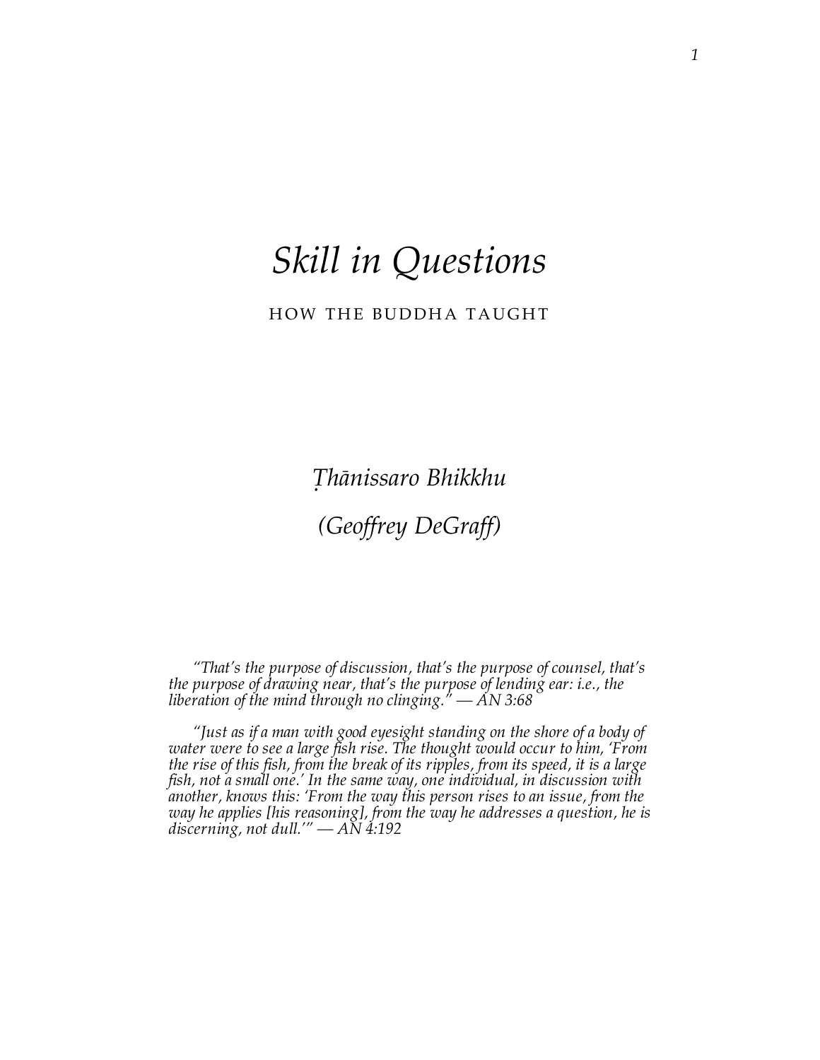# *Skill in Questions*

HOW THE BUDDHA TAUGHT

*Ṭhānissaro Bhikkhu*

*(Geoffrey DeGraff)*

*"That's the purpose of discussion, that's the purpose of counsel, that's the purpose of drawing near, that's the purpose of lending ear: i.e., the liberation of the mind through no clinging." — AN 3:68*

*"Just as if a man with good eyesight standing on the shore of a body of water were to see a large fish rise. The thought would occur to him, 'From the rise of this fish, from the break of its ripples, from its speed, it is a large fish, not a small one.' In the same way, one individual, in discussion with another, knows this: 'From the way this person rises to an issue, from the way he applies [his reasoning], from the way he addresses a question, he is discerning, not dull.'" — AN 4:192*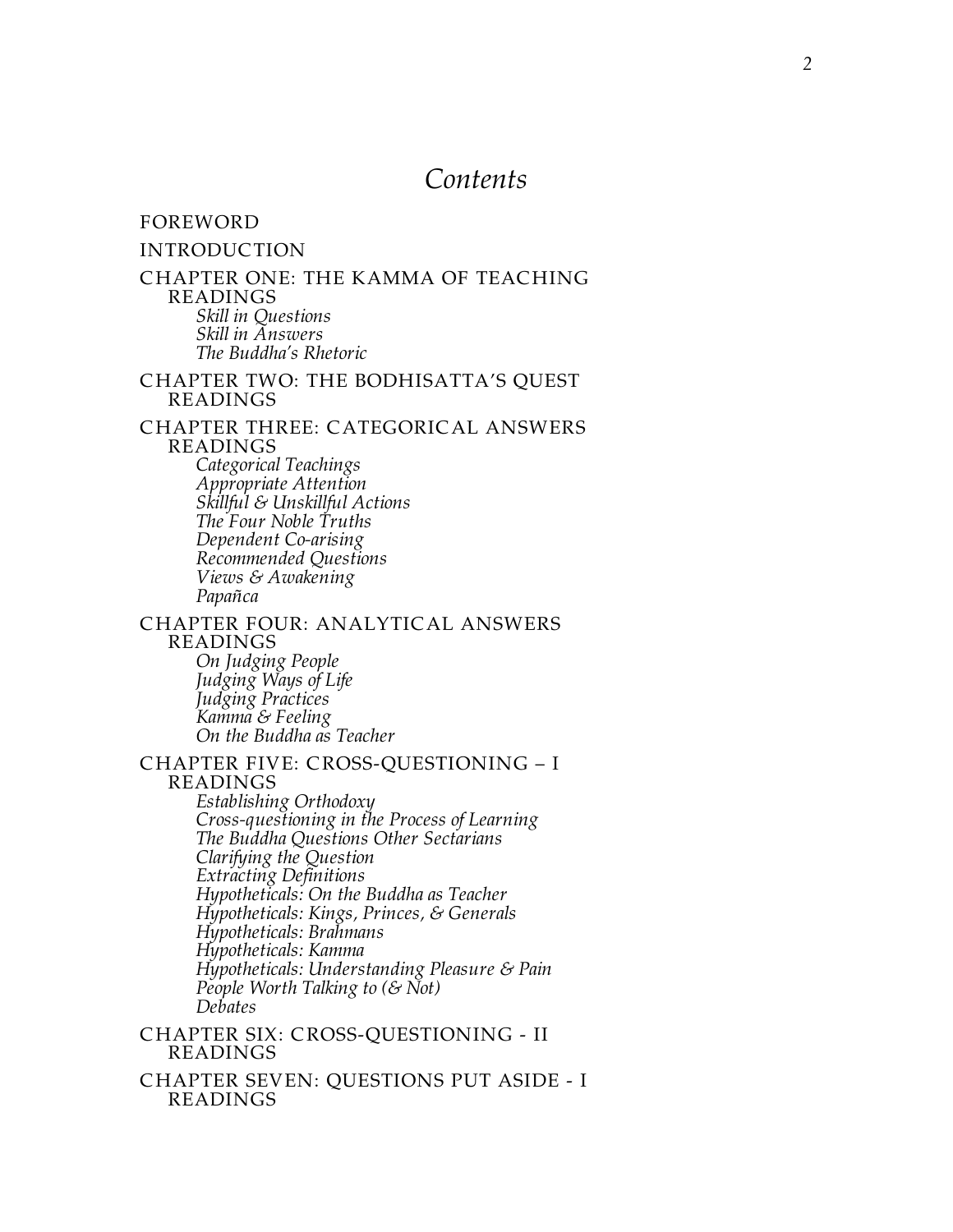# *Contents*

FOREWORD

INTRODUCTION

CHAPTER ONE: THE KAMMA OF TEACHING
- READINGS
  - *Skill in Questions*
  - *Skill in Answers*
  - *The Buddha's Rhetoric*

CHAPTER TWO: THE BODHISATTA'S QUEST
- READINGS

CHAPTER THREE: CATEGORICAL ANSWERS
- READINGS
  - *Categorical Teachings*
  - *Appropriate Attention*
  - *Skillful & Unskillful Actions*
  - *The Four Noble Truths*
  - *Dependent Co-arising*
  - *Recommended Questions*
  - *Views & Awakening*
  - *Papañca*

CHAPTER FOUR: ANALYTICAL ANSWERS
- READINGS
  - *On Judging People*
  - *Judging Ways of Life*
  - *Judging Practices*
  - *Kamma & Feeling*
  - *On the Buddha as Teacher*

CHAPTER FIVE: CROSS-QUESTIONING – I
- READINGS
  - *Establishing Orthodoxy*
  - *Cross-questioning in the Process of Learning*
  - *The Buddha Questions Other Sectarians*
  - *Clarifying the Question*
  - *Extracting Definitions*
  - *Hypotheticals: On the Buddha as Teacher*
  - *Hypotheticals: Kings, Princes, & Generals*
  - *Hypotheticals: Brahmans*
  - *Hypotheticals: Kamma*
  - *Hypotheticals: Understanding Pleasure & Pain*
  - *People Worth Talking to (& Not)*
  - *Debates*

CHAPTER SIX: CROSS-QUESTIONING - II
- READINGS

CHAPTER SEVEN: QUESTIONS PUT ASIDE - I
- READINGS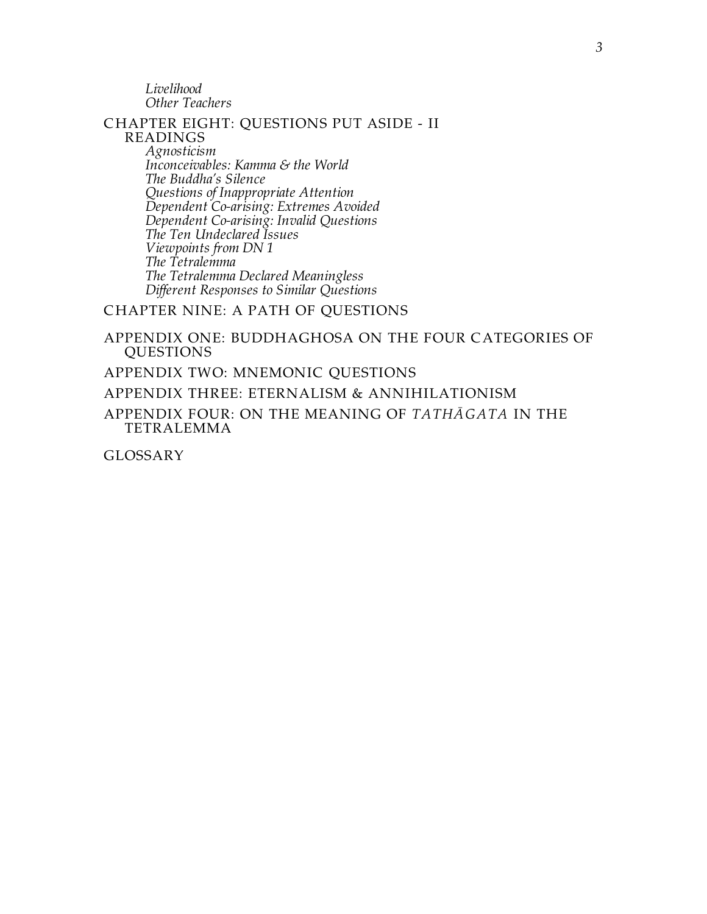*Livelihood*
*Other Teachers*

CHAPTER EIGHT: QUESTIONS PUT ASIDE - II
READINGS
*Agnosticism*
*Inconceivables: Kamma & the World*
*The Buddha's Silence*
*Questions of Inappropriate Attention*
*Dependent Co-arising: Extremes Avoided*
*Dependent Co-arising: Invalid Questions*
*The Ten Undeclared Issues*
*Viewpoints from DN 1*
*The Tetralemma*
*The Tetralemma Declared Meaningless*
*Different Responses to Similar Questions*

CHAPTER NINE: A PATH OF QUESTIONS

APPENDIX ONE: BUDDHAGHOSA ON THE FOUR CATEGORIES OF QUESTIONS

APPENDIX TWO: MNEMONIC QUESTIONS

APPENDIX THREE: ETERNALISM & ANNIHILATIONISM

APPENDIX FOUR: ON THE MEANING OF *TATHĀGATA* IN THE TETRALEMMA

GLOSSARY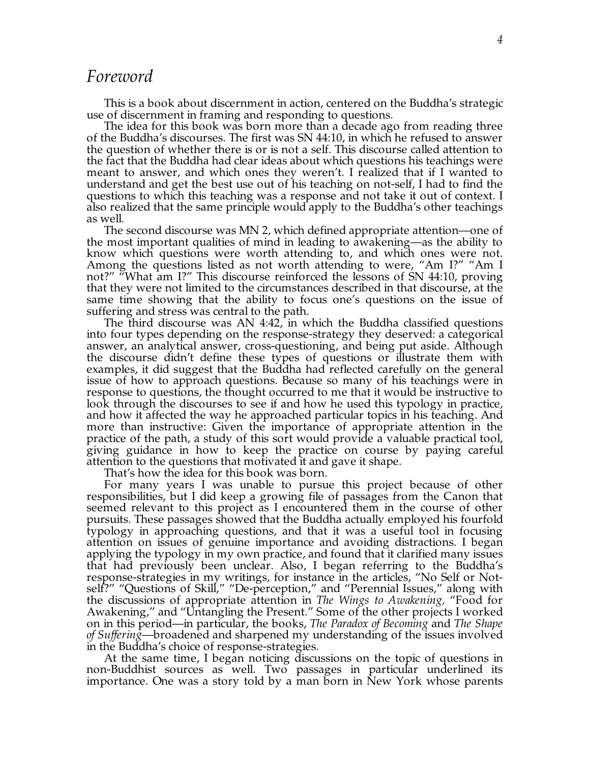# *Foreword*

This is a book about discernment in action, centered on the Buddha's strategic use of discernment in framing and responding to questions.

The idea for this book was born more than a decade ago from reading three of the Buddha's discourses. The first was SN 44:10, in which he refused to answer the question of whether there is or is not a self. This discourse called attention to the fact that the Buddha had clear ideas about which questions his teachings were meant to answer, and which ones they weren't. I realized that if I wanted to understand and get the best use out of his teaching on not-self, I had to find the questions to which this teaching was a response and not take it out of context. I also realized that the same principle would apply to the Buddha's other teachings as well.

The second discourse was MN 2, which defined appropriate attention—one of the most important qualities of mind in leading to awakening—as the ability to know which questions were worth attending to, and which ones were not. Among the questions listed as not worth attending to were, "Am I?" "Am I not?" "What am I?" This discourse reinforced the lessons of SN 44:10, proving that they were not limited to the circumstances described in that discourse, at the same time showing that the ability to focus one's questions on the issue of suffering and stress was central to the path.

The third discourse was AN 4:42, in which the Buddha classified questions into four types depending on the response-strategy they deserved: a categorical answer, an analytical answer, cross-questioning, and being put aside. Although the discourse didn't define these types of questions or illustrate them with examples, it did suggest that the Buddha had reflected carefully on the general issue of how to approach questions. Because so many of his teachings were in response to questions, the thought occurred to me that it would be instructive to look through the discourses to see if and how he used this typology in practice, and how it affected the way he approached particular topics in his teaching. And more than instructive: Given the importance of appropriate attention in the practice of the path, a study of this sort would provide a valuable practical tool, giving guidance in how to keep the practice on course by paying careful attention to the questions that motivated it and gave it shape.

That's how the idea for this book was born.

For many years I was unable to pursue this project because of other responsibilities, but I did keep a growing file of passages from the Canon that seemed relevant to this project as I encountered them in the course of other pursuits. These passages showed that the Buddha actually employed his fourfold typology in approaching questions, and that it was a useful tool in focusing attention on issues of genuine importance and avoiding distractions. I began applying the typology in my own practice, and found that it clarified many issues that had previously been unclear. Also, I began referring to the Buddha's response-strategies in my writings, for instance in the articles, "No Self or Not-self?" "Questions of Skill," "De-perception," and "Perennial Issues," along with the discussions of appropriate attention in *The Wings to Awakening,* "Food for Awakening," and "Untangling the Present." Some of the other projects I worked on in this period—in particular, the books, *The Paradox of Becoming* and *The Shape of Suffering*—broadened and sharpened my understanding of the issues involved in the Buddha's choice of response-strategies.

At the same time, I began noticing discussions on the topic of questions in non-Buddhist sources as well. Two passages in particular underlined its importance. One was a story told by a man born in New York whose parents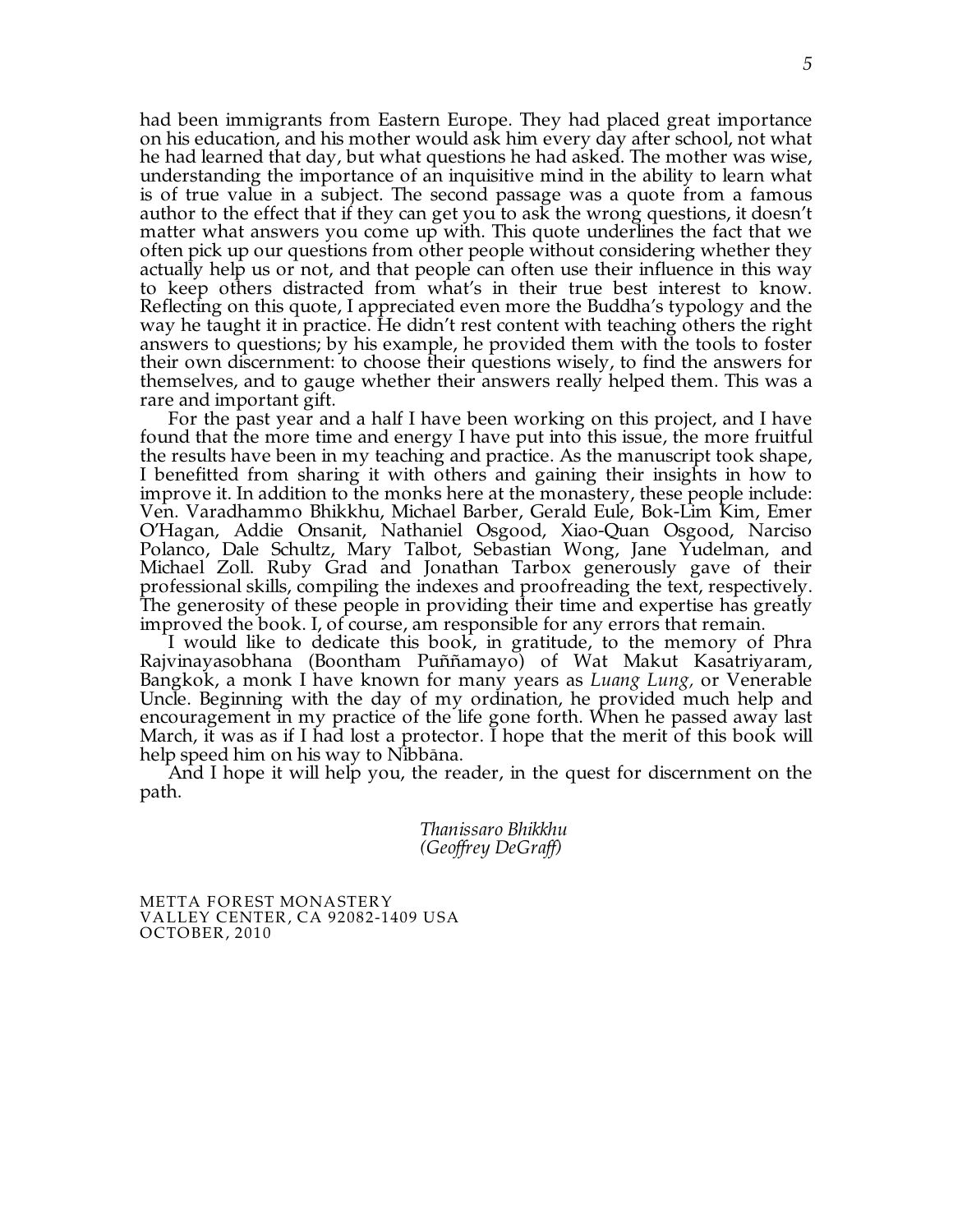had been immigrants from Eastern Europe. They had placed great importance on his education, and his mother would ask him every day after school, not what he had learned that day, but what questions he had asked. The mother was wise, understanding the importance of an inquisitive mind in the ability to learn what is of true value in a subject. The second passage was a quote from a famous author to the effect that if they can get you to ask the wrong questions, it doesn't matter what answers you come up with. This quote underlines the fact that we often pick up our questions from other people without considering whether they actually help us or not, and that people can often use their influence in this way to keep others distracted from what's in their true best interest to know. Reflecting on this quote, I appreciated even more the Buddha's typology and the way he taught it in practice. He didn't rest content with teaching others the right answers to questions; by his example, he provided them with the tools to foster their own discernment: to choose their questions wisely, to find the answers for themselves, and to gauge whether their answers really helped them. This was a rare and important gift.

For the past year and a half I have been working on this project, and I have found that the more time and energy I have put into this issue, the more fruitful the results have been in my teaching and practice. As the manuscript took shape, I benefitted from sharing it with others and gaining their insights in how to improve it. In addition to the monks here at the monastery, these people include: Ven. Varadhammo Bhikkhu, Michael Barber, Gerald Eule, Bok-Lim Kim, Emer O'Hagan, Addie Onsanit, Nathaniel Osgood, Xiao-Quan Osgood, Narciso Polanco, Dale Schultz, Mary Talbot, Sebastian Wong, Jane Yudelman, and Michael Zoll. Ruby Grad and Jonathan Tarbox generously gave of their professional skills, compiling the indexes and proofreading the text, respectively. The generosity of these people in providing their time and expertise has greatly improved the book. I, of course, am responsible for any errors that remain.

I would like to dedicate this book, in gratitude, to the memory of Phra Rajvinayasobhana (Boontham Puññamayo) of Wat Makut Kasatriyaram, Bangkok, a monk I have known for many years as *Luang Lung,* or Venerable Uncle. Beginning with the day of my ordination, he provided much help and encouragement in my practice of the life gone forth. When he passed away last March, it was as if I had lost a protector. I hope that the merit of this book will help speed him on his way to Nibbāna.

And I hope it will help you, the reader, in the quest for discernment on the path.

*Thanissaro Bhikkhu*
*(Geoffrey DeGraff)*

METTA FOREST MONASTERY
VALLEY CENTER, CA 92082-1409 USA
OCTOBER, 2010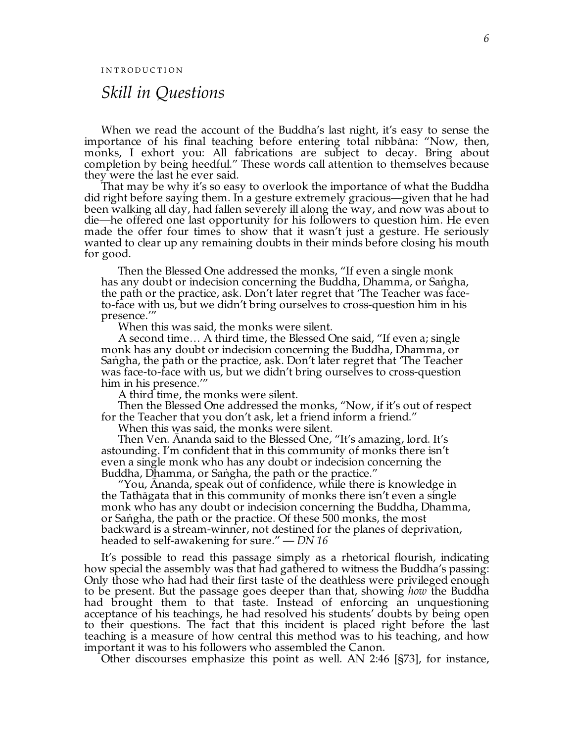INTRODUCTION

# *Skill in Questions*

When we read the account of the Buddha's last night, it's easy to sense the importance of his final teaching before entering total nibbāna: "Now, then, monks, I exhort you: All fabrications are subject to decay. Bring about completion by being heedful." These words call attention to themselves because they were the last he ever said.

That may be why it's so easy to overlook the importance of what the Buddha did right before saying them. In a gesture extremely gracious—given that he had been walking all day, had fallen severely ill along the way, and now was about to die—he offered one last opportunity for his followers to question him. He even made the offer four times to show that it wasn't just a gesture. He seriously wanted to clear up any remaining doubts in their minds before closing his mouth for good.

> Then the Blessed One addressed the monks, "If even a single monk has any doubt or indecision concerning the Buddha, Dhamma, or Saṅgha, the path or the practice, ask. Don't later regret that 'The Teacher was face-to-face with us, but we didn't bring ourselves to cross-question him in his presence.'"
>
> When this was said, the monks were silent.
>
> A second time… A third time, the Blessed One said, "If even a; single monk has any doubt or indecision concerning the Buddha, Dhamma, or Saṅgha, the path or the practice, ask. Don't later regret that 'The Teacher was face-to-face with us, but we didn't bring ourselves to cross-question him in his presence.'"
>
> A third time, the monks were silent.
>
> Then the Blessed One addressed the monks, "Now, if it's out of respect for the Teacher that you don't ask, let a friend inform a friend."
>
> When this was said, the monks were silent.
>
> Then Ven. Ānanda said to the Blessed One, "It's amazing, lord. It's astounding. I'm confident that in this community of monks there isn't even a single monk who has any doubt or indecision concerning the Buddha, Dhamma, or Saṅgha, the path or the practice."
>
> "You, Ānanda, speak out of confidence, while there is knowledge in the Tathāgata that in this community of monks there isn't even a single monk who has any doubt or indecision concerning the Buddha, Dhamma, or Saṅgha, the path or the practice. Of these 500 monks, the most backward is a stream-winner, not destined for the planes of deprivation, headed to self-awakening for sure." — *DN 16*

It's possible to read this passage simply as a rhetorical flourish, indicating how special the assembly was that had gathered to witness the Buddha's passing: Only those who had had their first taste of the deathless were privileged enough to be present. But the passage goes deeper than that, showing *how* the Buddha had brought them to that taste. Instead of enforcing an unquestioning acceptance of his teachings, he had resolved his students' doubts by being open to their questions. The fact that this incident is placed right before the last teaching is a measure of how central this method was to his teaching, and how important it was to his followers who assembled the Canon.

Other discourses emphasize this point as well. AN 2:46 [§73], for instance,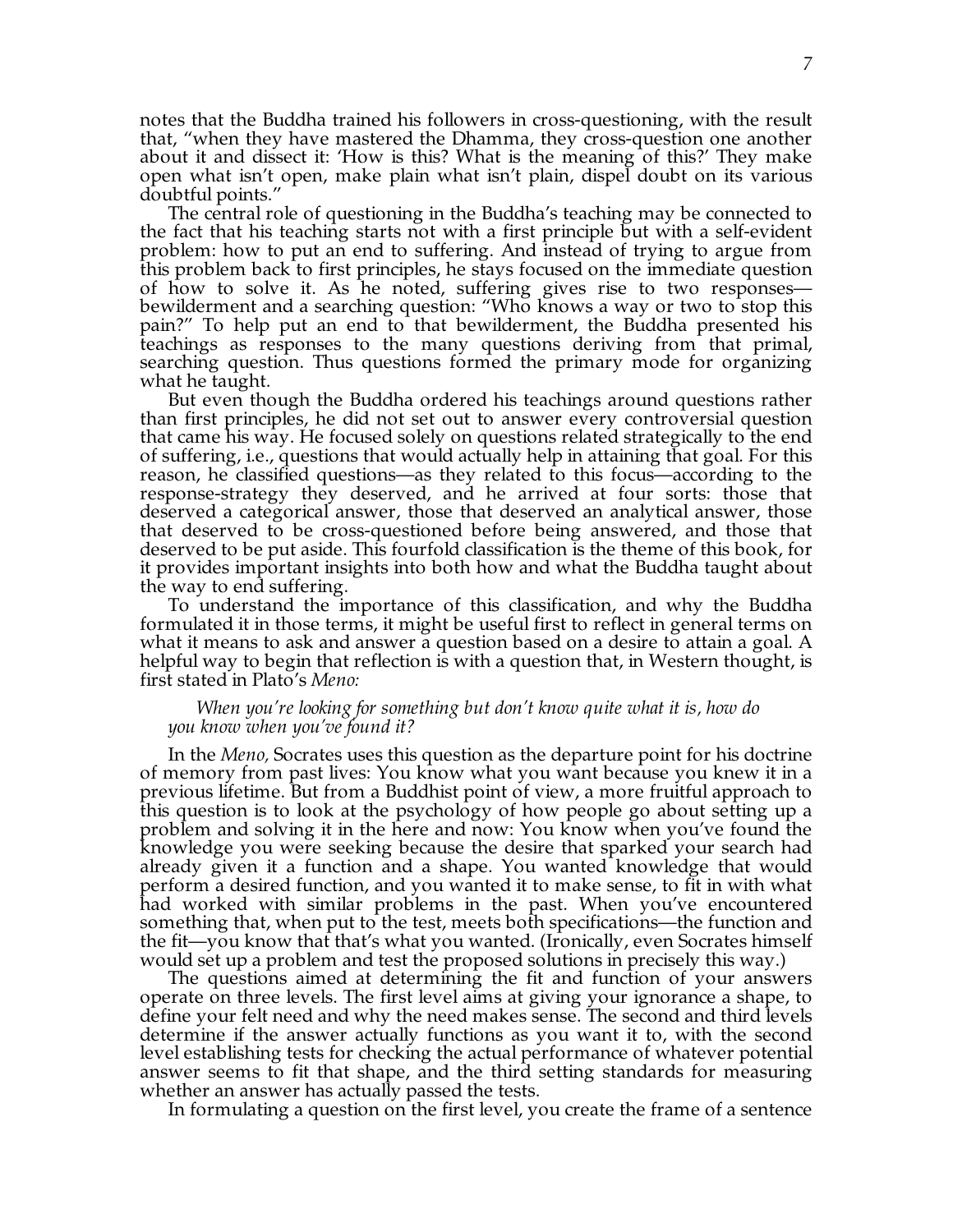notes that the Buddha trained his followers in cross-questioning, with the result that, "when they have mastered the Dhamma, they cross-question one another about it and dissect it: 'How is this? What is the meaning of this?' They make open what isn't open, make plain what isn't plain, dispel doubt on its various doubtful points."

The central role of questioning in the Buddha's teaching may be connected to the fact that his teaching starts not with a first principle but with a self-evident problem: how to put an end to suffering. And instead of trying to argue from this problem back to first principles, he stays focused on the immediate question of how to solve it. As he noted, suffering gives rise to two responses—bewilderment and a searching question: "Who knows a way or two to stop this pain?" To help put an end to that bewilderment, the Buddha presented his teachings as responses to the many questions deriving from that primal, searching question. Thus questions formed the primary mode for organizing what he taught.

But even though the Buddha ordered his teachings around questions rather than first principles, he did not set out to answer every controversial question that came his way. He focused solely on questions related strategically to the end of suffering, i.e., questions that would actually help in attaining that goal. For this reason, he classified questions—as they related to this focus—according to the response-strategy they deserved, and he arrived at four sorts: those that deserved a categorical answer, those that deserved an analytical answer, those that deserved to be cross-questioned before being answered, and those that deserved to be put aside. This fourfold classification is the theme of this book, for it provides important insights into both how and what the Buddha taught about the way to end suffering.

To understand the importance of this classification, and why the Buddha formulated it in those terms, it might be useful first to reflect in general terms on what it means to ask and answer a question based on a desire to attain a goal. A helpful way to begin that reflection is with a question that, in Western thought, is first stated in Plato's *Meno:*

> *When you're looking for something but don't know quite what it is, how do you know when you've found it?*

In the *Meno,* Socrates uses this question as the departure point for his doctrine of memory from past lives: You know what you want because you knew it in a previous lifetime. But from a Buddhist point of view, a more fruitful approach to this question is to look at the psychology of how people go about setting up a problem and solving it in the here and now: You know when you've found the knowledge you were seeking because the desire that sparked your search had already given it a function and a shape. You wanted knowledge that would perform a desired function, and you wanted it to make sense, to fit in with what had worked with similar problems in the past. When you've encountered something that, when put to the test, meets both specifications—the function and the fit—you know that that's what you wanted. (Ironically, even Socrates himself would set up a problem and test the proposed solutions in precisely this way.)

The questions aimed at determining the fit and function of your answers operate on three levels. The first level aims at giving your ignorance a shape, to define your felt need and why the need makes sense. The second and third levels determine if the answer actually functions as you want it to, with the second level establishing tests for checking the actual performance of whatever potential answer seems to fit that shape, and the third setting standards for measuring whether an answer has actually passed the tests.

In formulating a question on the first level, you create the frame of a sentence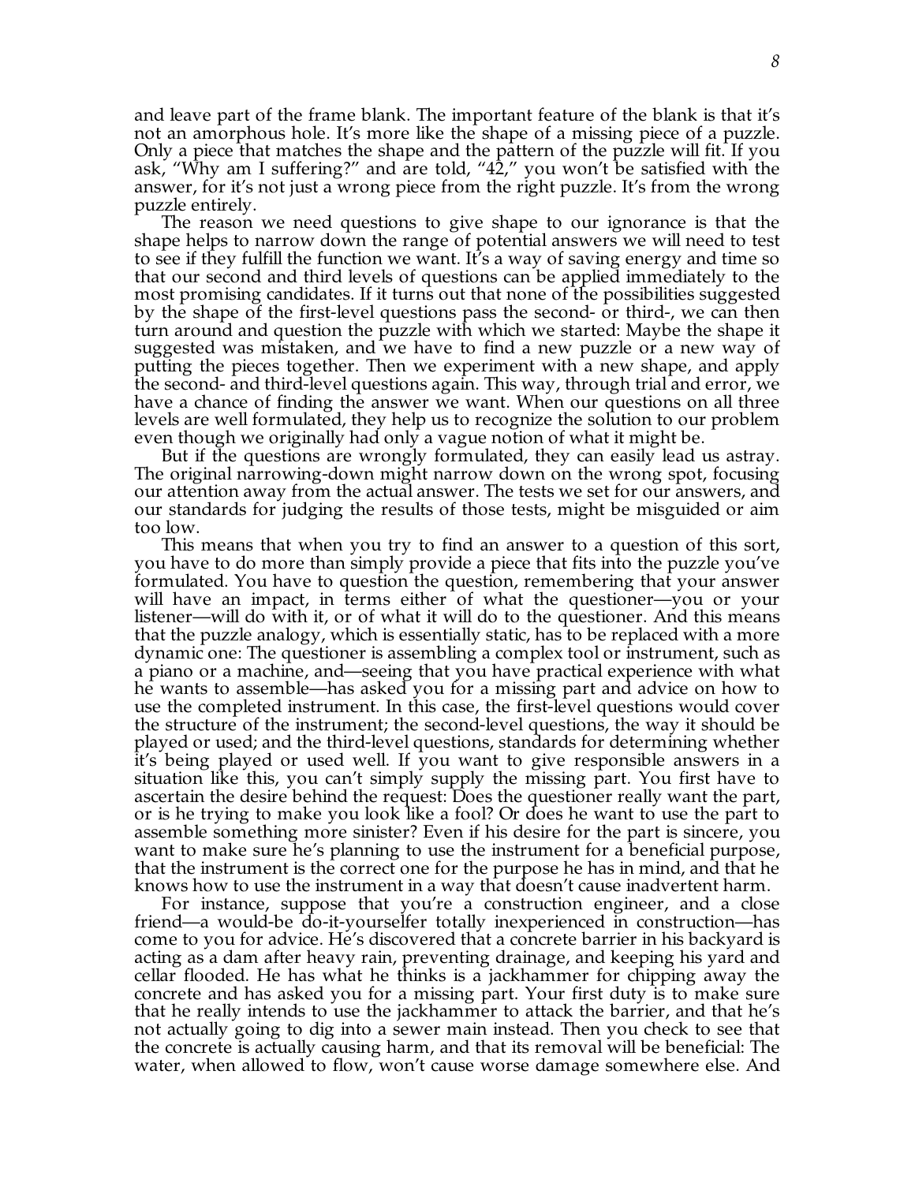and leave part of the frame blank. The important feature of the blank is that it's not an amorphous hole. It's more like the shape of a missing piece of a puzzle. Only a piece that matches the shape and the pattern of the puzzle will fit. If you ask, "Why am I suffering?" and are told, "42," you won't be satisfied with the answer, for it's not just a wrong piece from the right puzzle. It's from the wrong puzzle entirely.

The reason we need questions to give shape to our ignorance is that the shape helps to narrow down the range of potential answers we will need to test to see if they fulfill the function we want. It's a way of saving energy and time so that our second and third levels of questions can be applied immediately to the most promising candidates. If it turns out that none of the possibilities suggested by the shape of the first-level questions pass the second- or third-, we can then turn around and question the puzzle with which we started: Maybe the shape it suggested was mistaken, and we have to find a new puzzle or a new way of putting the pieces together. Then we experiment with a new shape, and apply the second- and third-level questions again. This way, through trial and error, we have a chance of finding the answer we want. When our questions on all three levels are well formulated, they help us to recognize the solution to our problem even though we originally had only a vague notion of what it might be.

But if the questions are wrongly formulated, they can easily lead us astray. The original narrowing-down might narrow down on the wrong spot, focusing our attention away from the actual answer. The tests we set for our answers, and our standards for judging the results of those tests, might be misguided or aim too low.

This means that when you try to find an answer to a question of this sort, you have to do more than simply provide a piece that fits into the puzzle you've formulated. You have to question the question, remembering that your answer will have an impact, in terms either of what the questioner—you or your listener—will do with it, or of what it will do to the questioner. And this means that the puzzle analogy, which is essentially static, has to be replaced with a more dynamic one: The questioner is assembling a complex tool or instrument, such as a piano or a machine, and—seeing that you have practical experience with what he wants to assemble—has asked you for a missing part and advice on how to use the completed instrument. In this case, the first-level questions would cover the structure of the instrument; the second-level questions, the way it should be played or used; and the third-level questions, standards for determining whether it's being played or used well. If you want to give responsible answers in a situation like this, you can't simply supply the missing part. You first have to ascertain the desire behind the request: Does the questioner really want the part, or is he trying to make you look like a fool? Or does he want to use the part to assemble something more sinister? Even if his desire for the part is sincere, you want to make sure he's planning to use the instrument for a beneficial purpose, that the instrument is the correct one for the purpose he has in mind, and that he knows how to use the instrument in a way that doesn't cause inadvertent harm.

For instance, suppose that you're a construction engineer, and a close friend—a would-be do-it-yourselfer totally inexperienced in construction—has come to you for advice. He's discovered that a concrete barrier in his backyard is acting as a dam after heavy rain, preventing drainage, and keeping his yard and cellar flooded. He has what he thinks is a jackhammer for chipping away the concrete and has asked you for a missing part. Your first duty is to make sure that he really intends to use the jackhammer to attack the barrier, and that he's not actually going to dig into a sewer main instead. Then you check to see that the concrete is actually causing harm, and that its removal will be beneficial: The water, when allowed to flow, won't cause worse damage somewhere else. And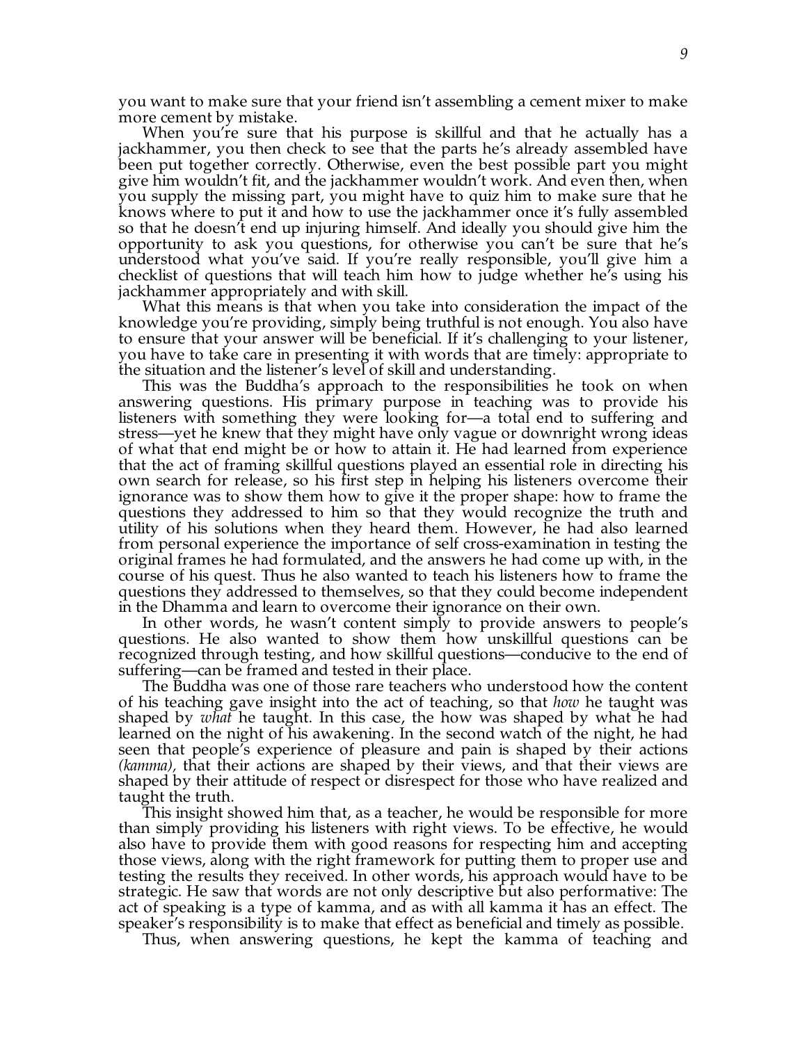you want to make sure that your friend isn't assembling a cement mixer to make more cement by mistake.

When you're sure that his purpose is skillful and that he actually has a jackhammer, you then check to see that the parts he's already assembled have been put together correctly. Otherwise, even the best possible part you might give him wouldn't fit, and the jackhammer wouldn't work. And even then, when you supply the missing part, you might have to quiz him to make sure that he knows where to put it and how to use the jackhammer once it's fully assembled so that he doesn't end up injuring himself. And ideally you should give him the opportunity to ask you questions, for otherwise you can't be sure that he's understood what you've said. If you're really responsible, you'll give him a checklist of questions that will teach him how to judge whether he's using his jackhammer appropriately and with skill.

What this means is that when you take into consideration the impact of the knowledge you're providing, simply being truthful is not enough. You also have to ensure that your answer will be beneficial. If it's challenging to your listener, you have to take care in presenting it with words that are timely: appropriate to the situation and the listener's level of skill and understanding.

This was the Buddha's approach to the responsibilities he took on when answering questions. His primary purpose in teaching was to provide his listeners with something they were looking for—a total end to suffering and stress—yet he knew that they might have only vague or downright wrong ideas of what that end might be or how to attain it. He had learned from experience that the act of framing skillful questions played an essential role in directing his own search for release, so his first step in helping his listeners overcome their ignorance was to show them how to give it the proper shape: how to frame the questions they addressed to him so that they would recognize the truth and utility of his solutions when they heard them. However, he had also learned from personal experience the importance of self cross-examination in testing the original frames he had formulated, and the answers he had come up with, in the course of his quest. Thus he also wanted to teach his listeners how to frame the questions they addressed to themselves, so that they could become independent in the Dhamma and learn to overcome their ignorance on their own.

In other words, he wasn't content simply to provide answers to people's questions. He also wanted to show them how unskillful questions can be recognized through testing, and how skillful questions—conducive to the end of suffering—can be framed and tested in their place.

The Buddha was one of those rare teachers who understood how the content of his teaching gave insight into the act of teaching, so that *how* he taught was shaped by *what* he taught. In this case, the how was shaped by what he had learned on the night of his awakening. In the second watch of the night, he had seen that people's experience of pleasure and pain is shaped by their actions *(kamma),* that their actions are shaped by their views, and that their views are shaped by their attitude of respect or disrespect for those who have realized and taught the truth.

This insight showed him that, as a teacher, he would be responsible for more than simply providing his listeners with right views. To be effective, he would also have to provide them with good reasons for respecting him and accepting those views, along with the right framework for putting them to proper use and testing the results they received. In other words, his approach would have to be strategic. He saw that words are not only descriptive but also performative: The act of speaking is a type of kamma, and as with all kamma it has an effect. The speaker's responsibility is to make that effect as beneficial and timely as possible.

Thus, when answering questions, he kept the kamma of teaching and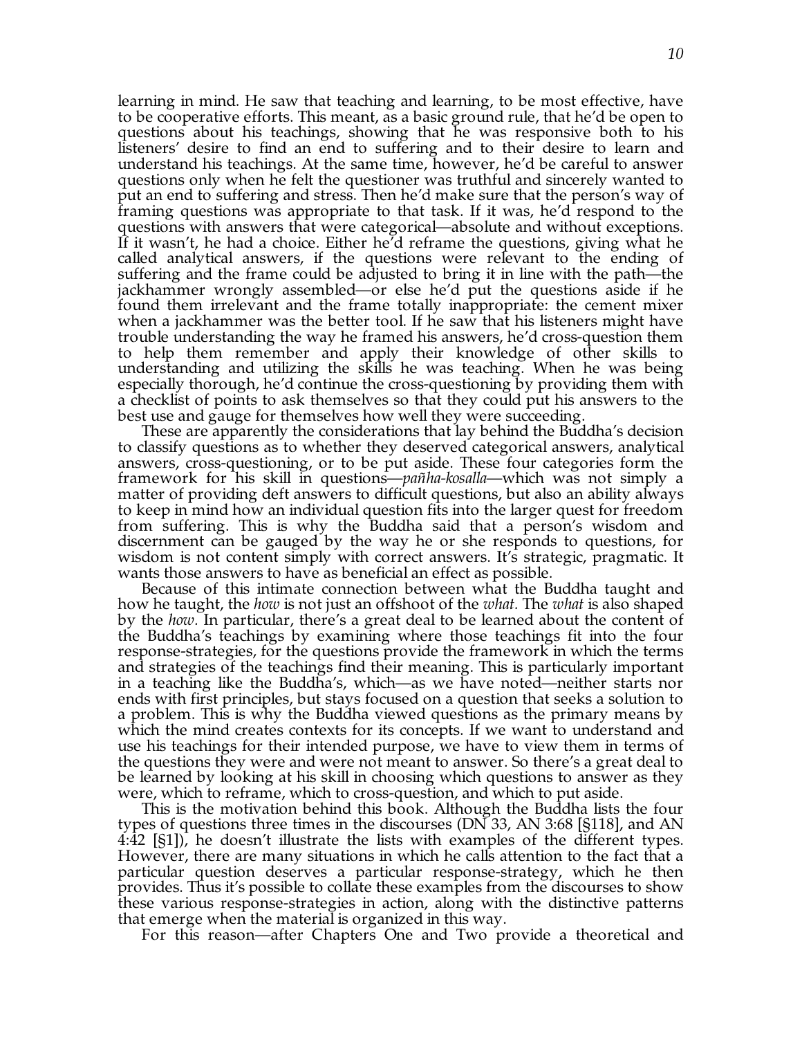learning in mind. He saw that teaching and learning, to be most effective, have to be cooperative efforts. This meant, as a basic ground rule, that he'd be open to questions about his teachings, showing that he was responsive both to his listeners' desire to find an end to suffering and to their desire to learn and understand his teachings. At the same time, however, he'd be careful to answer questions only when he felt the questioner was truthful and sincerely wanted to put an end to suffering and stress. Then he'd make sure that the person's way of framing questions was appropriate to that task. If it was, he'd respond to the questions with answers that were categorical—absolute and without exceptions. If it wasn't, he had a choice. Either he'd reframe the questions, giving what he called analytical answers, if the questions were relevant to the ending of suffering and the frame could be adjusted to bring it in line with the path—the jackhammer wrongly assembled—or else he'd put the questions aside if he found them irrelevant and the frame totally inappropriate: the cement mixer when a jackhammer was the better tool. If he saw that his listeners might have trouble understanding the way he framed his answers, he'd cross-question them to help them remember and apply their knowledge of other skills to understanding and utilizing the skills he was teaching. When he was being especially thorough, he'd continue the cross-questioning by providing them with a checklist of points to ask themselves so that they could put his answers to the best use and gauge for themselves how well they were succeeding.

These are apparently the considerations that lay behind the Buddha's decision to classify questions as to whether they deserved categorical answers, analytical answers, cross-questioning, or to be put aside. These four categories form the framework for his skill in questions—*pañha-kosalla*—which was not simply a matter of providing deft answers to difficult questions, but also an ability always to keep in mind how an individual question fits into the larger quest for freedom from suffering. This is why the Buddha said that a person's wisdom and discernment can be gauged by the way he or she responds to questions, for wisdom is not content simply with correct answers. It's strategic, pragmatic. It wants those answers to have as beneficial an effect as possible.

Because of this intimate connection between what the Buddha taught and how he taught, the *how* is not just an offshoot of the *what.* The *what* is also shaped by the *how*. In particular, there's a great deal to be learned about the content of the Buddha's teachings by examining where those teachings fit into the four response-strategies, for the questions provide the framework in which the terms and strategies of the teachings find their meaning. This is particularly important in a teaching like the Buddha's, which—as we have noted—neither starts nor ends with first principles, but stays focused on a question that seeks a solution to a problem. This is why the Buddha viewed questions as the primary means by which the mind creates contexts for its concepts. If we want to understand and use his teachings for their intended purpose, we have to view them in terms of the questions they were and were not meant to answer. So there's a great deal to be learned by looking at his skill in choosing which questions to answer as they were, which to reframe, which to cross-question, and which to put aside.

This is the motivation behind this book. Although the Buddha lists the four types of questions three times in the discourses (DN 33, AN 3:68 [§118], and AN 4:42 [§1]), he doesn't illustrate the lists with examples of the different types. However, there are many situations in which he calls attention to the fact that a particular question deserves a particular response-strategy, which he then provides. Thus it's possible to collate these examples from the discourses to show these various response-strategies in action, along with the distinctive patterns that emerge when the material is organized in this way.

For this reason—after Chapters One and Two provide a theoretical and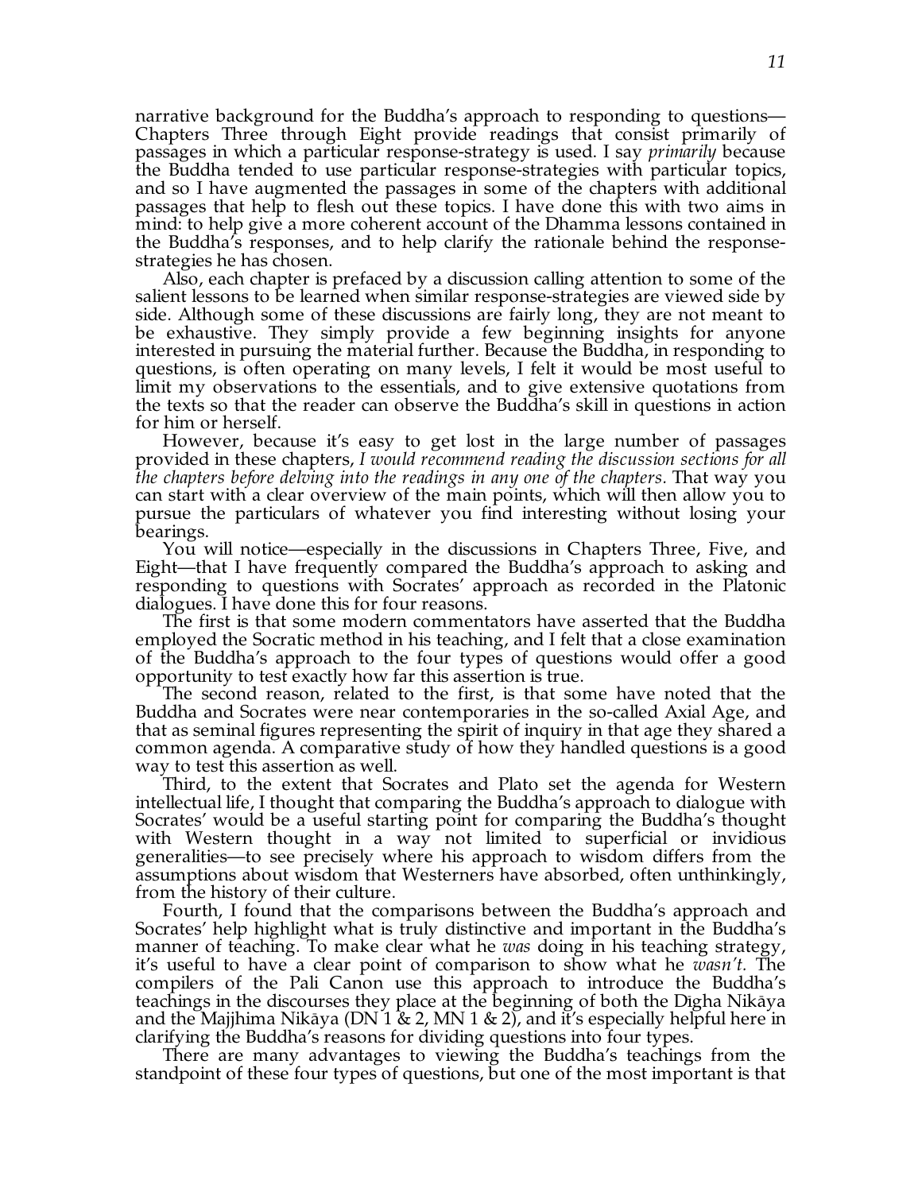narrative background for the Buddha's approach to responding to questions—Chapters Three through Eight provide readings that consist primarily of passages in which a particular response-strategy is used. I say *primarily* because the Buddha tended to use particular response-strategies with particular topics, and so I have augmented the passages in some of the chapters with additional passages that help to flesh out these topics. I have done this with two aims in mind: to help give a more coherent account of the Dhamma lessons contained in the Buddha's responses, and to help clarify the rationale behind the response-strategies he has chosen.

Also, each chapter is prefaced by a discussion calling attention to some of the salient lessons to be learned when similar response-strategies are viewed side by side. Although some of these discussions are fairly long, they are not meant to be exhaustive. They simply provide a few beginning insights for anyone interested in pursuing the material further. Because the Buddha, in responding to questions, is often operating on many levels, I felt it would be most useful to limit my observations to the essentials, and to give extensive quotations from the texts so that the reader can observe the Buddha's skill in questions in action for him or herself.

However, because it's easy to get lost in the large number of passages provided in these chapters, *I would recommend reading the discussion sections for all the chapters before delving into the readings in any one of the chapters*. That way you can start with a clear overview of the main points, which will then allow you to pursue the particulars of whatever you find interesting without losing your bearings.

You will notice—especially in the discussions in Chapters Three, Five, and Eight—that I have frequently compared the Buddha's approach to asking and responding to questions with Socrates' approach as recorded in the Platonic dialogues. I have done this for four reasons.

The first is that some modern commentators have asserted that the Buddha employed the Socratic method in his teaching, and I felt that a close examination of the Buddha's approach to the four types of questions would offer a good opportunity to test exactly how far this assertion is true.

The second reason, related to the first, is that some have noted that the Buddha and Socrates were near contemporaries in the so-called Axial Age, and that as seminal figures representing the spirit of inquiry in that age they shared a common agenda. A comparative study of how they handled questions is a good way to test this assertion as well.

Third, to the extent that Socrates and Plato set the agenda for Western intellectual life, I thought that comparing the Buddha's approach to dialogue with Socrates' would be a useful starting point for comparing the Buddha's thought with Western thought in a way not limited to superficial or invidious generalities—to see precisely where his approach to wisdom differs from the assumptions about wisdom that Westerners have absorbed, often unthinkingly, from the history of their culture.

Fourth, I found that the comparisons between the Buddha's approach and Socrates' help highlight what is truly distinctive and important in the Buddha's manner of teaching. To make clear what he *was* doing in his teaching strategy, it's useful to have a clear point of comparison to show what he *wasn't*. The compilers of the Pali Canon use this approach to introduce the Buddha's teachings in the discourses they place at the beginning of both the Dīgha Nikāya and the Majjhima Nikāya (DN 1 & 2, MN 1 & 2), and it's especially helpful here in clarifying the Buddha's reasons for dividing questions into four types.

There are many advantages to viewing the Buddha's teachings from the standpoint of these four types of questions, but one of the most important is that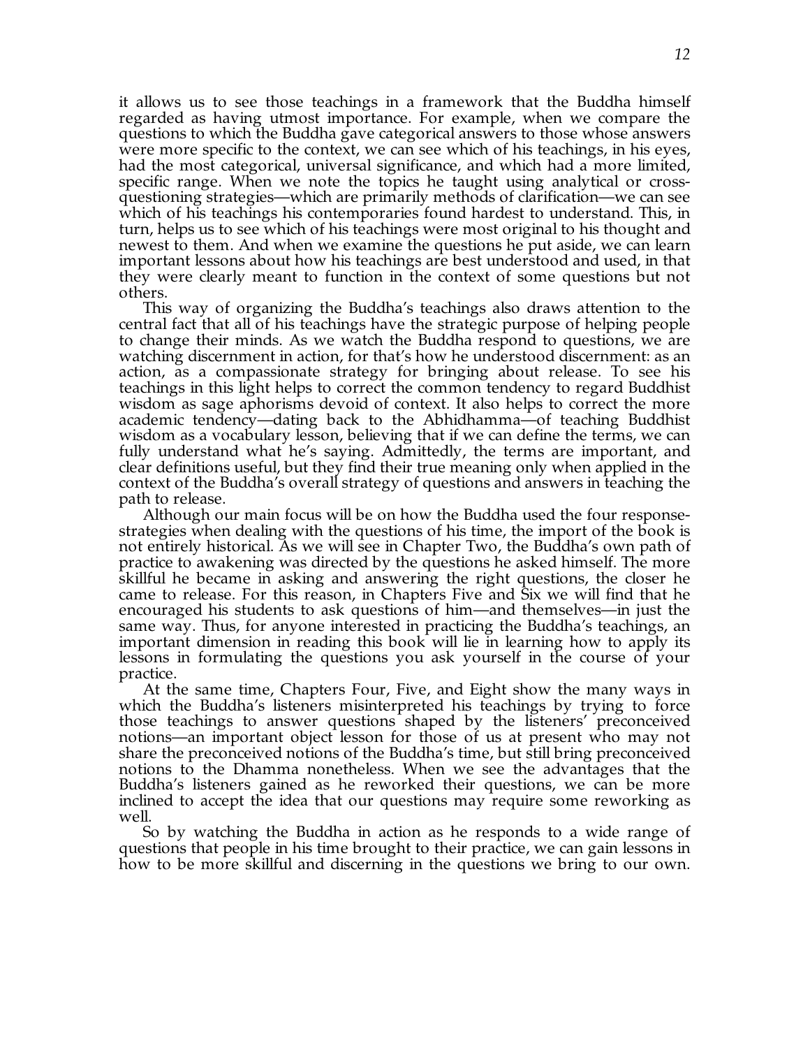it allows us to see those teachings in a framework that the Buddha himself regarded as having utmost importance. For example, when we compare the questions to which the Buddha gave categorical answers to those whose answers were more specific to the context, we can see which of his teachings, in his eyes, had the most categorical, universal significance, and which had a more limited, specific range. When we note the topics he taught using analytical or cross-questioning strategies—which are primarily methods of clarification—we can see which of his teachings his contemporaries found hardest to understand. This, in turn, helps us to see which of his teachings were most original to his thought and newest to them. And when we examine the questions he put aside, we can learn important lessons about how his teachings are best understood and used, in that they were clearly meant to function in the context of some questions but not others.

This way of organizing the Buddha's teachings also draws attention to the central fact that all of his teachings have the strategic purpose of helping people to change their minds. As we watch the Buddha respond to questions, we are watching discernment in action, for that's how he understood discernment: as an action, as a compassionate strategy for bringing about release. To see his teachings in this light helps to correct the common tendency to regard Buddhist wisdom as sage aphorisms devoid of context. It also helps to correct the more academic tendency—dating back to the Abhidhamma—of teaching Buddhist wisdom as a vocabulary lesson, believing that if we can define the terms, we can fully understand what he's saying. Admittedly, the terms are important, and clear definitions useful, but they find their true meaning only when applied in the context of the Buddha's overall strategy of questions and answers in teaching the path to release.

Although our main focus will be on how the Buddha used the four response-strategies when dealing with the questions of his time, the import of the book is not entirely historical. As we will see in Chapter Two, the Buddha's own path of practice to awakening was directed by the questions he asked himself. The more skillful he became in asking and answering the right questions, the closer he came to release. For this reason, in Chapters Five and Six we will find that he encouraged his students to ask questions of him—and themselves—in just the same way. Thus, for anyone interested in practicing the Buddha's teachings, an important dimension in reading this book will lie in learning how to apply its lessons in formulating the questions you ask yourself in the course of your practice.

At the same time, Chapters Four, Five, and Eight show the many ways in which the Buddha's listeners misinterpreted his teachings by trying to force those teachings to answer questions shaped by the listeners' preconceived notions—an important object lesson for those of us at present who may not share the preconceived notions of the Buddha's time, but still bring preconceived notions to the Dhamma nonetheless. When we see the advantages that the Buddha's listeners gained as he reworked their questions, we can be more inclined to accept the idea that our questions may require some reworking as well.

So by watching the Buddha in action as he responds to a wide range of questions that people in his time brought to their practice, we can gain lessons in how to be more skillful and discerning in the questions we bring to our own.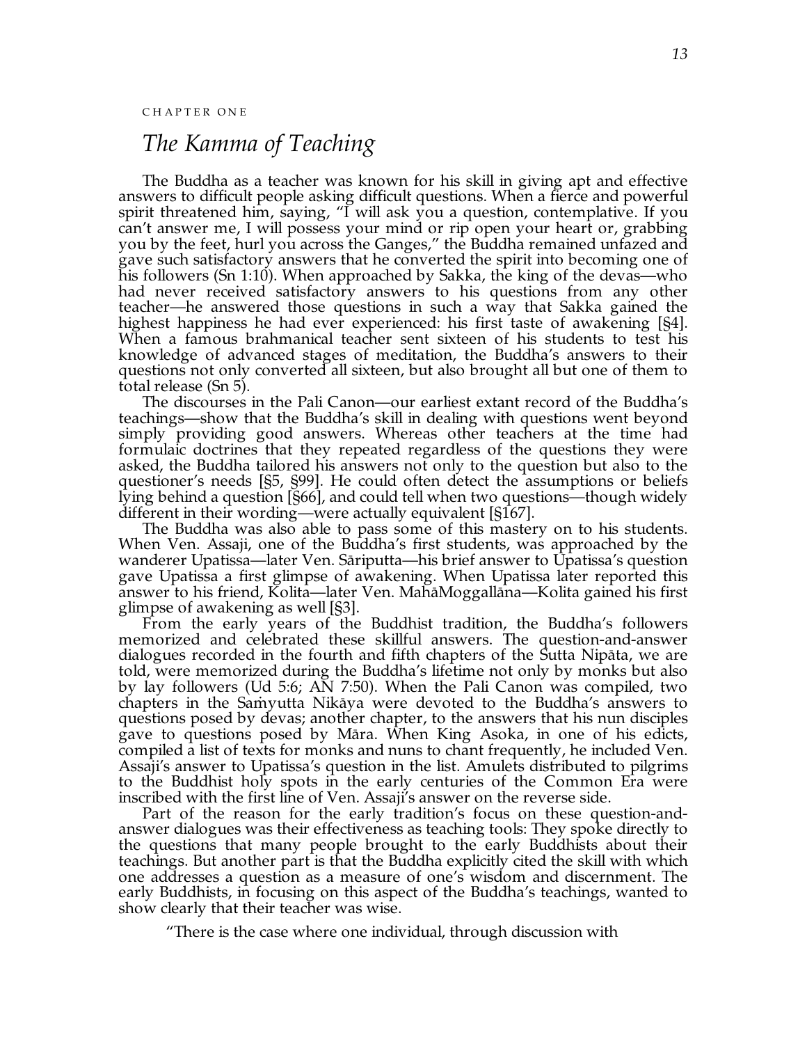CHAPTER ONE

# *The Kamma of Teaching*

The Buddha as a teacher was known for his skill in giving apt and effective answers to difficult people asking difficult questions. When a fierce and powerful spirit threatened him, saying, "I will ask you a question, contemplative. If you can't answer me, I will possess your mind or rip open your heart or, grabbing you by the feet, hurl you across the Ganges," the Buddha remained unfazed and gave such satisfactory answers that he converted the spirit into becoming one of his followers (Sn 1:10). When approached by Sakka, the king of the devas—who had never received satisfactory answers to his questions from any other teacher—he answered those questions in such a way that Sakka gained the highest happiness he had ever experienced: his first taste of awakening [§4]. When a famous brahmanical teacher sent sixteen of his students to test his knowledge of advanced stages of meditation, the Buddha's answers to their questions not only converted all sixteen, but also brought all but one of them to total release (Sn 5).

The discourses in the Pali Canon—our earliest extant record of the Buddha's teachings—show that the Buddha's skill in dealing with questions went beyond simply providing good answers. Whereas other teachers at the time had formulaic doctrines that they repeated regardless of the questions they were asked, the Buddha tailored his answers not only to the question but also to the questioner's needs [§5, §99]. He could often detect the assumptions or beliefs lying behind a question [§66], and could tell when two questions—though widely different in their wording—were actually equivalent [§167].

The Buddha was also able to pass some of this mastery on to his students. When Ven. Assaji, one of the Buddha's first students, was approached by the wanderer Upatissa—later Ven. Sāriputta—his brief answer to Upatissa's question gave Upatissa a first glimpse of awakening. When Upatissa later reported this answer to his friend, Kolita—later Ven. MahāMoggallāna—Kolita gained his first glimpse of awakening as well [§3].

From the early years of the Buddhist tradition, the Buddha's followers memorized and celebrated these skillful answers. The question-and-answer dialogues recorded in the fourth and fifth chapters of the Sutta Nipāta, we are told, were memorized during the Buddha's lifetime not only by monks but also by lay followers (Ud 5:6; AN 7:50). When the Pali Canon was compiled, two chapters in the Saṁyutta Nikāya were devoted to the Buddha's answers to questions posed by devas; another chapter, to the answers that his nun disciples gave to questions posed by Māra. When King Asoka, in one of his edicts, compiled a list of texts for monks and nuns to chant frequently, he included Ven. Assaji's answer to Upatissa's question in the list. Amulets distributed to pilgrims to the Buddhist holy spots in the early centuries of the Common Era were inscribed with the first line of Ven. Assaji's answer on the reverse side.

Part of the reason for the early tradition's focus on these question-and-answer dialogues was their effectiveness as teaching tools: They spoke directly to the questions that many people brought to the early Buddhists about their teachings. But another part is that the Buddha explicitly cited the skill with which one addresses a question as a measure of one's wisdom and discernment. The early Buddhists, in focusing on this aspect of the Buddha's teachings, wanted to show clearly that their teacher was wise.

> "There is the case where one individual, through discussion with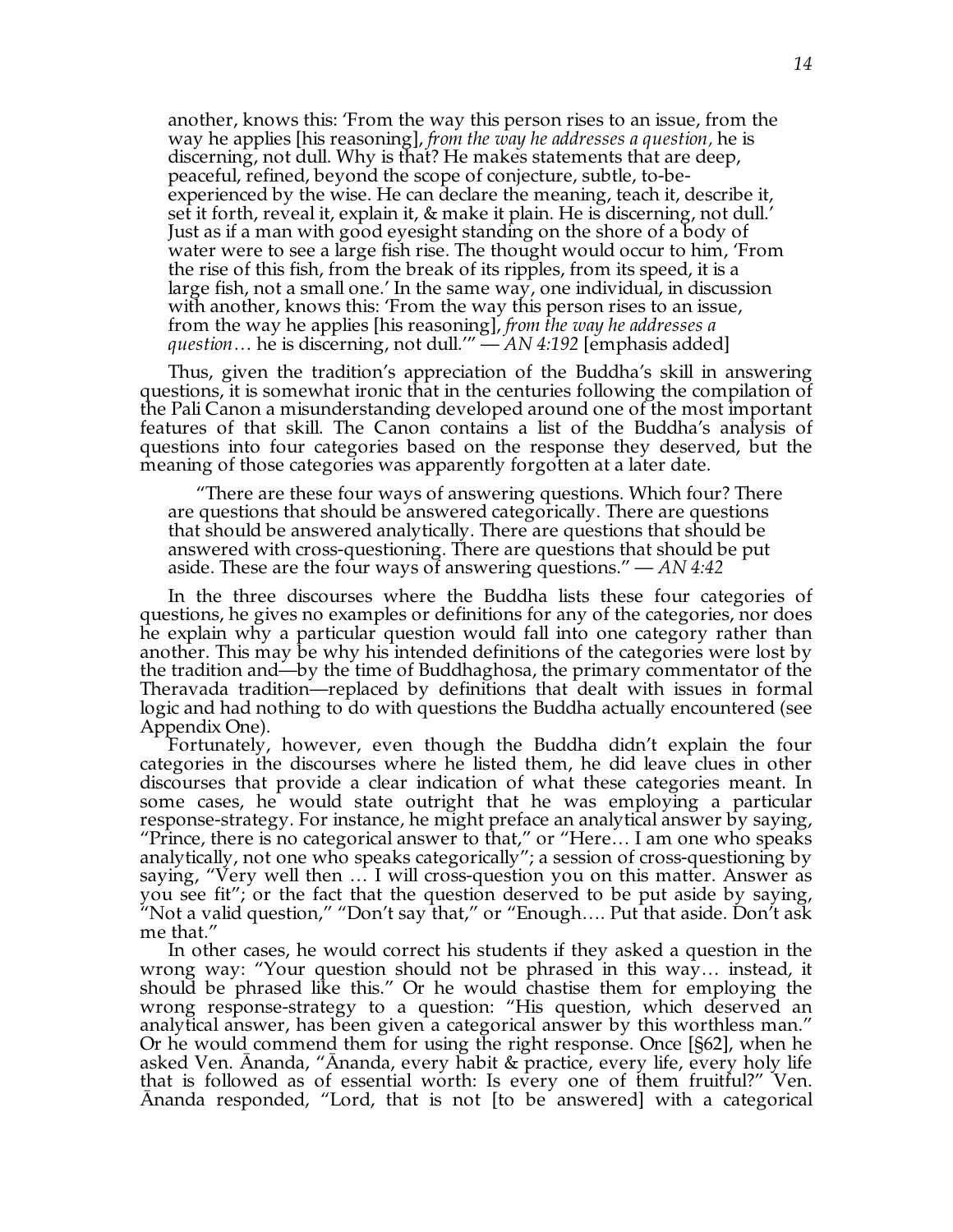another, knows this: 'From the way this person rises to an issue, from the way he applies [his reasoning], *from the way he addresses a question,* he is discerning, not dull. Why is that? He makes statements that are deep, peaceful, refined, beyond the scope of conjecture, subtle, to-be-experienced by the wise. He can declare the meaning, teach it, describe it, set it forth, reveal it, explain it, & make it plain. He is discerning, not dull.' Just as if a man with good eyesight standing on the shore of a body of water were to see a large fish rise. The thought would occur to him, 'From the rise of this fish, from the break of its ripples, from its speed, it is a large fish, not a small one.' In the same way, one individual, in discussion with another, knows this: 'From the way this person rises to an issue, from the way he applies [his reasoning], *from the way he addresses a question*… he is discerning, not dull.'" — *AN 4:192* [emphasis added]

Thus, given the tradition's appreciation of the Buddha's skill in answering questions, it is somewhat ironic that in the centuries following the compilation of the Pali Canon a misunderstanding developed around one of the most important features of that skill. The Canon contains a list of the Buddha's analysis of questions into four categories based on the response they deserved, but the meaning of those categories was apparently forgotten at a later date.

"There are these four ways of answering questions. Which four? There are questions that should be answered categorically. There are questions that should be answered analytically. There are questions that should be answered with cross-questioning. There are questions that should be put aside. These are the four ways of answering questions." — *AN 4:42*

In the three discourses where the Buddha lists these four categories of questions, he gives no examples or definitions for any of the categories, nor does he explain why a particular question would fall into one category rather than another. This may be why his intended definitions of the categories were lost by the tradition and—by the time of Buddhaghosa, the primary commentator of the Theravada tradition—replaced by definitions that dealt with issues in formal logic and had nothing to do with questions the Buddha actually encountered (see Appendix One).

Fortunately, however, even though the Buddha didn't explain the four categories in the discourses where he listed them, he did leave clues in other discourses that provide a clear indication of what these categories meant. In some cases, he would state outright that he was employing a particular response-strategy. For instance, he might preface an analytical answer by saying, "Prince, there is no categorical answer to that," or "Here… I am one who speaks analytically, not one who speaks categorically"; a session of cross-questioning by saying, "Very well then … I will cross-question you on this matter. Answer as you see fit"; or the fact that the question deserved to be put aside by saying, "Not a valid question," "Don't say that," or "Enough…. Put that aside. Don't ask me that."

In other cases, he would correct his students if they asked a question in the wrong way: "Your question should not be phrased in this way… instead, it should be phrased like this." Or he would chastise them for employing the wrong response-strategy to a question: "His question, which deserved an analytical answer, has been given a categorical answer by this worthless man." Or he would commend them for using the right response. Once [§62], when he asked Ven. Ānanda, "Ānanda, every habit & practice, every life, every holy life that is followed as of essential worth: Is every one of them fruitful?" Ven. Ānanda responded, "Lord, that is not [to be answered] with a categorical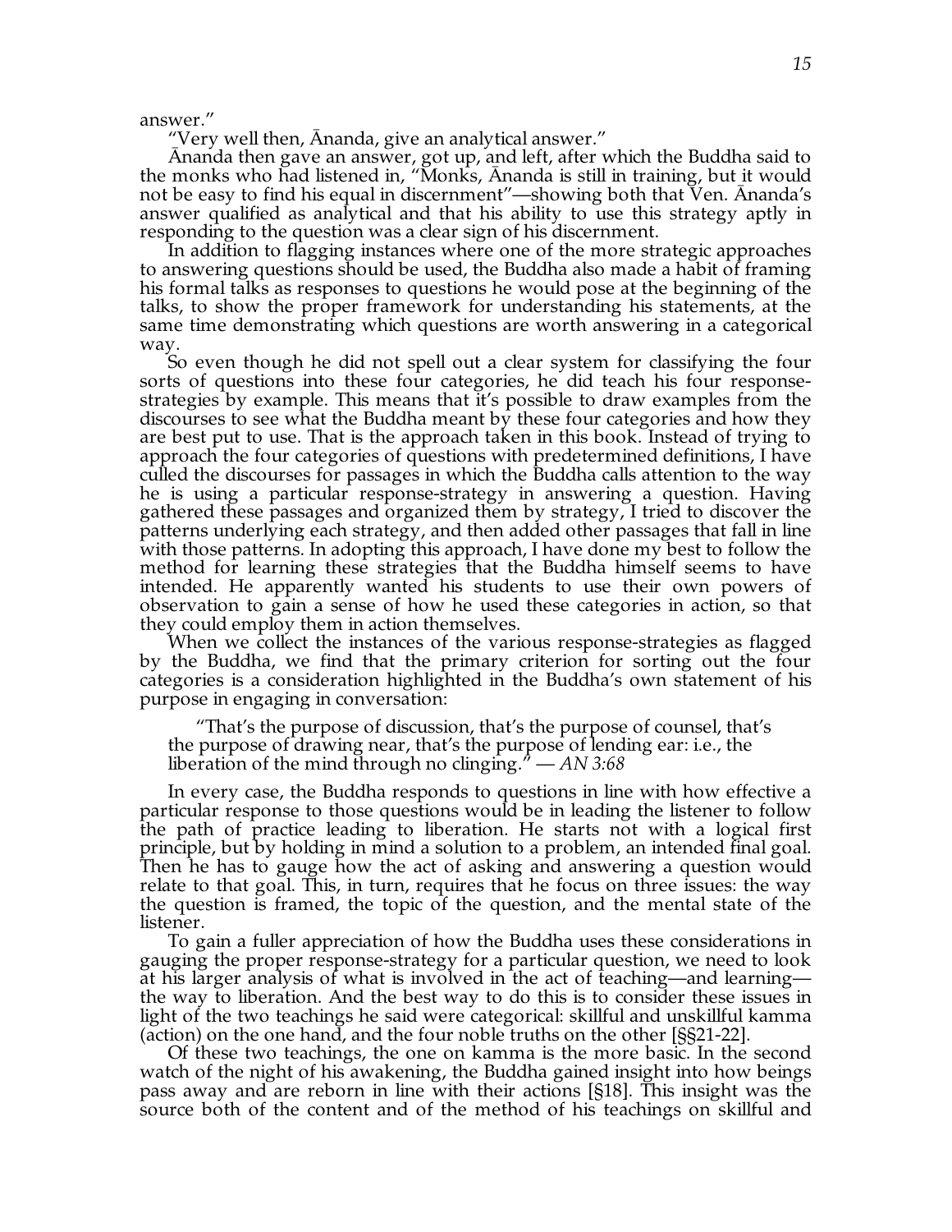answer."

"Very well then, Ānanda, give an analytical answer."

Ānanda then gave an answer, got up, and left, after which the Buddha said to the monks who had listened in, "Monks, Ānanda is still in training, but it would not be easy to find his equal in discernment"—showing both that Ven. Ānanda's answer qualified as analytical and that his ability to use this strategy aptly in responding to the question was a clear sign of his discernment.

In addition to flagging instances where one of the more strategic approaches to answering questions should be used, the Buddha also made a habit of framing his formal talks as responses to questions he would pose at the beginning of the talks, to show the proper framework for understanding his statements, at the same time demonstrating which questions are worth answering in a categorical way.

So even though he did not spell out a clear system for classifying the four sorts of questions into these four categories, he did teach his four response-strategies by example. This means that it's possible to draw examples from the discourses to see what the Buddha meant by these four categories and how they are best put to use. That is the approach taken in this book. Instead of trying to approach the four categories of questions with predetermined definitions, I have culled the discourses for passages in which the Buddha calls attention to the way he is using a particular response-strategy in answering a question. Having gathered these passages and organized them by strategy, I tried to discover the patterns underlying each strategy, and then added other passages that fall in line with those patterns. In adopting this approach, I have done my best to follow the method for learning these strategies that the Buddha himself seems to have intended. He apparently wanted his students to use their own powers of observation to gain a sense of how he used these categories in action, so that they could employ them in action themselves.

When we collect the instances of the various response-strategies as flagged by the Buddha, we find that the primary criterion for sorting out the four categories is a consideration highlighted in the Buddha's own statement of his purpose in engaging in conversation:

> "That's the purpose of discussion, that's the purpose of counsel, that's the purpose of drawing near, that's the purpose of lending ear: i.e., the liberation of the mind through no clinging." — *AN 3:68*

In every case, the Buddha responds to questions in line with how effective a particular response to those questions would be in leading the listener to follow the path of practice leading to liberation. He starts not with a logical first principle, but by holding in mind a solution to a problem, an intended final goal. Then he has to gauge how the act of asking and answering a question would relate to that goal. This, in turn, requires that he focus on three issues: the way the question is framed, the topic of the question, and the mental state of the listener.

To gain a fuller appreciation of how the Buddha uses these considerations in gauging the proper response-strategy for a particular question, we need to look at his larger analysis of what is involved in the act of teaching—and learning—the way to liberation. And the best way to do this is to consider these issues in light of the two teachings he said were categorical: skillful and unskillful kamma (action) on the one hand, and the four noble truths on the other [§§21-22].

Of these two teachings, the one on kamma is the more basic. In the second watch of the night of his awakening, the Buddha gained insight into how beings pass away and are reborn in line with their actions [§18]. This insight was the source both of the content and of the method of his teachings on skillful and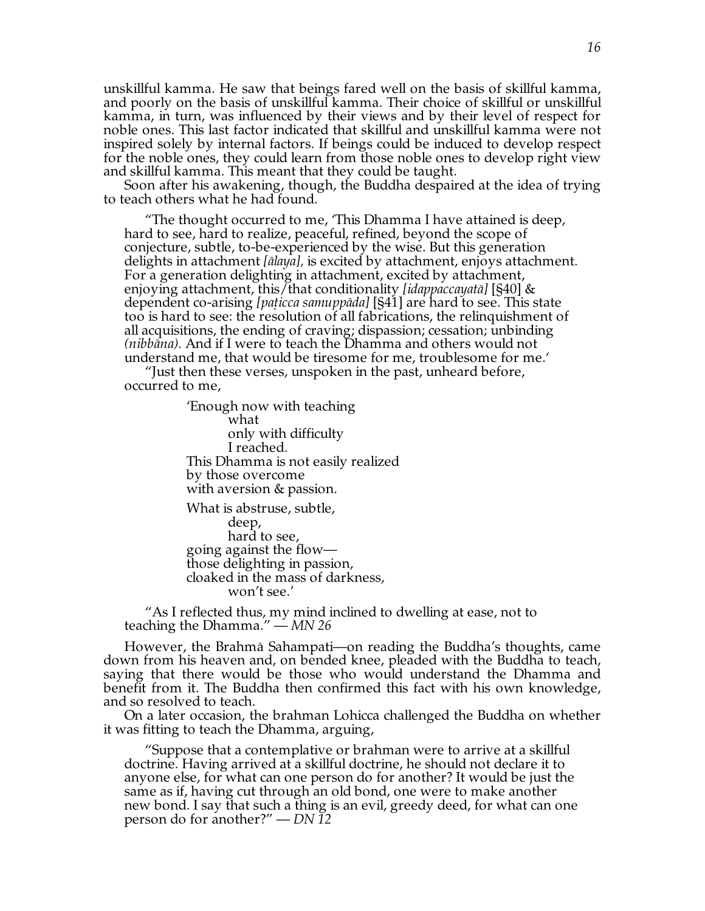unskillful kamma. He saw that beings fared well on the basis of skillful kamma, and poorly on the basis of unskillful kamma. Their choice of skillful or unskillful kamma, in turn, was influenced by their views and by their level of respect for noble ones. This last factor indicated that skillful and unskillful kamma were not inspired solely by internal factors. If beings could be induced to develop respect for the noble ones, they could learn from those noble ones to develop right view and skillful kamma. This meant that they could be taught.

Soon after his awakening, though, the Buddha despaired at the idea of trying to teach others what he had found.

> "The thought occurred to me, 'This Dhamma I have attained is deep, hard to see, hard to realize, peaceful, refined, beyond the scope of conjecture, subtle, to-be-experienced by the wise. But this generation delights in attachment *[ālaya],* is excited by attachment, enjoys attachment. For a generation delighting in attachment, excited by attachment, enjoying attachment, this/that conditionality *[idappaccayatā]* [§40] & dependent co-arising *[paṭicca samuppāda]* [§41] are hard to see. This state too is hard to see: the resolution of all fabrications, the relinquishment of all acquisitions, the ending of craving; dispassion; cessation; unbinding *(nibbāna).* And if I were to teach the Dhamma and others would not understand me, that would be tiresome for me, troublesome for me.'
>
> "Just then these verses, unspoken in the past, unheard before, occurred to me,
>
> 'Enough now with teaching
> what
> only with difficulty
> I reached.
> This Dhamma is not easily realized
> by those overcome
> with aversion & passion.
>
> What is abstruse, subtle,
> deep,
> hard to see,
> going against the flow—
> those delighting in passion,
> cloaked in the mass of darkness,
> won't see.'
>
> "As I reflected thus, my mind inclined to dwelling at ease, not to teaching the Dhamma." — *MN 26*

However, the Brahmā Sahampati—on reading the Buddha's thoughts, came down from his heaven and, on bended knee, pleaded with the Buddha to teach, saying that there would be those who would understand the Dhamma and benefit from it. The Buddha then confirmed this fact with his own knowledge, and so resolved to teach.

On a later occasion, the brahman Lohicca challenged the Buddha on whether it was fitting to teach the Dhamma, arguing,

> "Suppose that a contemplative or brahman were to arrive at a skillful doctrine. Having arrived at a skillful doctrine, he should not declare it to anyone else, for what can one person do for another? It would be just the same as if, having cut through an old bond, one were to make another new bond. I say that such a thing is an evil, greedy deed, for what can one person do for another?" — *DN 12*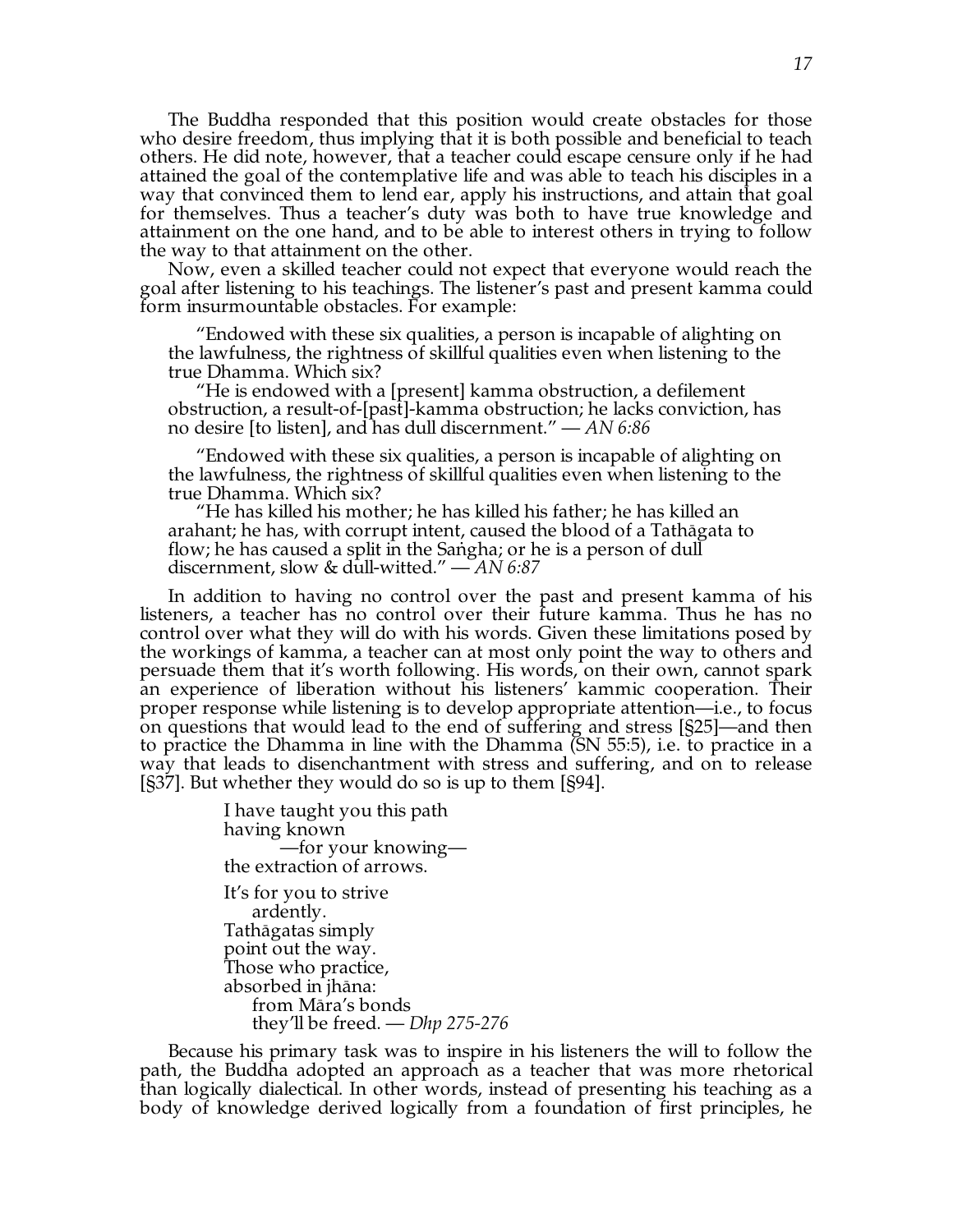The Buddha responded that this position would create obstacles for those who desire freedom, thus implying that it is both possible and beneficial to teach others. He did note, however, that a teacher could escape censure only if he had attained the goal of the contemplative life and was able to teach his disciples in a way that convinced them to lend ear, apply his instructions, and attain that goal for themselves. Thus a teacher's duty was both to have true knowledge and attainment on the one hand, and to be able to interest others in trying to follow the way to that attainment on the other.

Now, even a skilled teacher could not expect that everyone would reach the goal after listening to his teachings. The listener's past and present kamma could form insurmountable obstacles. For example:

> "Endowed with these six qualities, a person is incapable of alighting on the lawfulness, the rightness of skillful qualities even when listening to the true Dhamma. Which six?
>
> "He is endowed with a [present] kamma obstruction, a defilement obstruction, a result-of-[past]-kamma obstruction; he lacks conviction, has no desire [to listen], and has dull discernment." — *AN 6:86*

> "Endowed with these six qualities, a person is incapable of alighting on the lawfulness, the rightness of skillful qualities even when listening to the true Dhamma. Which six?
>
> "He has killed his mother; he has killed his father; he has killed an arahant; he has, with corrupt intent, caused the blood of a Tathāgata to flow; he has caused a split in the Saṅgha; or he is a person of dull discernment, slow & dull-witted." — *AN 6:87*

In addition to having no control over the past and present kamma of his listeners, a teacher has no control over their future kamma. Thus he has no control over what they will do with his words. Given these limitations posed by the workings of kamma, a teacher can at most only point the way to others and persuade them that it's worth following. His words, on their own, cannot spark an experience of liberation without his listeners' kammic cooperation. Their proper response while listening is to develop appropriate attention—i.e., to focus on questions that would lead to the end of suffering and stress [§25]—and then to practice the Dhamma in line with the Dhamma (SN 55:5), i.e. to practice in a way that leads to disenchantment with stress and suffering, and on to release [§37]. But whether they would do so is up to them [§94].

> I have taught you this path  
> having known  
> —for your knowing—  
> the extraction of arrows.
>
> It's for you to strive  
> ardently.  
> Tathāgatas simply  
> point out the way.  
> Those who practice,  
> absorbed in jhāna:  
> from Māra's bonds  
> they'll be freed. — *Dhp 275-276*

Because his primary task was to inspire in his listeners the will to follow the path, the Buddha adopted an approach as a teacher that was more rhetorical than logically dialectical. In other words, instead of presenting his teaching as a body of knowledge derived logically from a foundation of first principles, he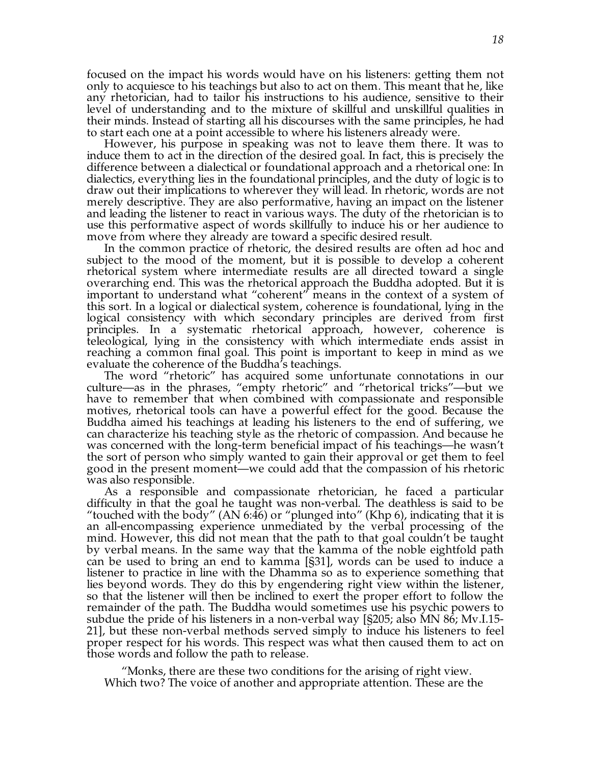focused on the impact his words would have on his listeners: getting them not only to acquiesce to his teachings but also to act on them. This meant that he, like any rhetorician, had to tailor his instructions to his audience, sensitive to their level of understanding and to the mixture of skillful and unskillful qualities in their minds. Instead of starting all his discourses with the same principles, he had to start each one at a point accessible to where his listeners already were.

However, his purpose in speaking was not to leave them there. It was to induce them to act in the direction of the desired goal. In fact, this is precisely the difference between a dialectical or foundational approach and a rhetorical one: In dialectics, everything lies in the foundational principles, and the duty of logic is to draw out their implications to wherever they will lead. In rhetoric, words are not merely descriptive. They are also performative, having an impact on the listener and leading the listener to react in various ways. The duty of the rhetorician is to use this performative aspect of words skillfully to induce his or her audience to move from where they already are toward a specific desired result.

In the common practice of rhetoric, the desired results are often ad hoc and subject to the mood of the moment, but it is possible to develop a coherent rhetorical system where intermediate results are all directed toward a single overarching end. This was the rhetorical approach the Buddha adopted. But it is important to understand what "coherent" means in the context of a system of this sort. In a logical or dialectical system, coherence is foundational, lying in the logical consistency with which secondary principles are derived from first principles. In a systematic rhetorical approach, however, coherence is teleological, lying in the consistency with which intermediate ends assist in reaching a common final goal. This point is important to keep in mind as we evaluate the coherence of the Buddha's teachings.

The word "rhetoric" has acquired some unfortunate connotations in our culture—as in the phrases, "empty rhetoric" and "rhetorical tricks"—but we have to remember that when combined with compassionate and responsible motives, rhetorical tools can have a powerful effect for the good. Because the Buddha aimed his teachings at leading his listeners to the end of suffering, we can characterize his teaching style as the rhetoric of compassion. And because he was concerned with the long-term beneficial impact of his teachings—he wasn't the sort of person who simply wanted to gain their approval or get them to feel good in the present moment—we could add that the compassion of his rhetoric was also responsible.

As a responsible and compassionate rhetorician, he faced a particular difficulty in that the goal he taught was non-verbal. The deathless is said to be "touched with the body" (AN 6:46) or "plunged into" (Khp 6), indicating that it is an all-encompassing experience unmediated by the verbal processing of the mind. However, this did not mean that the path to that goal couldn't be taught by verbal means. In the same way that the kamma of the noble eightfold path can be used to bring an end to kamma [§31], words can be used to induce a listener to practice in line with the Dhamma so as to experience something that lies beyond words. They do this by engendering right view within the listener, so that the listener will then be inclined to exert the proper effort to follow the remainder of the path. The Buddha would sometimes use his psychic powers to subdue the pride of his listeners in a non-verbal way [§205; also MN 86; Mv.I.15-21], but these non-verbal methods served simply to induce his listeners to feel proper respect for his words. This respect was what then caused them to act on those words and follow the path to release.

"Monks, there are these two conditions for the arising of right view. Which two? The voice of another and appropriate attention. These are the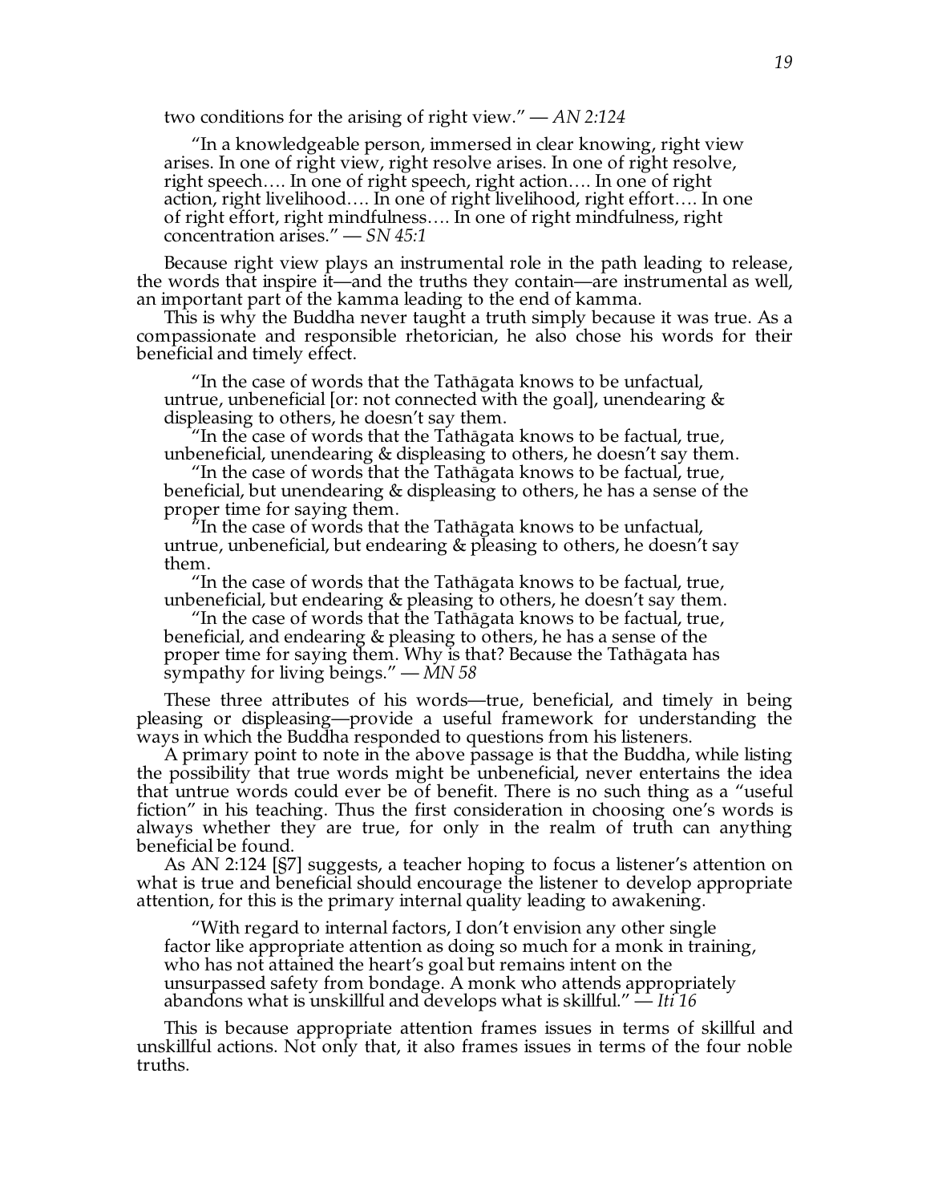two conditions for the arising of right view." — *AN 2:124*

> "In a knowledgeable person, immersed in clear knowing, right view arises. In one of right view, right resolve arises. In one of right resolve, right speech…. In one of right speech, right action…. In one of right action, right livelihood…. In one of right livelihood, right effort…. In one of right effort, right mindfulness…. In one of right mindfulness, right concentration arises." — *SN 45:1*

Because right view plays an instrumental role in the path leading to release, the words that inspire it—and the truths they contain—are instrumental as well, an important part of the kamma leading to the end of kamma.

This is why the Buddha never taught a truth simply because it was true. As a compassionate and responsible rhetorician, he also chose his words for their beneficial and timely effect.

> "In the case of words that the Tathāgata knows to be unfactual, untrue, unbeneficial [or: not connected with the goal], unendearing & displeasing to others, he doesn't say them.
>
> "In the case of words that the Tathāgata knows to be factual, true, unbeneficial, unendearing & displeasing to others, he doesn't say them.
>
> "In the case of words that the Tathāgata knows to be factual, true, beneficial, but unendearing & displeasing to others, he has a sense of the proper time for saying them.
>
> "In the case of words that the Tathāgata knows to be unfactual, untrue, unbeneficial, but endearing & pleasing to others, he doesn't say them.
>
> "In the case of words that the Tathāgata knows to be factual, true, unbeneficial, but endearing & pleasing to others, he doesn't say them.
>
> "In the case of words that the Tathāgata knows to be factual, true, beneficial, and endearing & pleasing to others, he has a sense of the proper time for saying them. Why is that? Because the Tathāgata has sympathy for living beings." — *MN 58*

These three attributes of his words—true, beneficial, and timely in being pleasing or displeasing—provide a useful framework for understanding the ways in which the Buddha responded to questions from his listeners.

A primary point to note in the above passage is that the Buddha, while listing the possibility that true words might be unbeneficial, never entertains the idea that untrue words could ever be of benefit. There is no such thing as a "useful fiction" in his teaching. Thus the first consideration in choosing one's words is always whether they are true, for only in the realm of truth can anything beneficial be found.

As AN 2:124 [§7] suggests, a teacher hoping to focus a listener's attention on what is true and beneficial should encourage the listener to develop appropriate attention, for this is the primary internal quality leading to awakening.

> "With regard to internal factors, I don't envision any other single factor like appropriate attention as doing so much for a monk in training, who has not attained the heart's goal but remains intent on the unsurpassed safety from bondage. A monk who attends appropriately abandons what is unskillful and develops what is skillful." — *Iti 16*

This is because appropriate attention frames issues in terms of skillful and unskillful actions. Not only that, it also frames issues in terms of the four noble truths.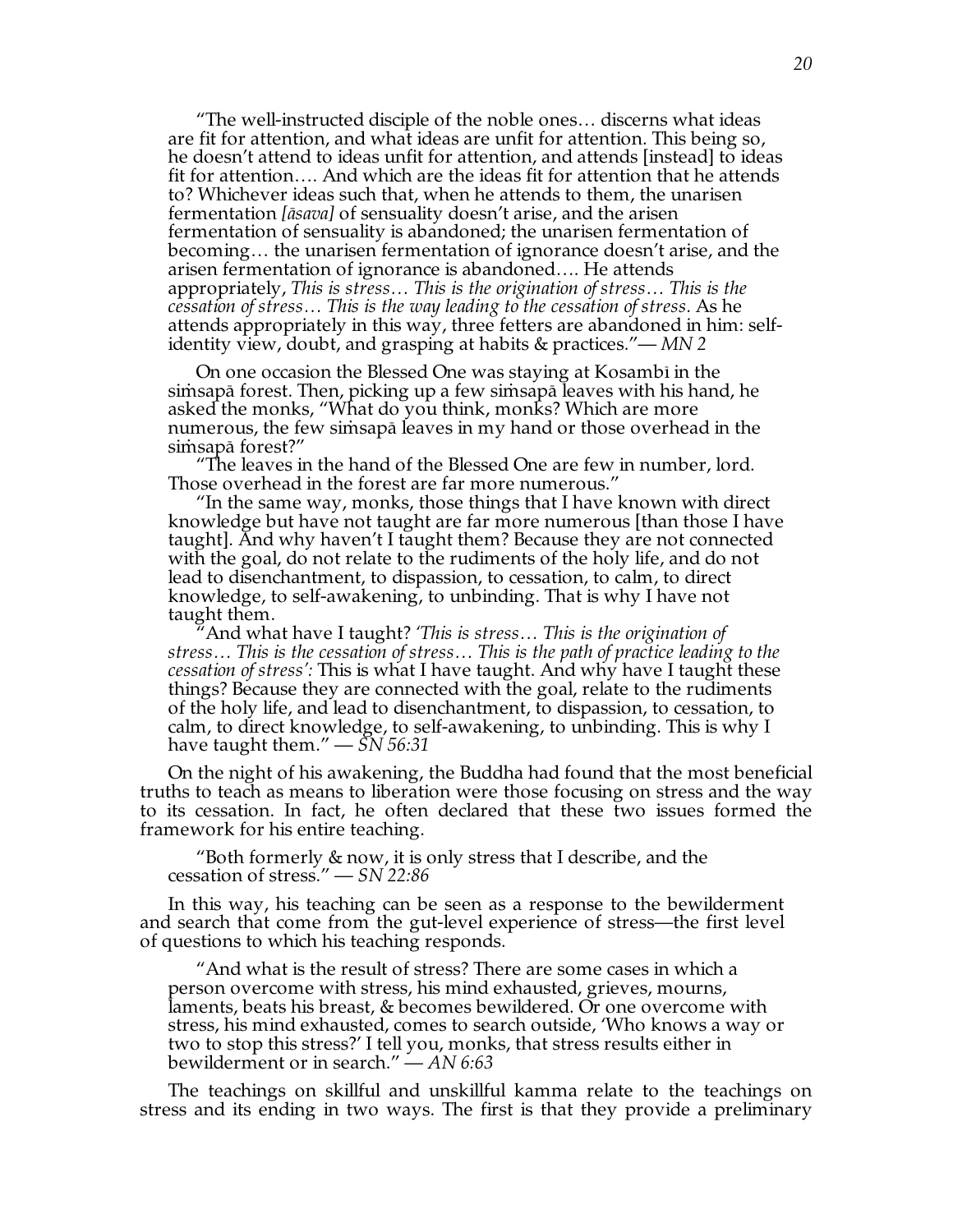> "The well-instructed disciple of the noble ones… discerns what ideas are fit for attention, and what ideas are unfit for attention. This being so, he doesn't attend to ideas unfit for attention, and attends [instead] to ideas fit for attention…. And which are the ideas fit for attention that he attends to? Whichever ideas such that, when he attends to them, the unarisen fermentation *[āsava]* of sensuality doesn't arise, and the arisen fermentation of sensuality is abandoned; the unarisen fermentation of becoming… the unarisen fermentation of ignorance doesn't arise, and the arisen fermentation of ignorance is abandoned…. He attends appropriately, *This is stress… This is the origination of stress… This is the cessation of stress… This is the way leading to the cessation of stress.* As he attends appropriately in this way, three fetters are abandoned in him: self-identity view, doubt, and grasping at habits & practices."— *MN 2*

> On one occasion the Blessed One was staying at Kosambī in the siṁsapā forest. Then, picking up a few siṁsapā leaves with his hand, he asked the monks, "What do you think, monks? Which are more numerous, the few siṁsapā leaves in my hand or those overhead in the siṁsapā forest?"
>
> "The leaves in the hand of the Blessed One are few in number, lord. Those overhead in the forest are far more numerous."
>
> "In the same way, monks, those things that I have known with direct knowledge but have not taught are far more numerous [than those I have taught]. And why haven't I taught them? Because they are not connected with the goal, do not relate to the rudiments of the holy life, and do not lead to disenchantment, to dispassion, to cessation, to calm, to direct knowledge, to self-awakening, to unbinding. That is why I have not taught them.
>
> "And what have I taught? *'This is stress… This is the origination of stress… This is the cessation of stress… This is the path of practice leading to the cessation of stress':* This is what I have taught. And why have I taught these things? Because they are connected with the goal, relate to the rudiments of the holy life, and lead to disenchantment, to dispassion, to cessation, to calm, to direct knowledge, to self-awakening, to unbinding. This is why I have taught them." — *SN 56:31*

On the night of his awakening, the Buddha had found that the most beneficial truths to teach as means to liberation were those focusing on stress and the way to its cessation. In fact, he often declared that these two issues formed the framework for his entire teaching.

> "Both formerly & now, it is only stress that I describe, and the cessation of stress." — *SN 22:86*

In this way, his teaching can be seen as a response to the bewilderment and search that come from the gut-level experience of stress—the first level of questions to which his teaching responds.

> "And what is the result of stress? There are some cases in which a person overcome with stress, his mind exhausted, grieves, mourns, laments, beats his breast, & becomes bewildered. Or one overcome with stress, his mind exhausted, comes to search outside, 'Who knows a way or two to stop this stress?' I tell you, monks, that stress results either in bewilderment or in search." — *AN 6:63*

The teachings on skillful and unskillful kamma relate to the teachings on stress and its ending in two ways. The first is that they provide a preliminary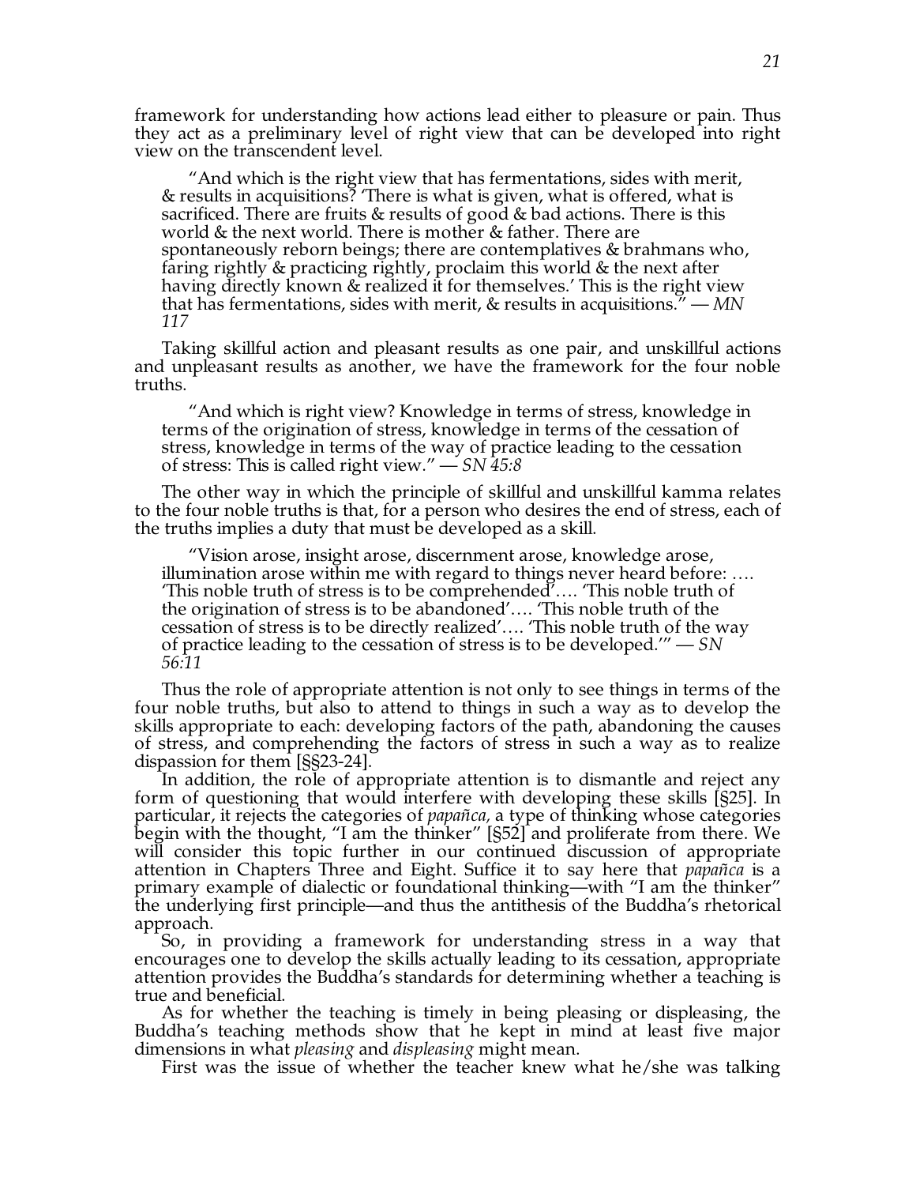framework for understanding how actions lead either to pleasure or pain. Thus they act as a preliminary level of right view that can be developed into right view on the transcendent level.

> "And which is the right view that has fermentations, sides with merit, & results in acquisitions? 'There is what is given, what is offered, what is sacrificed. There are fruits & results of good & bad actions. There is this world & the next world. There is mother & father. There are spontaneously reborn beings; there are contemplatives & brahmans who, faring rightly & practicing rightly, proclaim this world & the next after having directly known & realized it for themselves.' This is the right view that has fermentations, sides with merit, & results in acquisitions." — *MN 117*

Taking skillful action and pleasant results as one pair, and unskillful actions and unpleasant results as another, we have the framework for the four noble truths.

> "And which is right view? Knowledge in terms of stress, knowledge in terms of the origination of stress, knowledge in terms of the cessation of stress, knowledge in terms of the way of practice leading to the cessation of stress: This is called right view." — *SN 45:8*

The other way in which the principle of skillful and unskillful kamma relates to the four noble truths is that, for a person who desires the end of stress, each of the truths implies a duty that must be developed as a skill.

> "Vision arose, insight arose, discernment arose, knowledge arose, illumination arose within me with regard to things never heard before: …. 'This noble truth of stress is to be comprehended'…. 'This noble truth of the origination of stress is to be abandoned'…. 'This noble truth of the cessation of stress is to be directly realized'…. 'This noble truth of the way of practice leading to the cessation of stress is to be developed.'" — *SN 56:11*

Thus the role of appropriate attention is not only to see things in terms of the four noble truths, but also to attend to things in such a way as to develop the skills appropriate to each: developing factors of the path, abandoning the causes of stress, and comprehending the factors of stress in such a way as to realize dispassion for them [§§23-24].

In addition, the role of appropriate attention is to dismantle and reject any form of questioning that would interfere with developing these skills [§25]. In particular, it rejects the categories of *papañca,* a type of thinking whose categories begin with the thought, "I am the thinker" [§52] and proliferate from there. We will consider this topic further in our continued discussion of appropriate attention in Chapters Three and Eight. Suffice it to say here that *papañca* is a primary example of dialectic or foundational thinking—with "I am the thinker" the underlying first principle—and thus the antithesis of the Buddha's rhetorical approach.

So, in providing a framework for understanding stress in a way that encourages one to develop the skills actually leading to its cessation, appropriate attention provides the Buddha's standards for determining whether a teaching is true and beneficial.

As for whether the teaching is timely in being pleasing or displeasing, the Buddha's teaching methods show that he kept in mind at least five major dimensions in what *pleasing* and *displeasing* might mean.

First was the issue of whether the teacher knew what he/she was talking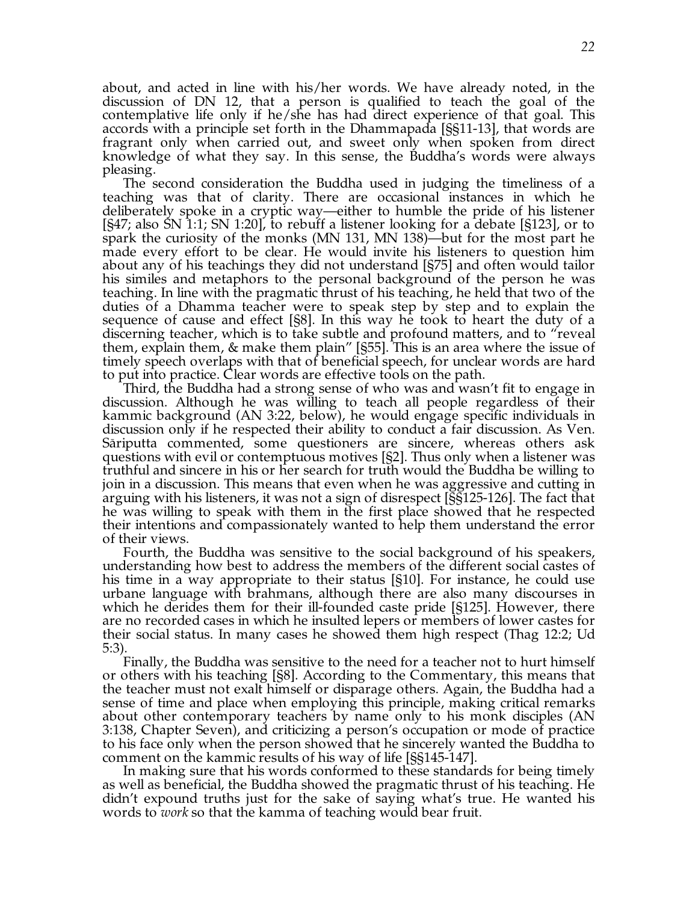about, and acted in line with his/her words. We have already noted, in the discussion of DN 12, that a person is qualified to teach the goal of the contemplative life only if he/she has had direct experience of that goal. This accords with a principle set forth in the Dhammapada [§§11-13], that words are fragrant only when carried out, and sweet only when spoken from direct knowledge of what they say. In this sense, the Buddha's words were always pleasing.

The second consideration the Buddha used in judging the timeliness of a teaching was that of clarity. There are occasional instances in which he deliberately spoke in a cryptic way—either to humble the pride of his listener [§47; also SN 1:1; SN 1:20], to rebuff a listener looking for a debate [§123], or to spark the curiosity of the monks (MN 131, MN 138)—but for the most part he made every effort to be clear. He would invite his listeners to question him about any of his teachings they did not understand [§75] and often would tailor his similes and metaphors to the personal background of the person he was teaching. In line with the pragmatic thrust of his teaching, he held that two of the duties of a Dhamma teacher were to speak step by step and to explain the sequence of cause and effect [§8]. In this way he took to heart the duty of a discerning teacher, which is to take subtle and profound matters, and to "reveal them, explain them, & make them plain" [§55]. This is an area where the issue of timely speech overlaps with that of beneficial speech, for unclear words are hard to put into practice. Clear words are effective tools on the path.

Third, the Buddha had a strong sense of who was and wasn't fit to engage in discussion. Although he was willing to teach all people regardless of their kammic background (AN 3:22, below), he would engage specific individuals in discussion only if he respected their ability to conduct a fair discussion. As Ven. Sāriputta commented, some questioners are sincere, whereas others ask questions with evil or contemptuous motives [§2]. Thus only when a listener was truthful and sincere in his or her search for truth would the Buddha be willing to join in a discussion. This means that even when he was aggressive and cutting in arguing with his listeners, it was not a sign of disrespect [§§125-126]. The fact that he was willing to speak with them in the first place showed that he respected their intentions and compassionately wanted to help them understand the error of their views.

Fourth, the Buddha was sensitive to the social background of his speakers, understanding how best to address the members of the different social castes of his time in a way appropriate to their status [§10]. For instance, he could use urbane language with brahmans, although there are also many discourses in which he derides them for their ill-founded caste pride [§125]. However, there are no recorded cases in which he insulted lepers or members of lower castes for their social status. In many cases he showed them high respect (Thag 12:2; Ud 5:3).

Finally, the Buddha was sensitive to the need for a teacher not to hurt himself or others with his teaching [§8]. According to the Commentary, this means that the teacher must not exalt himself or disparage others. Again, the Buddha had a sense of time and place when employing this principle, making critical remarks about other contemporary teachers by name only to his monk disciples (AN 3:138, Chapter Seven), and criticizing a person's occupation or mode of practice to his face only when the person showed that he sincerely wanted the Buddha to comment on the kammic results of his way of life [§§145-147].

In making sure that his words conformed to these standards for being timely as well as beneficial, the Buddha showed the pragmatic thrust of his teaching. He didn't expound truths just for the sake of saying what's true. He wanted his words to *work* so that the kamma of teaching would bear fruit.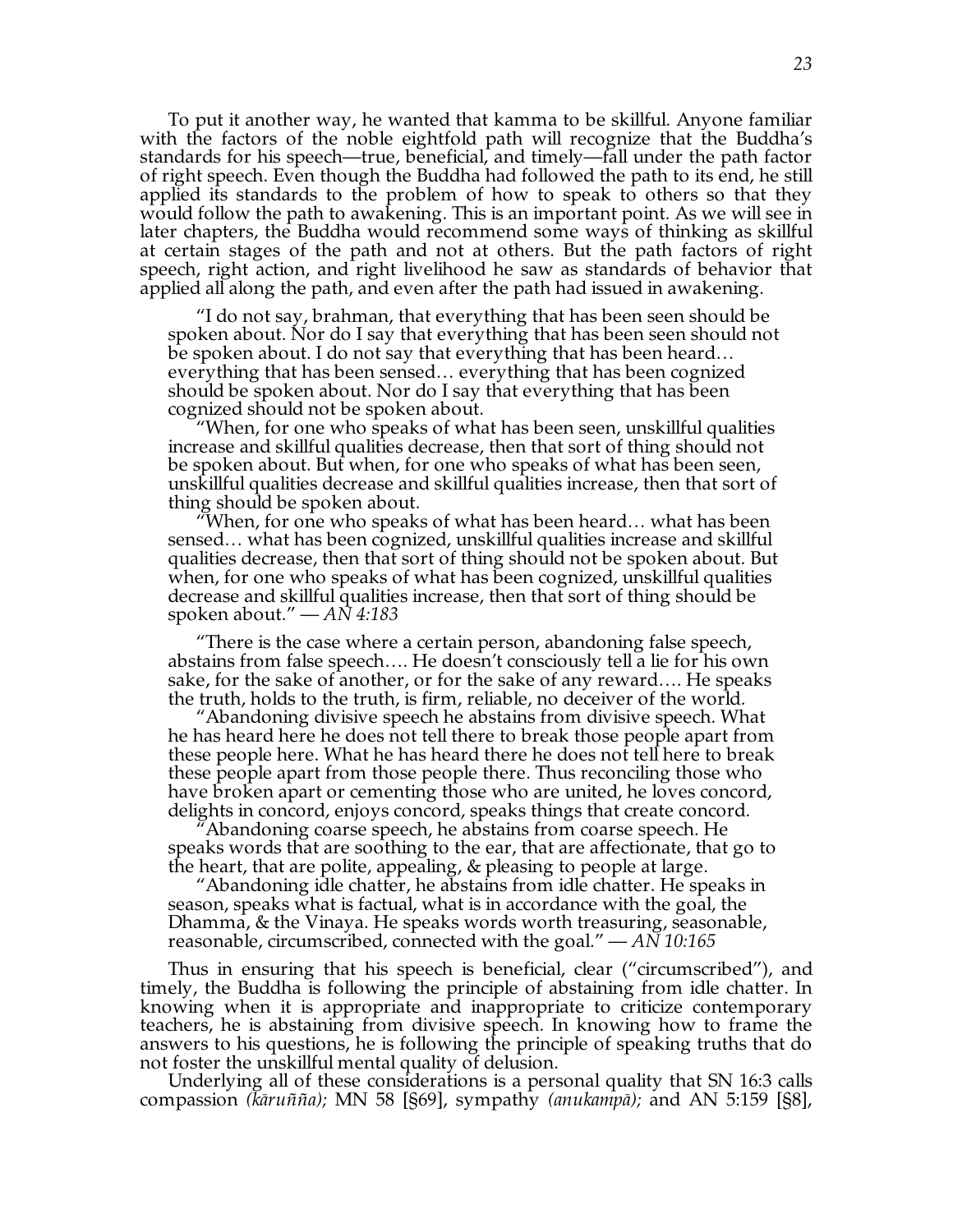To put it another way, he wanted that kamma to be skillful. Anyone familiar with the factors of the noble eightfold path will recognize that the Buddha's standards for his speech—true, beneficial, and timely—fall under the path factor of right speech. Even though the Buddha had followed the path to its end, he still applied its standards to the problem of how to speak to others so that they would follow the path to awakening. This is an important point. As we will see in later chapters, the Buddha would recommend some ways of thinking as skillful at certain stages of the path and not at others. But the path factors of right speech, right action, and right livelihood he saw as standards of behavior that applied all along the path, and even after the path had issued in awakening.

> "I do not say, brahman, that everything that has been seen should be spoken about. Nor do I say that everything that has been seen should not be spoken about. I do not say that everything that has been heard… everything that has been sensed… everything that has been cognized should be spoken about. Nor do I say that everything that has been cognized should not be spoken about.
>
> "When, for one who speaks of what has been seen, unskillful qualities increase and skillful qualities decrease, then that sort of thing should not be spoken about. But when, for one who speaks of what has been seen, unskillful qualities decrease and skillful qualities increase, then that sort of thing should be spoken about.
>
> "When, for one who speaks of what has been heard… what has been sensed… what has been cognized, unskillful qualities increase and skillful qualities decrease, then that sort of thing should not be spoken about. But when, for one who speaks of what has been cognized, unskillful qualities decrease and skillful qualities increase, then that sort of thing should be spoken about." — *AN 4:183*

> "There is the case where a certain person, abandoning false speech, abstains from false speech…. He doesn't consciously tell a lie for his own sake, for the sake of another, or for the sake of any reward…. He speaks the truth, holds to the truth, is firm, reliable, no deceiver of the world.
>
> "Abandoning divisive speech he abstains from divisive speech. What he has heard here he does not tell there to break those people apart from these people here. What he has heard there he does not tell here to break these people apart from those people there. Thus reconciling those who have broken apart or cementing those who are united, he loves concord, delights in concord, enjoys concord, speaks things that create concord.
>
> "Abandoning coarse speech, he abstains from coarse speech. He speaks words that are soothing to the ear, that are affectionate, that go to the heart, that are polite, appealing, & pleasing to people at large.
>
> "Abandoning idle chatter, he abstains from idle chatter. He speaks in season, speaks what is factual, what is in accordance with the goal, the Dhamma, & the Vinaya. He speaks words worth treasuring, seasonable, reasonable, circumscribed, connected with the goal." — *AN 10:165*

Thus in ensuring that his speech is beneficial, clear ("circumscribed"), and timely, the Buddha is following the principle of abstaining from idle chatter. In knowing when it is appropriate and inappropriate to criticize contemporary teachers, he is abstaining from divisive speech. In knowing how to frame the answers to his questions, he is following the principle of speaking truths that do not foster the unskillful mental quality of delusion.

Underlying all of these considerations is a personal quality that SN 16:3 calls compassion *(kāruñña);* MN 58 [§69], sympathy *(anukampā);* and AN 5:159 [§8],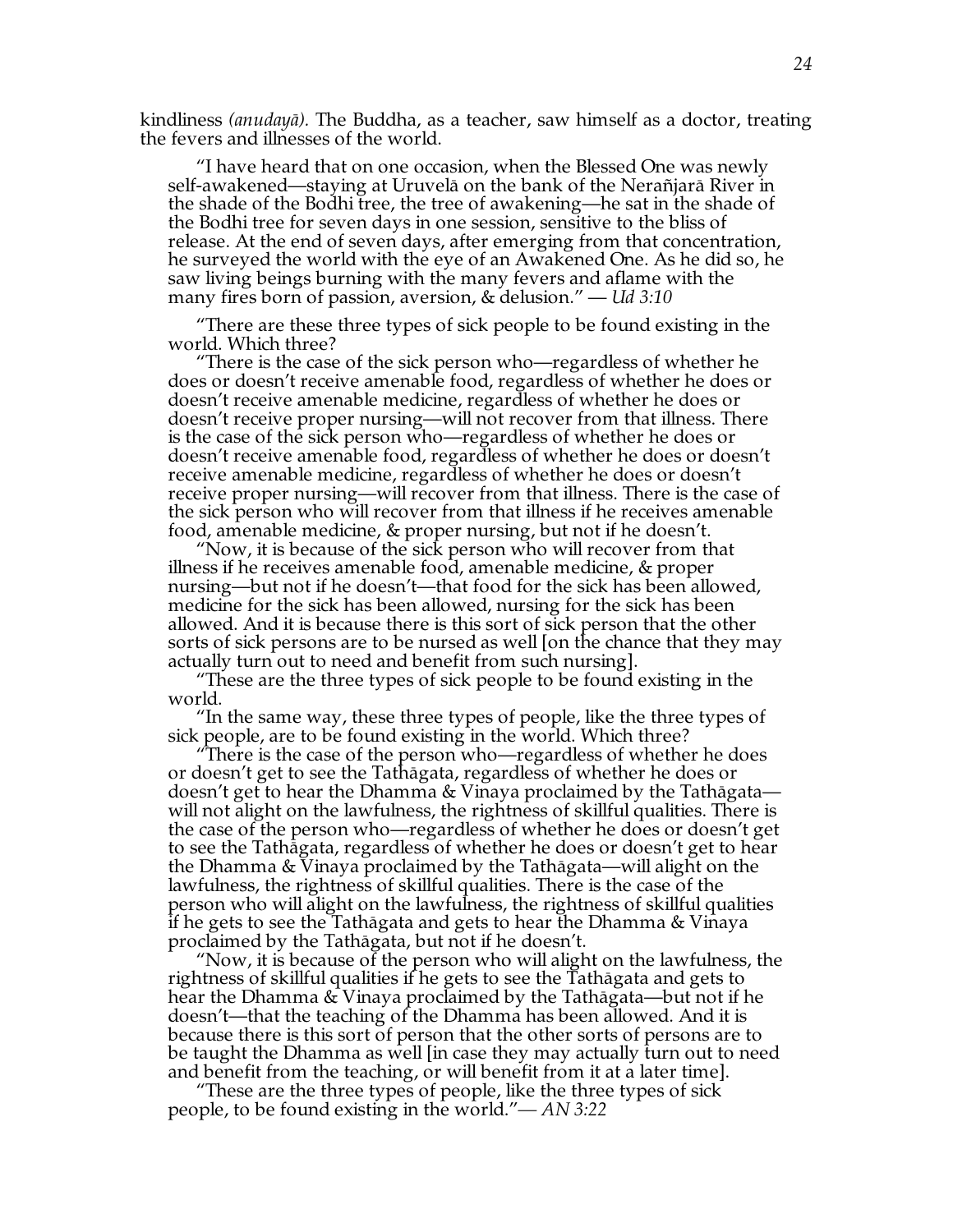kindliness *(anudayā)*. The Buddha, as a teacher, saw himself as a doctor, treating the fevers and illnesses of the world.

> "I have heard that on one occasion, when the Blessed One was newly self-awakened—staying at Uruvelā on the bank of the Nerañjarā River in the shade of the Bodhi tree, the tree of awakening—he sat in the shade of the Bodhi tree for seven days in one session, sensitive to the bliss of release. At the end of seven days, after emerging from that concentration, he surveyed the world with the eye of an Awakened One. As he did so, he saw living beings burning with the many fevers and aflame with the many fires born of passion, aversion, & delusion." — *Ud 3:10*

> "There are these three types of sick people to be found existing in the world. Which three?
>
> "There is the case of the sick person who—regardless of whether he does or doesn't receive amenable food, regardless of whether he does or doesn't receive amenable medicine, regardless of whether he does or doesn't receive proper nursing—will not recover from that illness. There is the case of the sick person who—regardless of whether he does or doesn't receive amenable food, regardless of whether he does or doesn't receive amenable medicine, regardless of whether he does or doesn't receive proper nursing—will recover from that illness. There is the case of the sick person who will recover from that illness if he receives amenable food, amenable medicine, & proper nursing, but not if he doesn't.
>
> "Now, it is because of the sick person who will recover from that illness if he receives amenable food, amenable medicine, & proper nursing—but not if he doesn't—that food for the sick has been allowed, medicine for the sick has been allowed, nursing for the sick has been allowed. And it is because there is this sort of sick person that the other sorts of sick persons are to be nursed as well [on the chance that they may actually turn out to need and benefit from such nursing].
>
> "These are the three types of sick people to be found existing in the world.
>
> "In the same way, these three types of people, like the three types of sick people, are to be found existing in the world. Which three?
>
> "There is the case of the person who—regardless of whether he does or doesn't get to see the Tathāgata, regardless of whether he does or doesn't get to hear the Dhamma & Vinaya proclaimed by the Tathāgata—will not alight on the lawfulness, the rightness of skillful qualities. There is the case of the person who—regardless of whether he does or doesn't get to see the Tathāgata, regardless of whether he does or doesn't get to hear the Dhamma & Vinaya proclaimed by the Tathāgata—will alight on the lawfulness, the rightness of skillful qualities. There is the case of the person who will alight on the lawfulness, the rightness of skillful qualities if he gets to see the Tathāgata and gets to hear the Dhamma & Vinaya proclaimed by the Tathāgata, but not if he doesn't.
>
> "Now, it is because of the person who will alight on the lawfulness, the rightness of skillful qualities if he gets to see the Tathāgata and gets to hear the Dhamma & Vinaya proclaimed by the Tathāgata—but not if he doesn't—that the teaching of the Dhamma has been allowed. And it is because there is this sort of person that the other sorts of persons are to be taught the Dhamma as well [in case they may actually turn out to need and benefit from the teaching, or will benefit from it at a later time].
>
> "These are the three types of people, like the three types of sick people, to be found existing in the world."— *AN 3:22*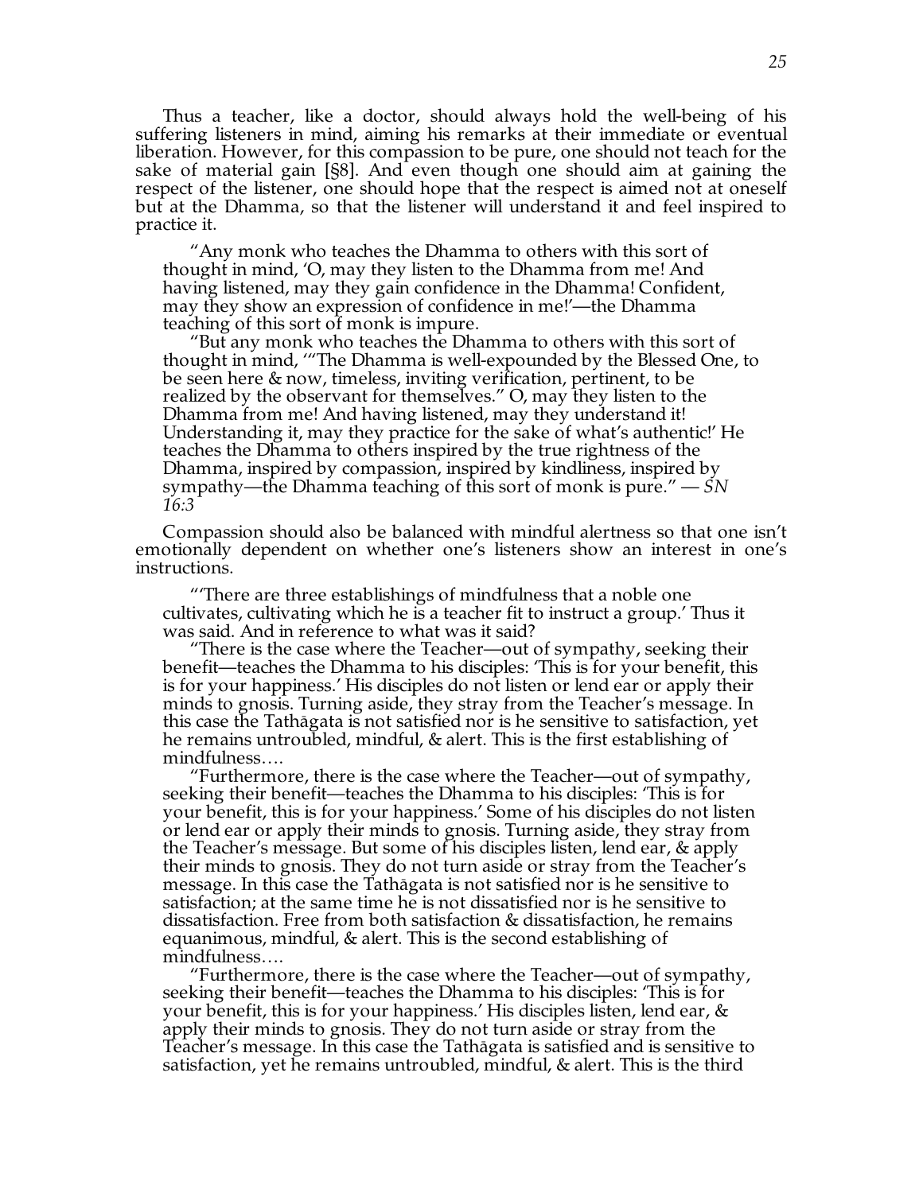Thus a teacher, like a doctor, should always hold the well-being of his suffering listeners in mind, aiming his remarks at their immediate or eventual liberation. However, for this compassion to be pure, one should not teach for the sake of material gain [§8]. And even though one should aim at gaining the respect of the listener, one should hope that the respect is aimed not at oneself but at the Dhamma, so that the listener will understand it and feel inspired to practice it.

> "Any monk who teaches the Dhamma to others with this sort of thought in mind, 'O, may they listen to the Dhamma from me! And having listened, may they gain confidence in the Dhamma! Confident, may they show an expression of confidence in me!'—the Dhamma teaching of this sort of monk is impure.
>
> "But any monk who teaches the Dhamma to others with this sort of thought in mind, '"The Dhamma is well-expounded by the Blessed One, to be seen here & now, timeless, inviting verification, pertinent, to be realized by the observant for themselves." O, may they listen to the Dhamma from me! And having listened, may they understand it! Understanding it, may they practice for the sake of what's authentic!' He teaches the Dhamma to others inspired by the true rightness of the Dhamma, inspired by compassion, inspired by kindliness, inspired by sympathy—the Dhamma teaching of this sort of monk is pure." — *SN 16:3*

Compassion should also be balanced with mindful alertness so that one isn't emotionally dependent on whether one's listeners show an interest in one's instructions.

> "'There are three establishings of mindfulness that a noble one cultivates, cultivating which he is a teacher fit to instruct a group.' Thus it was said. And in reference to what was it said?
>
> "There is the case where the Teacher—out of sympathy, seeking their benefit—teaches the Dhamma to his disciples: 'This is for your benefit, this is for your happiness.' His disciples do not listen or lend ear or apply their minds to gnosis. Turning aside, they stray from the Teacher's message. In this case the Tathāgata is not satisfied nor is he sensitive to satisfaction, yet he remains untroubled, mindful, & alert. This is the first establishing of mindfulness….
>
> "Furthermore, there is the case where the Teacher—out of sympathy, seeking their benefit—teaches the Dhamma to his disciples: 'This is for your benefit, this is for your happiness.' Some of his disciples do not listen or lend ear or apply their minds to gnosis. Turning aside, they stray from the Teacher's message. But some of his disciples listen, lend ear, & apply their minds to gnosis. They do not turn aside or stray from the Teacher's message. In this case the Tathāgata is not satisfied nor is he sensitive to satisfaction; at the same time he is not dissatisfied nor is he sensitive to dissatisfaction. Free from both satisfaction & dissatisfaction, he remains equanimous, mindful, & alert. This is the second establishing of mindfulness….
>
> "Furthermore, there is the case where the Teacher—out of sympathy, seeking their benefit—teaches the Dhamma to his disciples: 'This is for your benefit, this is for your happiness.' His disciples listen, lend ear, & apply their minds to gnosis. They do not turn aside or stray from the Teacher's message. In this case the Tathāgata is satisfied and is sensitive to satisfaction, yet he remains untroubled, mindful, & alert. This is the third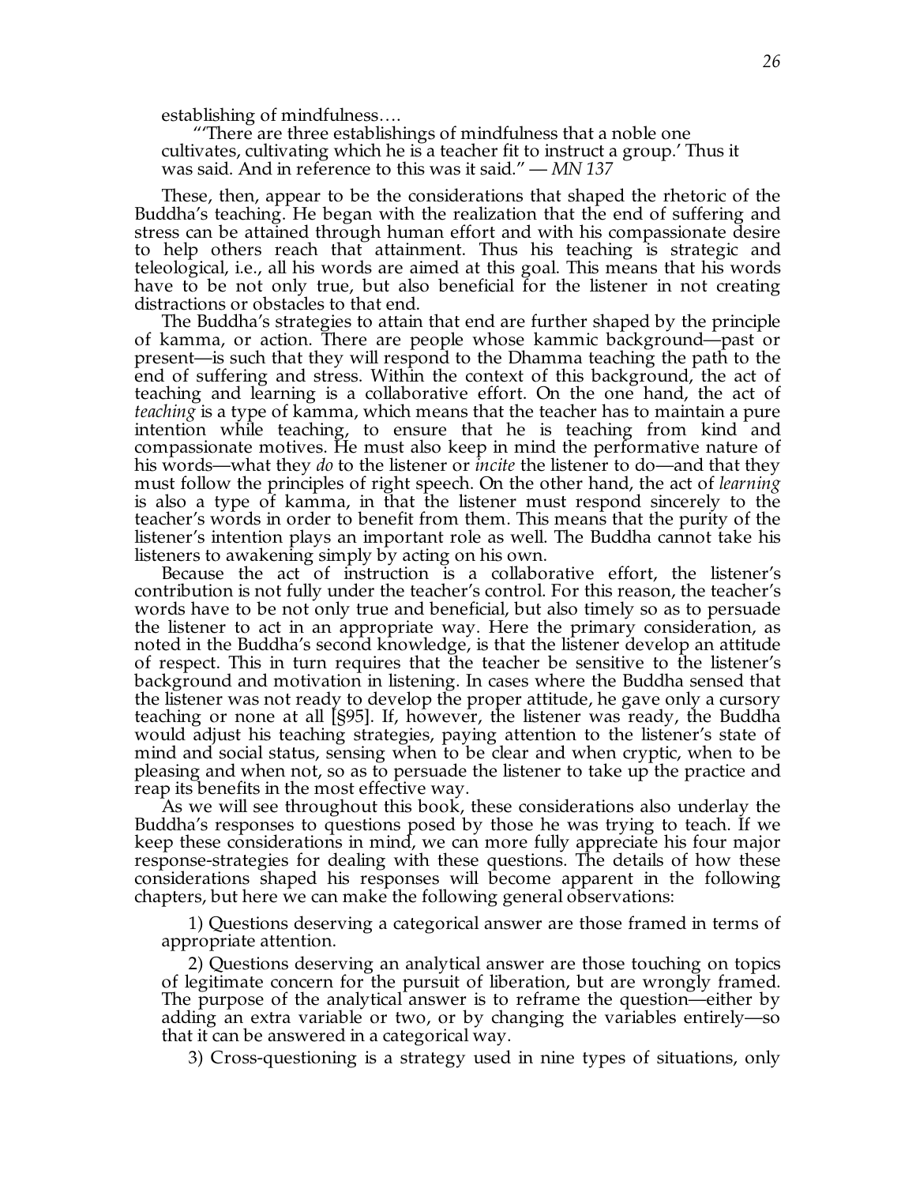establishing of mindfulness….

"'There are three establishings of mindfulness that a noble one cultivates, cultivating which he is a teacher fit to instruct a group.' Thus it was said. And in reference to this was it said." — *MN 137*

These, then, appear to be the considerations that shaped the rhetoric of the Buddha's teaching. He began with the realization that the end of suffering and stress can be attained through human effort and with his compassionate desire to help others reach that attainment. Thus his teaching is strategic and teleological, i.e., all his words are aimed at this goal. This means that his words have to be not only true, but also beneficial for the listener in not creating distractions or obstacles to that end.

The Buddha's strategies to attain that end are further shaped by the principle of kamma, or action. There are people whose kammic background—past or present—is such that they will respond to the Dhamma teaching the path to the end of suffering and stress. Within the context of this background, the act of teaching and learning is a collaborative effort. On the one hand, the act of *teaching* is a type of kamma, which means that the teacher has to maintain a pure intention while teaching, to ensure that he is teaching from kind and compassionate motives. He must also keep in mind the performative nature of his words—what they *do* to the listener or *incite* the listener to do—and that they must follow the principles of right speech. On the other hand, the act of *learning* is also a type of kamma, in that the listener must respond sincerely to the teacher's words in order to benefit from them. This means that the purity of the listener's intention plays an important role as well. The Buddha cannot take his listeners to awakening simply by acting on his own.

Because the act of instruction is a collaborative effort, the listener's contribution is not fully under the teacher's control. For this reason, the teacher's words have to be not only true and beneficial, but also timely so as to persuade the listener to act in an appropriate way. Here the primary consideration, as noted in the Buddha's second knowledge, is that the listener develop an attitude of respect. This in turn requires that the teacher be sensitive to the listener's background and motivation in listening. In cases where the Buddha sensed that the listener was not ready to develop the proper attitude, he gave only a cursory teaching or none at all [§95]. If, however, the listener was ready, the Buddha would adjust his teaching strategies, paying attention to the listener's state of mind and social status, sensing when to be clear and when cryptic, when to be pleasing and when not, so as to persuade the listener to take up the practice and reap its benefits in the most effective way.

As we will see throughout this book, these considerations also underlay the Buddha's responses to questions posed by those he was trying to teach. If we keep these considerations in mind, we can more fully appreciate his four major response-strategies for dealing with these questions. The details of how these considerations shaped his responses will become apparent in the following chapters, but here we can make the following general observations:

1) Questions deserving a categorical answer are those framed in terms of appropriate attention.

2) Questions deserving an analytical answer are those touching on topics of legitimate concern for the pursuit of liberation, but are wrongly framed. The purpose of the analytical answer is to reframe the question—either by adding an extra variable or two, or by changing the variables entirely—so that it can be answered in a categorical way.

3) Cross-questioning is a strategy used in nine types of situations, only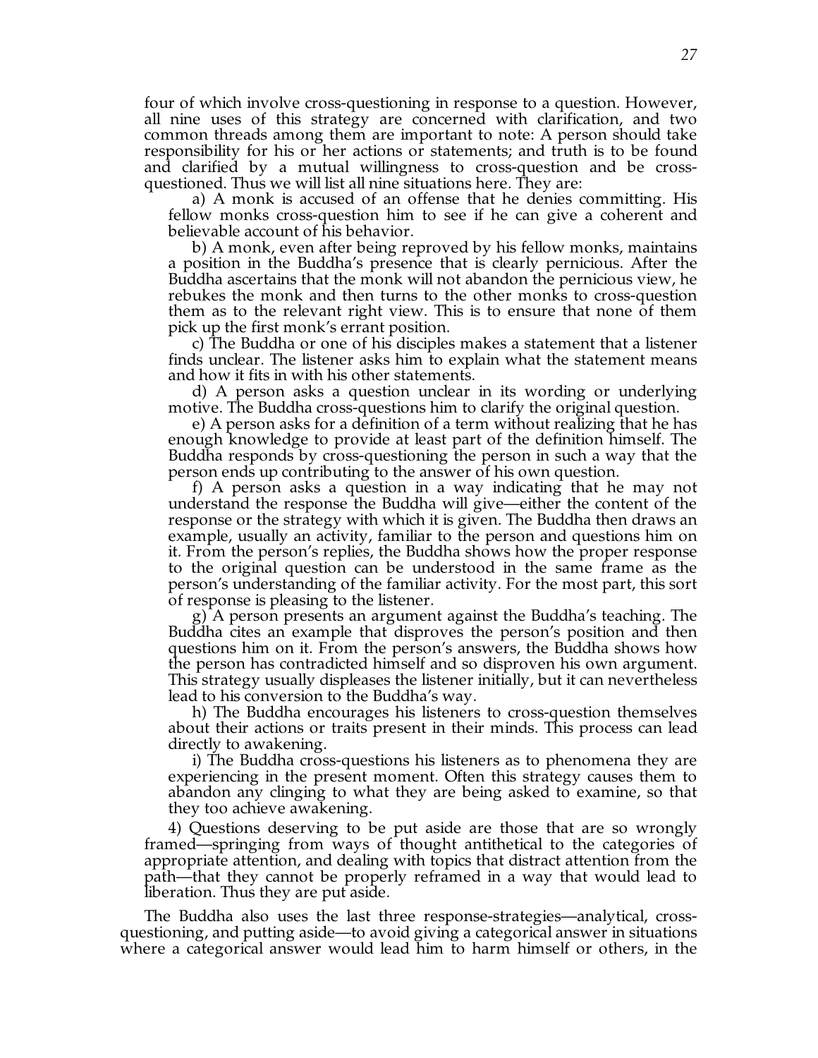four of which involve cross-questioning in response to a question. However, all nine uses of this strategy are concerned with clarification, and two common threads among them are important to note: A person should take responsibility for his or her actions or statements; and truth is to be found and clarified by a mutual willingness to cross-question and be cross-questioned. Thus we will list all nine situations here. They are:

a) A monk is accused of an offense that he denies committing. His fellow monks cross-question him to see if he can give a coherent and believable account of his behavior.

b) A monk, even after being reproved by his fellow monks, maintains a position in the Buddha's presence that is clearly pernicious. After the Buddha ascertains that the monk will not abandon the pernicious view, he rebukes the monk and then turns to the other monks to cross-question them as to the relevant right view. This is to ensure that none of them pick up the first monk's errant position.

c) The Buddha or one of his disciples makes a statement that a listener finds unclear. The listener asks him to explain what the statement means and how it fits in with his other statements.

d) A person asks a question unclear in its wording or underlying motive. The Buddha cross-questions him to clarify the original question.

e) A person asks for a definition of a term without realizing that he has enough knowledge to provide at least part of the definition himself. The Buddha responds by cross-questioning the person in such a way that the person ends up contributing to the answer of his own question.

f) A person asks a question in a way indicating that he may not understand the response the Buddha will give—either the content of the response or the strategy with which it is given. The Buddha then draws an example, usually an activity, familiar to the person and questions him on it. From the person's replies, the Buddha shows how the proper response to the original question can be understood in the same frame as the person's understanding of the familiar activity. For the most part, this sort of response is pleasing to the listener.

g) A person presents an argument against the Buddha's teaching. The Buddha cites an example that disproves the person's position and then questions him on it. From the person's answers, the Buddha shows how the person has contradicted himself and so disproven his own argument. This strategy usually displeases the listener initially, but it can nevertheless lead to his conversion to the Buddha's way.

h) The Buddha encourages his listeners to cross-question themselves about their actions or traits present in their minds. This process can lead directly to awakening.

i) The Buddha cross-questions his listeners as to phenomena they are experiencing in the present moment. Often this strategy causes them to abandon any clinging to what they are being asked to examine, so that they too achieve awakening.

4) Questions deserving to be put aside are those that are so wrongly framed—springing from ways of thought antithetical to the categories of appropriate attention, and dealing with topics that distract attention from the path—that they cannot be properly reframed in a way that would lead to liberation. Thus they are put aside.

The Buddha also uses the last three response-strategies—analytical, cross-questioning, and putting aside—to avoid giving a categorical answer in situations where a categorical answer would lead him to harm himself or others, in the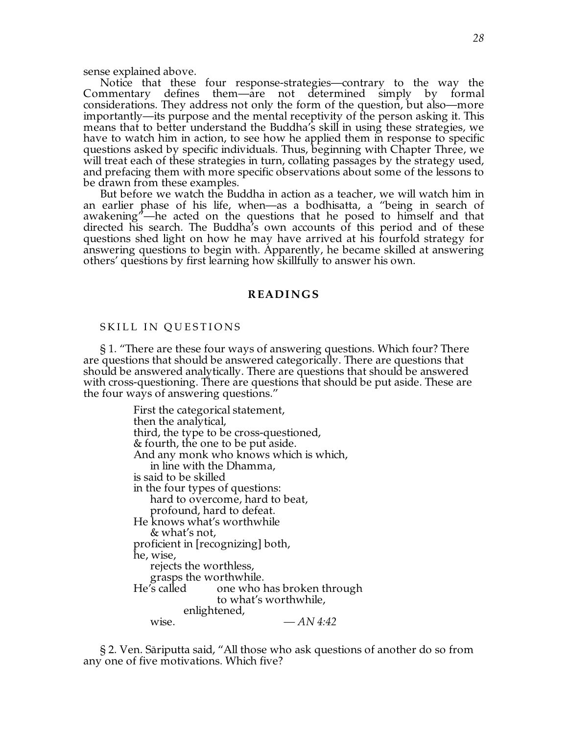sense explained above.

Notice that these four response-strategies—contrary to the way the Commentary defines them—are not determined simply by formal considerations. They address not only the form of the question, but also—more importantly—its purpose and the mental receptivity of the person asking it. This means that to better understand the Buddha's skill in using these strategies, we have to watch him in action, to see how he applied them in response to specific questions asked by specific individuals. Thus, beginning with Chapter Three, we will treat each of these strategies in turn, collating passages by the strategy used, and prefacing them with more specific observations about some of the lessons to be drawn from these examples.

But before we watch the Buddha in action as a teacher, we will watch him in an earlier phase of his life, when—as a bodhisatta, a "being in search of awakening"—he acted on the questions that he posed to himself and that directed his search. The Buddha's own accounts of this period and of these questions shed light on how he may have arrived at his fourfold strategy for answering questions to begin with. Apparently, he became skilled at answering others' questions by first learning how skillfully to answer his own.

## READINGS

### SKILL IN QUESTIONS

§ 1. "There are these four ways of answering questions. Which four? There are questions that should be answered categorically. There are questions that should be answered analytically. There are questions that should be answered with cross-questioning. There are questions that should be put aside. These are the four ways of answering questions."

> First the categorical statement,
> then the analytical,
> third, the type to be cross-questioned,
> & fourth, the one to be put aside.
> And any monk who knows which is which,
>     in line with the Dhamma,
> is said to be skilled
> in the four types of questions:
>     hard to overcome, hard to beat,
>     profound, hard to defeat.
> He knows what's worthwhile
>     & what's not,
> proficient in [recognizing] both,
> he, wise,
>     rejects the worthless,
>     grasps the worthwhile.
> He's called     one who has broken through
>         to what's worthwhile,
>     enlightened,
>     wise.     — *AN 4:42*

§ 2. Ven. Sāriputta said, "All those who ask questions of another do so from any one of five motivations. Which five?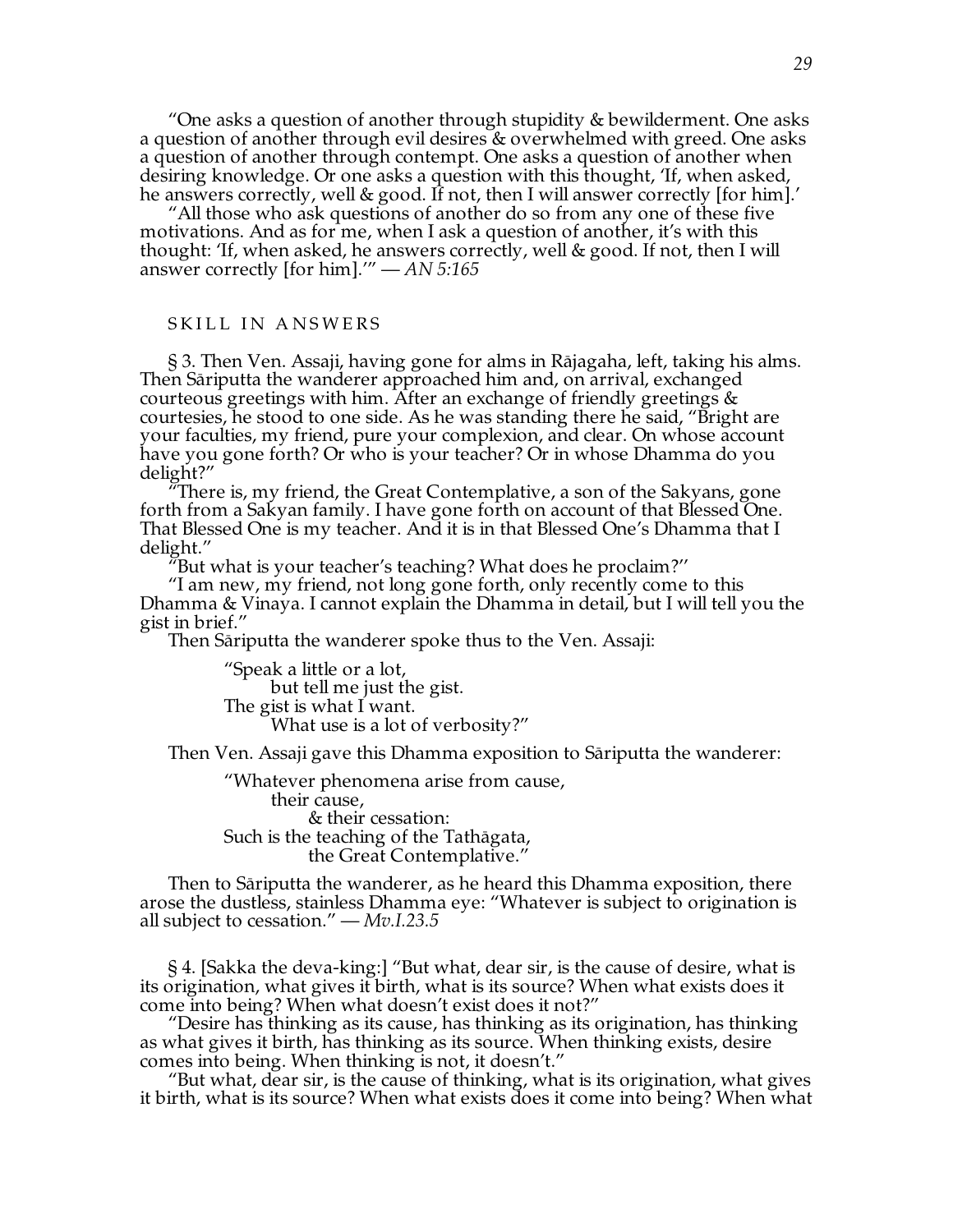"One asks a question of another through stupidity & bewilderment. One asks a question of another through evil desires & overwhelmed with greed. One asks a question of another through contempt. One asks a question of another when desiring knowledge. Or one asks a question with this thought, 'If, when asked, he answers correctly, well & good. If not, then I will answer correctly [for him].'

"All those who ask questions of another do so from any one of these five motivations. And as for me, when I ask a question of another, it's with this thought: 'If, when asked, he answers correctly, well & good. If not, then I will answer correctly [for him].'" — *AN 5:165*

## SKILL IN ANSWERS

§ 3. Then Ven. Assaji, having gone for alms in Rājagaha, left, taking his alms. Then Sāriputta the wanderer approached him and, on arrival, exchanged courteous greetings with him. After an exchange of friendly greetings & courtesies, he stood to one side. As he was standing there he said, "Bright are your faculties, my friend, pure your complexion, and clear. On whose account have you gone forth? Or who is your teacher? Or in whose Dhamma do you delight?"

"There is, my friend, the Great Contemplative, a son of the Sakyans, gone forth from a Sakyan family. I have gone forth on account of that Blessed One. That Blessed One is my teacher. And it is in that Blessed One's Dhamma that I delight."

"But what is your teacher's teaching? What does he proclaim?"

"I am new, my friend, not long gone forth, only recently come to this Dhamma & Vinaya. I cannot explain the Dhamma in detail, but I will tell you the gist in brief."

Then Sāriputta the wanderer spoke thus to the Ven. Assaji:

> "Speak a little or a lot,
> but tell me just the gist.
> The gist is what I want.
> What use is a lot of verbosity?"

Then Ven. Assaji gave this Dhamma exposition to Sāriputta the wanderer:

> "Whatever phenomena arise from cause,
> their cause,
> & their cessation:
> Such is the teaching of the Tathāgata,
> the Great Contemplative."

Then to Sāriputta the wanderer, as he heard this Dhamma exposition, there arose the dustless, stainless Dhamma eye: "Whatever is subject to origination is all subject to cessation." — *Mv.I.23.5*

§ 4. [Sakka the deva-king:] "But what, dear sir, is the cause of desire, what is its origination, what gives it birth, what is its source? When what exists does it come into being? When what doesn't exist does it not?"

"Desire has thinking as its cause, has thinking as its origination, has thinking as what gives it birth, has thinking as its source. When thinking exists, desire comes into being. When thinking is not, it doesn't."

"But what, dear sir, is the cause of thinking, what is its origination, what gives it birth, what is its source? When what exists does it come into being? When what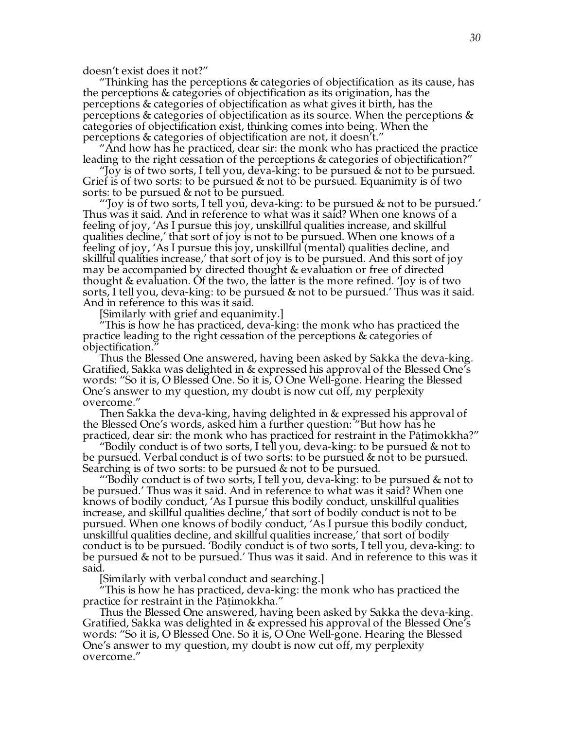doesn't exist does it not?"

"Thinking has the perceptions & categories of objectification as its cause, has the perceptions & categories of objectification as its origination, has the perceptions & categories of objectification as what gives it birth, has the perceptions & categories of objectification as its source. When the perceptions & categories of objectification exist, thinking comes into being. When the perceptions & categories of objectification are not, it doesn't."

"And how has he practiced, dear sir: the monk who has practiced the practice leading to the right cessation of the perceptions & categories of objectification?"

"Joy is of two sorts, I tell you, deva-king: to be pursued & not to be pursued. Grief is of two sorts: to be pursued & not to be pursued. Equanimity is of two sorts: to be pursued & not to be pursued.

"'Joy is of two sorts, I tell you, deva-king: to be pursued & not to be pursued.' Thus was it said. And in reference to what was it said? When one knows of a feeling of joy, 'As I pursue this joy, unskillful qualities increase, and skillful qualities decline,' that sort of joy is not to be pursued. When one knows of a feeling of joy, 'As I pursue this joy, unskillful (mental) qualities decline, and skillful qualities increase,' that sort of joy is to be pursued. And this sort of joy may be accompanied by directed thought & evaluation or free of directed thought & evaluation. Of the two, the latter is the more refined. 'Joy is of two sorts, I tell you, deva-king: to be pursued & not to be pursued.' Thus was it said. And in reference to this was it said.

[Similarly with grief and equanimity.]

"This is how he has practiced, deva-king: the monk who has practiced the practice leading to the right cessation of the perceptions & categories of objectification."

Thus the Blessed One answered, having been asked by Sakka the deva-king. Gratified, Sakka was delighted in & expressed his approval of the Blessed One's words: "So it is, O Blessed One. So it is, O One Well-gone. Hearing the Blessed One's answer to my question, my doubt is now cut off, my perplexity overcome."

Then Sakka the deva-king, having delighted in & expressed his approval of the Blessed One's words, asked him a further question: "But how has he practiced, dear sir: the monk who has practiced for restraint in the Pāṭimokkha?"

"Bodily conduct is of two sorts, I tell you, deva-king: to be pursued & not to be pursued. Verbal conduct is of two sorts: to be pursued & not to be pursued. Searching is of two sorts: to be pursued & not to be pursued.

"'Bodily conduct is of two sorts, I tell you, deva-king: to be pursued & not to be pursued.' Thus was it said. And in reference to what was it said? When one knows of bodily conduct, 'As I pursue this bodily conduct, unskillful qualities increase, and skillful qualities decline,' that sort of bodily conduct is not to be pursued. When one knows of bodily conduct, 'As I pursue this bodily conduct, unskillful qualities decline, and skillful qualities increase,' that sort of bodily conduct is to be pursued. 'Bodily conduct is of two sorts, I tell you, deva-king: to be pursued & not to be pursued.' Thus was it said. And in reference to this was it said.

[Similarly with verbal conduct and searching.]

"This is how he has practiced, deva-king: the monk who has practiced the practice for restraint in the Pāṭimokkha."

Thus the Blessed One answered, having been asked by Sakka the deva-king. Gratified, Sakka was delighted in & expressed his approval of the Blessed One's words: "So it is, O Blessed One. So it is, O One Well-gone. Hearing the Blessed One's answer to my question, my doubt is now cut off, my perplexity overcome."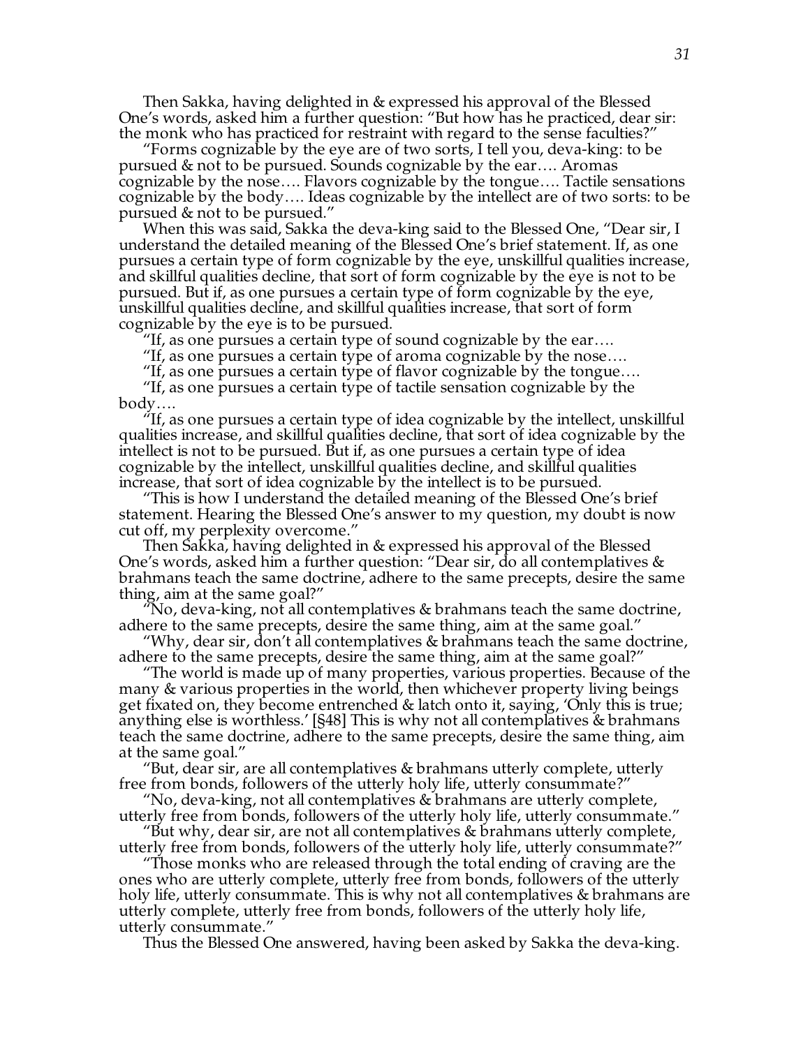Then Sakka, having delighted in & expressed his approval of the Blessed One's words, asked him a further question: "But how has he practiced, dear sir: the monk who has practiced for restraint with regard to the sense faculties?"

"Forms cognizable by the eye are of two sorts, I tell you, deva-king: to be pursued & not to be pursued. Sounds cognizable by the ear…. Aromas cognizable by the nose…. Flavors cognizable by the tongue…. Tactile sensations cognizable by the body…. Ideas cognizable by the intellect are of two sorts: to be pursued & not to be pursued."

When this was said, Sakka the deva-king said to the Blessed One, "Dear sir, I understand the detailed meaning of the Blessed One's brief statement. If, as one pursues a certain type of form cognizable by the eye, unskillful qualities increase, and skillful qualities decline, that sort of form cognizable by the eye is not to be pursued. But if, as one pursues a certain type of form cognizable by the eye, unskillful qualities decline, and skillful qualities increase, that sort of form cognizable by the eye is to be pursued.

"If, as one pursues a certain type of sound cognizable by the ear….

"If, as one pursues a certain type of aroma cognizable by the nose….

"If, as one pursues a certain type of flavor cognizable by the tongue….

"If, as one pursues a certain type of tactile sensation cognizable by the body….

"If, as one pursues a certain type of idea cognizable by the intellect, unskillful qualities increase, and skillful qualities decline, that sort of idea cognizable by the intellect is not to be pursued. But if, as one pursues a certain type of idea cognizable by the intellect, unskillful qualities decline, and skillful qualities increase, that sort of idea cognizable by the intellect is to be pursued.

"This is how I understand the detailed meaning of the Blessed One's brief statement. Hearing the Blessed One's answer to my question, my doubt is now cut off, my perplexity overcome."

Then Sakka, having delighted in & expressed his approval of the Blessed One's words, asked him a further question: "Dear sir, do all contemplatives & brahmans teach the same doctrine, adhere to the same precepts, desire the same thing, aim at the same goal?"

"No, deva-king, not all contemplatives & brahmans teach the same doctrine, adhere to the same precepts, desire the same thing, aim at the same goal."

"Why, dear sir, don't all contemplatives & brahmans teach the same doctrine, adhere to the same precepts, desire the same thing, aim at the same goal?"

"The world is made up of many properties, various properties. Because of the many & various properties in the world, then whichever property living beings get fixated on, they become entrenched & latch onto it, saying, 'Only this is true; anything else is worthless.' [§48] This is why not all contemplatives & brahmans teach the same doctrine, adhere to the same precepts, desire the same thing, aim at the same goal."

"But, dear sir, are all contemplatives & brahmans utterly complete, utterly free from bonds, followers of the utterly holy life, utterly consummate?"

"No, deva-king, not all contemplatives & brahmans are utterly complete, utterly free from bonds, followers of the utterly holy life, utterly consummate."

"But why, dear sir, are not all contemplatives & brahmans utterly complete, utterly free from bonds, followers of the utterly holy life, utterly consummate?"

"Those monks who are released through the total ending of craving are the ones who are utterly complete, utterly free from bonds, followers of the utterly holy life, utterly consummate. This is why not all contemplatives & brahmans are utterly complete, utterly free from bonds, followers of the utterly holy life, utterly consummate."

Thus the Blessed One answered, having been asked by Sakka the deva-king.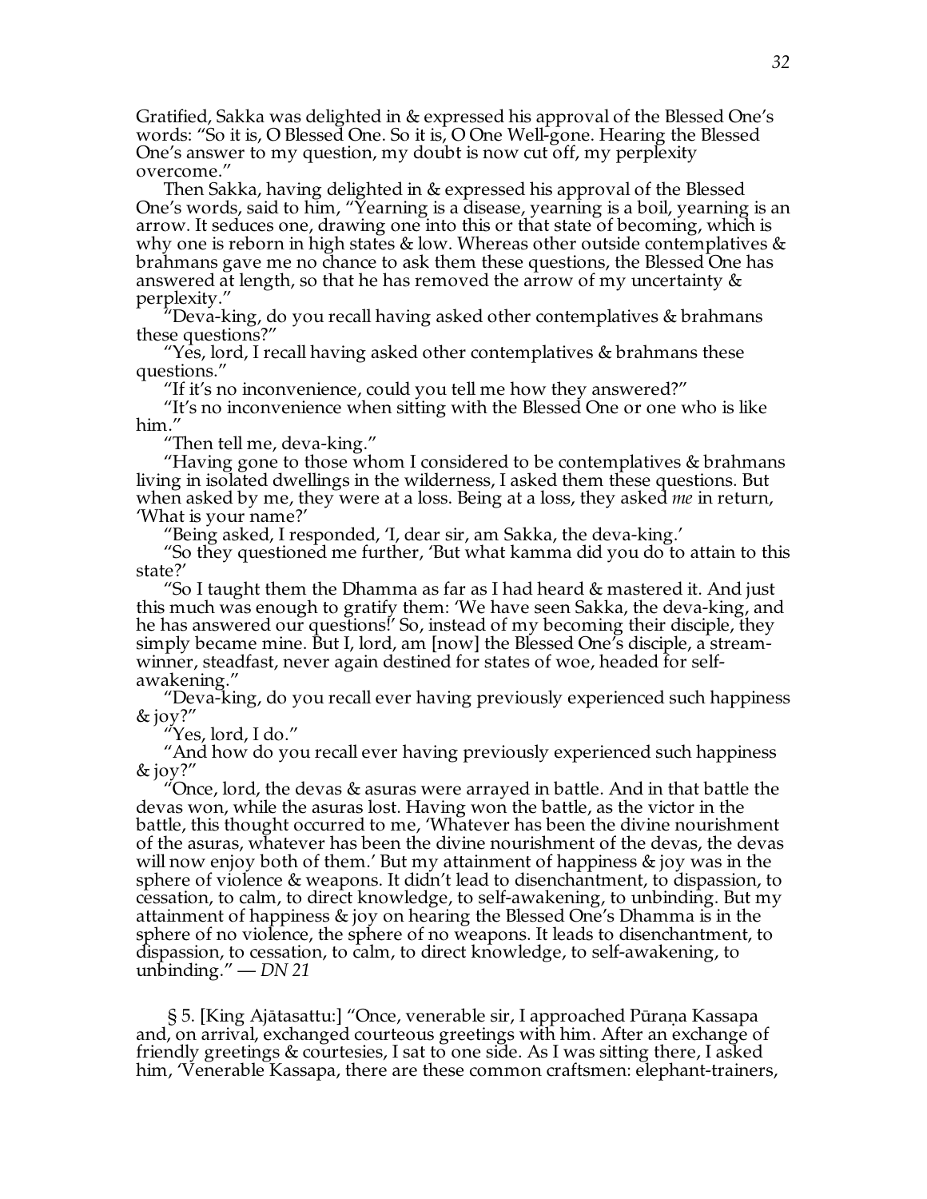Gratified, Sakka was delighted in & expressed his approval of the Blessed One's words: "So it is, O Blessed One. So it is, O One Well-gone. Hearing the Blessed One's answer to my question, my doubt is now cut off, my perplexity overcome."

Then Sakka, having delighted in & expressed his approval of the Blessed One's words, said to him, "Yearning is a disease, yearning is a boil, yearning is an arrow. It seduces one, drawing one into this or that state of becoming, which is why one is reborn in high states & low. Whereas other outside contemplatives & brahmans gave me no chance to ask them these questions, the Blessed One has answered at length, so that he has removed the arrow of my uncertainty & perplexity."

"Deva-king, do you recall having asked other contemplatives & brahmans these questions?"

"Yes, lord, I recall having asked other contemplatives & brahmans these questions."

"If it's no inconvenience, could you tell me how they answered?"

"It's no inconvenience when sitting with the Blessed One or one who is like him."

"Then tell me, deva-king."

"Having gone to those whom I considered to be contemplatives & brahmans living in isolated dwellings in the wilderness, I asked them these questions. But when asked by me, they were at a loss. Being at a loss, they asked *me* in return, 'What is your name?'

"Being asked, I responded, 'I, dear sir, am Sakka, the deva-king.'

"So they questioned me further, 'But what kamma did you do to attain to this state?'

"So I taught them the Dhamma as far as I had heard & mastered it. And just this much was enough to gratify them: 'We have seen Sakka, the deva-king, and he has answered our questions!' So, instead of my becoming their disciple, they simply became mine. But I, lord, am [now] the Blessed One's disciple, a stream-winner, steadfast, never again destined for states of woe, headed for self-awakening."

"Deva-king, do you recall ever having previously experienced such happiness & joy?"

"Yes, lord, I do."

"And how do you recall ever having previously experienced such happiness & joy?"

"Once, lord, the devas & asuras were arrayed in battle. And in that battle the devas won, while the asuras lost. Having won the battle, as the victor in the battle, this thought occurred to me, 'Whatever has been the divine nourishment of the asuras, whatever has been the divine nourishment of the devas, the devas will now enjoy both of them.' But my attainment of happiness & joy was in the sphere of violence & weapons. It didn't lead to disenchantment, to dispassion, to cessation, to calm, to direct knowledge, to self-awakening, to unbinding. But my attainment of happiness & joy on hearing the Blessed One's Dhamma is in the sphere of no violence, the sphere of no weapons. It leads to disenchantment, to dispassion, to cessation, to calm, to direct knowledge, to self-awakening, to unbinding." — *DN 21*

§ 5. [King Ajātasattu:] "Once, venerable sir, I approached Pūraṇa Kassapa and, on arrival, exchanged courteous greetings with him. After an exchange of friendly greetings & courtesies, I sat to one side. As I was sitting there, I asked him, 'Venerable Kassapa, there are these common craftsmen: elephant-trainers,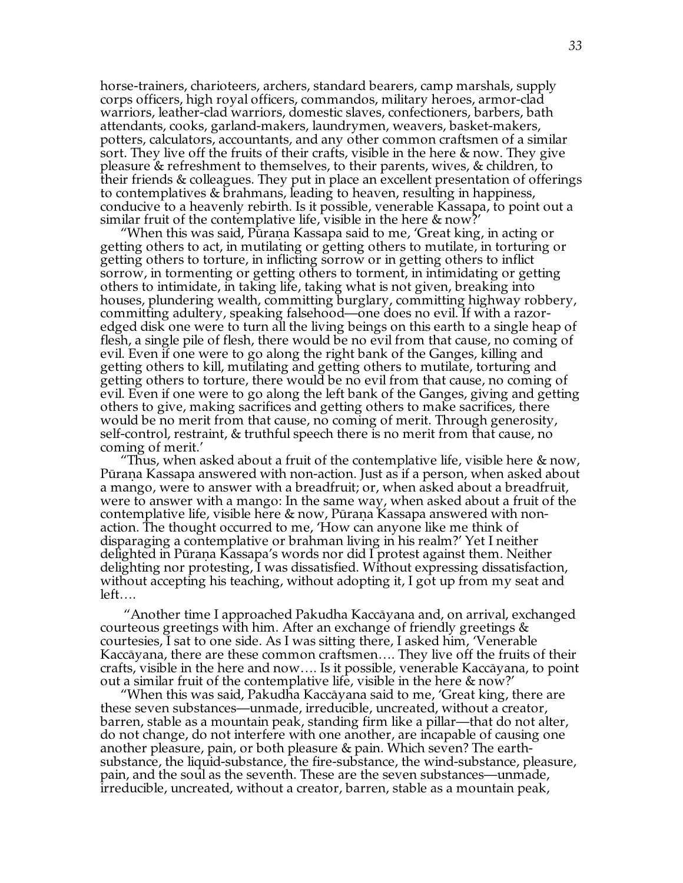horse-trainers, charioteers, archers, standard bearers, camp marshals, supply corps officers, high royal officers, commandos, military heroes, armor-clad warriors, leather-clad warriors, domestic slaves, confectioners, barbers, bath attendants, cooks, garland-makers, laundrymen, weavers, basket-makers, potters, calculators, accountants, and any other common craftsmen of a similar sort. They live off the fruits of their crafts, visible in the here & now. They give pleasure & refreshment to themselves, to their parents, wives, & children, to their friends & colleagues. They put in place an excellent presentation of offerings to contemplatives & brahmans, leading to heaven, resulting in happiness, conducive to a heavenly rebirth. Is it possible, venerable Kassapa, to point out a similar fruit of the contemplative life, visible in the here & now?'

"When this was said, Pūraṇa Kassapa said to me, 'Great king, in acting or getting others to act, in mutilating or getting others to mutilate, in torturing or getting others to torture, in inflicting sorrow or in getting others to inflict sorrow, in tormenting or getting others to torment, in intimidating or getting others to intimidate, in taking life, taking what is not given, breaking into houses, plundering wealth, committing burglary, committing highway robbery, committing adultery, speaking falsehood—one does no evil. If with a razor-edged disk one were to turn all the living beings on this earth to a single heap of flesh, a single pile of flesh, there would be no evil from that cause, no coming of evil. Even if one were to go along the right bank of the Ganges, killing and getting others to kill, mutilating and getting others to mutilate, torturing and getting others to torture, there would be no evil from that cause, no coming of evil. Even if one were to go along the left bank of the Ganges, giving and getting others to give, making sacrifices and getting others to make sacrifices, there would be no merit from that cause, no coming of merit. Through generosity, self-control, restraint, & truthful speech there is no merit from that cause, no coming of merit.'

"Thus, when asked about a fruit of the contemplative life, visible here & now, Pūraṇa Kassapa answered with non-action. Just as if a person, when asked about a mango, were to answer with a breadfruit; or, when asked about a breadfruit, were to answer with a mango: In the same way, when asked about a fruit of the contemplative life, visible here & now, Pūraṇa Kassapa answered with non-action. The thought occurred to me, 'How can anyone like me think of disparaging a contemplative or brahman living in his realm?' Yet I neither delighted in Pūraṇa Kassapa's words nor did I protest against them. Neither delighting nor protesting, I was dissatisfied. Without expressing dissatisfaction, without accepting his teaching, without adopting it, I got up from my seat and left….

"Another time I approached Pakudha Kaccāyana and, on arrival, exchanged courteous greetings with him. After an exchange of friendly greetings & courtesies, I sat to one side. As I was sitting there, I asked him, 'Venerable Kaccāyana, there are these common craftsmen…. They live off the fruits of their crafts, visible in the here and now…. Is it possible, venerable Kaccāyana, to point out a similar fruit of the contemplative life, visible in the here & now?'

"When this was said, Pakudha Kaccāyana said to me, 'Great king, there are these seven substances—unmade, irreducible, uncreated, without a creator, barren, stable as a mountain peak, standing firm like a pillar—that do not alter, do not change, do not interfere with one another, are incapable of causing one another pleasure, pain, or both pleasure & pain. Which seven? The earth-substance, the liquid-substance, the fire-substance, the wind-substance, pleasure, pain, and the soul as the seventh. These are the seven substances—unmade, irreducible, uncreated, without a creator, barren, stable as a mountain peak,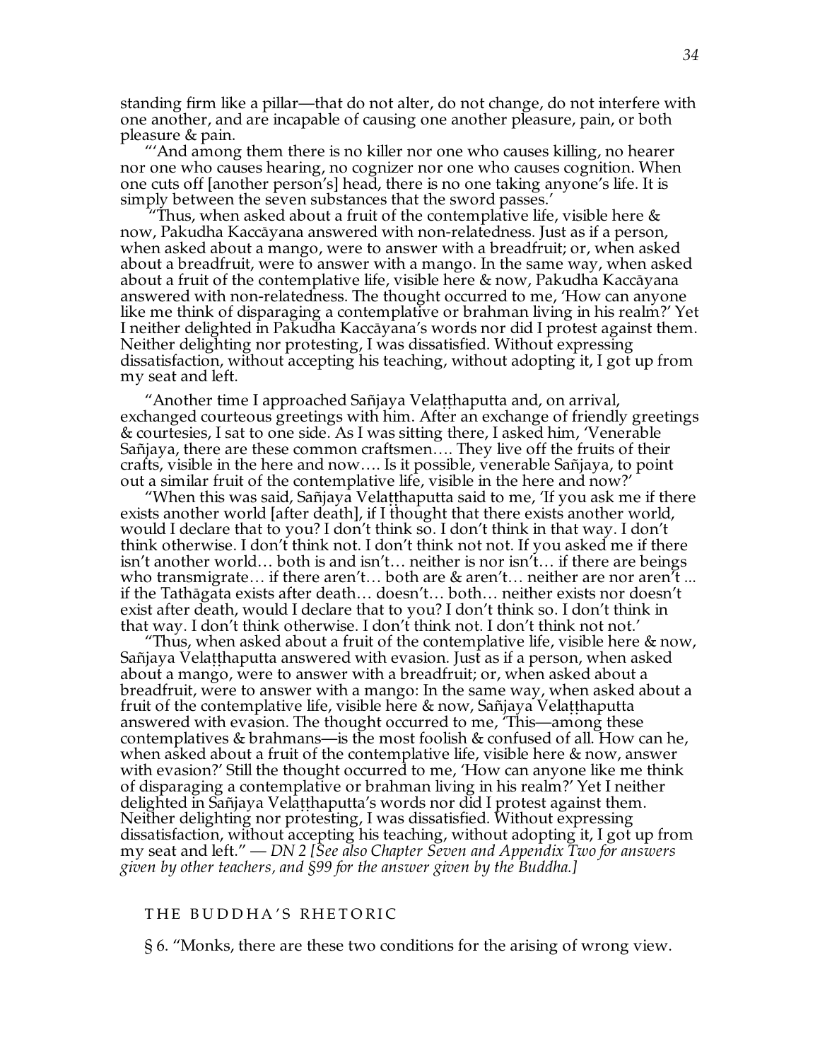standing firm like a pillar—that do not alter, do not change, do not interfere with one another, and are incapable of causing one another pleasure, pain, or both pleasure & pain.

"'And among them there is no killer nor one who causes killing, no hearer nor one who causes hearing, no cognizer nor one who causes cognition. When one cuts off [another person's] head, there is no one taking anyone's life. It is simply between the seven substances that the sword passes.'

"Thus, when asked about a fruit of the contemplative life, visible here & now, Pakudha Kaccāyana answered with non-relatedness. Just as if a person, when asked about a mango, were to answer with a breadfruit; or, when asked about a breadfruit, were to answer with a mango. In the same way, when asked about a fruit of the contemplative life, visible here & now, Pakudha Kaccāyana answered with non-relatedness. The thought occurred to me, 'How can anyone like me think of disparaging a contemplative or brahman living in his realm?' Yet I neither delighted in Pakudha Kaccāyana's words nor did I protest against them. Neither delighting nor protesting, I was dissatisfied. Without expressing dissatisfaction, without accepting his teaching, without adopting it, I got up from my seat and left.

"Another time I approached Sañjaya Velaṭṭhaputta and, on arrival, exchanged courteous greetings with him. After an exchange of friendly greetings & courtesies, I sat to one side. As I was sitting there, I asked him, 'Venerable Sañjaya, there are these common craftsmen…. They live off the fruits of their crafts, visible in the here and now…. Is it possible, venerable Sañjaya, to point out a similar fruit of the contemplative life, visible in the here and now?'

"When this was said, Sañjaya Velaṭṭhaputta said to me, 'If you ask me if there exists another world [after death], if I thought that there exists another world, would I declare that to you? I don't think so. I don't think in that way. I don't think otherwise. I don't think not. I don't think not not. If you asked me if there isn't another world… both is and isn't… neither is nor isn't… if there are beings who transmigrate… if there aren't… both are & aren't… neither are nor aren't ... if the Tathāgata exists after death… doesn't… both… neither exists nor doesn't exist after death, would I declare that to you? I don't think so. I don't think in that way. I don't think otherwise. I don't think not. I don't think not not.'

"Thus, when asked about a fruit of the contemplative life, visible here & now, Sañjaya Velaṭṭhaputta answered with evasion. Just as if a person, when asked about a mango, were to answer with a breadfruit; or, when asked about a breadfruit, were to answer with a mango: In the same way, when asked about a fruit of the contemplative life, visible here & now, Sañjaya Velaṭṭhaputta answered with evasion. The thought occurred to me, 'This—among these contemplatives & brahmans—is the most foolish & confused of all. How can he, when asked about a fruit of the contemplative life, visible here & now, answer with evasion?' Still the thought occurred to me, 'How can anyone like me think of disparaging a contemplative or brahman living in his realm?' Yet I neither delighted in Sañjaya Velaṭṭhaputta's words nor did I protest against them. Neither delighting nor protesting, I was dissatisfied. Without expressing dissatisfaction, without accepting his teaching, without adopting it, I got up from my seat and left." — *DN 2 [See also Chapter Seven and Appendix Two for answers given by other teachers, and §99 for the answer given by the Buddha.]*

## THE BUDDHA'S RHETORIC

§ 6. "Monks, there are these two conditions for the arising of wrong view.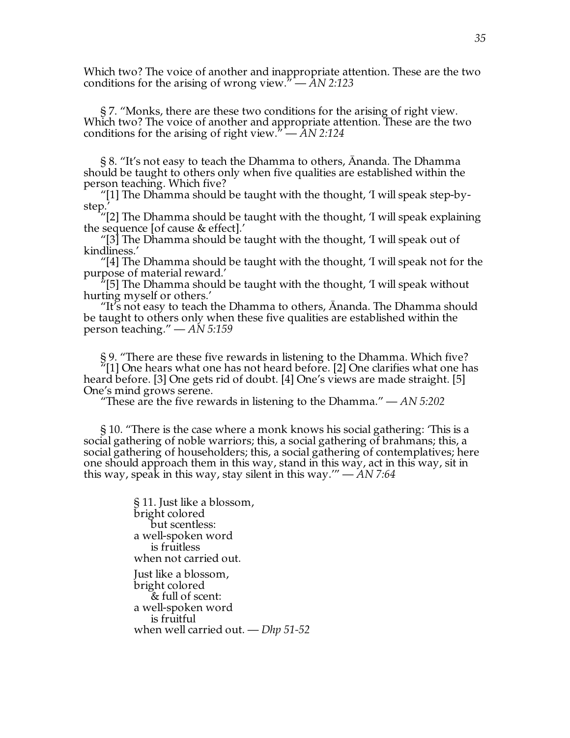Which two? The voice of another and inappropriate attention. These are the two conditions for the arising of wrong view." — *AN 2:123*

§ 7. "Monks, there are these two conditions for the arising of right view. Which two? The voice of another and appropriate attention. These are the two conditions for the arising of right view." — *AN 2:124*

§ 8. "It's not easy to teach the Dhamma to others, Ānanda. The Dhamma should be taught to others only when five qualities are established within the person teaching. Which five?

"[1] The Dhamma should be taught with the thought, 'I will speak step-by-step.'

"[2] The Dhamma should be taught with the thought, 'I will speak explaining the sequence [of cause & effect].'

"[3] The Dhamma should be taught with the thought, 'I will speak out of kindliness.'

"[4] The Dhamma should be taught with the thought, 'I will speak not for the purpose of material reward.'

"[5] The Dhamma should be taught with the thought, 'I will speak without hurting myself or others.'

"It's not easy to teach the Dhamma to others, Ānanda. The Dhamma should be taught to others only when these five qualities are established within the person teaching." — *AN 5:159*

§ 9. "There are these five rewards in listening to the Dhamma. Which five?

"[1] One hears what one has not heard before. [2] One clarifies what one has heard before. [3] One gets rid of doubt. [4] One's views are made straight. [5] One's mind grows serene.

"These are the five rewards in listening to the Dhamma." — *AN 5:202*

§ 10. "There is the case where a monk knows his social gathering: 'This is a social gathering of noble warriors; this, a social gathering of brahmans; this, a social gathering of householders; this, a social gathering of contemplatives; here one should approach them in this way, stand in this way, act in this way, sit in this way, speak in this way, stay silent in this way.'" — *AN 7:64*

§ 11. Just like a blossom,  
bright colored  
&nbsp;&nbsp;&nbsp;&nbsp;but scentless:  
a well-spoken word  
&nbsp;&nbsp;&nbsp;&nbsp;is fruitless  
when not carried out.

Just like a blossom,  
bright colored  
&nbsp;&nbsp;&nbsp;&nbsp;& full of scent:  
a well-spoken word  
&nbsp;&nbsp;&nbsp;&nbsp;is fruitful  
when well carried out. — *Dhp 51-52*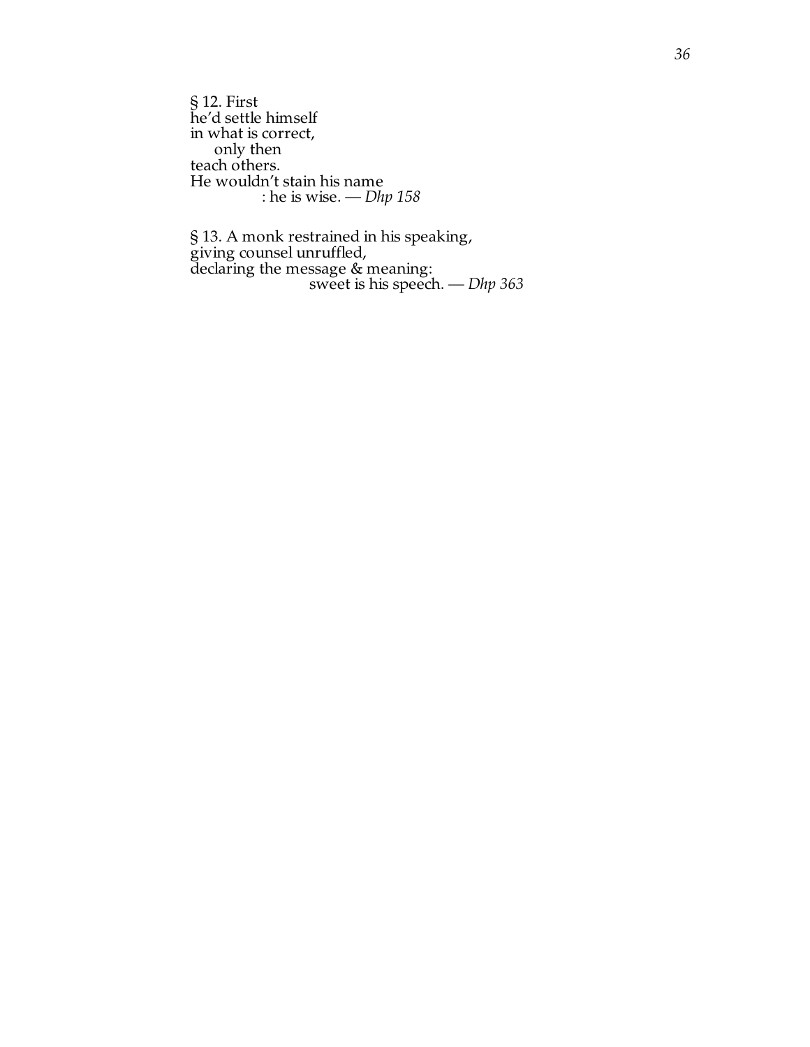§ 12. First
he'd settle himself
in what is correct,
only then
teach others.
He wouldn't stain his name
: he is wise. — *Dhp 158*

§ 13. A monk restrained in his speaking,
giving counsel unruffled,
declaring the message & meaning:
sweet is his speech. — *Dhp 363*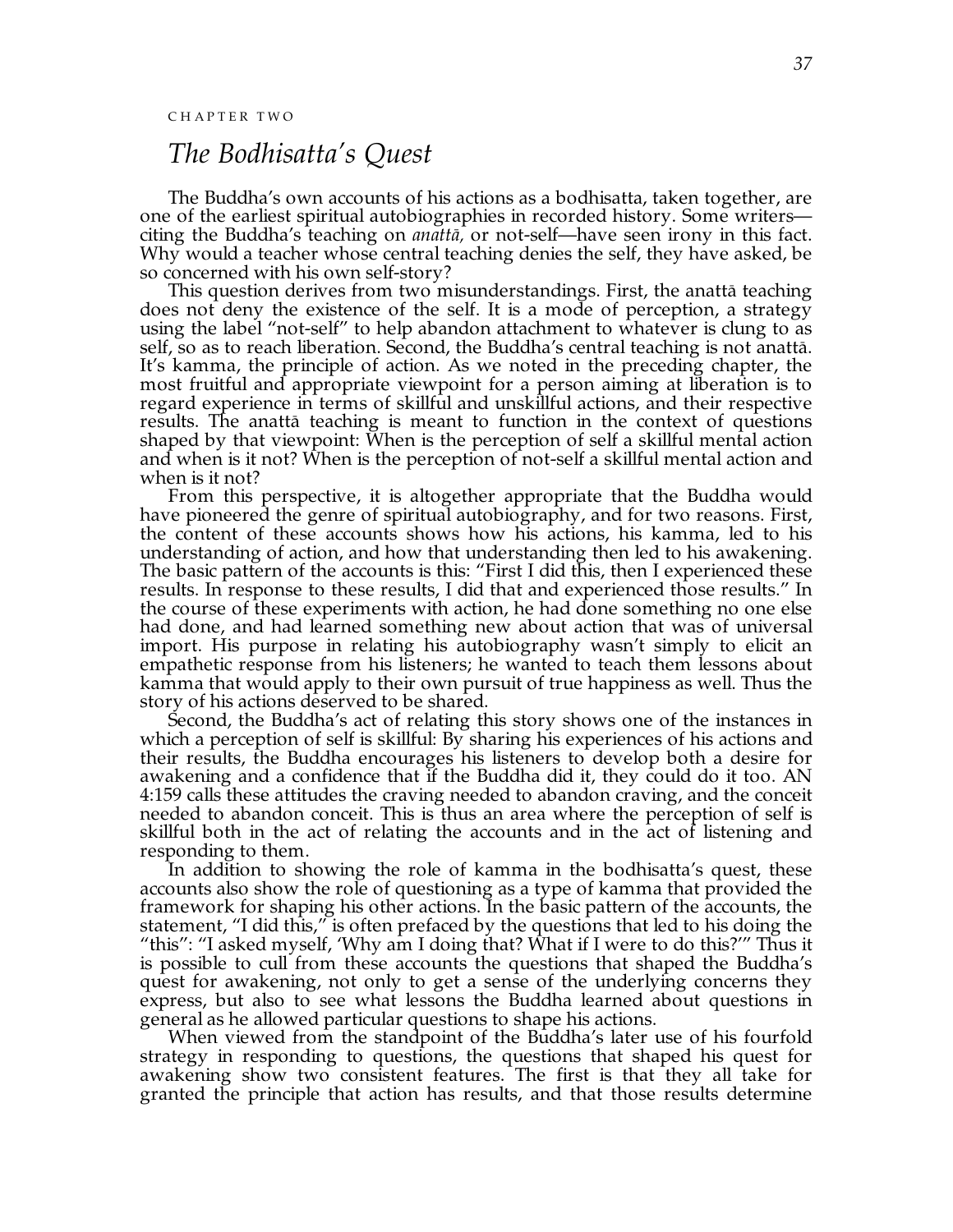CHAPTER TWO

# *The Bodhisatta's Quest*

The Buddha's own accounts of his actions as a bodhisatta, taken together, are one of the earliest spiritual autobiographies in recorded history. Some writers—citing the Buddha's teaching on *anattā,* or not-self—have seen irony in this fact. Why would a teacher whose central teaching denies the self, they have asked, be so concerned with his own self-story?

This question derives from two misunderstandings. First, the anattā teaching does not deny the existence of the self. It is a mode of perception, a strategy using the label "not-self" to help abandon attachment to whatever is clung to as self, so as to reach liberation. Second, the Buddha's central teaching is not anattā. It's kamma, the principle of action. As we noted in the preceding chapter, the most fruitful and appropriate viewpoint for a person aiming at liberation is to regard experience in terms of skillful and unskillful actions, and their respective results. The anattā teaching is meant to function in the context of questions shaped by that viewpoint: When is the perception of self a skillful mental action and when is it not? When is the perception of not-self a skillful mental action and when is it not?

From this perspective, it is altogether appropriate that the Buddha would have pioneered the genre of spiritual autobiography, and for two reasons. First, the content of these accounts shows how his actions, his kamma, led to his understanding of action, and how that understanding then led to his awakening. The basic pattern of the accounts is this: "First I did this, then I experienced these results. In response to these results, I did that and experienced those results." In the course of these experiments with action, he had done something no one else had done, and had learned something new about action that was of universal import. His purpose in relating his autobiography wasn't simply to elicit an empathetic response from his listeners; he wanted to teach them lessons about kamma that would apply to their own pursuit of true happiness as well. Thus the story of his actions deserved to be shared.

Second, the Buddha's act of relating this story shows one of the instances in which a perception of self is skillful: By sharing his experiences of his actions and their results, the Buddha encourages his listeners to develop both a desire for awakening and a confidence that if the Buddha did it, they could do it too. AN 4:159 calls these attitudes the craving needed to abandon craving, and the conceit needed to abandon conceit. This is thus an area where the perception of self is skillful both in the act of relating the accounts and in the act of listening and responding to them.

In addition to showing the role of kamma in the bodhisatta's quest, these accounts also show the role of questioning as a type of kamma that provided the framework for shaping his other actions. In the basic pattern of the accounts, the statement, "I did this," is often prefaced by the questions that led to his doing the "this": "I asked myself, 'Why am I doing that? What if I were to do this?'" Thus it is possible to cull from these accounts the questions that shaped the Buddha's quest for awakening, not only to get a sense of the underlying concerns they express, but also to see what lessons the Buddha learned about questions in general as he allowed particular questions to shape his actions.

When viewed from the standpoint of the Buddha's later use of his fourfold strategy in responding to questions, the questions that shaped his quest for awakening show two consistent features. The first is that they all take for granted the principle that action has results, and that those results determine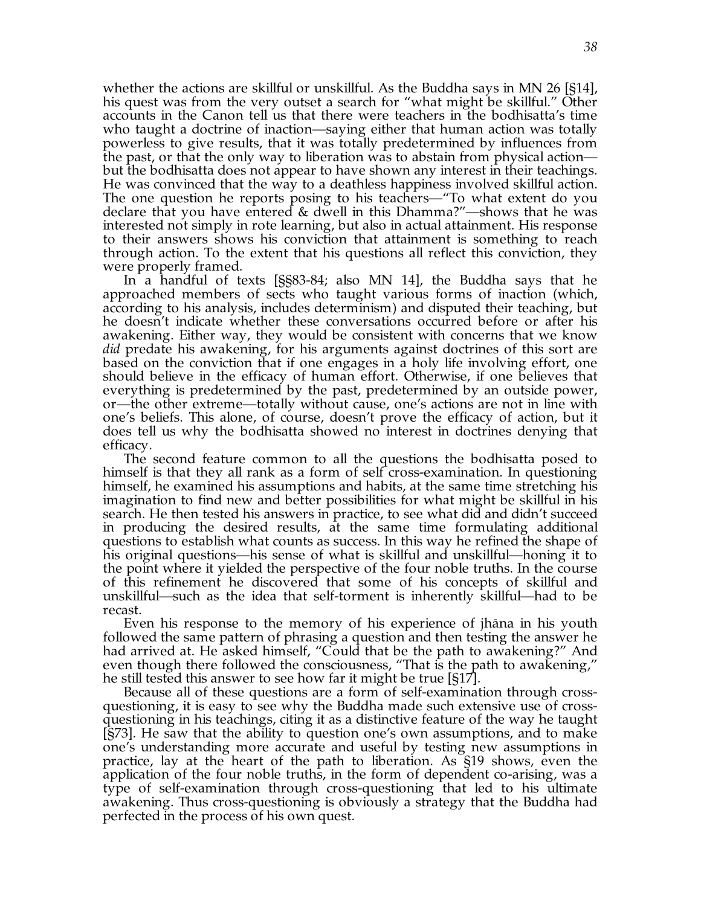whether the actions are skillful or unskillful. As the Buddha says in MN 26 [§14], his quest was from the very outset a search for "what might be skillful." Other accounts in the Canon tell us that there were teachers in the bodhisatta's time who taught a doctrine of inaction—saying either that human action was totally powerless to give results, that it was totally predetermined by influences from the past, or that the only way to liberation was to abstain from physical action—but the bodhisatta does not appear to have shown any interest in their teachings. He was convinced that the way to a deathless happiness involved skillful action. The one question he reports posing to his teachers—"To what extent do you declare that you have entered & dwell in this Dhamma?"—shows that he was interested not simply in rote learning, but also in actual attainment. His response to their answers shows his conviction that attainment is something to reach through action. To the extent that his questions all reflect this conviction, they were properly framed.

In a handful of texts [§§83-84; also MN 14], the Buddha says that he approached members of sects who taught various forms of inaction (which, according to his analysis, includes determinism) and disputed their teaching, but he doesn't indicate whether these conversations occurred before or after his awakening. Either way, they would be consistent with concerns that we know *did* predate his awakening, for his arguments against doctrines of this sort are based on the conviction that if one engages in a holy life involving effort, one should believe in the efficacy of human effort. Otherwise, if one believes that everything is predetermined by the past, predetermined by an outside power, or—the other extreme—totally without cause, one's actions are not in line with one's beliefs. This alone, of course, doesn't prove the efficacy of action, but it does tell us why the bodhisatta showed no interest in doctrines denying that efficacy.

The second feature common to all the questions the bodhisatta posed to himself is that they all rank as a form of self cross-examination. In questioning himself, he examined his assumptions and habits, at the same time stretching his imagination to find new and better possibilities for what might be skillful in his search. He then tested his answers in practice, to see what did and didn't succeed in producing the desired results, at the same time formulating additional questions to establish what counts as success. In this way he refined the shape of his original questions—his sense of what is skillful and unskillful—honing it to the point where it yielded the perspective of the four noble truths. In the course of this refinement he discovered that some of his concepts of skillful and unskillful—such as the idea that self-torment is inherently skillful—had to be recast.

Even his response to the memory of his experience of jhāna in his youth followed the same pattern of phrasing a question and then testing the answer he had arrived at. He asked himself, "Could that be the path to awakening?" And even though there followed the consciousness, "That is the path to awakening," he still tested this answer to see how far it might be true [§17].

Because all of these questions are a form of self-examination through cross-questioning, it is easy to see why the Buddha made such extensive use of cross-questioning in his teachings, citing it as a distinctive feature of the way he taught [§73]. He saw that the ability to question one's own assumptions, and to make one's understanding more accurate and useful by testing new assumptions in practice, lay at the heart of the path to liberation. As §19 shows, even the application of the four noble truths, in the form of dependent co-arising, was a type of self-examination through cross-questioning that led to his ultimate awakening. Thus cross-questioning is obviously a strategy that the Buddha had perfected in the process of his own quest.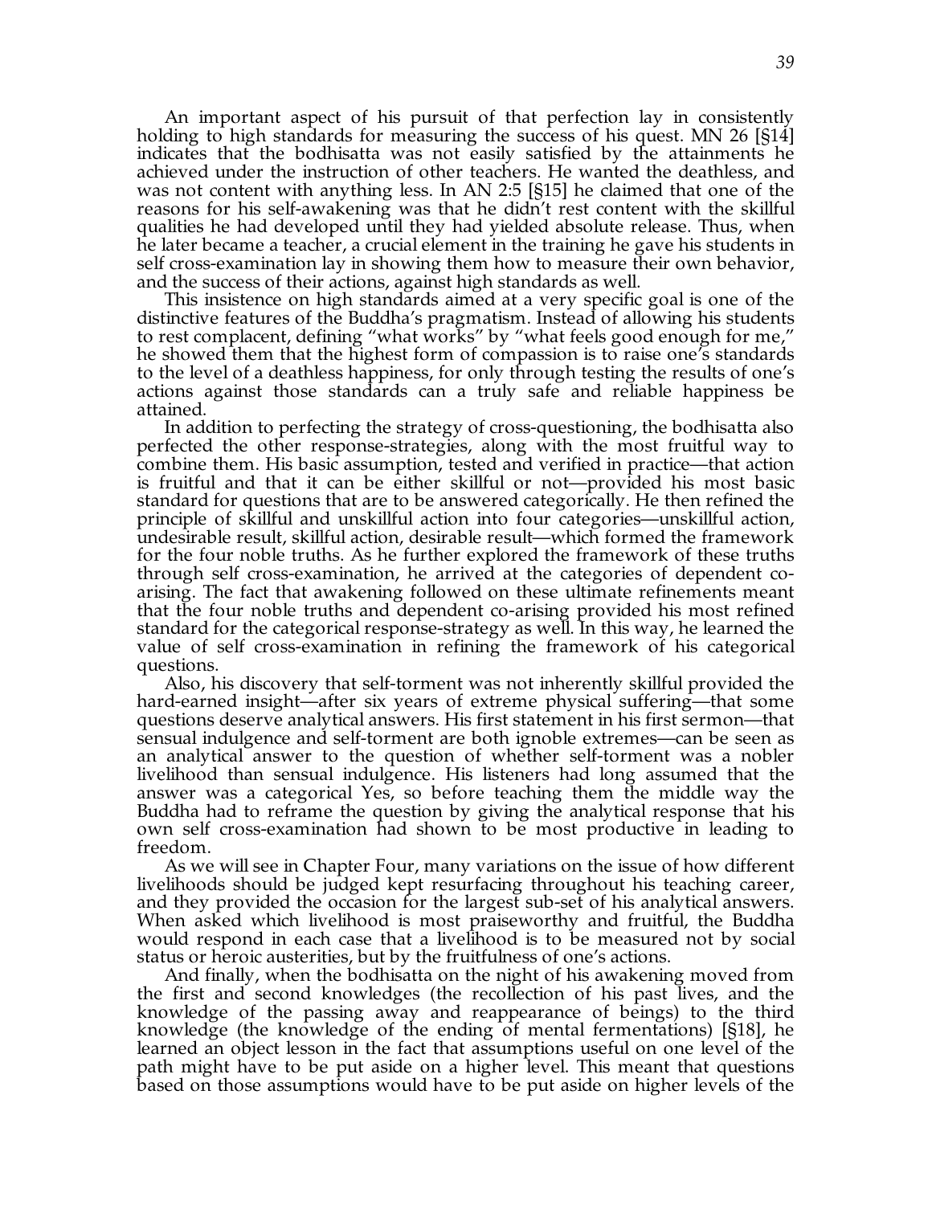An important aspect of his pursuit of that perfection lay in consistently holding to high standards for measuring the success of his quest. MN 26 [§14] indicates that the bodhisatta was not easily satisfied by the attainments he achieved under the instruction of other teachers. He wanted the deathless, and was not content with anything less. In AN 2:5 [§15] he claimed that one of the reasons for his self-awakening was that he didn't rest content with the skillful qualities he had developed until they had yielded absolute release. Thus, when he later became a teacher, a crucial element in the training he gave his students in self cross-examination lay in showing them how to measure their own behavior, and the success of their actions, against high standards as well.

This insistence on high standards aimed at a very specific goal is one of the distinctive features of the Buddha's pragmatism. Instead of allowing his students to rest complacent, defining "what works" by "what feels good enough for me," he showed them that the highest form of compassion is to raise one's standards to the level of a deathless happiness, for only through testing the results of one's actions against those standards can a truly safe and reliable happiness be attained.

In addition to perfecting the strategy of cross-questioning, the bodhisatta also perfected the other response-strategies, along with the most fruitful way to combine them. His basic assumption, tested and verified in practice—that action is fruitful and that it can be either skillful or not—provided his most basic standard for questions that are to be answered categorically. He then refined the principle of skillful and unskillful action into four categories—unskillful action, undesirable result, skillful action, desirable result—which formed the framework for the four noble truths. As he further explored the framework of these truths through self cross-examination, he arrived at the categories of dependent co-arising. The fact that awakening followed on these ultimate refinements meant that the four noble truths and dependent co-arising provided his most refined standard for the categorical response-strategy as well. In this way, he learned the value of self cross-examination in refining the framework of his categorical questions.

Also, his discovery that self-torment was not inherently skillful provided the hard-earned insight—after six years of extreme physical suffering—that some questions deserve analytical answers. His first statement in his first sermon—that sensual indulgence and self-torment are both ignoble extremes—can be seen as an analytical answer to the question of whether self-torment was a nobler livelihood than sensual indulgence. His listeners had long assumed that the answer was a categorical Yes, so before teaching them the middle way the Buddha had to reframe the question by giving the analytical response that his own self cross-examination had shown to be most productive in leading to freedom.

As we will see in Chapter Four, many variations on the issue of how different livelihoods should be judged kept resurfacing throughout his teaching career, and they provided the occasion for the largest sub-set of his analytical answers. When asked which livelihood is most praiseworthy and fruitful, the Buddha would respond in each case that a livelihood is to be measured not by social status or heroic austerities, but by the fruitfulness of one's actions.

And finally, when the bodhisatta on the night of his awakening moved from the first and second knowledges (the recollection of his past lives, and the knowledge of the passing away and reappearance of beings) to the third knowledge (the knowledge of the ending of mental fermentations) [§18], he learned an object lesson in the fact that assumptions useful on one level of the path might have to be put aside on a higher level. This meant that questions based on those assumptions would have to be put aside on higher levels of the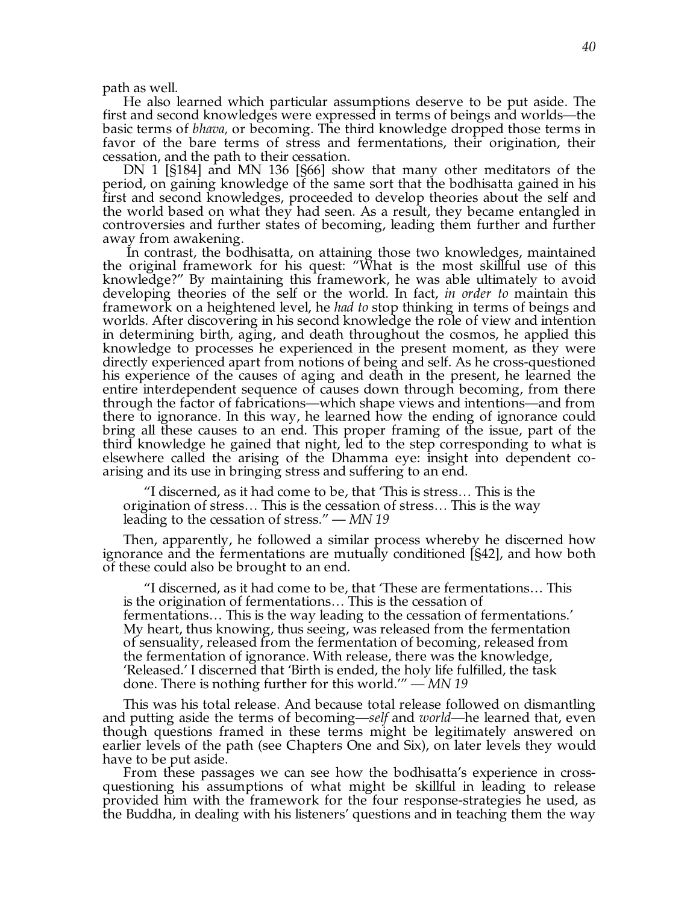path as well.

He also learned which particular assumptions deserve to be put aside. The first and second knowledges were expressed in terms of beings and worlds—the basic terms of *bhava,* or becoming. The third knowledge dropped those terms in favor of the bare terms of stress and fermentations, their origination, their cessation, and the path to their cessation.

DN 1 [§184] and MN 136 [§66] show that many other meditators of the period, on gaining knowledge of the same sort that the bodhisatta gained in his first and second knowledges, proceeded to develop theories about the self and the world based on what they had seen. As a result, they became entangled in controversies and further states of becoming, leading them further and further away from awakening.

In contrast, the bodhisatta, on attaining those two knowledges, maintained the original framework for his quest: "What is the most skillful use of this knowledge?" By maintaining this framework, he was able ultimately to avoid developing theories of the self or the world. In fact, *in order to* maintain this framework on a heightened level, he *had to* stop thinking in terms of beings and worlds. After discovering in his second knowledge the role of view and intention in determining birth, aging, and death throughout the cosmos, he applied this knowledge to processes he experienced in the present moment, as they were directly experienced apart from notions of being and self. As he cross-questioned his experience of the causes of aging and death in the present, he learned the entire interdependent sequence of causes down through becoming, from there through the factor of fabrications—which shape views and intentions—and from there to ignorance. In this way, he learned how the ending of ignorance could bring all these causes to an end. This proper framing of the issue, part of the third knowledge he gained that night, led to the step corresponding to what is elsewhere called the arising of the Dhamma eye: insight into dependent co-arising and its use in bringing stress and suffering to an end.

> "I discerned, as it had come to be, that 'This is stress… This is the origination of stress… This is the cessation of stress… This is the way leading to the cessation of stress." — *MN 19*

Then, apparently, he followed a similar process whereby he discerned how ignorance and the fermentations are mutually conditioned [§42], and how both of these could also be brought to an end.

> "I discerned, as it had come to be, that 'These are fermentations… This is the origination of fermentations… This is the cessation of fermentations… This is the way leading to the cessation of fermentations.' My heart, thus knowing, thus seeing, was released from the fermentation of sensuality, released from the fermentation of becoming, released from the fermentation of ignorance. With release, there was the knowledge, 'Released.' I discerned that 'Birth is ended, the holy life fulfilled, the task done. There is nothing further for this world.'" — *MN 19*

This was his total release. And because total release followed on dismantling and putting aside the terms of becoming—*self* and *world*—he learned that, even though questions framed in these terms might be legitimately answered on earlier levels of the path (see Chapters One and Six), on later levels they would have to be put aside.

From these passages we can see how the bodhisatta's experience in cross-questioning his assumptions of what might be skillful in leading to release provided him with the framework for the four response-strategies he used, as the Buddha, in dealing with his listeners' questions and in teaching them the way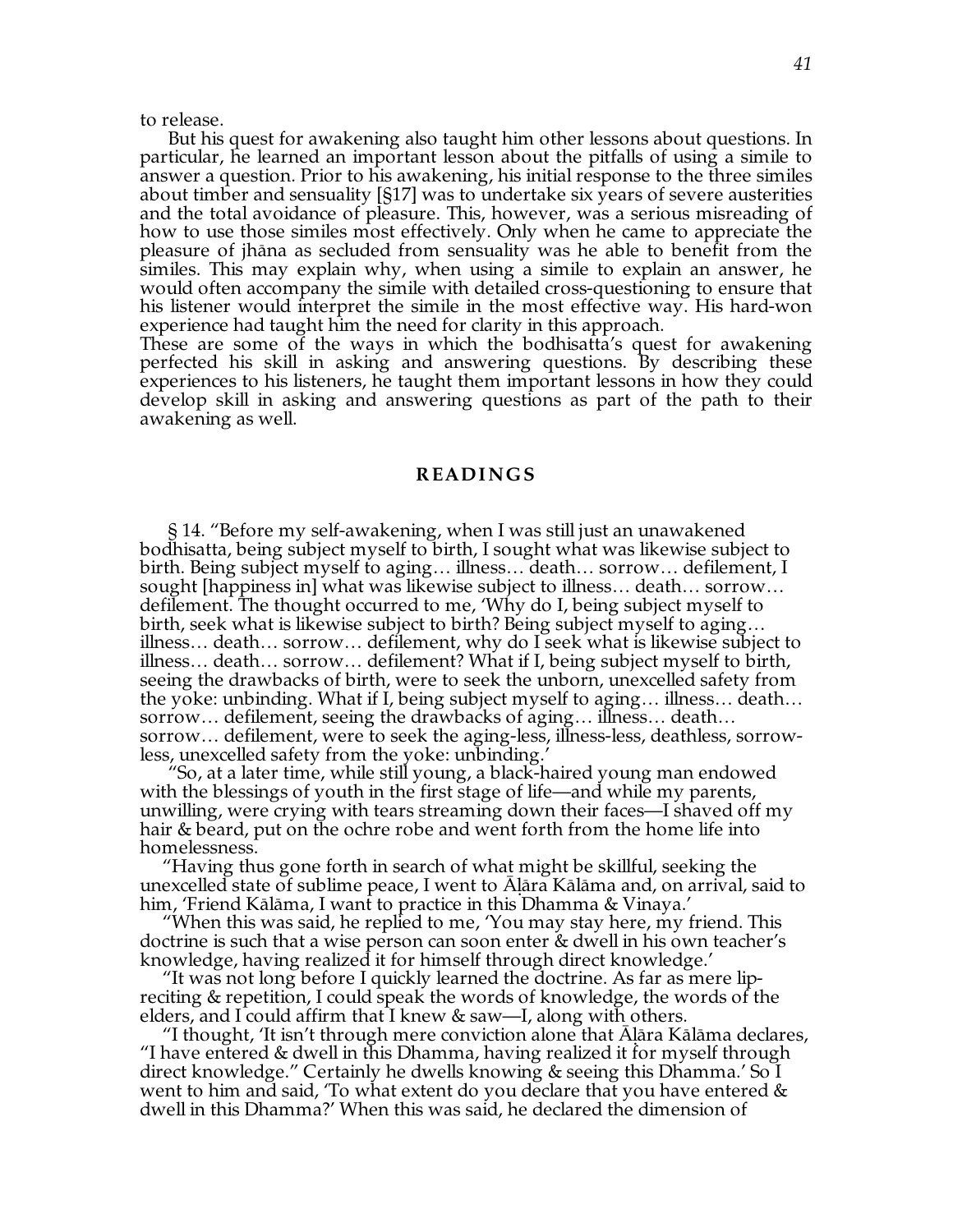to release.

But his quest for awakening also taught him other lessons about questions. In particular, he learned an important lesson about the pitfalls of using a simile to answer a question. Prior to his awakening, his initial response to the three similes about timber and sensuality [§17] was to undertake six years of severe austerities and the total avoidance of pleasure. This, however, was a serious misreading of how to use those similes most effectively. Only when he came to appreciate the pleasure of jhāna as secluded from sensuality was he able to benefit from the similes. This may explain why, when using a simile to explain an answer, he would often accompany the simile with detailed cross-questioning to ensure that his listener would interpret the simile in the most effective way. His hard-won experience had taught him the need for clarity in this approach.

These are some of the ways in which the bodhisatta's quest for awakening perfected his skill in asking and answering questions. By describing these experiences to his listeners, he taught them important lessons in how they could develop skill in asking and answering questions as part of the path to their awakening as well.

## READINGS

§ 14. "Before my self-awakening, when I was still just an unawakened bodhisatta, being subject myself to birth, I sought what was likewise subject to birth. Being subject myself to aging… illness… death… sorrow… defilement, I sought [happiness in] what was likewise subject to illness… death… sorrow… defilement. The thought occurred to me, 'Why do I, being subject myself to birth, seek what is likewise subject to birth? Being subject myself to aging… illness… death… sorrow… defilement, why do I seek what is likewise subject to illness… death… sorrow… defilement? What if I, being subject myself to birth, seeing the drawbacks of birth, were to seek the unborn, unexcelled safety from the yoke: unbinding. What if I, being subject myself to aging… illness… death… sorrow… defilement, seeing the drawbacks of aging… illness… death… sorrow… defilement, were to seek the aging-less, illness-less, deathless, sorrow-less, unexcelled safety from the yoke: unbinding.'

"So, at a later time, while still young, a black-haired young man endowed with the blessings of youth in the first stage of life—and while my parents, unwilling, were crying with tears streaming down their faces—I shaved off my hair & beard, put on the ochre robe and went forth from the home life into homelessness.

"Having thus gone forth in search of what might be skillful, seeking the unexcelled state of sublime peace, I went to Āḷāra Kālāma and, on arrival, said to him, 'Friend Kālāma, I want to practice in this Dhamma & Vinaya.'

"When this was said, he replied to me, 'You may stay here, my friend. This doctrine is such that a wise person can soon enter & dwell in his own teacher's knowledge, having realized it for himself through direct knowledge.'

"It was not long before I quickly learned the doctrine. As far as mere lip-reciting & repetition, I could speak the words of knowledge, the words of the elders, and I could affirm that I knew & saw—I, along with others.

"I thought, 'It isn't through mere conviction alone that Āḷāra Kālāma declares, "I have entered & dwell in this Dhamma, having realized it for myself through direct knowledge." Certainly he dwells knowing & seeing this Dhamma.' So I went to him and said, 'To what extent do you declare that you have entered & dwell in this Dhamma?' When this was said, he declared the dimension of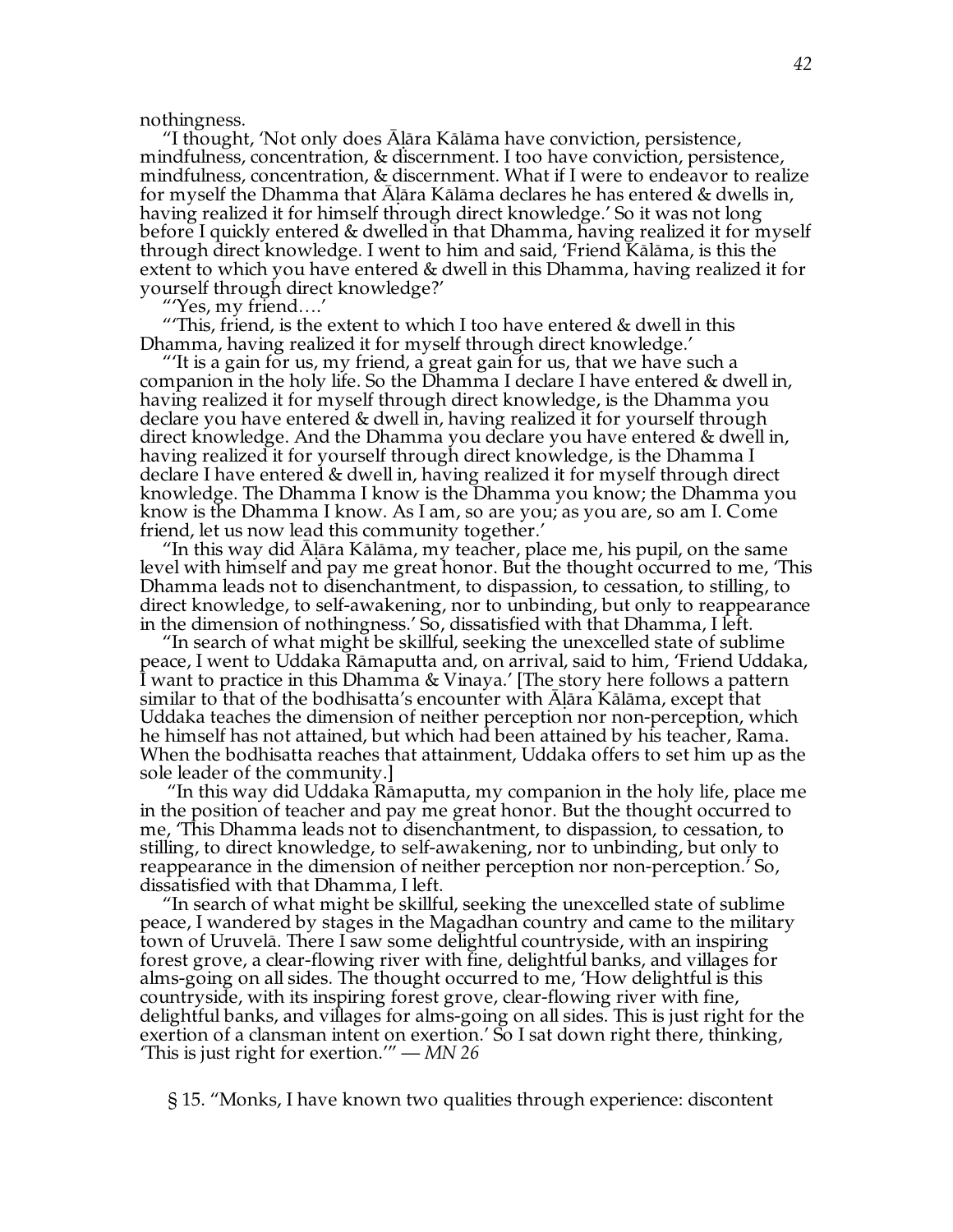nothingness.

"I thought, 'Not only does Āḷāra Kālāma have conviction, persistence, mindfulness, concentration, & discernment. I too have conviction, persistence, mindfulness, concentration, & discernment. What if I were to endeavor to realize for myself the Dhamma that Āḷāra Kālāma declares he has entered & dwells in, having realized it for himself through direct knowledge.' So it was not long before I quickly entered & dwelled in that Dhamma, having realized it for myself through direct knowledge. I went to him and said, 'Friend Kālāma, is this the extent to which you have entered & dwell in this Dhamma, having realized it for yourself through direct knowledge?'

"'Yes, my friend….'

"'This, friend, is the extent to which I too have entered & dwell in this Dhamma, having realized it for myself through direct knowledge.'

"'It is a gain for us, my friend, a great gain for us, that we have such a companion in the holy life. So the Dhamma I declare I have entered & dwell in, having realized it for myself through direct knowledge, is the Dhamma you declare you have entered & dwell in, having realized it for yourself through direct knowledge. And the Dhamma you declare you have entered & dwell in, having realized it for yourself through direct knowledge, is the Dhamma I declare I have entered & dwell in, having realized it for myself through direct knowledge. The Dhamma I know is the Dhamma you know; the Dhamma you know is the Dhamma I know. As I am, so are you; as you are, so am I. Come friend, let us now lead this community together.'

"In this way did Āḷāra Kālāma, my teacher, place me, his pupil, on the same level with himself and pay me great honor. But the thought occurred to me, 'This Dhamma leads not to disenchantment, to dispassion, to cessation, to stilling, to direct knowledge, to self-awakening, nor to unbinding, but only to reappearance in the dimension of nothingness.' So, dissatisfied with that Dhamma, I left.

"In search of what might be skillful, seeking the unexcelled state of sublime peace, I went to Uddaka Rāmaputta and, on arrival, said to him, 'Friend Uddaka, I want to practice in this Dhamma & Vinaya.' [The story here follows a pattern similar to that of the bodhisatta's encounter with Āḷāra Kālāma, except that Uddaka teaches the dimension of neither perception nor non-perception, which he himself has not attained, but which had been attained by his teacher, Rama. When the bodhisatta reaches that attainment, Uddaka offers to set him up as the sole leader of the community.]

"In this way did Uddaka Rāmaputta, my companion in the holy life, place me in the position of teacher and pay me great honor. But the thought occurred to me, 'This Dhamma leads not to disenchantment, to dispassion, to cessation, to stilling, to direct knowledge, to self-awakening, nor to unbinding, but only to reappearance in the dimension of neither perception nor non-perception.' So, dissatisfied with that Dhamma, I left.

"In search of what might be skillful, seeking the unexcelled state of sublime peace, I wandered by stages in the Magadhan country and came to the military town of Uruvelā. There I saw some delightful countryside, with an inspiring forest grove, a clear-flowing river with fine, delightful banks, and villages for alms-going on all sides. The thought occurred to me, 'How delightful is this countryside, with its inspiring forest grove, clear-flowing river with fine, delightful banks, and villages for alms-going on all sides. This is just right for the exertion of a clansman intent on exertion.' So I sat down right there, thinking, 'This is just right for exertion.'" — *MN 26*

§ 15. "Monks, I have known two qualities through experience: discontent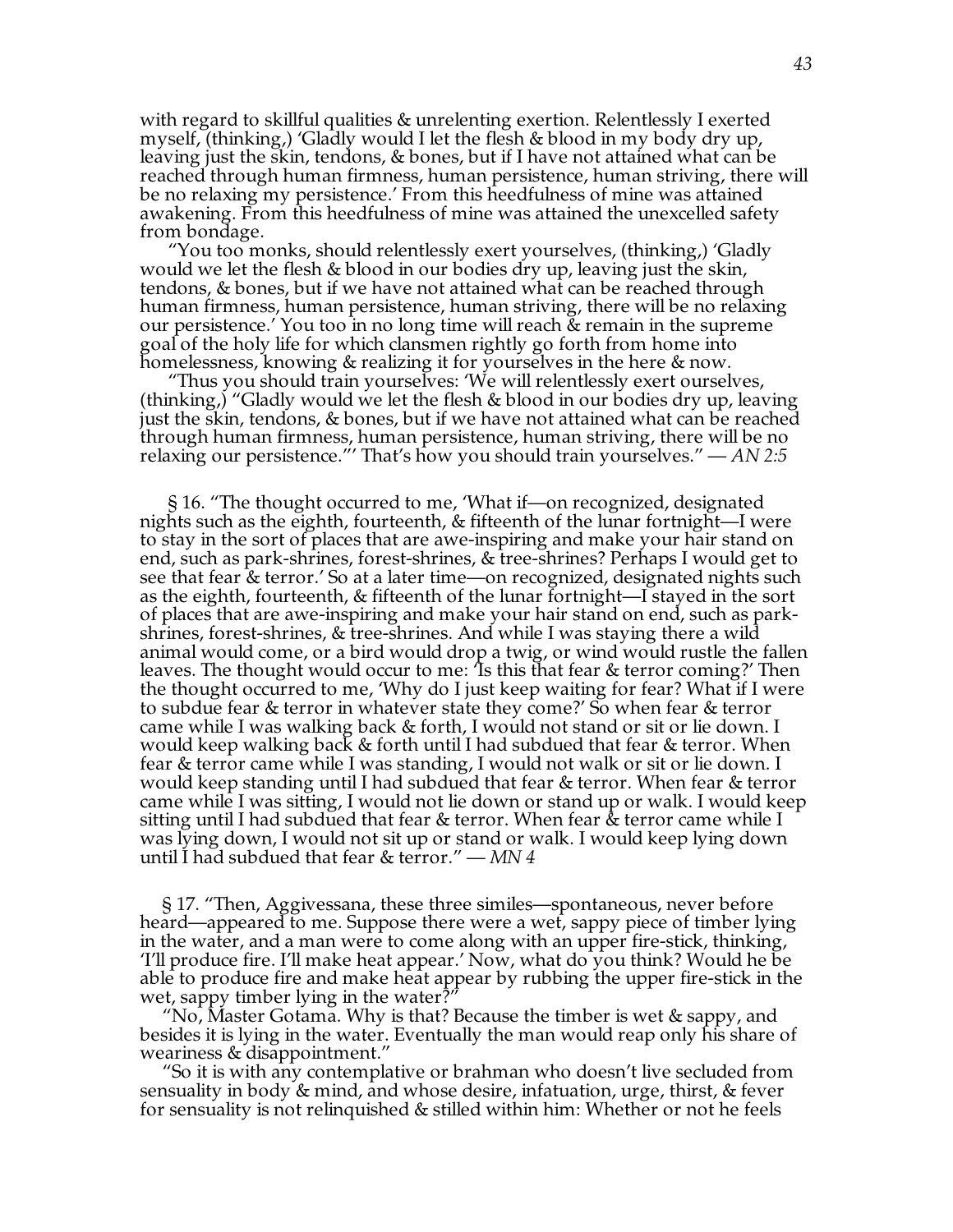with regard to skillful qualities & unrelenting exertion. Relentlessly I exerted myself, (thinking,) 'Gladly would I let the flesh & blood in my body dry up, leaving just the skin, tendons, & bones, but if I have not attained what can be reached through human firmness, human persistence, human striving, there will be no relaxing my persistence.' From this heedfulness of mine was attained awakening. From this heedfulness of mine was attained the unexcelled safety from bondage.

"You too monks, should relentlessly exert yourselves, (thinking,) 'Gladly would we let the flesh & blood in our bodies dry up, leaving just the skin, tendons, & bones, but if we have not attained what can be reached through human firmness, human persistence, human striving, there will be no relaxing our persistence.' You too in no long time will reach & remain in the supreme goal of the holy life for which clansmen rightly go forth from home into homelessness, knowing & realizing it for yourselves in the here & now.

"Thus you should train yourselves: 'We will relentlessly exert ourselves, (thinking,) "Gladly would we let the flesh & blood in our bodies dry up, leaving just the skin, tendons, & bones, but if we have not attained what can be reached through human firmness, human persistence, human striving, there will be no relaxing our persistence."' That's how you should train yourselves." — *AN 2:5*

§ 16. "The thought occurred to me, 'What if—on recognized, designated nights such as the eighth, fourteenth, & fifteenth of the lunar fortnight—I were to stay in the sort of places that are awe-inspiring and make your hair stand on end, such as park-shrines, forest-shrines, & tree-shrines? Perhaps I would get to see that fear & terror.' So at a later time—on recognized, designated nights such as the eighth, fourteenth, & fifteenth of the lunar fortnight—I stayed in the sort of places that are awe-inspiring and make your hair stand on end, such as park-shrines, forest-shrines, & tree-shrines. And while I was staying there a wild animal would come, or a bird would drop a twig, or wind would rustle the fallen leaves. The thought would occur to me: 'Is this that fear & terror coming?' Then the thought occurred to me, 'Why do I just keep waiting for fear? What if I were to subdue fear & terror in whatever state they come?' So when fear & terror came while I was walking back & forth, I would not stand or sit or lie down. I would keep walking back & forth until I had subdued that fear & terror. When fear & terror came while I was standing, I would not walk or sit or lie down. I would keep standing until I had subdued that fear & terror. When fear & terror came while I was sitting, I would not lie down or stand up or walk. I would keep sitting until I had subdued that fear & terror. When fear & terror came while I was lying down, I would not sit up or stand or walk. I would keep lying down until I had subdued that fear & terror." — *MN 4*

§ 17. "Then, Aggivessana, these three similes—spontaneous, never before heard—appeared to me. Suppose there were a wet, sappy piece of timber lying in the water, and a man were to come along with an upper fire-stick, thinking, 'I'll produce fire. I'll make heat appear.' Now, what do you think? Would he be able to produce fire and make heat appear by rubbing the upper fire-stick in the wet, sappy timber lying in the water?"

"No, Master Gotama. Why is that? Because the timber is wet & sappy, and besides it is lying in the water. Eventually the man would reap only his share of weariness & disappointment."

"So it is with any contemplative or brahman who doesn't live secluded from sensuality in body & mind, and whose desire, infatuation, urge, thirst, & fever for sensuality is not relinquished & stilled within him: Whether or not he feels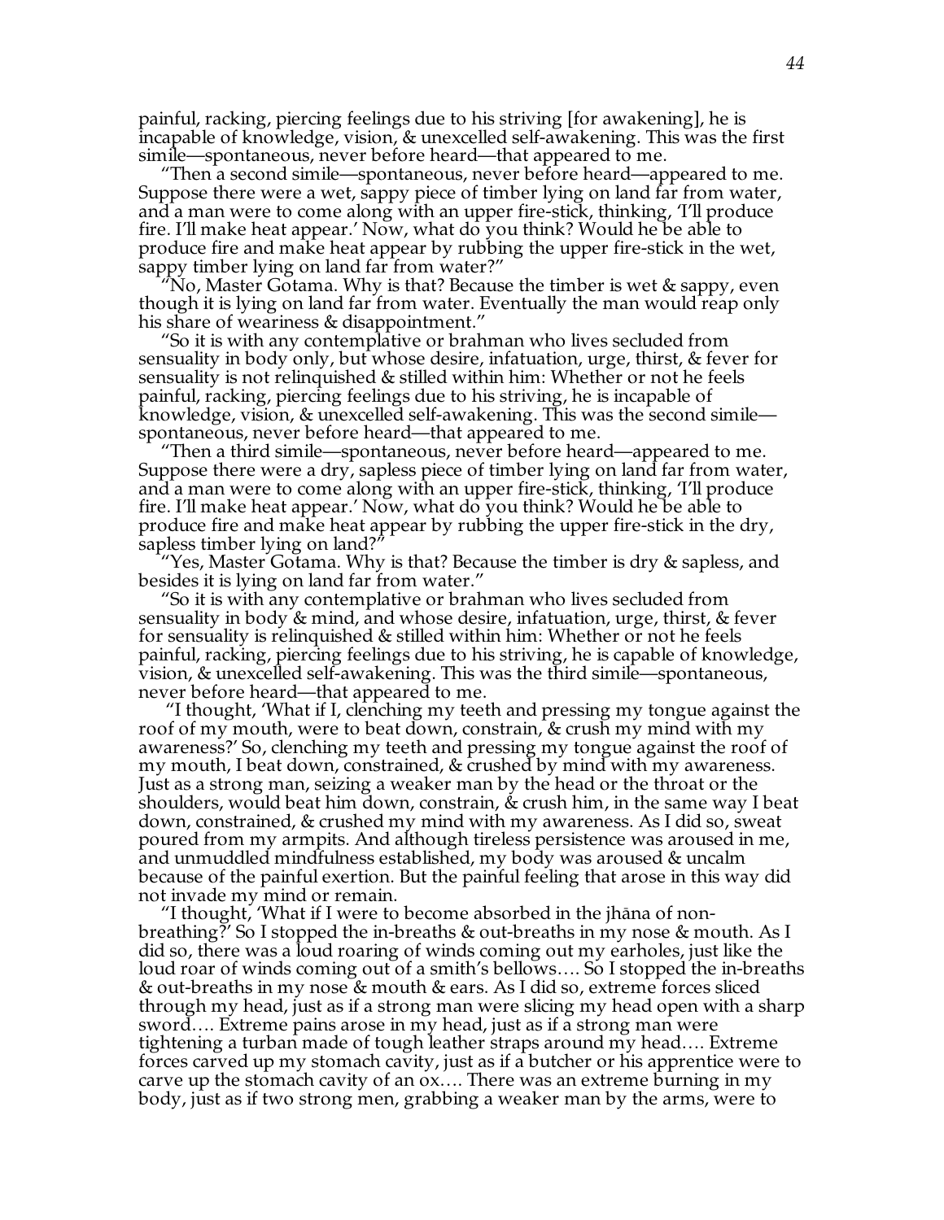painful, racking, piercing feelings due to his striving [for awakening], he is incapable of knowledge, vision, & unexcelled self-awakening. This was the first simile—spontaneous, never before heard—that appeared to me.

"Then a second simile—spontaneous, never before heard—appeared to me. Suppose there were a wet, sappy piece of timber lying on land far from water, and a man were to come along with an upper fire-stick, thinking, 'I'll produce fire. I'll make heat appear.' Now, what do you think? Would he be able to produce fire and make heat appear by rubbing the upper fire-stick in the wet, sappy timber lying on land far from water?"

"No, Master Gotama. Why is that? Because the timber is wet & sappy, even though it is lying on land far from water. Eventually the man would reap only his share of weariness & disappointment."

"So it is with any contemplative or brahman who lives secluded from sensuality in body only, but whose desire, infatuation, urge, thirst, & fever for sensuality is not relinquished & stilled within him: Whether or not he feels painful, racking, piercing feelings due to his striving, he is incapable of knowledge, vision, & unexcelled self-awakening. This was the second simile—spontaneous, never before heard—that appeared to me.

"Then a third simile—spontaneous, never before heard—appeared to me. Suppose there were a dry, sapless piece of timber lying on land far from water, and a man were to come along with an upper fire-stick, thinking, 'I'll produce fire. I'll make heat appear.' Now, what do you think? Would he be able to produce fire and make heat appear by rubbing the upper fire-stick in the dry, sapless timber lying on land?"

"Yes, Master Gotama. Why is that? Because the timber is dry & sapless, and besides it is lying on land far from water."

"So it is with any contemplative or brahman who lives secluded from sensuality in body & mind, and whose desire, infatuation, urge, thirst, & fever for sensuality is relinquished & stilled within him: Whether or not he feels painful, racking, piercing feelings due to his striving, he is capable of knowledge, vision, & unexcelled self-awakening. This was the third simile—spontaneous, never before heard—that appeared to me.

"I thought, 'What if I, clenching my teeth and pressing my tongue against the roof of my mouth, were to beat down, constrain, & crush my mind with my awareness?' So, clenching my teeth and pressing my tongue against the roof of my mouth, I beat down, constrained, & crushed by mind with my awareness. Just as a strong man, seizing a weaker man by the head or the throat or the shoulders, would beat him down, constrain, & crush him, in the same way I beat down, constrained, & crushed my mind with my awareness. As I did so, sweat poured from my armpits. And although tireless persistence was aroused in me, and unmuddled mindfulness established, my body was aroused & uncalm because of the painful exertion. But the painful feeling that arose in this way did not invade my mind or remain.

"I thought, 'What if I were to become absorbed in the jhāna of non-breathing?' So I stopped the in-breaths & out-breaths in my nose & mouth. As I did so, there was a loud roaring of winds coming out my earholes, just like the loud roar of winds coming out of a smith's bellows…. So I stopped the in-breaths & out-breaths in my nose & mouth & ears. As I did so, extreme forces sliced through my head, just as if a strong man were slicing my head open with a sharp sword…. Extreme pains arose in my head, just as if a strong man were tightening a turban made of tough leather straps around my head…. Extreme forces carved up my stomach cavity, just as if a butcher or his apprentice were to carve up the stomach cavity of an ox…. There was an extreme burning in my body, just as if two strong men, grabbing a weaker man by the arms, were to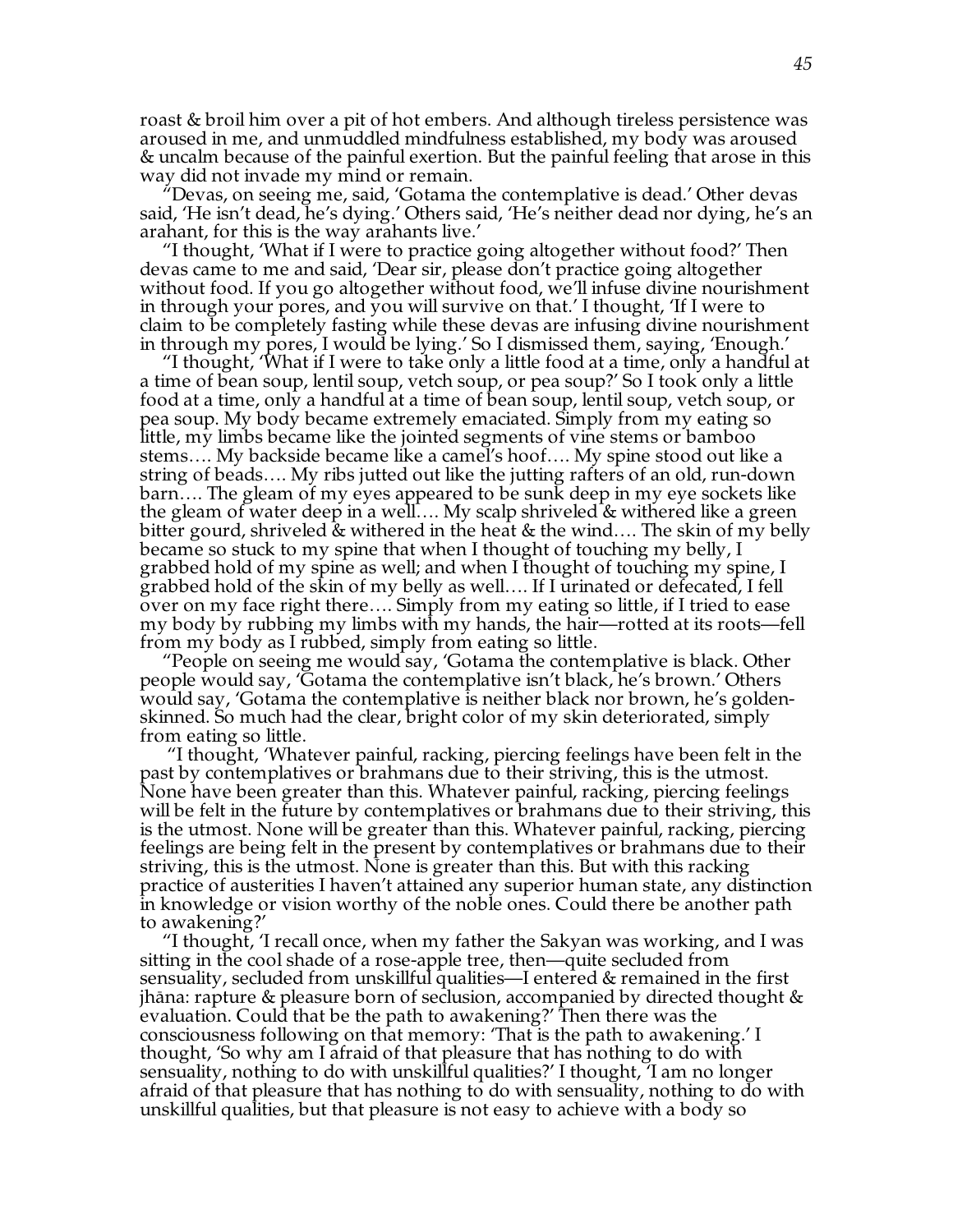roast & broil him over a pit of hot embers. And although tireless persistence was aroused in me, and unmuddled mindfulness established, my body was aroused & uncalm because of the painful exertion. But the painful feeling that arose in this way did not invade my mind or remain.

"Devas, on seeing me, said, 'Gotama the contemplative is dead.' Other devas said, 'He isn't dead, he's dying.' Others said, 'He's neither dead nor dying, he's an arahant, for this is the way arahants live.'

"I thought, 'What if I were to practice going altogether without food?' Then devas came to me and said, 'Dear sir, please don't practice going altogether without food. If you go altogether without food, we'll infuse divine nourishment in through your pores, and you will survive on that.' I thought, 'If I were to claim to be completely fasting while these devas are infusing divine nourishment in through my pores, I would be lying.' So I dismissed them, saying, 'Enough.'

"I thought, 'What if I were to take only a little food at a time, only a handful at a time of bean soup, lentil soup, vetch soup, or pea soup?' So I took only a little food at a time, only a handful at a time of bean soup, lentil soup, vetch soup, or pea soup. My body became extremely emaciated. Simply from my eating so little, my limbs became like the jointed segments of vine stems or bamboo stems…. My backside became like a camel's hoof…. My spine stood out like a string of beads…. My ribs jutted out like the jutting rafters of an old, run-down barn…. The gleam of my eyes appeared to be sunk deep in my eye sockets like the gleam of water deep in a well…. My scalp shriveled & withered like a green bitter gourd, shriveled & withered in the heat & the wind…. The skin of my belly became so stuck to my spine that when I thought of touching my belly, I grabbed hold of my spine as well; and when I thought of touching my spine, I grabbed hold of the skin of my belly as well…. If I urinated or defecated, I fell over on my face right there…. Simply from my eating so little, if I tried to ease my body by rubbing my limbs with my hands, the hair—rotted at its roots—fell from my body as I rubbed, simply from eating so little.

"People on seeing me would say, 'Gotama the contemplative is black. Other people would say, 'Gotama the contemplative isn't black, he's brown.' Others would say, 'Gotama the contemplative is neither black nor brown, he's golden-skinned. So much had the clear, bright color of my skin deteriorated, simply from eating so little.

"I thought, 'Whatever painful, racking, piercing feelings have been felt in the past by contemplatives or brahmans due to their striving, this is the utmost. None have been greater than this. Whatever painful, racking, piercing feelings will be felt in the future by contemplatives or brahmans due to their striving, this is the utmost. None will be greater than this. Whatever painful, racking, piercing feelings are being felt in the present by contemplatives or brahmans due to their striving, this is the utmost. None is greater than this. But with this racking practice of austerities I haven't attained any superior human state, any distinction in knowledge or vision worthy of the noble ones. Could there be another path to awakening?'

"I thought, 'I recall once, when my father the Sakyan was working, and I was sitting in the cool shade of a rose-apple tree, then—quite secluded from sensuality, secluded from unskillful qualities—I entered & remained in the first jhāna: rapture & pleasure born of seclusion, accompanied by directed thought & evaluation. Could that be the path to awakening?' Then there was the consciousness following on that memory: 'That is the path to awakening.' I thought, 'So why am I afraid of that pleasure that has nothing to do with sensuality, nothing to do with unskillful qualities?' I thought, 'I am no longer afraid of that pleasure that has nothing to do with sensuality, nothing to do with unskillful qualities, but that pleasure is not easy to achieve with a body so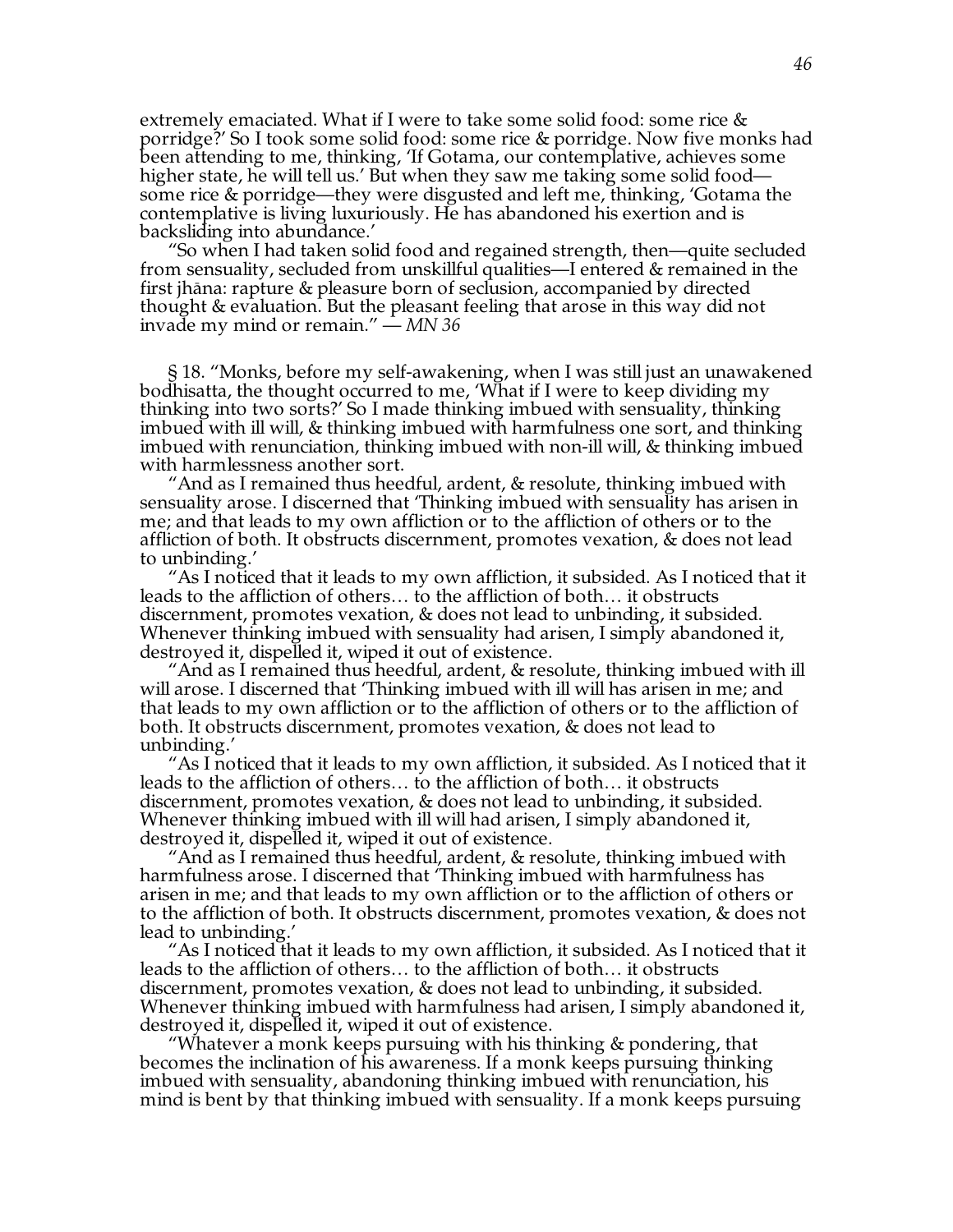extremely emaciated. What if I were to take some solid food: some rice & porridge?' So I took some solid food: some rice & porridge. Now five monks had been attending to me, thinking, 'If Gotama, our contemplative, achieves some higher state, he will tell us.' But when they saw me taking some solid food—some rice & porridge—they were disgusted and left me, thinking, 'Gotama the contemplative is living luxuriously. He has abandoned his exertion and is backsliding into abundance.'

"So when I had taken solid food and regained strength, then—quite secluded from sensuality, secluded from unskillful qualities—I entered & remained in the first jhāna: rapture & pleasure born of seclusion, accompanied by directed thought & evaluation. But the pleasant feeling that arose in this way did not invade my mind or remain." — *MN 36*

§ 18. "Monks, before my self-awakening, when I was still just an unawakened bodhisatta, the thought occurred to me, 'What if I were to keep dividing my thinking into two sorts?' So I made thinking imbued with sensuality, thinking imbued with ill will, & thinking imbued with harmfulness one sort, and thinking imbued with renunciation, thinking imbued with non-ill will, & thinking imbued with harmlessness another sort.

"And as I remained thus heedful, ardent, & resolute, thinking imbued with sensuality arose. I discerned that 'Thinking imbued with sensuality has arisen in me; and that leads to my own affliction or to the affliction of others or to the affliction of both. It obstructs discernment, promotes vexation, & does not lead to unbinding.'

"As I noticed that it leads to my own affliction, it subsided. As I noticed that it leads to the affliction of others… to the affliction of both… it obstructs discernment, promotes vexation, & does not lead to unbinding, it subsided. Whenever thinking imbued with sensuality had arisen, I simply abandoned it, destroyed it, dispelled it, wiped it out of existence.

"And as I remained thus heedful, ardent, & resolute, thinking imbued with ill will arose. I discerned that 'Thinking imbued with ill will has arisen in me; and that leads to my own affliction or to the affliction of others or to the affliction of both. It obstructs discernment, promotes vexation, & does not lead to unbinding.'

"As I noticed that it leads to my own affliction, it subsided. As I noticed that it leads to the affliction of others… to the affliction of both… it obstructs discernment, promotes vexation, & does not lead to unbinding, it subsided. Whenever thinking imbued with ill will had arisen, I simply abandoned it, destroyed it, dispelled it, wiped it out of existence.

"And as I remained thus heedful, ardent, & resolute, thinking imbued with harmfulness arose. I discerned that 'Thinking imbued with harmfulness has arisen in me; and that leads to my own affliction or to the affliction of others or to the affliction of both. It obstructs discernment, promotes vexation, & does not lead to unbinding.'

"As I noticed that it leads to my own affliction, it subsided. As I noticed that it leads to the affliction of others… to the affliction of both… it obstructs discernment, promotes vexation, & does not lead to unbinding, it subsided. Whenever thinking imbued with harmfulness had arisen, I simply abandoned it, destroyed it, dispelled it, wiped it out of existence.

"Whatever a monk keeps pursuing with his thinking & pondering, that becomes the inclination of his awareness. If a monk keeps pursuing thinking imbued with sensuality, abandoning thinking imbued with renunciation, his mind is bent by that thinking imbued with sensuality. If a monk keeps pursuing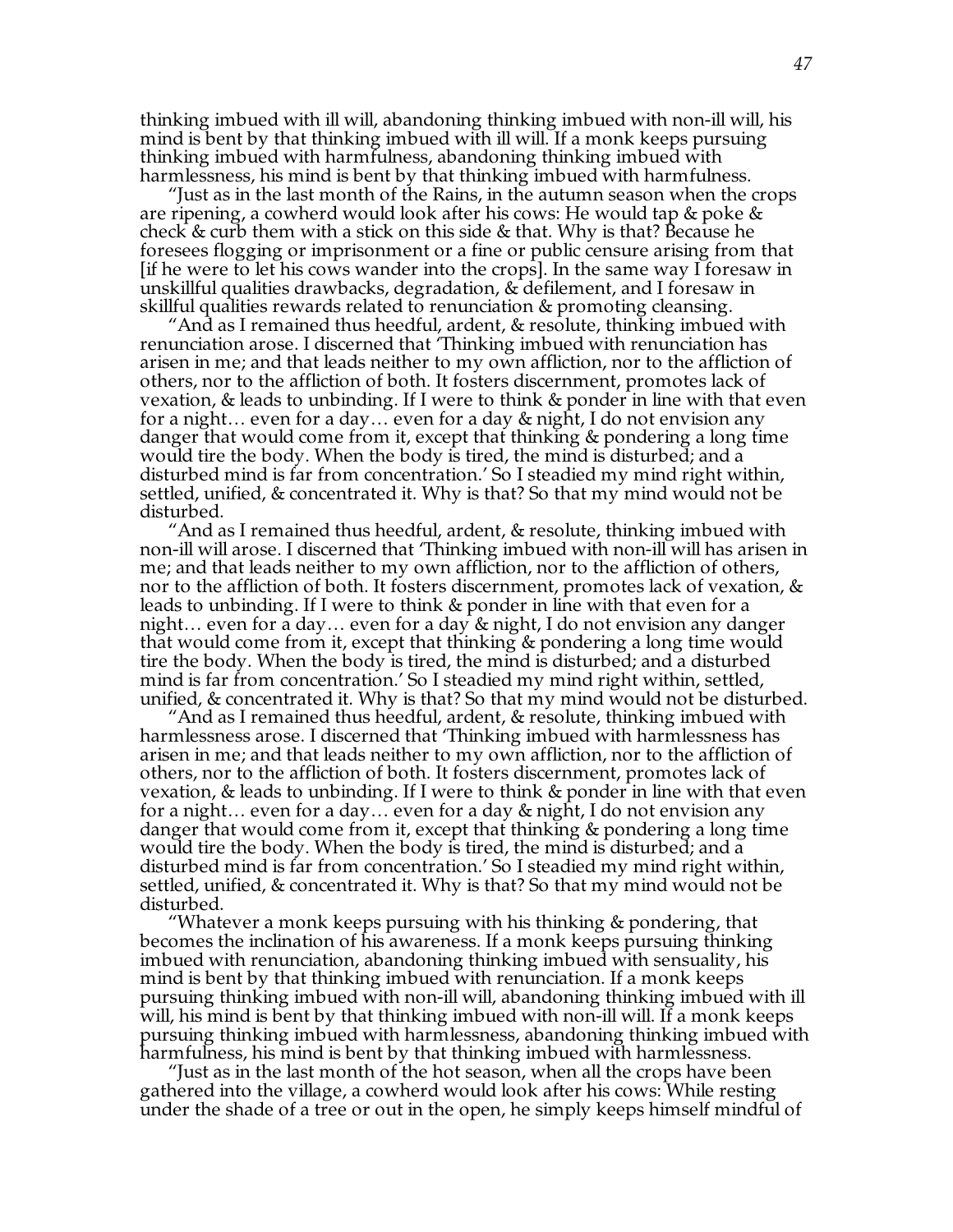thinking imbued with ill will, abandoning thinking imbued with non-ill will, his mind is bent by that thinking imbued with ill will. If a monk keeps pursuing thinking imbued with harmfulness, abandoning thinking imbued with harmlessness, his mind is bent by that thinking imbued with harmfulness.

"Just as in the last month of the Rains, in the autumn season when the crops are ripening, a cowherd would look after his cows: He would tap & poke & check & curb them with a stick on this side & that. Why is that? Because he foresees flogging or imprisonment or a fine or public censure arising from that [if he were to let his cows wander into the crops]. In the same way I foresaw in unskillful qualities drawbacks, degradation, & defilement, and I foresaw in skillful qualities rewards related to renunciation & promoting cleansing.

"And as I remained thus heedful, ardent, & resolute, thinking imbued with renunciation arose. I discerned that 'Thinking imbued with renunciation has arisen in me; and that leads neither to my own affliction, nor to the affliction of others, nor to the affliction of both. It fosters discernment, promotes lack of vexation, & leads to unbinding. If I were to think & ponder in line with that even for a night… even for a day… even for a day & night, I do not envision any danger that would come from it, except that thinking & pondering a long time would tire the body. When the body is tired, the mind is disturbed; and a disturbed mind is far from concentration.' So I steadied my mind right within, settled, unified, & concentrated it. Why is that? So that my mind would not be disturbed.

"And as I remained thus heedful, ardent, & resolute, thinking imbued with non-ill will arose. I discerned that 'Thinking imbued with non-ill will has arisen in me; and that leads neither to my own affliction, nor to the affliction of others, nor to the affliction of both. It fosters discernment, promotes lack of vexation, & leads to unbinding. If I were to think & ponder in line with that even for a night… even for a day… even for a day & night, I do not envision any danger that would come from it, except that thinking & pondering a long time would tire the body. When the body is tired, the mind is disturbed; and a disturbed mind is far from concentration.' So I steadied my mind right within, settled, unified, & concentrated it. Why is that? So that my mind would not be disturbed.

"And as I remained thus heedful, ardent, & resolute, thinking imbued with harmlessness arose. I discerned that 'Thinking imbued with harmlessness has arisen in me; and that leads neither to my own affliction, nor to the affliction of others, nor to the affliction of both. It fosters discernment, promotes lack of vexation, & leads to unbinding. If I were to think & ponder in line with that even for a night… even for a day… even for a day & night, I do not envision any danger that would come from it, except that thinking & pondering a long time would tire the body. When the body is tired, the mind is disturbed; and a disturbed mind is far from concentration.' So I steadied my mind right within, settled, unified, & concentrated it. Why is that? So that my mind would not be disturbed.

"Whatever a monk keeps pursuing with his thinking & pondering, that becomes the inclination of his awareness. If a monk keeps pursuing thinking imbued with renunciation, abandoning thinking imbued with sensuality, his mind is bent by that thinking imbued with renunciation. If a monk keeps pursuing thinking imbued with non-ill will, abandoning thinking imbued with ill will, his mind is bent by that thinking imbued with non-ill will. If a monk keeps pursuing thinking imbued with harmlessness, abandoning thinking imbued with harmfulness, his mind is bent by that thinking imbued with harmlessness.

"Just as in the last month of the hot season, when all the crops have been gathered into the village, a cowherd would look after his cows: While resting under the shade of a tree or out in the open, he simply keeps himself mindful of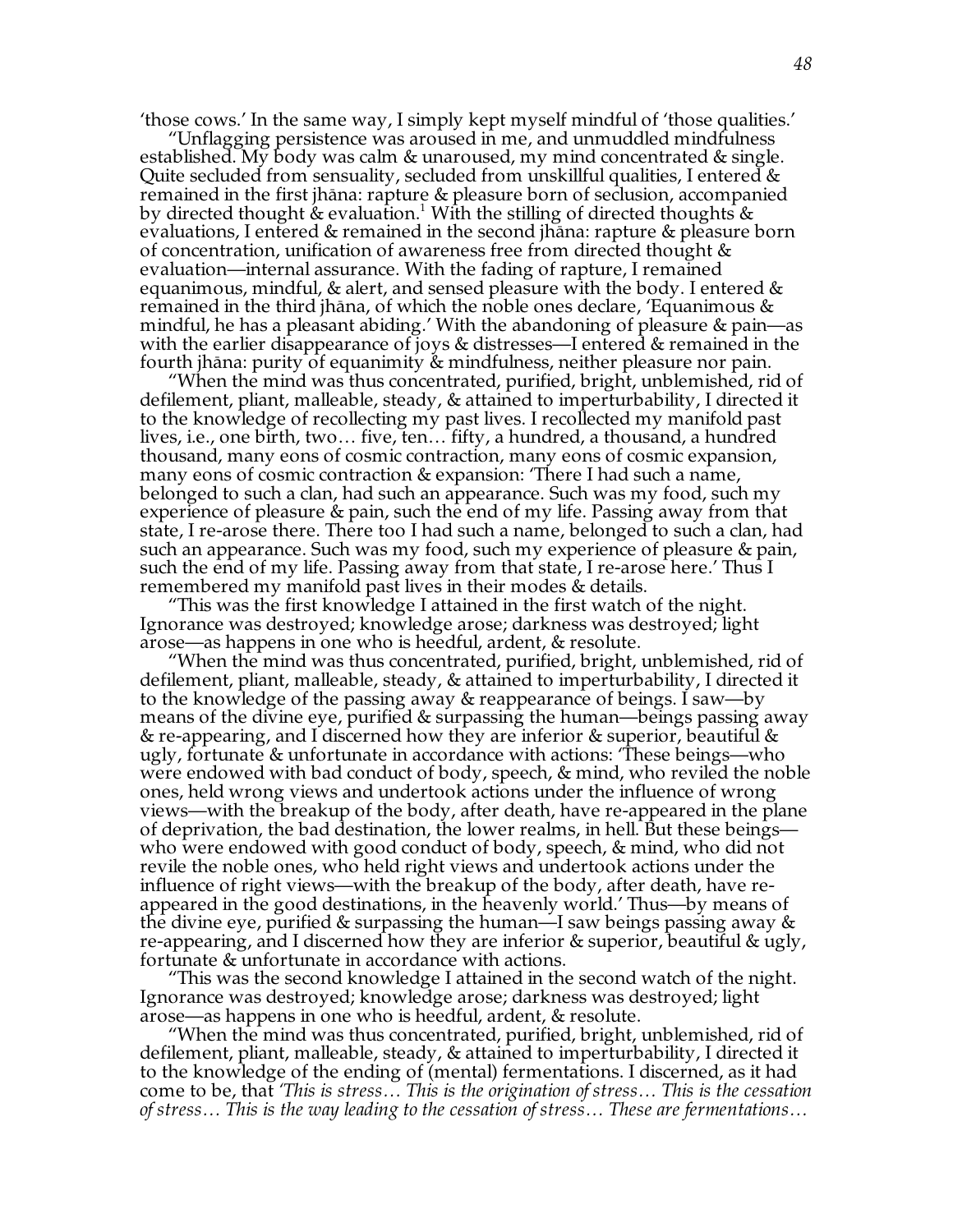'those cows.' In the same way, I simply kept myself mindful of 'those qualities.'

"Unflagging persistence was aroused in me, and unmuddled mindfulness established. My body was calm & unaroused, my mind concentrated & single. Quite secluded from sensuality, secluded from unskillful qualities, I entered & remained in the first jhāna: rapture & pleasure born of seclusion, accompanied by directed thought & evaluation.[1] With the stilling of directed thoughts & evaluations, I entered & remained in the second jhāna: rapture & pleasure born of concentration, unification of awareness free from directed thought & evaluation—internal assurance. With the fading of rapture, I remained equanimous, mindful, & alert, and sensed pleasure with the body. I entered & remained in the third jhāna, of which the noble ones declare, 'Equanimous & mindful, he has a pleasant abiding.' With the abandoning of pleasure & pain—as with the earlier disappearance of joys & distresses—I entered & remained in the fourth jhāna: purity of equanimity & mindfulness, neither pleasure nor pain.

"When the mind was thus concentrated, purified, bright, unblemished, rid of defilement, pliant, malleable, steady, & attained to imperturbability, I directed it to the knowledge of recollecting my past lives. I recollected my manifold past lives, i.e., one birth, two… five, ten… fifty, a hundred, a thousand, a hundred thousand, many eons of cosmic contraction, many eons of cosmic expansion, many eons of cosmic contraction & expansion: 'There I had such a name, belonged to such a clan, had such an appearance. Such was my food, such my experience of pleasure & pain, such the end of my life. Passing away from that state, I re-arose there. There too I had such a name, belonged to such a clan, had such an appearance. Such was my food, such my experience of pleasure & pain, such the end of my life. Passing away from that state, I re-arose here.' Thus I remembered my manifold past lives in their modes & details.

"This was the first knowledge I attained in the first watch of the night. Ignorance was destroyed; knowledge arose; darkness was destroyed; light arose—as happens in one who is heedful, ardent, & resolute.

"When the mind was thus concentrated, purified, bright, unblemished, rid of defilement, pliant, malleable, steady, & attained to imperturbability, I directed it to the knowledge of the passing away & reappearance of beings. I saw—by means of the divine eye, purified & surpassing the human—beings passing away & re-appearing, and I discerned how they are inferior & superior, beautiful & ugly, fortunate & unfortunate in accordance with actions: 'These beings—who were endowed with bad conduct of body, speech, & mind, who reviled the noble ones, held wrong views and undertook actions under the influence of wrong views—with the breakup of the body, after death, have re-appeared in the plane of deprivation, the bad destination, the lower realms, in hell. But these beings—who were endowed with good conduct of body, speech, & mind, who did not revile the noble ones, who held right views and undertook actions under the influence of right views—with the breakup of the body, after death, have re-appeared in the good destinations, in the heavenly world.' Thus—by means of the divine eye, purified & surpassing the human—I saw beings passing away & re-appearing, and I discerned how they are inferior & superior, beautiful & ugly, fortunate & unfortunate in accordance with actions.

"This was the second knowledge I attained in the second watch of the night. Ignorance was destroyed; knowledge arose; darkness was destroyed; light arose—as happens in one who is heedful, ardent, & resolute.

"When the mind was thus concentrated, purified, bright, unblemished, rid of defilement, pliant, malleable, steady, & attained to imperturbability, I directed it to the knowledge of the ending of (mental) fermentations. I discerned, as it had come to be, that *'This is stress… This is the origination of stress… This is the cessation of stress… This is the way leading to the cessation of stress… These are fermentations…*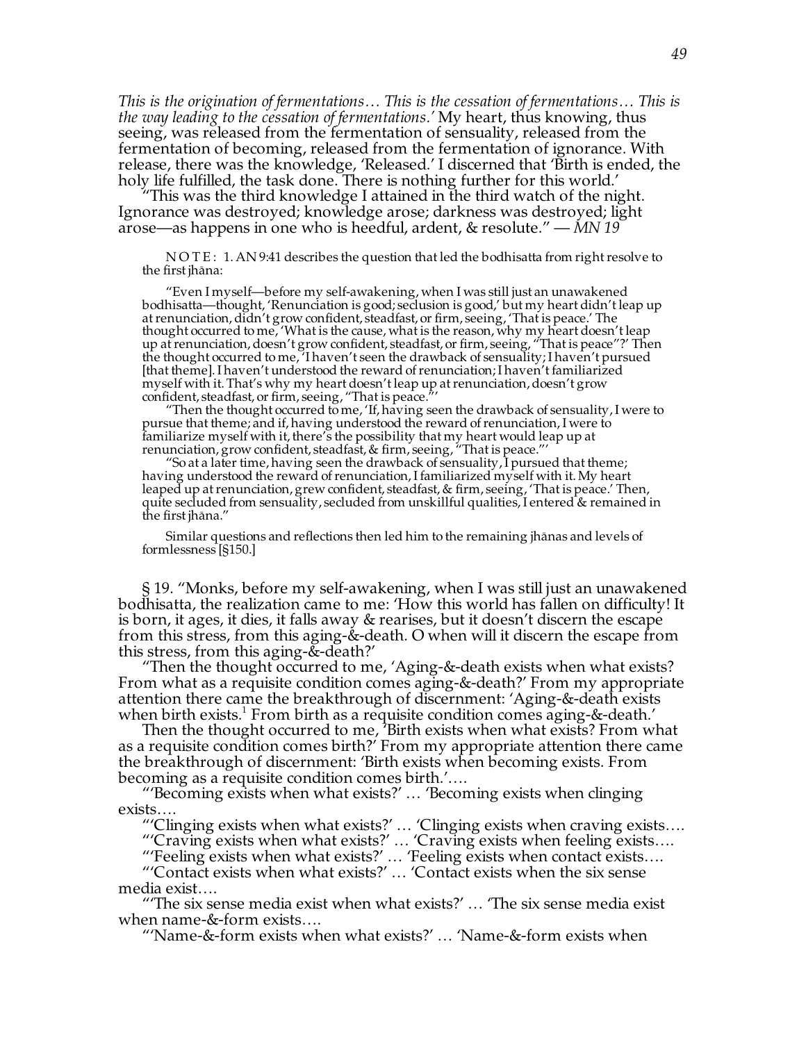*This is the origination of fermentations… This is the cessation of fermentations… This is the way leading to the cessation of fermentations.'* My heart, thus knowing, thus seeing, was released from the fermentation of sensuality, released from the fermentation of becoming, released from the fermentation of ignorance. With release, there was the knowledge, 'Released.' I discerned that 'Birth is ended, the holy life fulfilled, the task done. There is nothing further for this world.'

"This was the third knowledge I attained in the third watch of the night. Ignorance was destroyed; knowledge arose; darkness was destroyed; light arose—as happens in one who is heedful, ardent, & resolute." — *MN 19*

> NOTE: 1. AN 9:41 describes the question that led the bodhisatta from right resolve to the first jhāna:
>
> "Even I myself—before my self-awakening, when I was still just an unawakened bodhisatta—thought, 'Renunciation is good; seclusion is good,' but my heart didn't leap up at renunciation, didn't grow confident, steadfast, or firm, seeing, 'That is peace.' The thought occurred to me, 'What is the cause, what is the reason, why my heart doesn't leap up at renunciation, doesn't grow confident, steadfast, or firm, seeing, "That is peace"?' Then the thought occurred to me, 'I haven't seen the drawback of sensuality; I haven't pursued [that theme]. I haven't understood the reward of renunciation; I haven't familiarized myself with it. That's why my heart doesn't leap up at renunciation, doesn't grow confident, steadfast, or firm, seeing, "That is peace."'
>
> "Then the thought occurred to me, 'If, having seen the drawback of sensuality, I were to pursue that theme; and if, having understood the reward of renunciation, I were to familiarize myself with it, there's the possibility that my heart would leap up at renunciation, grow confident, steadfast, & firm, seeing, "That is peace."'
>
> "So at a later time, having seen the drawback of sensuality, I pursued that theme; having understood the reward of renunciation, I familiarized myself with it. My heart leaped up at renunciation, grew confident, steadfast, & firm, seeing, 'That is peace.' Then, quite secluded from sensuality, secluded from unskillful qualities, I entered & remained in the first jhāna."
>
> Similar questions and reflections then led him to the remaining jhānas and levels of formlessness [§150.]

§ 19. "Monks, before my self-awakening, when I was still just an unawakened bodhisatta, the realization came to me: 'How this world has fallen on difficulty! It is born, it ages, it dies, it falls away & rearises, but it doesn't discern the escape from this stress, from this aging-&-death. O when will it discern the escape from this stress, from this aging-&-death?'

"Then the thought occurred to me, 'Aging-&-death exists when what exists? From what as a requisite condition comes aging-&-death?' From my appropriate attention there came the breakthrough of discernment: 'Aging-&-death exists when birth exists.[1] From birth as a requisite condition comes aging-&-death.'

Then the thought occurred to me, 'Birth exists when what exists? From what as a requisite condition comes birth?' From my appropriate attention there came the breakthrough of discernment: 'Birth exists when becoming exists. From becoming as a requisite condition comes birth.'….

"'Becoming exists when what exists?' … 'Becoming exists when clinging exists….

"'Clinging exists when what exists?' … 'Clinging exists when craving exists….

"'Craving exists when what exists?' … 'Craving exists when feeling exists….

"'Feeling exists when what exists?' … 'Feeling exists when contact exists….

"'Contact exists when what exists?' … 'Contact exists when the six sense media exist….

"'The six sense media exist when what exists?' … 'The six sense media exist when name-&-form exists….

"'Name-&-form exists when what exists?' … 'Name-&-form exists when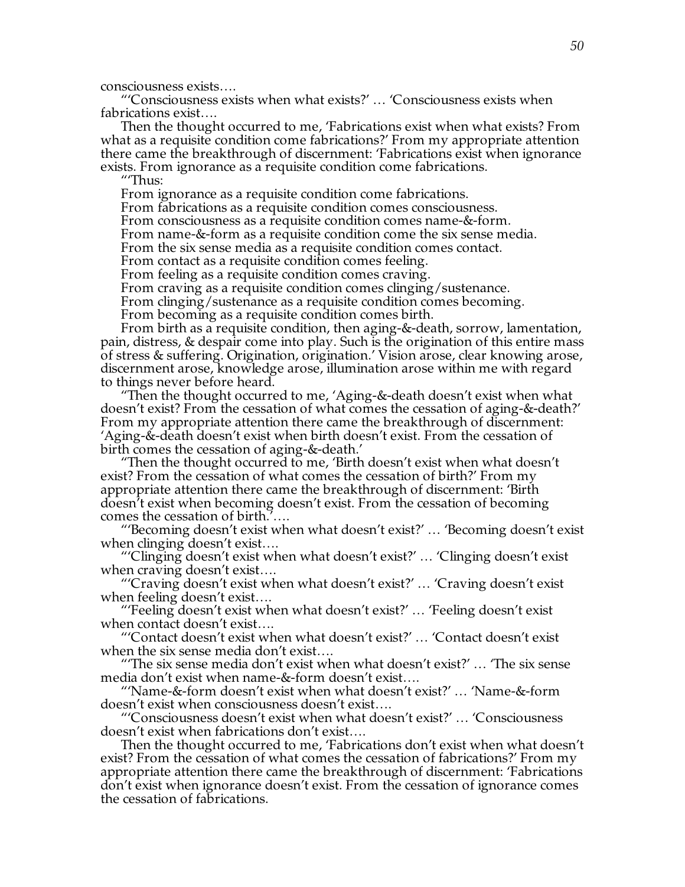consciousness exists….

"'Consciousness exists when what exists?' … 'Consciousness exists when fabrications exist….

Then the thought occurred to me, 'Fabrications exist when what exists? From what as a requisite condition come fabrications?' From my appropriate attention there came the breakthrough of discernment: 'Fabrications exist when ignorance exists. From ignorance as a requisite condition come fabrications.

"'Thus:

From ignorance as a requisite condition come fabrications.
From fabrications as a requisite condition comes consciousness.
From consciousness as a requisite condition comes name-&-form.
From name-&-form as a requisite condition come the six sense media.
From the six sense media as a requisite condition comes contact.
From contact as a requisite condition comes feeling.
From feeling as a requisite condition comes craving.
From craving as a requisite condition comes clinging/sustenance.
From clinging/sustenance as a requisite condition comes becoming.
From becoming as a requisite condition comes birth.
From birth as a requisite condition, then aging-&-death, sorrow, lamentation, pain, distress, & despair come into play. Such is the origination of this entire mass of stress & suffering. Origination, origination.' Vision arose, clear knowing arose, discernment arose, knowledge arose, illumination arose within me with regard to things never before heard.

"Then the thought occurred to me, 'Aging-&-death doesn't exist when what doesn't exist? From the cessation of what comes the cessation of aging-&-death?' From my appropriate attention there came the breakthrough of discernment: 'Aging-&-death doesn't exist when birth doesn't exist. From the cessation of birth comes the cessation of aging-&-death.'

"Then the thought occurred to me, 'Birth doesn't exist when what doesn't exist? From the cessation of what comes the cessation of birth?' From my appropriate attention there came the breakthrough of discernment: 'Birth doesn't exist when becoming doesn't exist. From the cessation of becoming comes the cessation of birth.'….

"'Becoming doesn't exist when what doesn't exist?' … 'Becoming doesn't exist when clinging doesn't exist….

"'Clinging doesn't exist when what doesn't exist?' … 'Clinging doesn't exist when craving doesn't exist….

"'Craving doesn't exist when what doesn't exist?' … 'Craving doesn't exist when feeling doesn't exist….

"'Feeling doesn't exist when what doesn't exist?' … 'Feeling doesn't exist when contact doesn't exist….

"'Contact doesn't exist when what doesn't exist?' … 'Contact doesn't exist when the six sense media don't exist….

"'The six sense media don't exist when what doesn't exist?' … 'The six sense media don't exist when name-&-form doesn't exist….

"'Name-&-form doesn't exist when what doesn't exist?' … 'Name-&-form doesn't exist when consciousness doesn't exist….

"'Consciousness doesn't exist when what doesn't exist?' … 'Consciousness doesn't exist when fabrications don't exist….

Then the thought occurred to me, 'Fabrications don't exist when what doesn't exist? From the cessation of what comes the cessation of fabrications?' From my appropriate attention there came the breakthrough of discernment: 'Fabrications don't exist when ignorance doesn't exist. From the cessation of ignorance comes the cessation of fabrications.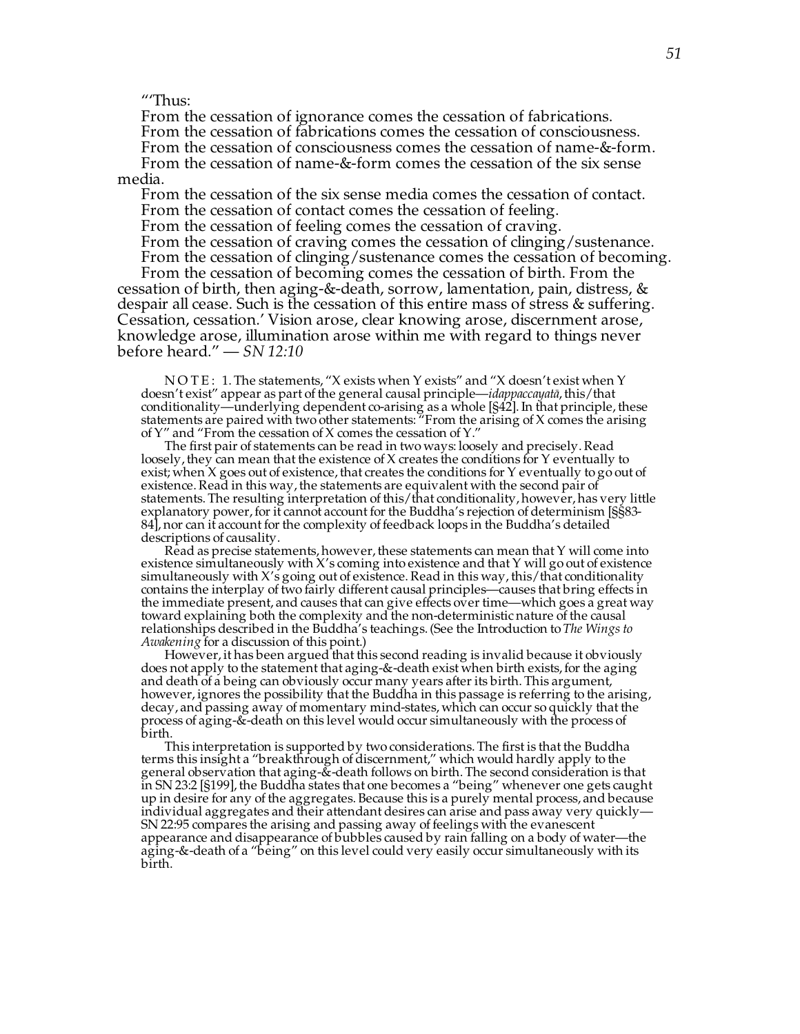"'Thus:

From the cessation of ignorance comes the cessation of fabrications.
From the cessation of fabrications comes the cessation of consciousness.
From the cessation of consciousness comes the cessation of name-&-form.
From the cessation of name-&-form comes the cessation of the six sense media.
From the cessation of the six sense media comes the cessation of contact.
From the cessation of contact comes the cessation of feeling.
From the cessation of feeling comes the cessation of craving.
From the cessation of craving comes the cessation of clinging/sustenance.
From the cessation of clinging/sustenance comes the cessation of becoming.
From the cessation of becoming comes the cessation of birth. From the cessation of birth, then aging-&-death, sorrow, lamentation, pain, distress, & despair all cease. Such is the cessation of this entire mass of stress & suffering. Cessation, cessation.' Vision arose, clear knowing arose, discernment arose, knowledge arose, illumination arose within me with regard to things never before heard." — *SN 12:10*

NOTE: 1. The statements, "X exists when Y exists" and "X doesn't exist when Y doesn't exist" appear as part of the general causal principle—*idappaccayatā*, this/that conditionality—underlying dependent co-arising as a whole [§42]. In that principle, these statements are paired with two other statements: "From the arising of X comes the arising of Y" and "From the cessation of X comes the cessation of Y."

The first pair of statements can be read in two ways: loosely and precisely. Read loosely, they can mean that the existence of X creates the conditions for Y eventually to exist; when X goes out of existence, that creates the conditions for Y eventually to go out of existence. Read in this way, the statements are equivalent with the second pair of statements. The resulting interpretation of this/that conditionality, however, has very little explanatory power, for it cannot account for the Buddha's rejection of determinism [§§83-84], nor can it account for the complexity of feedback loops in the Buddha's detailed descriptions of causality.

Read as precise statements, however, these statements can mean that Y will come into existence simultaneously with X's coming into existence and that Y will go out of existence simultaneously with X's going out of existence. Read in this way, this/that conditionality contains the interplay of two fairly different causal principles—causes that bring effects in the immediate present, and causes that can give effects over time—which goes a great way toward explaining both the complexity and the non-deterministic nature of the causal relationships described in the Buddha's teachings. (See the Introduction to *The Wings to Awakening* for a discussion of this point.)

However, it has been argued that this second reading is invalid because it obviously does not apply to the statement that aging-&-death exist when birth exists, for the aging and death of a being can obviously occur many years after its birth. This argument, however, ignores the possibility that the Buddha in this passage is referring to the arising, decay, and passing away of momentary mind-states, which can occur so quickly that the process of aging-&-death on this level would occur simultaneously with the process of birth.

This interpretation is supported by two considerations. The first is that the Buddha terms this insight a "breakthrough of discernment," which would hardly apply to the general observation that aging-&-death follows on birth. The second consideration is that in SN 23:2 [§199], the Buddha states that one becomes a "being" whenever one gets caught up in desire for any of the aggregates. Because this is a purely mental process, and because individual aggregates and their attendant desires can arise and pass away very quickly—SN 22:95 compares the arising and passing away of feelings with the evanescent appearance and disappearance of bubbles caused by rain falling on a body of water—the aging-&-death of a "being" on this level could very easily occur simultaneously with its birth.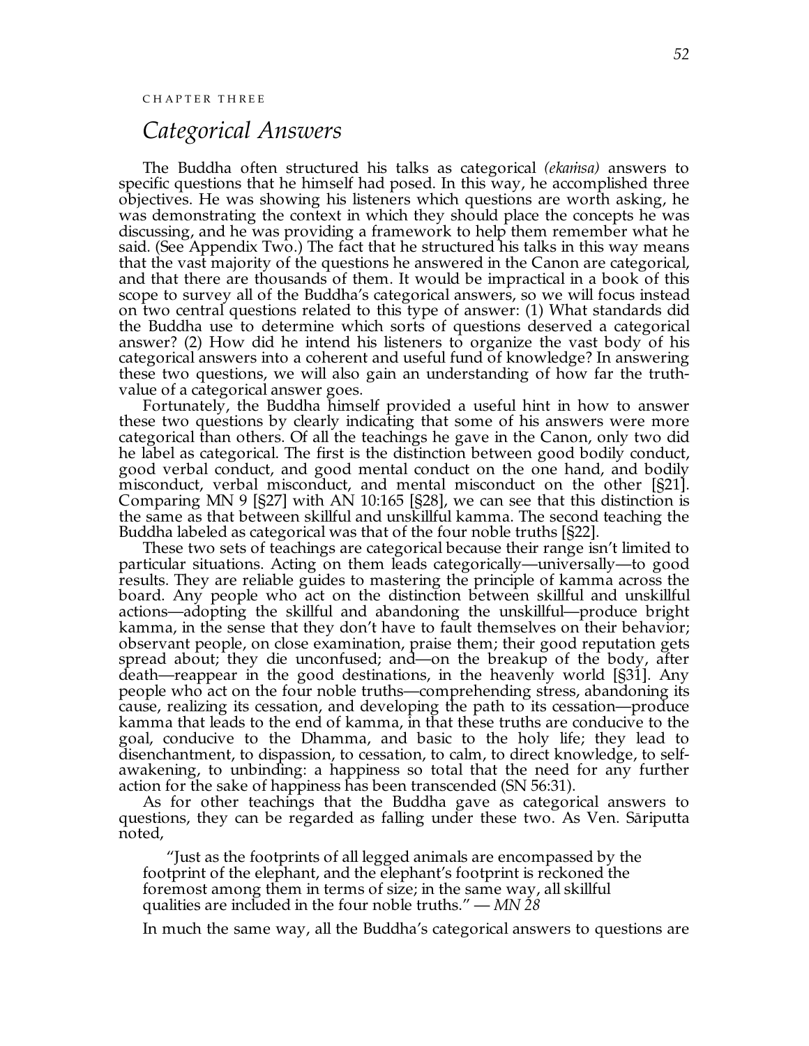CHAPTER THREE

# *Categorical Answers*

The Buddha often structured his talks as categorical *(ekaṁsa)* answers to specific questions that he himself had posed. In this way, he accomplished three objectives. He was showing his listeners which questions are worth asking, he was demonstrating the context in which they should place the concepts he was discussing, and he was providing a framework to help them remember what he said. (See Appendix Two.) The fact that he structured his talks in this way means that the vast majority of the questions he answered in the Canon are categorical, and that there are thousands of them. It would be impractical in a book of this scope to survey all of the Buddha's categorical answers, so we will focus instead on two central questions related to this type of answer: (1) What standards did the Buddha use to determine which sorts of questions deserved a categorical answer? (2) How did he intend his listeners to organize the vast body of his categorical answers into a coherent and useful fund of knowledge? In answering these two questions, we will also gain an understanding of how far the truth-value of a categorical answer goes.

Fortunately, the Buddha himself provided a useful hint in how to answer these two questions by clearly indicating that some of his answers were more categorical than others. Of all the teachings he gave in the Canon, only two did he label as categorical. The first is the distinction between good bodily conduct, good verbal conduct, and good mental conduct on the one hand, and bodily misconduct, verbal misconduct, and mental misconduct on the other [§21]. Comparing MN 9 [§27] with AN 10:165 [§28], we can see that this distinction is the same as that between skillful and unskillful kamma. The second teaching the Buddha labeled as categorical was that of the four noble truths [§22].

These two sets of teachings are categorical because their range isn't limited to particular situations. Acting on them leads categorically—universally—to good results. They are reliable guides to mastering the principle of kamma across the board. Any people who act on the distinction between skillful and unskillful actions—adopting the skillful and abandoning the unskillful—produce bright kamma, in the sense that they don't have to fault themselves on their behavior; observant people, on close examination, praise them; their good reputation gets spread about; they die unconfused; and—on the breakup of the body, after death—reappear in the good destinations, in the heavenly world [§31]. Any people who act on the four noble truths—comprehending stress, abandoning its cause, realizing its cessation, and developing the path to its cessation—produce kamma that leads to the end of kamma, in that these truths are conducive to the goal, conducive to the Dhamma, and basic to the holy life; they lead to disenchantment, to dispassion, to cessation, to calm, to direct knowledge, to self-awakening, to unbinding: a happiness so total that the need for any further action for the sake of happiness has been transcended (SN 56:31).

As for other teachings that the Buddha gave as categorical answers to questions, they can be regarded as falling under these two. As Ven. Sāriputta noted,

> "Just as the footprints of all legged animals are encompassed by the footprint of the elephant, and the elephant's footprint is reckoned the foremost among them in terms of size; in the same way, all skillful qualities are included in the four noble truths." — *MN 28*

In much the same way, all the Buddha's categorical answers to questions are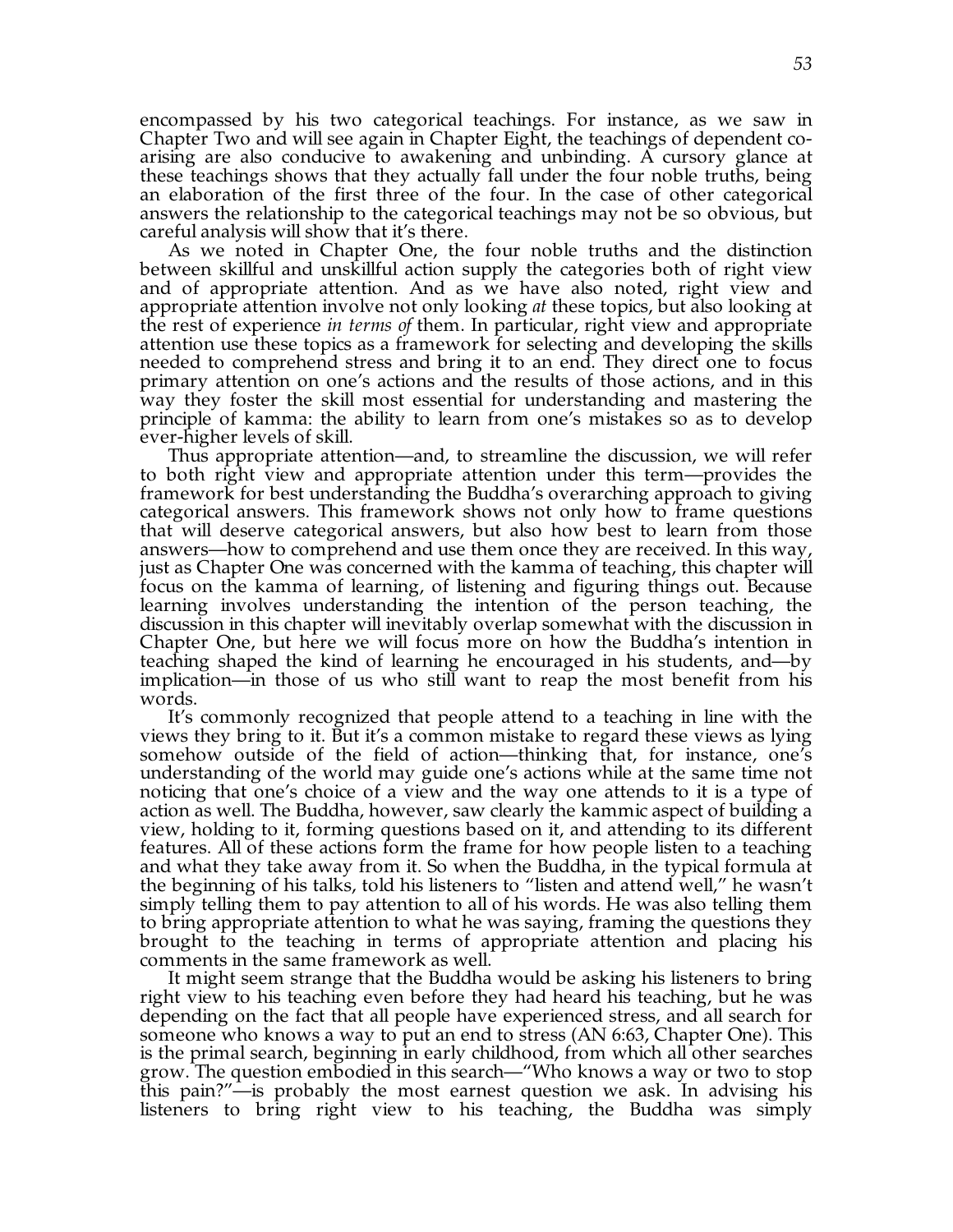encompassed by his two categorical teachings. For instance, as we saw in Chapter Two and will see again in Chapter Eight, the teachings of dependent co-arising are also conducive to awakening and unbinding. A cursory glance at these teachings shows that they actually fall under the four noble truths, being an elaboration of the first three of the four. In the case of other categorical answers the relationship to the categorical teachings may not be so obvious, but careful analysis will show that it's there.

As we noted in Chapter One, the four noble truths and the distinction between skillful and unskillful action supply the categories both of right view and of appropriate attention. And as we have also noted, right view and appropriate attention involve not only looking *at* these topics, but also looking at the rest of experience *in terms of* them. In particular, right view and appropriate attention use these topics as a framework for selecting and developing the skills needed to comprehend stress and bring it to an end. They direct one to focus primary attention on one's actions and the results of those actions, and in this way they foster the skill most essential for understanding and mastering the principle of kamma: the ability to learn from one's mistakes so as to develop ever-higher levels of skill.

Thus appropriate attention—and, to streamline the discussion, we will refer to both right view and appropriate attention under this term—provides the framework for best understanding the Buddha's overarching approach to giving categorical answers. This framework shows not only how to frame questions that will deserve categorical answers, but also how best to learn from those answers—how to comprehend and use them once they are received. In this way, just as Chapter One was concerned with the kamma of teaching, this chapter will focus on the kamma of learning, of listening and figuring things out. Because learning involves understanding the intention of the person teaching, the discussion in this chapter will inevitably overlap somewhat with the discussion in Chapter One, but here we will focus more on how the Buddha's intention in teaching shaped the kind of learning he encouraged in his students, and—by implication—in those of us who still want to reap the most benefit from his words.

It's commonly recognized that people attend to a teaching in line with the views they bring to it. But it's a common mistake to regard these views as lying somehow outside of the field of action—thinking that, for instance, one's understanding of the world may guide one's actions while at the same time not noticing that one's choice of a view and the way one attends to it is a type of action as well. The Buddha, however, saw clearly the kammic aspect of building a view, holding to it, forming questions based on it, and attending to its different features. All of these actions form the frame for how people listen to a teaching and what they take away from it. So when the Buddha, in the typical formula at the beginning of his talks, told his listeners to "listen and attend well," he wasn't simply telling them to pay attention to all of his words. He was also telling them to bring appropriate attention to what he was saying, framing the questions they brought to the teaching in terms of appropriate attention and placing his comments in the same framework as well.

It might seem strange that the Buddha would be asking his listeners to bring right view to his teaching even before they had heard his teaching, but he was depending on the fact that all people have experienced stress, and all search for someone who knows a way to put an end to stress (AN 6:63, Chapter One). This is the primal search, beginning in early childhood, from which all other searches grow. The question embodied in this search—"Who knows a way or two to stop this pain?"—is probably the most earnest question we ask. In advising his listeners to bring right view to his teaching, the Buddha was simply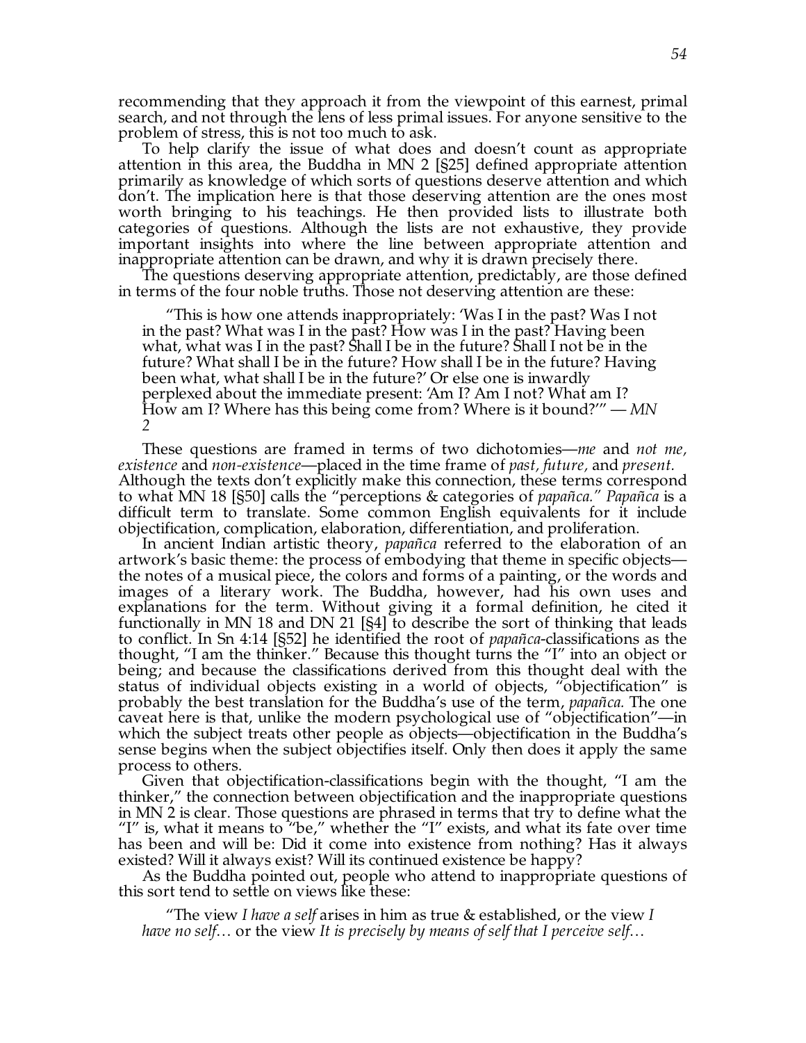recommending that they approach it from the viewpoint of this earnest, primal search, and not through the lens of less primal issues. For anyone sensitive to the problem of stress, this is not too much to ask.

To help clarify the issue of what does and doesn't count as appropriate attention in this area, the Buddha in MN 2 [§25] defined appropriate attention primarily as knowledge of which sorts of questions deserve attention and which don't. The implication here is that those deserving attention are the ones most worth bringing to his teachings. He then provided lists to illustrate both categories of questions. Although the lists are not exhaustive, they provide important insights into where the line between appropriate attention and inappropriate attention can be drawn, and why it is drawn precisely there.

The questions deserving appropriate attention, predictably, are those defined in terms of the four noble truths. Those not deserving attention are these:

> "This is how one attends inappropriately: 'Was I in the past? Was I not in the past? What was I in the past? How was I in the past? Having been what, what was I in the past? Shall I be in the future? Shall I not be in the future? What shall I be in the future? How shall I be in the future? Having been what, what shall I be in the future?' Or else one is inwardly perplexed about the immediate present: 'Am I? Am I not? What am I? How am I? Where has this being come from? Where is it bound?'" — *MN 2*

These questions are framed in terms of two dichotomies—*me* and *not me, existence* and *non-existence*—placed in the time frame of *past, future,* and *present.* Although the texts don't explicitly make this connection, these terms correspond to what MN 18 [§50] calls the "perceptions & categories of *papañca." Papañca* is a difficult term to translate. Some common English equivalents for it include objectification, complication, elaboration, differentiation, and proliferation.

In ancient Indian artistic theory, *papañca* referred to the elaboration of an artwork's basic theme: the process of embodying that theme in specific objects—the notes of a musical piece, the colors and forms of a painting, or the words and images of a literary work. The Buddha, however, had his own uses and explanations for the term. Without giving it a formal definition, he cited it functionally in MN 18 and DN 21 [§4] to describe the sort of thinking that leads to conflict. In Sn 4:14 [§52] he identified the root of *papañca*-classifications as the thought, "I am the thinker." Because this thought turns the "I" into an object or being; and because the classifications derived from this thought deal with the status of individual objects existing in a world of objects, "objectification" is probably the best translation for the Buddha's use of the term, *papañca.* The one caveat here is that, unlike the modern psychological use of "objectification"—in which the subject treats other people as objects—objectification in the Buddha's sense begins when the subject objectifies itself. Only then does it apply the same process to others.

Given that objectification-classifications begin with the thought, "I am the thinker," the connection between objectification and the inappropriate questions in MN 2 is clear. Those questions are phrased in terms that try to define what the "I" is, what it means to "be," whether the "I" exists, and what its fate over time has been and will be: Did it come into existence from nothing? Has it always existed? Will it always exist? Will its continued existence be happy?

As the Buddha pointed out, people who attend to inappropriate questions of this sort tend to settle on views like these:

> "The view *I have a self* arises in him as true & established, or the view *I have no self*… or the view *It is precisely by means of self that I perceive self*…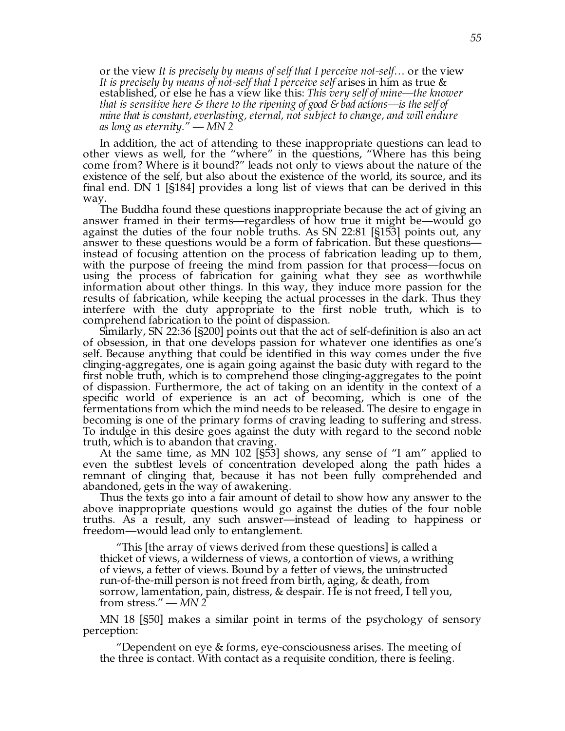> or the view *It is precisely by means of self that I perceive not-self…* or the view *It is precisely by means of not-self that I perceive self* arises in him as true & established, or else he has a view like this: *This very self of mine—the knower that is sensitive here & there to the ripening of good & bad actions—is the self of mine that is constant, everlasting, eternal, not subject to change, and will endure as long as eternity."* — *MN 2*

In addition, the act of attending to these inappropriate questions can lead to other views as well, for the "where" in the questions, "Where has this being come from? Where is it bound?" leads not only to views about the nature of the existence of the self, but also about the existence of the world, its source, and its final end. DN 1 [§184] provides a long list of views that can be derived in this way.

The Buddha found these questions inappropriate because the act of giving an answer framed in their terms—regardless of how true it might be—would go against the duties of the four noble truths. As SN 22:81 [§153] points out, any answer to these questions would be a form of fabrication. But these questions—instead of focusing attention on the process of fabrication leading up to them, with the purpose of freeing the mind from passion for that process—focus on using the process of fabrication for gaining what they see as worthwhile information about other things. In this way, they induce more passion for the results of fabrication, while keeping the actual processes in the dark. Thus they interfere with the duty appropriate to the first noble truth, which is to comprehend fabrication to the point of dispassion.

Similarly, SN 22:36 [§200] points out that the act of self-definition is also an act of obsession, in that one develops passion for whatever one identifies as one's self. Because anything that could be identified in this way comes under the five clinging-aggregates, one is again going against the basic duty with regard to the first noble truth, which is to comprehend those clinging-aggregates to the point of dispassion. Furthermore, the act of taking on an identity in the context of a specific world of experience is an act of becoming, which is one of the fermentations from which the mind needs to be released. The desire to engage in becoming is one of the primary forms of craving leading to suffering and stress. To indulge in this desire goes against the duty with regard to the second noble truth, which is to abandon that craving.

At the same time, as MN 102 [§53] shows, any sense of "I am" applied to even the subtlest levels of concentration developed along the path hides a remnant of clinging that, because it has not been fully comprehended and abandoned, gets in the way of awakening.

Thus the texts go into a fair amount of detail to show how any answer to the above inappropriate questions would go against the duties of the four noble truths. As a result, any such answer—instead of leading to happiness or freedom—would lead only to entanglement.

> "This [the array of views derived from these questions] is called a thicket of views, a wilderness of views, a contortion of views, a writhing of views, a fetter of views. Bound by a fetter of views, the uninstructed run-of-the-mill person is not freed from birth, aging, & death, from sorrow, lamentation, pain, distress, & despair. He is not freed, I tell you, from stress." — *MN 2*

MN 18 [§50] makes a similar point in terms of the psychology of sensory perception:

> "Dependent on eye & forms, eye-consciousness arises. The meeting of the three is contact. With contact as a requisite condition, there is feeling.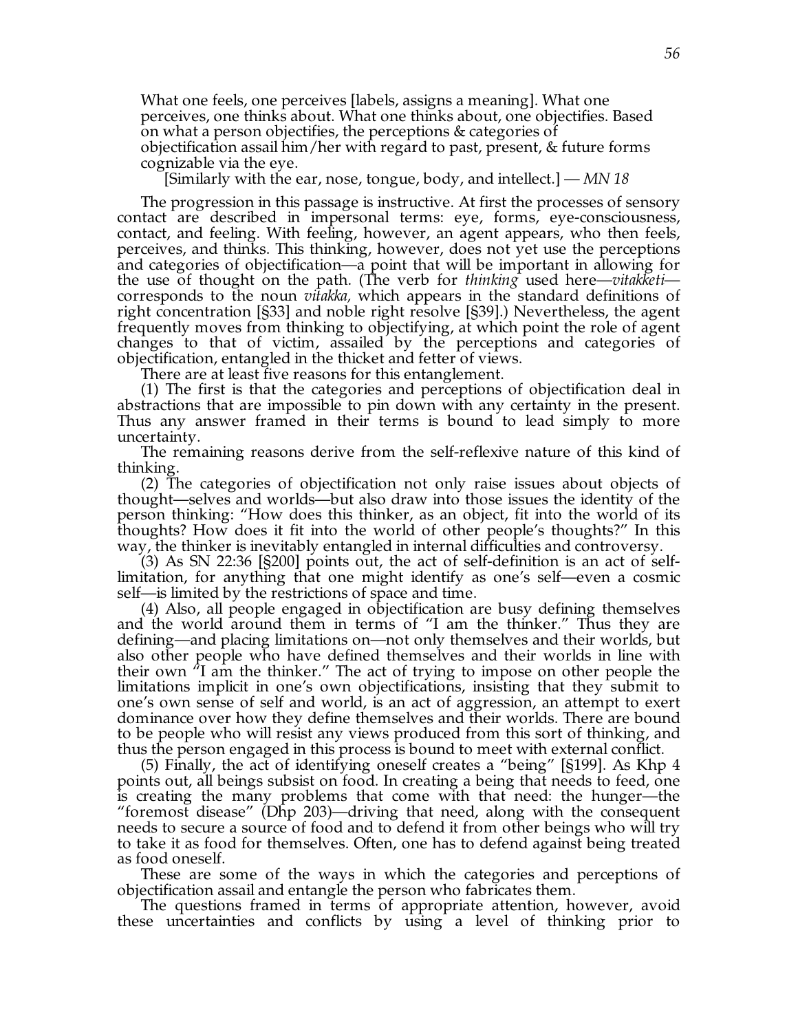> What one feels, one perceives [labels, assigns a meaning]. What one perceives, one thinks about. What one thinks about, one objectifies. Based on what a person objectifies, the perceptions & categories of objectification assail him/her with regard to past, present, & future forms cognizable via the eye.
>
> [Similarly with the ear, nose, tongue, body, and intellect.] — *MN 18*

The progression in this passage is instructive. At first the processes of sensory contact are described in impersonal terms: eye, forms, eye-consciousness, contact, and feeling. With feeling, however, an agent appears, who then feels, perceives, and thinks. This thinking, however, does not yet use the perceptions and categories of objectification—a point that will be important in allowing for the use of thought on the path. (The verb for *thinking* used here—*vitakketi*—corresponds to the noun *vitakka,* which appears in the standard definitions of right concentration [§33] and noble right resolve [§39].) Nevertheless, the agent frequently moves from thinking to objectifying, at which point the role of agent changes to that of victim, assailed by the perceptions and categories of objectification, entangled in the thicket and fetter of views.

There are at least five reasons for this entanglement.

(1) The first is that the categories and perceptions of objectification deal in abstractions that are impossible to pin down with any certainty in the present. Thus any answer framed in their terms is bound to lead simply to more uncertainty.

The remaining reasons derive from the self-reflexive nature of this kind of thinking.

(2) The categories of objectification not only raise issues about objects of thought—selves and worlds—but also draw into those issues the identity of the person thinking: "How does this thinker, as an object, fit into the world of its thoughts? How does it fit into the world of other people's thoughts?" In this way, the thinker is inevitably entangled in internal difficulties and controversy.

(3) As SN 22:36 [§200] points out, the act of self-definition is an act of self-limitation, for anything that one might identify as one's self—even a cosmic self—is limited by the restrictions of space and time.

(4) Also, all people engaged in objectification are busy defining themselves and the world around them in terms of "I am the thinker." Thus they are defining—and placing limitations on—not only themselves and their worlds, but also other people who have defined themselves and their worlds in line with their own "I am the thinker." The act of trying to impose on other people the limitations implicit in one's own objectifications, insisting that they submit to one's own sense of self and world, is an act of aggression, an attempt to exert dominance over how they define themselves and their worlds. There are bound to be people who will resist any views produced from this sort of thinking, and thus the person engaged in this process is bound to meet with external conflict.

(5) Finally, the act of identifying oneself creates a "being" [§199]. As Khp 4 points out, all beings subsist on food. In creating a being that needs to feed, one is creating the many problems that come with that need: the hunger—the "foremost disease" (Dhp 203)—driving that need, along with the consequent needs to secure a source of food and to defend it from other beings who will try to take it as food for themselves. Often, one has to defend against being treated as food oneself.

These are some of the ways in which the categories and perceptions of objectification assail and entangle the person who fabricates them.

The questions framed in terms of appropriate attention, however, avoid these uncertainties and conflicts by using a level of thinking prior to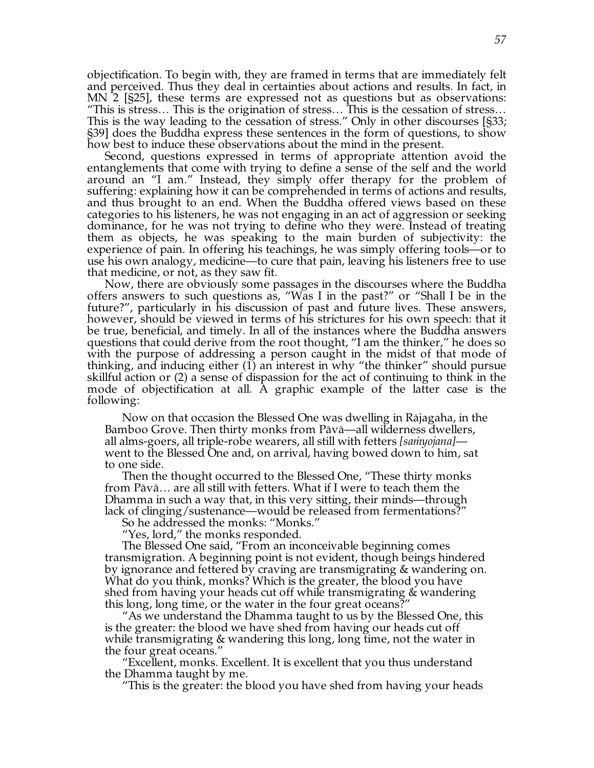objectification. To begin with, they are framed in terms that are immediately felt and perceived. Thus they deal in certainties about actions and results. In fact, in MN 2 [§25], these terms are expressed not as questions but as observations: "This is stress… This is the origination of stress… This is the cessation of stress… This is the way leading to the cessation of stress." Only in other discourses [§33; §39] does the Buddha express these sentences in the form of questions, to show how best to induce these observations about the mind in the present.

Second, questions expressed in terms of appropriate attention avoid the entanglements that come with trying to define a sense of the self and the world around an "I am." Instead, they simply offer therapy for the problem of suffering: explaining how it can be comprehended in terms of actions and results, and thus brought to an end. When the Buddha offered views based on these categories to his listeners, he was not engaging in an act of aggression or seeking dominance, for he was not trying to define who they were. Instead of treating them as objects, he was speaking to the main burden of subjectivity: the experience of pain. In offering his teachings, he was simply offering tools—or to use his own analogy, medicine—to cure that pain, leaving his listeners free to use that medicine, or not, as they saw fit.

Now, there are obviously some passages in the discourses where the Buddha offers answers to such questions as, "Was I in the past?" or "Shall I be in the future?", particularly in his discussion of past and future lives. These answers, however, should be viewed in terms of his strictures for his own speech: that it be true, beneficial, and timely. In all of the instances where the Buddha answers questions that could derive from the root thought, "I am the thinker," he does so with the purpose of addressing a person caught in the midst of that mode of thinking, and inducing either (1) an interest in why "the thinker" should pursue skillful action or (2) a sense of dispassion for the act of continuing to think in the mode of objectification at all. A graphic example of the latter case is the following:

> Now on that occasion the Blessed One was dwelling in Rājagaha, in the Bamboo Grove. Then thirty monks from Pāvā—all wilderness dwellers, all alms-goers, all triple-robe wearers, all still with fetters *[saṁyojana]*—went to the Blessed One and, on arrival, having bowed down to him, sat to one side.
>
> Then the thought occurred to the Blessed One, "These thirty monks from Pāvā… are all still with fetters. What if I were to teach them the Dhamma in such a way that, in this very sitting, their minds—through lack of clinging/sustenance—would be released from fermentations?"
>
> So he addressed the monks: "Monks."
>
> "Yes, lord," the monks responded.
>
> The Blessed One said, "From an inconceivable beginning comes transmigration. A beginning point is not evident, though beings hindered by ignorance and fettered by craving are transmigrating & wandering on. What do you think, monks? Which is the greater, the blood you have shed from having your heads cut off while transmigrating & wandering this long, long time, or the water in the four great oceans?"
>
> "As we understand the Dhamma taught to us by the Blessed One, this is the greater: the blood we have shed from having our heads cut off while transmigrating & wandering this long, long time, not the water in the four great oceans."
>
> "Excellent, monks. Excellent. It is excellent that you thus understand the Dhamma taught by me.
>
> "This is the greater: the blood you have shed from having your heads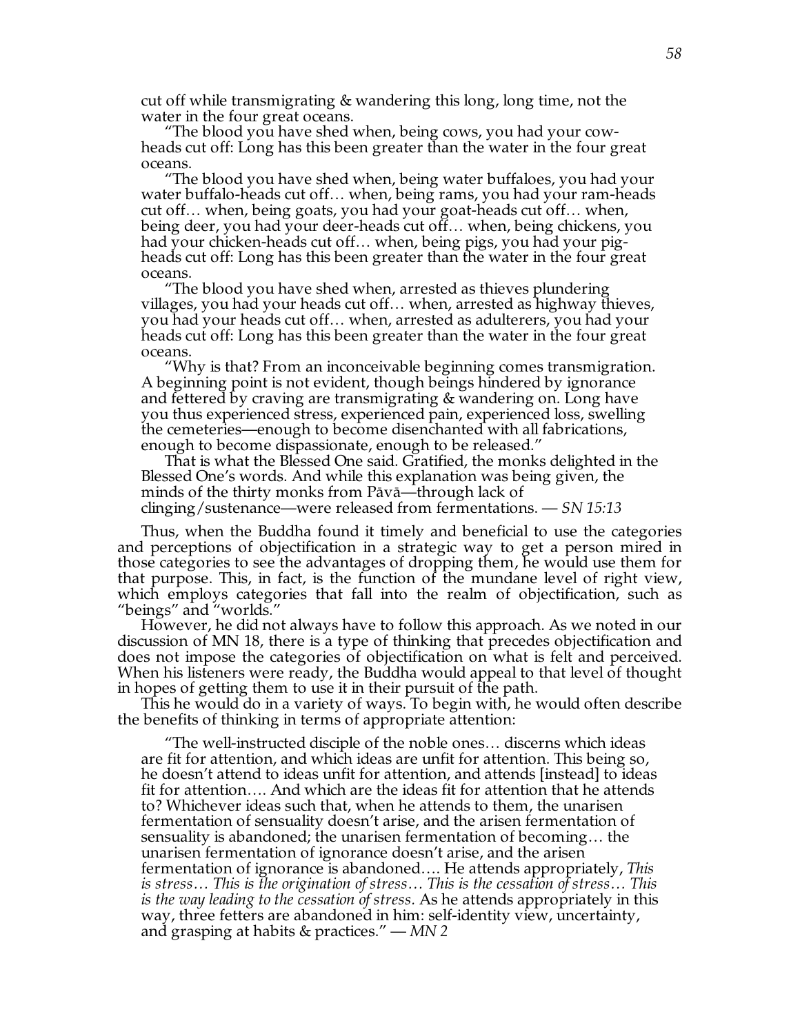cut off while transmigrating & wandering this long, long time, not the water in the four great oceans.

"The blood you have shed when, being cows, you had your cow-heads cut off: Long has this been greater than the water in the four great oceans.

"The blood you have shed when, being water buffaloes, you had your water buffalo-heads cut off… when, being rams, you had your ram-heads cut off… when, being goats, you had your goat-heads cut off… when, being deer, you had your deer-heads cut off… when, being chickens, you had your chicken-heads cut off… when, being pigs, you had your pig-heads cut off: Long has this been greater than the water in the four great oceans.

"The blood you have shed when, arrested as thieves plundering villages, you had your heads cut off… when, arrested as highway thieves, you had your heads cut off… when, arrested as adulterers, you had your heads cut off: Long has this been greater than the water in the four great oceans.

"Why is that? From an inconceivable beginning comes transmigration. A beginning point is not evident, though beings hindered by ignorance and fettered by craving are transmigrating & wandering on. Long have you thus experienced stress, experienced pain, experienced loss, swelling the cemeteries—enough to become disenchanted with all fabrications, enough to become dispassionate, enough to be released."

That is what the Blessed One said. Gratified, the monks delighted in the Blessed One's words. And while this explanation was being given, the minds of the thirty monks from Pāvā—through lack of clinging/sustenance—were released from fermentations. — *SN 15:13*

Thus, when the Buddha found it timely and beneficial to use the categories and perceptions of objectification in a strategic way to get a person mired in those categories to see the advantages of dropping them, he would use them for that purpose. This, in fact, is the function of the mundane level of right view, which employs categories that fall into the realm of objectification, such as "beings" and "worlds."

However, he did not always have to follow this approach. As we noted in our discussion of MN 18, there is a type of thinking that precedes objectification and does not impose the categories of objectification on what is felt and perceived. When his listeners were ready, the Buddha would appeal to that level of thought in hopes of getting them to use it in their pursuit of the path.

This he would do in a variety of ways. To begin with, he would often describe the benefits of thinking in terms of appropriate attention:

> "The well-instructed disciple of the noble ones… discerns which ideas are fit for attention, and which ideas are unfit for attention. This being so, he doesn't attend to ideas unfit for attention, and attends [instead] to ideas fit for attention…. And which are the ideas fit for attention that he attends to? Whichever ideas such that, when he attends to them, the unarisen fermentation of sensuality doesn't arise, and the arisen fermentation of sensuality is abandoned; the unarisen fermentation of becoming… the unarisen fermentation of ignorance doesn't arise, and the arisen fermentation of ignorance is abandoned…. He attends appropriately, *This is stress… This is the origination of stress… This is the cessation of stress… This is the way leading to the cessation of stress.* As he attends appropriately in this way, three fetters are abandoned in him: self-identity view, uncertainty, and grasping at habits & practices." — *MN 2*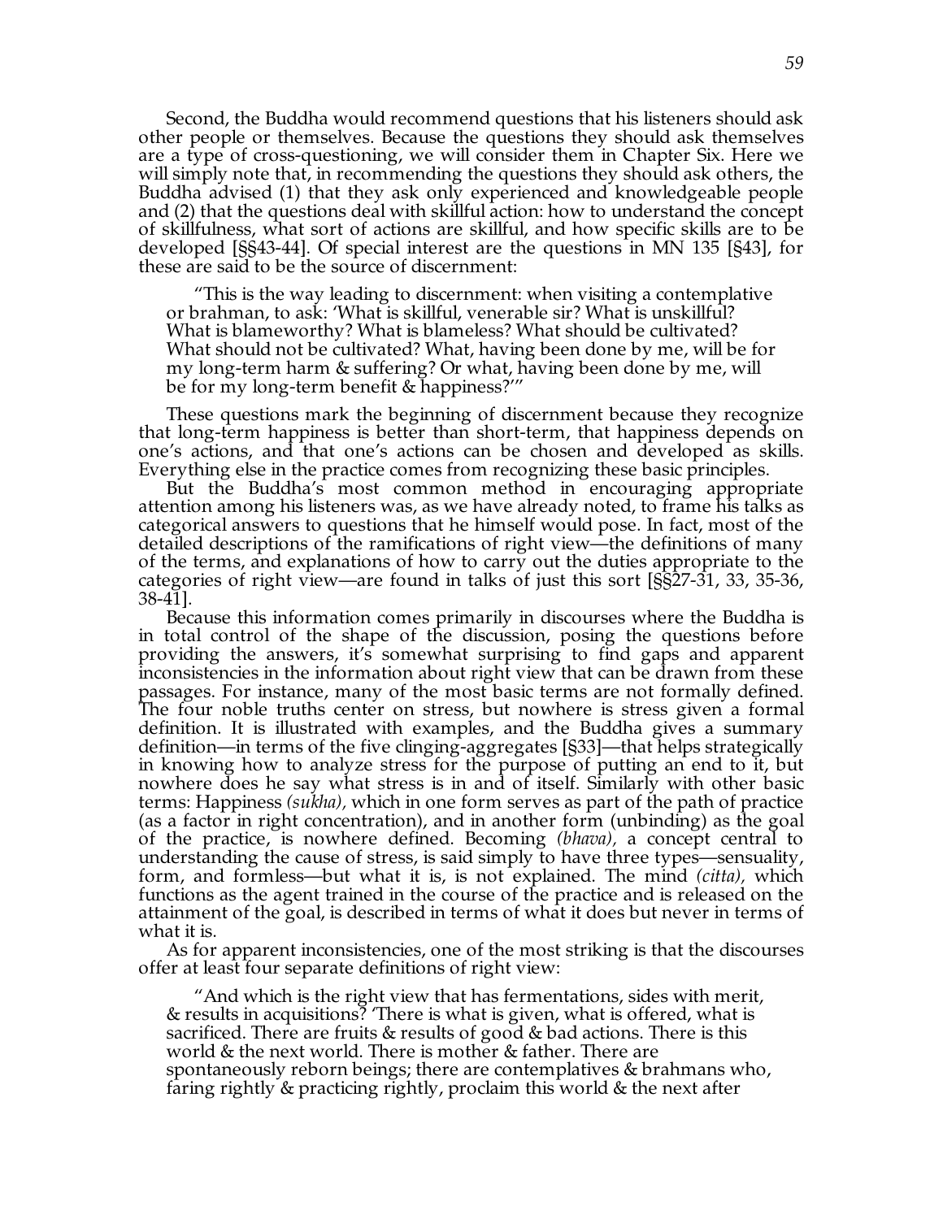Second, the Buddha would recommend questions that his listeners should ask other people or themselves. Because the questions they should ask themselves are a type of cross-questioning, we will consider them in Chapter Six. Here we will simply note that, in recommending the questions they should ask others, the Buddha advised (1) that they ask only experienced and knowledgeable people and (2) that the questions deal with skillful action: how to understand the concept of skillfulness, what sort of actions are skillful, and how specific skills are to be developed [§§43-44]. Of special interest are the questions in MN 135 [§43], for these are said to be the source of discernment:

> "This is the way leading to discernment: when visiting a contemplative or brahman, to ask: 'What is skillful, venerable sir? What is unskillful? What is blameworthy? What is blameless? What should be cultivated? What should not be cultivated? What, having been done by me, will be for my long-term harm & suffering? Or what, having been done by me, will be for my long-term benefit & happiness?'"

These questions mark the beginning of discernment because they recognize that long-term happiness is better than short-term, that happiness depends on one's actions, and that one's actions can be chosen and developed as skills. Everything else in the practice comes from recognizing these basic principles.

But the Buddha's most common method in encouraging appropriate attention among his listeners was, as we have already noted, to frame his talks as categorical answers to questions that he himself would pose. In fact, most of the detailed descriptions of the ramifications of right view—the definitions of many of the terms, and explanations of how to carry out the duties appropriate to the categories of right view—are found in talks of just this sort [§§27-31, 33, 35-36, 38-41].

Because this information comes primarily in discourses where the Buddha is in total control of the shape of the discussion, posing the questions before providing the answers, it's somewhat surprising to find gaps and apparent inconsistencies in the information about right view that can be drawn from these passages. For instance, many of the most basic terms are not formally defined. The four noble truths center on stress, but nowhere is stress given a formal definition. It is illustrated with examples, and the Buddha gives a summary definition—in terms of the five clinging-aggregates [§33]—that helps strategically in knowing how to analyze stress for the purpose of putting an end to it, but nowhere does he say what stress is in and of itself. Similarly with other basic terms: Happiness *(sukha),* which in one form serves as part of the path of practice (as a factor in right concentration), and in another form (unbinding) as the goal of the practice, is nowhere defined. Becoming *(bhava),* a concept central to understanding the cause of stress, is said simply to have three types—sensuality, form, and formless—but what it is, is not explained. The mind *(citta),* which functions as the agent trained in the course of the practice and is released on the attainment of the goal, is described in terms of what it does but never in terms of what it is.

As for apparent inconsistencies, one of the most striking is that the discourses offer at least four separate definitions of right view:

> "And which is the right view that has fermentations, sides with merit, & results in acquisitions? 'There is what is given, what is offered, what is sacrificed. There are fruits & results of good & bad actions. There is this world & the next world. There is mother & father. There are spontaneously reborn beings; there are contemplatives & brahmans who, faring rightly & practicing rightly, proclaim this world & the next after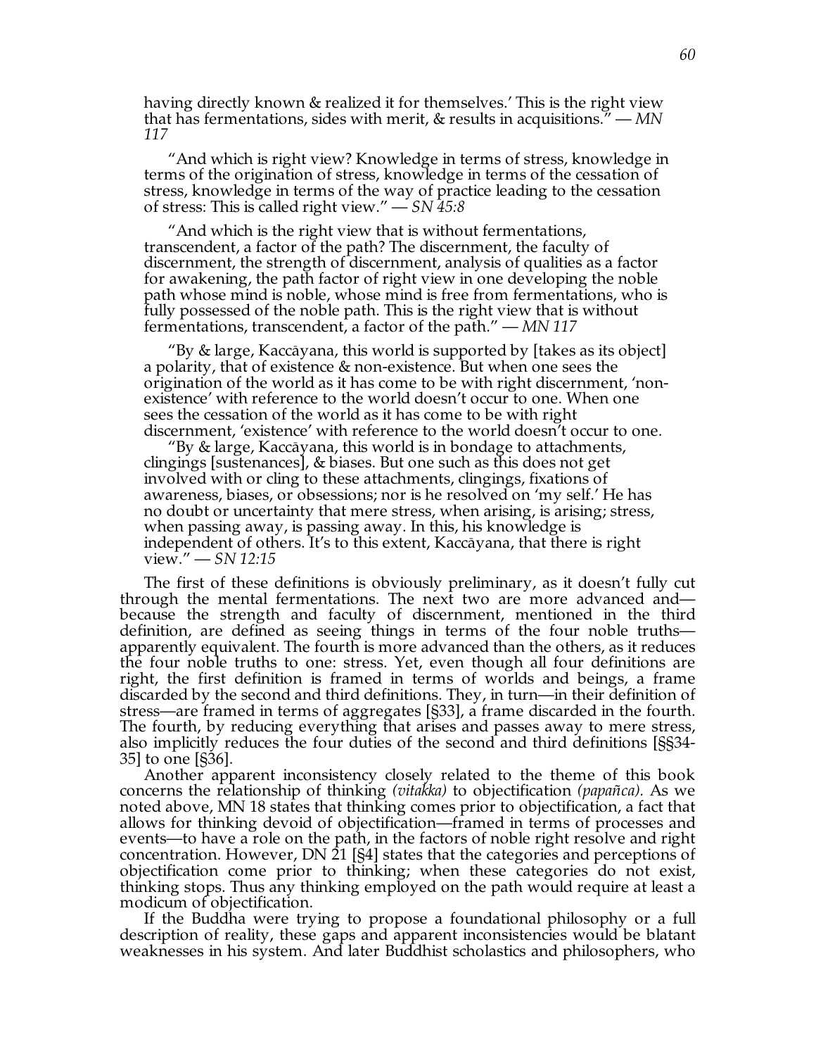having directly known & realized it for themselves.' This is the right view that has fermentations, sides with merit, & results in acquisitions." — *MN 117*

"And which is right view? Knowledge in terms of stress, knowledge in terms of the origination of stress, knowledge in terms of the cessation of stress, knowledge in terms of the way of practice leading to the cessation of stress: This is called right view." — *SN 45:8*

"And which is the right view that is without fermentations, transcendent, a factor of the path? The discernment, the faculty of discernment, the strength of discernment, analysis of qualities as a factor for awakening, the path factor of right view in one developing the noble path whose mind is noble, whose mind is free from fermentations, who is fully possessed of the noble path. This is the right view that is without fermentations, transcendent, a factor of the path." — *MN 117*

"By & large, Kaccāyana, this world is supported by [takes as its object] a polarity, that of existence & non-existence. But when one sees the origination of the world as it has come to be with right discernment, 'non-existence' with reference to the world doesn't occur to one. When one sees the cessation of the world as it has come to be with right discernment, 'existence' with reference to the world doesn't occur to one.

"By & large, Kaccāyana, this world is in bondage to attachments, clingings [sustenances], & biases. But one such as this does not get involved with or cling to these attachments, clingings, fixations of awareness, biases, or obsessions; nor is he resolved on 'my self.' He has no doubt or uncertainty that mere stress, when arising, is arising; stress, when passing away, is passing away. In this, his knowledge is independent of others. It's to this extent, Kaccāyana, that there is right view." — *SN 12:15*

The first of these definitions is obviously preliminary, as it doesn't fully cut through the mental fermentations. The next two are more advanced and—because the strength and faculty of discernment, mentioned in the third definition, are defined as seeing things in terms of the four noble truths—apparently equivalent. The fourth is more advanced than the others, as it reduces the four noble truths to one: stress. Yet, even though all four definitions are right, the first definition is framed in terms of worlds and beings, a frame discarded by the second and third definitions. They, in turn—in their definition of stress—are framed in terms of aggregates [§33], a frame discarded in the fourth. The fourth, by reducing everything that arises and passes away to mere stress, also implicitly reduces the four duties of the second and third definitions [§§34-35] to one [§36].

Another apparent inconsistency closely related to the theme of this book concerns the relationship of thinking *(vitakka)* to objectification *(papañca).* As we noted above, MN 18 states that thinking comes prior to objectification, a fact that allows for thinking devoid of objectification—framed in terms of processes and events—to have a role on the path, in the factors of noble right resolve and right concentration. However, DN 21 [§4] states that the categories and perceptions of objectification come prior to thinking; when these categories do not exist, thinking stops. Thus any thinking employed on the path would require at least a modicum of objectification.

If the Buddha were trying to propose a foundational philosophy or a full description of reality, these gaps and apparent inconsistencies would be blatant weaknesses in his system. And later Buddhist scholastics and philosophers, who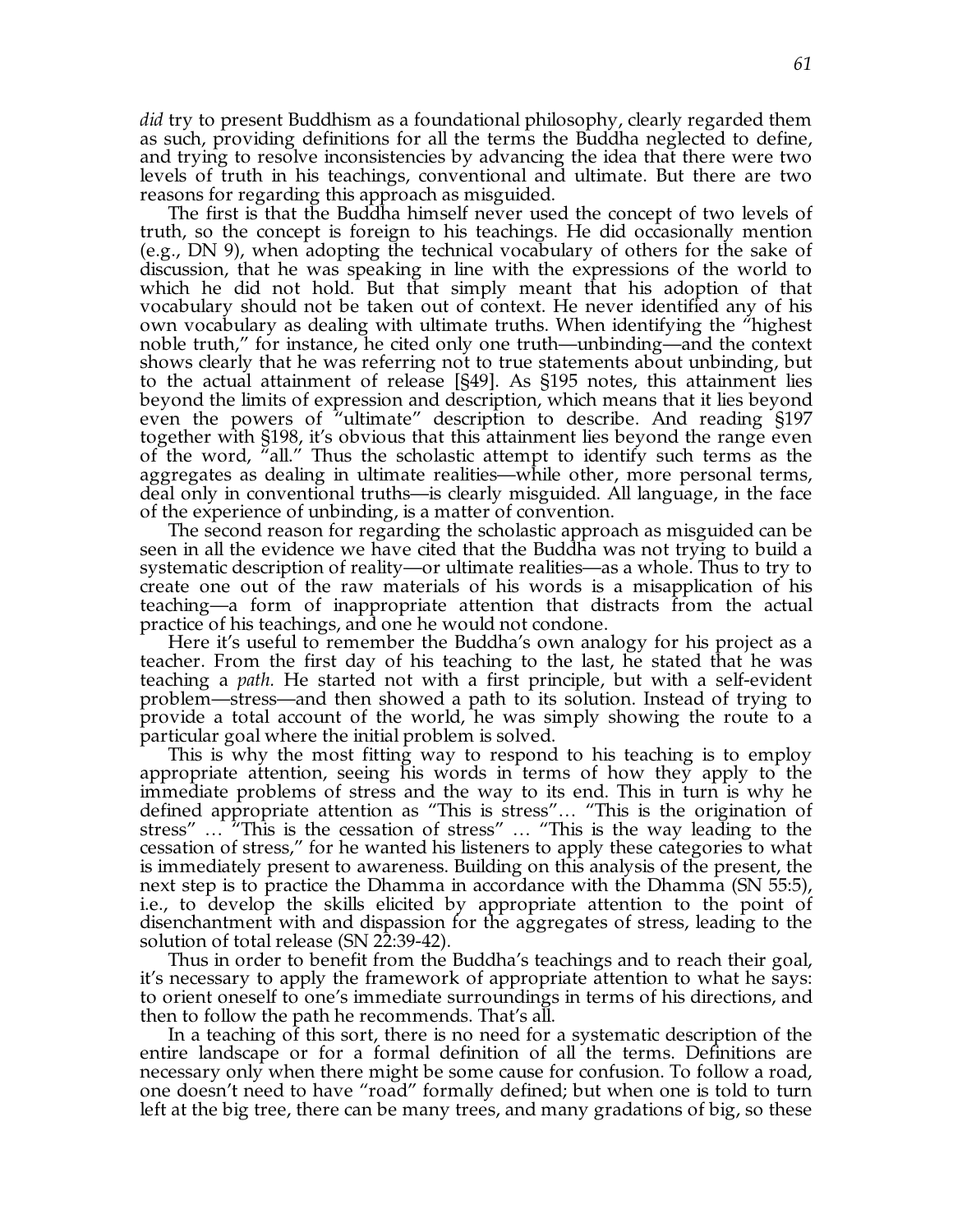*did* try to present Buddhism as a foundational philosophy, clearly regarded them as such, providing definitions for all the terms the Buddha neglected to define, and trying to resolve inconsistencies by advancing the idea that there were two levels of truth in his teachings, conventional and ultimate. But there are two reasons for regarding this approach as misguided.

The first is that the Buddha himself never used the concept of two levels of truth, so the concept is foreign to his teachings. He did occasionally mention (e.g., DN 9), when adopting the technical vocabulary of others for the sake of discussion, that he was speaking in line with the expressions of the world to which he did not hold. But that simply meant that his adoption of that vocabulary should not be taken out of context. He never identified any of his own vocabulary as dealing with ultimate truths. When identifying the "highest noble truth," for instance, he cited only one truth—unbinding—and the context shows clearly that he was referring not to true statements about unbinding, but to the actual attainment of release [§49]. As §195 notes, this attainment lies beyond the limits of expression and description, which means that it lies beyond even the powers of "ultimate" description to describe. And reading §197 together with §198, it's obvious that this attainment lies beyond the range even of the word, "all." Thus the scholastic attempt to identify such terms as the aggregates as dealing in ultimate realities—while other, more personal terms, deal only in conventional truths—is clearly misguided. All language, in the face of the experience of unbinding, is a matter of convention.

The second reason for regarding the scholastic approach as misguided can be seen in all the evidence we have cited that the Buddha was not trying to build a systematic description of reality—or ultimate realities—as a whole. Thus to try to create one out of the raw materials of his words is a misapplication of his teaching—a form of inappropriate attention that distracts from the actual practice of his teachings, and one he would not condone.

Here it's useful to remember the Buddha's own analogy for his project as a teacher. From the first day of his teaching to the last, he stated that he was teaching a *path.* He started not with a first principle, but with a self-evident problem—stress—and then showed a path to its solution. Instead of trying to provide a total account of the world, he was simply showing the route to a particular goal where the initial problem is solved.

This is why the most fitting way to respond to his teaching is to employ appropriate attention, seeing his words in terms of how they apply to the immediate problems of stress and the way to its end. This in turn is why he defined appropriate attention as "This is stress"… "This is the origination of stress" … "This is the cessation of stress" … "This is the way leading to the cessation of stress," for he wanted his listeners to apply these categories to what is immediately present to awareness. Building on this analysis of the present, the next step is to practice the Dhamma in accordance with the Dhamma (SN 55:5), i.e., to develop the skills elicited by appropriate attention to the point of disenchantment with and dispassion for the aggregates of stress, leading to the solution of total release (SN 22:39-42).

Thus in order to benefit from the Buddha's teachings and to reach their goal, it's necessary to apply the framework of appropriate attention to what he says: to orient oneself to one's immediate surroundings in terms of his directions, and then to follow the path he recommends. That's all.

In a teaching of this sort, there is no need for a systematic description of the entire landscape or for a formal definition of all the terms. Definitions are necessary only when there might be some cause for confusion. To follow a road, one doesn't need to have "road" formally defined; but when one is told to turn left at the big tree, there can be many trees, and many gradations of big, so these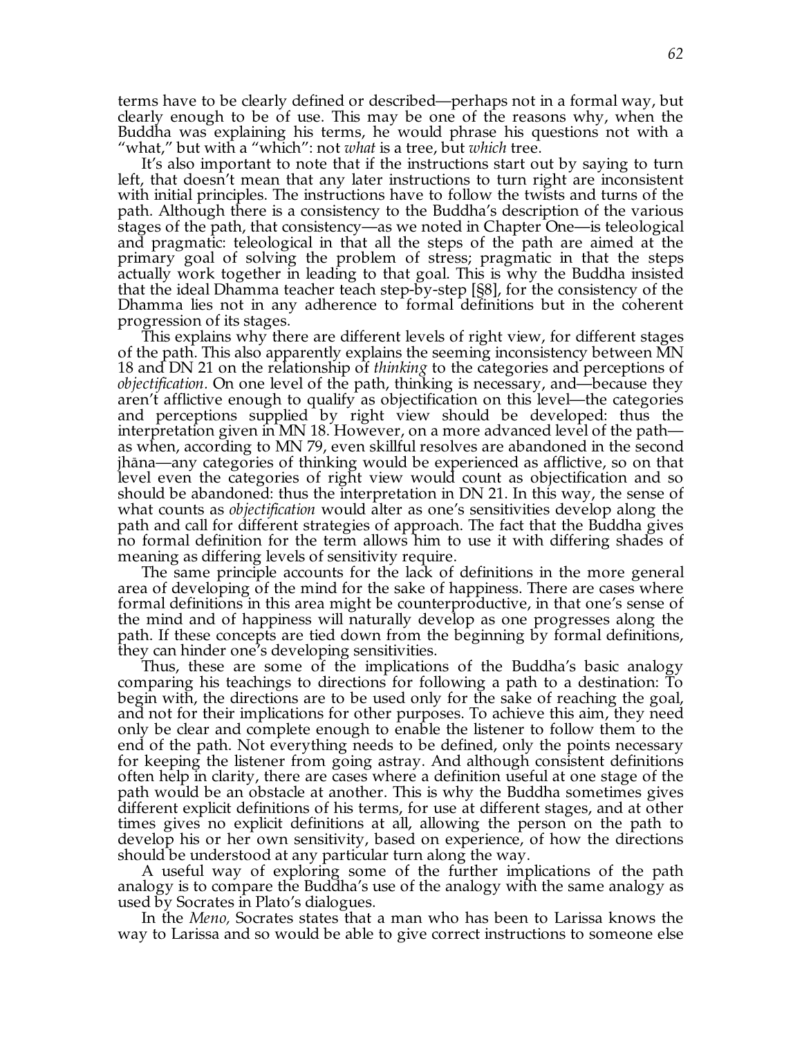terms have to be clearly defined or described—perhaps not in a formal way, but clearly enough to be of use. This may be one of the reasons why, when the Buddha was explaining his terms, he would phrase his questions not with a "what," but with a "which": not *what* is a tree, but *which* tree.

It's also important to note that if the instructions start out by saying to turn left, that doesn't mean that any later instructions to turn right are inconsistent with initial principles. The instructions have to follow the twists and turns of the path. Although there is a consistency to the Buddha's description of the various stages of the path, that consistency—as we noted in Chapter One—is teleological and pragmatic: teleological in that all the steps of the path are aimed at the primary goal of solving the problem of stress; pragmatic in that the steps actually work together in leading to that goal. This is why the Buddha insisted that the ideal Dhamma teacher teach step-by-step [§8], for the consistency of the Dhamma lies not in any adherence to formal definitions but in the coherent progression of its stages.

This explains why there are different levels of right view, for different stages of the path. This also apparently explains the seeming inconsistency between MN 18 and DN 21 on the relationship of *thinking* to the categories and perceptions of *objectification*. On one level of the path, thinking is necessary, and—because they aren't afflictive enough to qualify as objectification on this level—the categories and perceptions supplied by right view should be developed: thus the interpretation given in MN 18. However, on a more advanced level of the path—as when, according to MN 79, even skillful resolves are abandoned in the second jhāna—any categories of thinking would be experienced as afflictive, so on that level even the categories of right view would count as objectification and so should be abandoned: thus the interpretation in DN 21. In this way, the sense of what counts as *objectification* would alter as one's sensitivities develop along the path and call for different strategies of approach. The fact that the Buddha gives no formal definition for the term allows him to use it with differing shades of meaning as differing levels of sensitivity require.

The same principle accounts for the lack of definitions in the more general area of developing of the mind for the sake of happiness. There are cases where formal definitions in this area might be counterproductive, in that one's sense of the mind and of happiness will naturally develop as one progresses along the path. If these concepts are tied down from the beginning by formal definitions, they can hinder one's developing sensitivities.

Thus, these are some of the implications of the Buddha's basic analogy comparing his teachings to directions for following a path to a destination: To begin with, the directions are to be used only for the sake of reaching the goal, and not for their implications for other purposes. To achieve this aim, they need only be clear and complete enough to enable the listener to follow them to the end of the path. Not everything needs to be defined, only the points necessary for keeping the listener from going astray. And although consistent definitions often help in clarity, there are cases where a definition useful at one stage of the path would be an obstacle at another. This is why the Buddha sometimes gives different explicit definitions of his terms, for use at different stages, and at other times gives no explicit definitions at all, allowing the person on the path to develop his or her own sensitivity, based on experience, of how the directions should be understood at any particular turn along the way.

A useful way of exploring some of the further implications of the path analogy is to compare the Buddha's use of the analogy with the same analogy as used by Socrates in Plato's dialogues.

In the *Meno,* Socrates states that a man who has been to Larissa knows the way to Larissa and so would be able to give correct instructions to someone else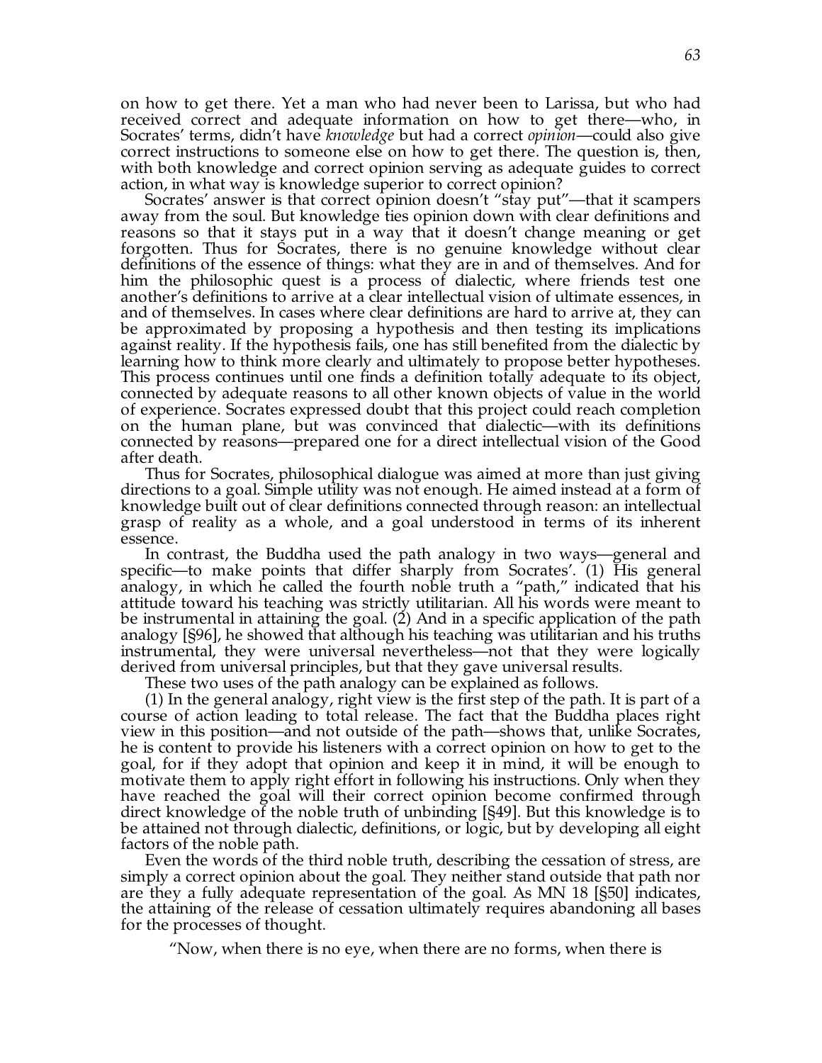on how to get there. Yet a man who had never been to Larissa, but who had received correct and adequate information on how to get there—who, in Socrates' terms, didn't have *knowledge* but had a correct *opinion*—could also give correct instructions to someone else on how to get there. The question is, then, with both knowledge and correct opinion serving as adequate guides to correct action, in what way is knowledge superior to correct opinion?

Socrates' answer is that correct opinion doesn't "stay put"—that it scampers away from the soul. But knowledge ties opinion down with clear definitions and reasons so that it stays put in a way that it doesn't change meaning or get forgotten. Thus for Socrates, there is no genuine knowledge without clear definitions of the essence of things: what they are in and of themselves. And for him the philosophic quest is a process of dialectic, where friends test one another's definitions to arrive at a clear intellectual vision of ultimate essences, in and of themselves. In cases where clear definitions are hard to arrive at, they can be approximated by proposing a hypothesis and then testing its implications against reality. If the hypothesis fails, one has still benefited from the dialectic by learning how to think more clearly and ultimately to propose better hypotheses. This process continues until one finds a definition totally adequate to its object, connected by adequate reasons to all other known objects of value in the world of experience. Socrates expressed doubt that this project could reach completion on the human plane, but was convinced that dialectic—with its definitions connected by reasons—prepared one for a direct intellectual vision of the Good after death.

Thus for Socrates, philosophical dialogue was aimed at more than just giving directions to a goal. Simple utility was not enough. He aimed instead at a form of knowledge built out of clear definitions connected through reason: an intellectual grasp of reality as a whole, and a goal understood in terms of its inherent essence.

In contrast, the Buddha used the path analogy in two ways—general and specific—to make points that differ sharply from Socrates'. (1) His general analogy, in which he called the fourth noble truth a "path," indicated that his attitude toward his teaching was strictly utilitarian. All his words were meant to be instrumental in attaining the goal. (2) And in a specific application of the path analogy [§96], he showed that although his teaching was utilitarian and his truths instrumental, they were universal nevertheless—not that they were logically derived from universal principles, but that they gave universal results.

These two uses of the path analogy can be explained as follows.

(1) In the general analogy, right view is the first step of the path. It is part of a course of action leading to total release. The fact that the Buddha places right view in this position—and not outside of the path—shows that, unlike Socrates, he is content to provide his listeners with a correct opinion on how to get to the goal, for if they adopt that opinion and keep it in mind, it will be enough to motivate them to apply right effort in following his instructions. Only when they have reached the goal will their correct opinion become confirmed through direct knowledge of the noble truth of unbinding [§49]. But this knowledge is to be attained not through dialectic, definitions, or logic, but by developing all eight factors of the noble path.

Even the words of the third noble truth, describing the cessation of stress, are simply a correct opinion about the goal. They neither stand outside that path nor are they a fully adequate representation of the goal. As MN 18 [§50] indicates, the attaining of the release of cessation ultimately requires abandoning all bases for the processes of thought.

> "Now, when there is no eye, when there are no forms, when there is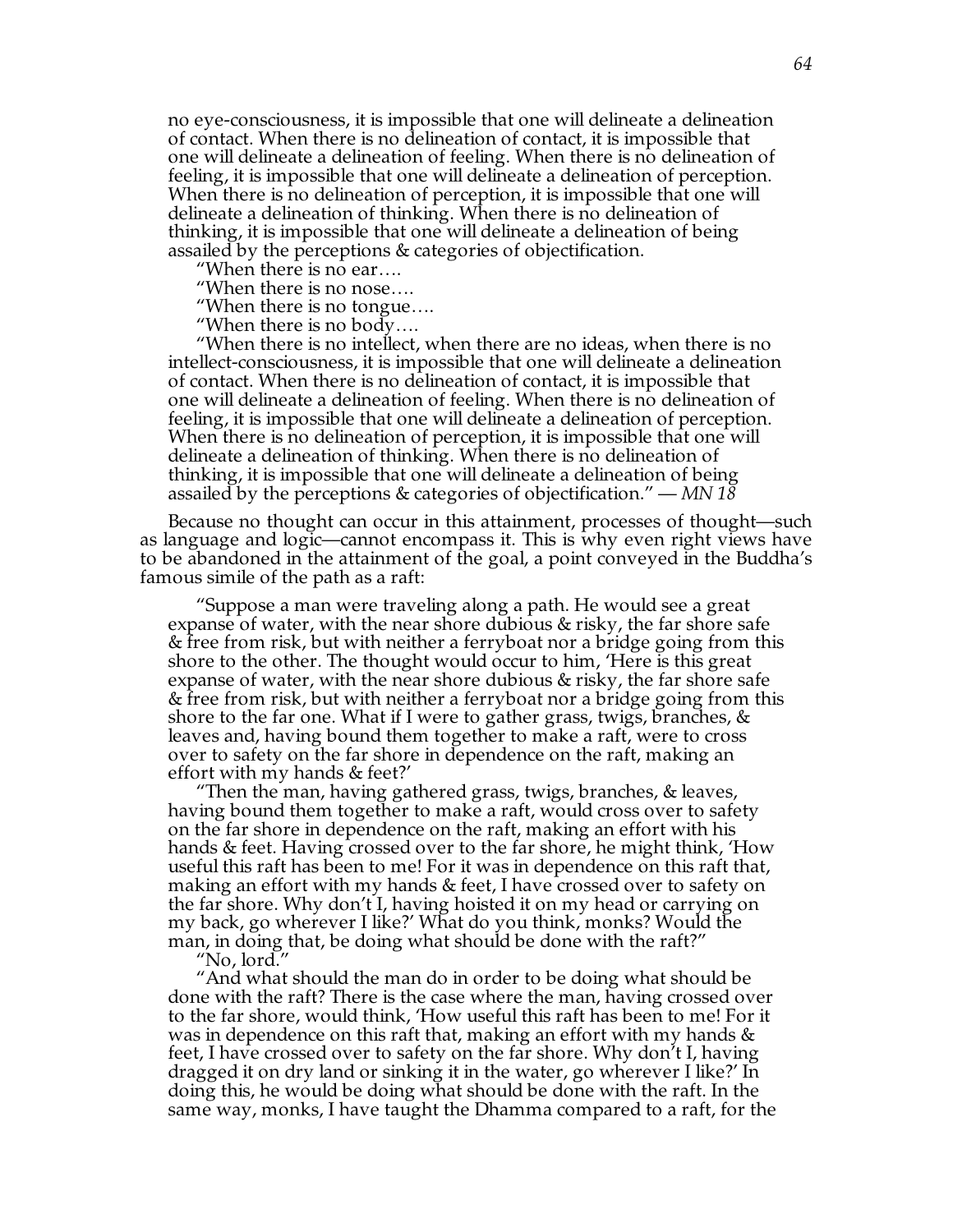no eye-consciousness, it is impossible that one will delineate a delineation of contact. When there is no delineation of contact, it is impossible that one will delineate a delineation of feeling. When there is no delineation of feeling, it is impossible that one will delineate a delineation of perception. When there is no delineation of perception, it is impossible that one will delineate a delineation of thinking. When there is no delineation of thinking, it is impossible that one will delineate a delineation of being assailed by the perceptions & categories of objectification.

> "When there is no ear….
>
> "When there is no nose….
>
> "When there is no tongue….
>
> "When there is no body….
>
> "When there is no intellect, when there are no ideas, when there is no intellect-consciousness, it is impossible that one will delineate a delineation of contact. When there is no delineation of contact, it is impossible that one will delineate a delineation of feeling. When there is no delineation of feeling, it is impossible that one will delineate a delineation of perception. When there is no delineation of perception, it is impossible that one will delineate a delineation of thinking. When there is no delineation of thinking, it is impossible that one will delineate a delineation of being assailed by the perceptions & categories of objectification." — *MN 18*

Because no thought can occur in this attainment, processes of thought—such as language and logic—cannot encompass it. This is why even right views have to be abandoned in the attainment of the goal, a point conveyed in the Buddha's famous simile of the path as a raft:

> "Suppose a man were traveling along a path. He would see a great expanse of water, with the near shore dubious & risky, the far shore safe & free from risk, but with neither a ferryboat nor a bridge going from this shore to the other. The thought would occur to him, 'Here is this great expanse of water, with the near shore dubious & risky, the far shore safe & free from risk, but with neither a ferryboat nor a bridge going from this shore to the far one. What if I were to gather grass, twigs, branches, & leaves and, having bound them together to make a raft, were to cross over to safety on the far shore in dependence on the raft, making an effort with my hands & feet?'
>
> "Then the man, having gathered grass, twigs, branches, & leaves, having bound them together to make a raft, would cross over to safety on the far shore in dependence on the raft, making an effort with his hands & feet. Having crossed over to the far shore, he might think, 'How useful this raft has been to me! For it was in dependence on this raft that, making an effort with my hands & feet, I have crossed over to safety on the far shore. Why don't I, having hoisted it on my head or carrying on my back, go wherever I like?' What do you think, monks? Would the man, in doing that, be doing what should be done with the raft?"
>
> "No, lord."
>
> "And what should the man do in order to be doing what should be done with the raft? There is the case where the man, having crossed over to the far shore, would think, 'How useful this raft has been to me! For it was in dependence on this raft that, making an effort with my hands & feet, I have crossed over to safety on the far shore. Why don't I, having dragged it on dry land or sinking it in the water, go wherever I like?' In doing this, he would be doing what should be done with the raft. In the same way, monks, I have taught the Dhamma compared to a raft, for the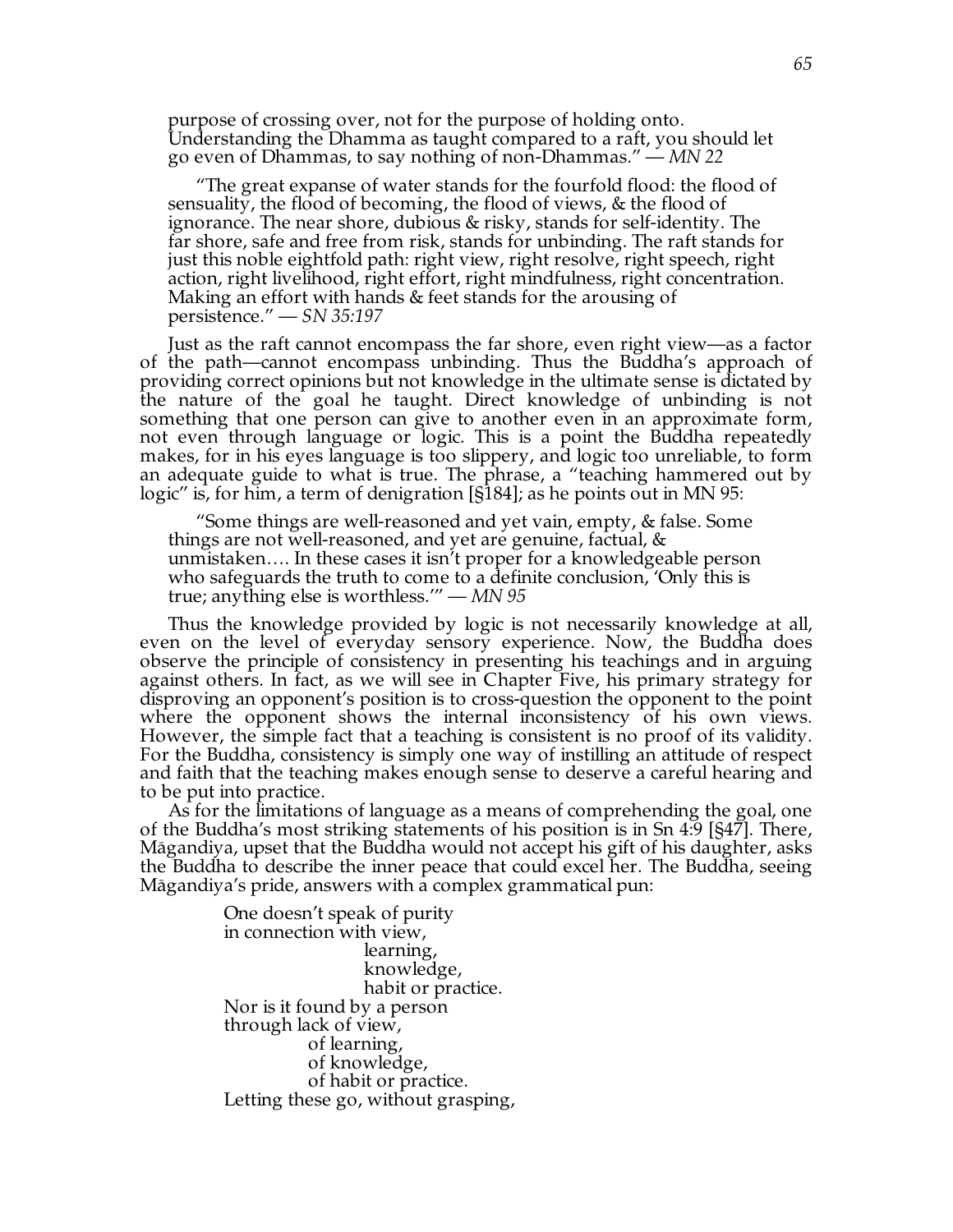> purpose of crossing over, not for the purpose of holding onto. Understanding the Dhamma as taught compared to a raft, you should let go even of Dhammas, to say nothing of non-Dhammas." — *MN 22*

> "The great expanse of water stands for the fourfold flood: the flood of sensuality, the flood of becoming, the flood of views, & the flood of ignorance. The near shore, dubious & risky, stands for self-identity. The far shore, safe and free from risk, stands for unbinding. The raft stands for just this noble eightfold path: right view, right resolve, right speech, right action, right livelihood, right effort, right mindfulness, right concentration. Making an effort with hands & feet stands for the arousing of persistence." — *SN 35:197*

Just as the raft cannot encompass the far shore, even right view—as a factor of the path—cannot encompass unbinding. Thus the Buddha's approach of providing correct opinions but not knowledge in the ultimate sense is dictated by the nature of the goal he taught. Direct knowledge of unbinding is not something that one person can give to another even in an approximate form, not even through language or logic. This is a point the Buddha repeatedly makes, for in his eyes language is too slippery, and logic too unreliable, to form an adequate guide to what is true. The phrase, a "teaching hammered out by logic" is, for him, a term of denigration [§184]; as he points out in MN 95:

> "Some things are well-reasoned and yet vain, empty, & false. Some things are not well-reasoned, and yet are genuine, factual, & unmistaken…. In these cases it isn't proper for a knowledgeable person who safeguards the truth to come to a definite conclusion, 'Only this is true; anything else is worthless.'" — *MN 95*

Thus the knowledge provided by logic is not necessarily knowledge at all, even on the level of everyday sensory experience. Now, the Buddha does observe the principle of consistency in presenting his teachings and in arguing against others. In fact, as we will see in Chapter Five, his primary strategy for disproving an opponent's position is to cross-question the opponent to the point where the opponent shows the internal inconsistency of his own views. However, the simple fact that a teaching is consistent is no proof of its validity. For the Buddha, consistency is simply one way of instilling an attitude of respect and faith that the teaching makes enough sense to deserve a careful hearing and to be put into practice.

As for the limitations of language as a means of comprehending the goal, one of the Buddha's most striking statements of his position is in Sn 4:9 [§47]. There, Māgandiya, upset that the Buddha would not accept his gift of his daughter, asks the Buddha to describe the inner peace that could excel her. The Buddha, seeing Māgandiya's pride, answers with a complex grammatical pun:

> One doesn't speak of purity  
> in connection with view,  
>                 learning,  
>                 knowledge,  
>                 habit or practice.  
> Nor is it found by a person  
> through lack of view,  
>           of learning,  
>           of knowledge,  
>           of habit or practice.  
> Letting these go, without grasping,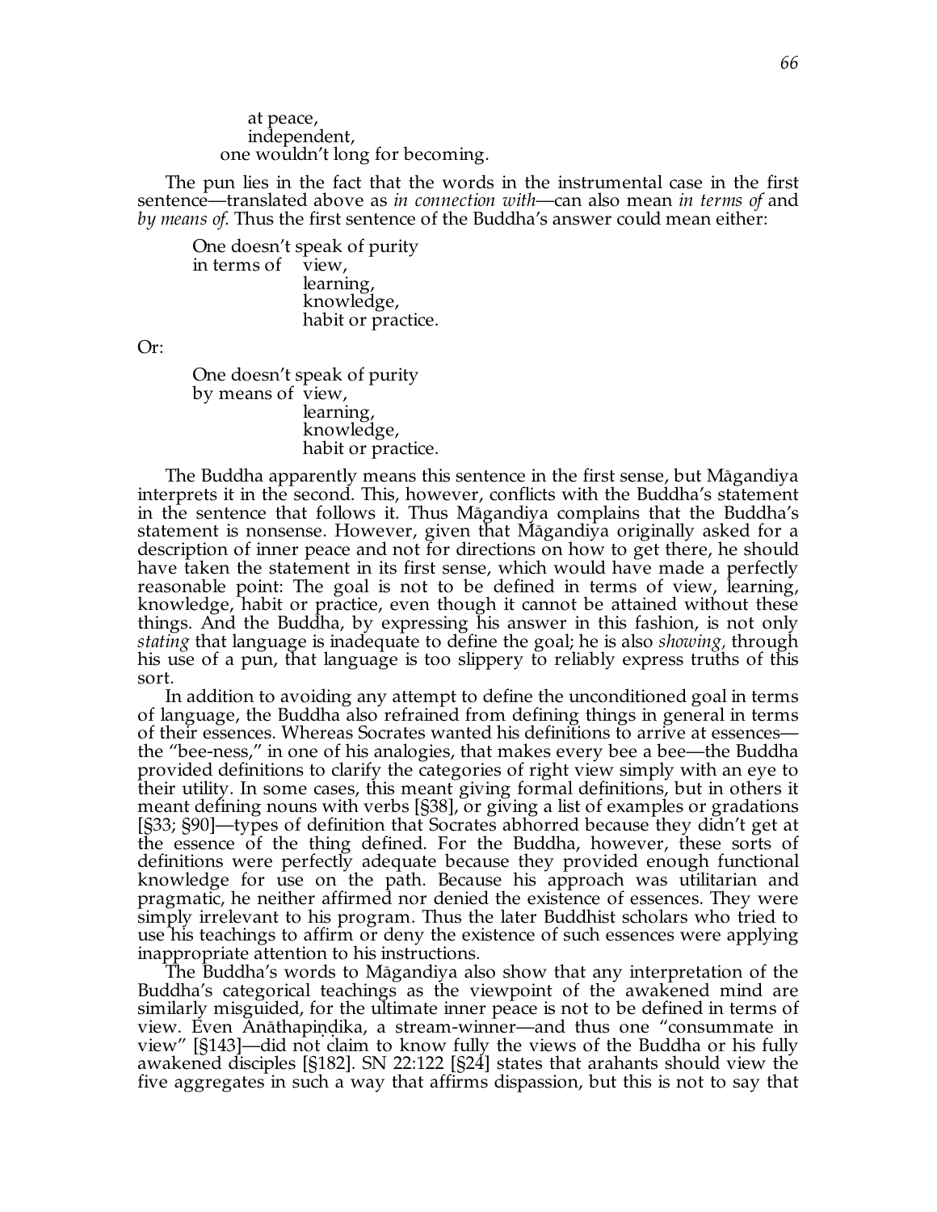at peace,  
independent,  
one wouldn't long for becoming.

The pun lies in the fact that the words in the instrumental case in the first sentence—translated above as *in connection with*—can also mean *in terms of* and *by means of*. Thus the first sentence of the Buddha's answer could mean either:

> One doesn't speak of purity  
> in terms of view,  
> learning,  
> knowledge,  
> habit or practice.

Or:

> One doesn't speak of purity  
> by means of view,  
> learning,  
> knowledge,  
> habit or practice.

The Buddha apparently means this sentence in the first sense, but Māgandiya interprets it in the second. This, however, conflicts with the Buddha's statement in the sentence that follows it. Thus Māgandiya complains that the Buddha's statement is nonsense. However, given that Māgandiya originally asked for a description of inner peace and not for directions on how to get there, he should have taken the statement in its first sense, which would have made a perfectly reasonable point: The goal is not to be defined in terms of view, learning, knowledge, habit or practice, even though it cannot be attained without these things. And the Buddha, by expressing his answer in this fashion, is not only *stating* that language is inadequate to define the goal; he is also *showing,* through his use of a pun, that language is too slippery to reliably express truths of this sort.

In addition to avoiding any attempt to define the unconditioned goal in terms of language, the Buddha also refrained from defining things in general in terms of their essences. Whereas Socrates wanted his definitions to arrive at essences—the "bee-ness," in one of his analogies, that makes every bee a bee—the Buddha provided definitions to clarify the categories of right view simply with an eye to their utility. In some cases, this meant giving formal definitions, but in others it meant defining nouns with verbs [§38], or giving a list of examples or gradations [§33; §90]—types of definition that Socrates abhorred because they didn't get at the essence of the thing defined. For the Buddha, however, these sorts of definitions were perfectly adequate because they provided enough functional knowledge for use on the path. Because his approach was utilitarian and pragmatic, he neither affirmed nor denied the existence of essences. They were simply irrelevant to his program. Thus the later Buddhist scholars who tried to use his teachings to affirm or deny the existence of such essences were applying inappropriate attention to his instructions.

The Buddha's words to Māgandiya also show that any interpretation of the Buddha's categorical teachings as the viewpoint of the awakened mind are similarly misguided, for the ultimate inner peace is not to be defined in terms of view. Even Anāthapiṇḍika, a stream-winner—and thus one "consummate in view" [§143]—did not claim to know fully the views of the Buddha or his fully awakened disciples [§182]. SN 22:122 [§24] states that arahants should view the five aggregates in such a way that affirms dispassion, but this is not to say that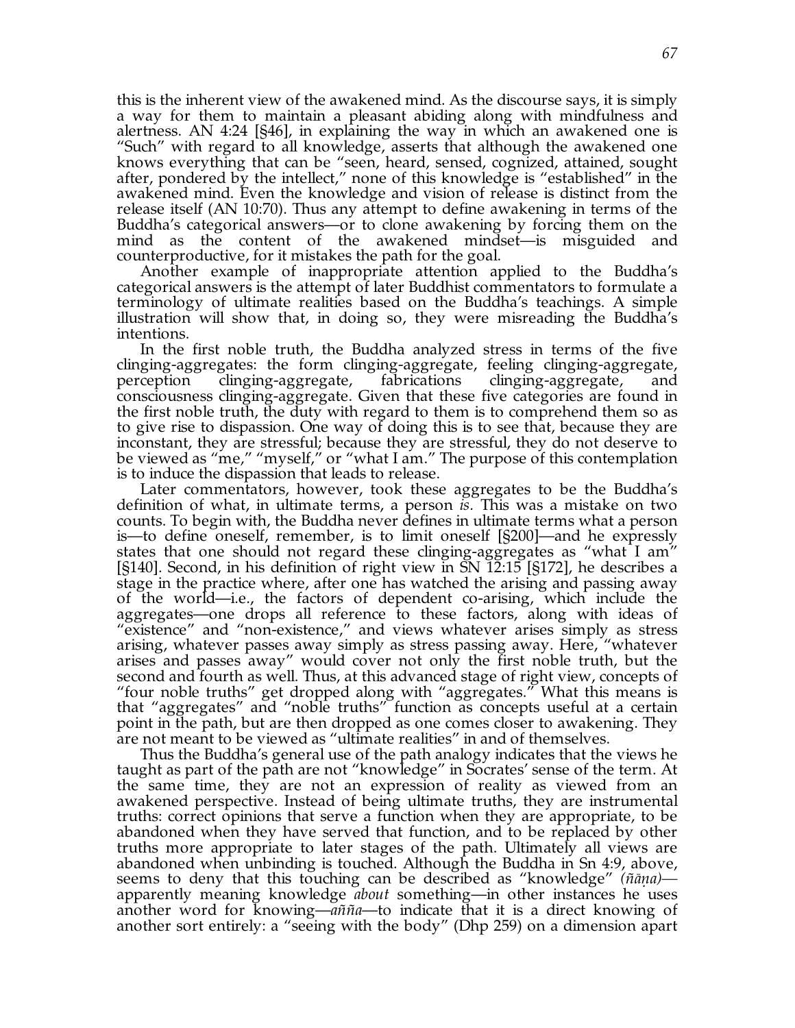this is the inherent view of the awakened mind. As the discourse says, it is simply a way for them to maintain a pleasant abiding along with mindfulness and alertness. AN 4:24 [§46], in explaining the way in which an awakened one is "Such" with regard to all knowledge, asserts that although the awakened one knows everything that can be "seen, heard, sensed, cognized, attained, sought after, pondered by the intellect," none of this knowledge is "established" in the awakened mind. Even the knowledge and vision of release is distinct from the release itself (AN 10:70). Thus any attempt to define awakening in terms of the Buddha's categorical answers—or to clone awakening by forcing them on the mind as the content of the awakened mindset—is misguided and counterproductive, for it mistakes the path for the goal.

Another example of inappropriate attention applied to the Buddha's categorical answers is the attempt of later Buddhist commentators to formulate a terminology of ultimate realities based on the Buddha's teachings. A simple illustration will show that, in doing so, they were misreading the Buddha's intentions.

In the first noble truth, the Buddha analyzed stress in terms of the five clinging-aggregates: the form clinging-aggregate, feeling clinging-aggregate, perception clinging-aggregate, fabrications clinging-aggregate, and consciousness clinging-aggregate. Given that these five categories are found in the first noble truth, the duty with regard to them is to comprehend them so as to give rise to dispassion. One way of doing this is to see that, because they are inconstant, they are stressful; because they are stressful, they do not deserve to be viewed as "me," "myself," or "what I am." The purpose of this contemplation is to induce the dispassion that leads to release.

Later commentators, however, took these aggregates to be the Buddha's definition of what, in ultimate terms, a person *is*. This was a mistake on two counts. To begin with, the Buddha never defines in ultimate terms what a person is—to define oneself, remember, is to limit oneself [§200]—and he expressly states that one should not regard these clinging-aggregates as "what I am" [§140]. Second, in his definition of right view in SN 12:15 [§172], he describes a stage in the practice where, after one has watched the arising and passing away of the world—i.e., the factors of dependent co-arising, which include the aggregates—one drops all reference to these factors, along with ideas of "existence" and "non-existence," and views whatever arises simply as stress arising, whatever passes away simply as stress passing away. Here, "whatever arises and passes away" would cover not only the first noble truth, but the second and fourth as well. Thus, at this advanced stage of right view, concepts of "four noble truths" get dropped along with "aggregates." What this means is that "aggregates" and "noble truths" function as concepts useful at a certain point in the path, but are then dropped as one comes closer to awakening. They are not meant to be viewed as "ultimate realities" in and of themselves.

Thus the Buddha's general use of the path analogy indicates that the views he taught as part of the path are not "knowledge" in Socrates' sense of the term. At the same time, they are not an expression of reality as viewed from an awakened perspective. Instead of being ultimate truths, they are instrumental truths: correct opinions that serve a function when they are appropriate, to be abandoned when they have served that function, and to be replaced by other truths more appropriate to later stages of the path. Ultimately all views are abandoned when unbinding is touched. Although the Buddha in Sn 4:9, above, seems to deny that this touching can be described as "knowledge" (*ñāṇa)*—apparently meaning knowledge *about* something—in other instances he uses another word for knowing—*añña*—to indicate that it is a direct knowing of another sort entirely: a "seeing with the body" (Dhp 259) on a dimension apart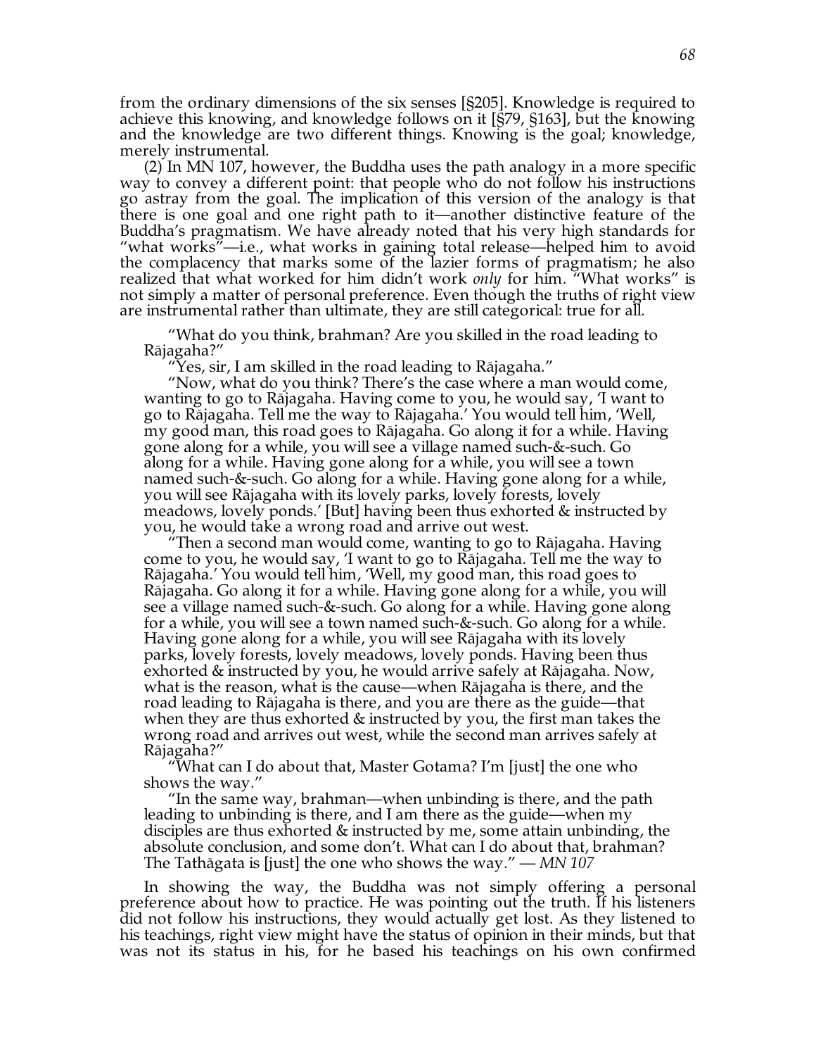from the ordinary dimensions of the six senses [§205]. Knowledge is required to achieve this knowing, and knowledge follows on it [§79, §163], but the knowing and the knowledge are two different things. Knowing is the goal; knowledge, merely instrumental.

(2) In MN 107, however, the Buddha uses the path analogy in a more specific way to convey a different point: that people who do not follow his instructions go astray from the goal. The implication of this version of the analogy is that there is one goal and one right path to it—another distinctive feature of the Buddha's pragmatism. We have already noted that his very high standards for "what works"—i.e., what works in gaining total release—helped him to avoid the complacency that marks some of the lazier forms of pragmatism; he also realized that what worked for him didn't work *only* for him. "What works" is not simply a matter of personal preference. Even though the truths of right view are instrumental rather than ultimate, they are still categorical: true for all.

> "What do you think, brahman? Are you skilled in the road leading to Rājagaha?"
>
> "Yes, sir, I am skilled in the road leading to Rājagaha."
>
> "Now, what do you think? There's the case where a man would come, wanting to go to Rājagaha. Having come to you, he would say, 'I want to go to Rājagaha. Tell me the way to Rājagaha.' You would tell him, 'Well, my good man, this road goes to Rājagaha. Go along it for a while. Having gone along for a while, you will see a village named such-&-such. Go along for a while. Having gone along for a while, you will see a town named such-&-such. Go along for a while. Having gone along for a while, you will see Rājagaha with its lovely parks, lovely forests, lovely meadows, lovely ponds.' [But] having been thus exhorted & instructed by you, he would take a wrong road and arrive out west.
>
> "Then a second man would come, wanting to go to Rājagaha. Having come to you, he would say, 'I want to go to Rājagaha. Tell me the way to Rājagaha.' You would tell him, 'Well, my good man, this road goes to Rājagaha. Go along it for a while. Having gone along for a while, you will see a village named such-&-such. Go along for a while. Having gone along for a while, you will see a town named such-&-such. Go along for a while. Having gone along for a while, you will see Rājagaha with its lovely parks, lovely forests, lovely meadows, lovely ponds. Having been thus exhorted & instructed by you, he would arrive safely at Rājagaha. Now, what is the reason, what is the cause—when Rājagaha is there, and the road leading to Rājagaha is there, and you are there as the guide—that when they are thus exhorted & instructed by you, the first man takes the wrong road and arrives out west, while the second man arrives safely at Rājagaha?"
>
> "What can I do about that, Master Gotama? I'm [just] the one who shows the way."
>
> "In the same way, brahman—when unbinding is there, and the path leading to unbinding is there, and I am there as the guide—when my disciples are thus exhorted & instructed by me, some attain unbinding, the absolute conclusion, and some don't. What can I do about that, brahman? The Tathāgata is [just] the one who shows the way." — *MN 107*

In showing the way, the Buddha was not simply offering a personal preference about how to practice. He was pointing out the truth. If his listeners did not follow his instructions, they would actually get lost. As they listened to his teachings, right view might have the status of opinion in their minds, but that was not its status in his, for he based his teachings on his own confirmed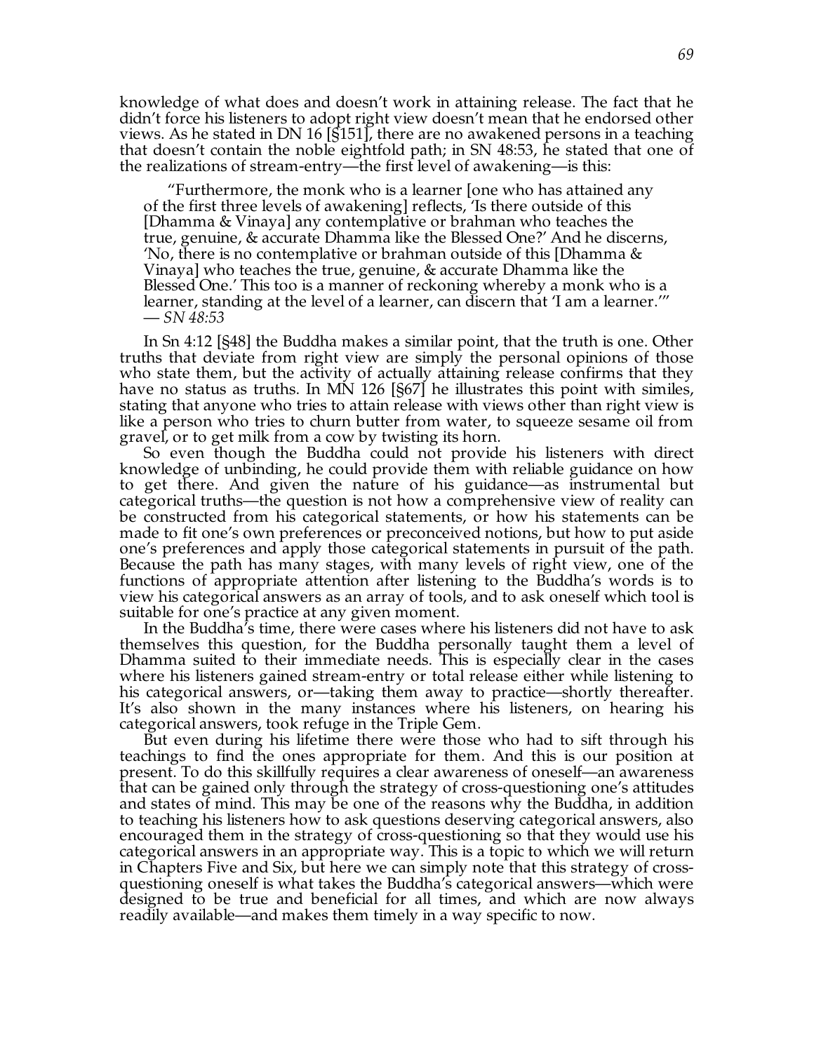knowledge of what does and doesn't work in attaining release. The fact that he didn't force his listeners to adopt right view doesn't mean that he endorsed other views. As he stated in DN 16 [§151], there are no awakened persons in a teaching that doesn't contain the noble eightfold path; in SN 48:53, he stated that one of the realizations of stream-entry—the first level of awakening—is this:

> "Furthermore, the monk who is a learner [one who has attained any of the first three levels of awakening] reflects, 'Is there outside of this [Dhamma & Vinaya] any contemplative or brahman who teaches the true, genuine, & accurate Dhamma like the Blessed One?' And he discerns, 'No, there is no contemplative or brahman outside of this [Dhamma & Vinaya] who teaches the true, genuine, & accurate Dhamma like the Blessed One.' This too is a manner of reckoning whereby a monk who is a learner, standing at the level of a learner, can discern that 'I am a learner.'" — *SN 48:53*

In Sn 4:12 [§48] the Buddha makes a similar point, that the truth is one. Other truths that deviate from right view are simply the personal opinions of those who state them, but the activity of actually attaining release confirms that they have no status as truths. In MN 126 [§67] he illustrates this point with similes, stating that anyone who tries to attain release with views other than right view is like a person who tries to churn butter from water, to squeeze sesame oil from gravel, or to get milk from a cow by twisting its horn.

So even though the Buddha could not provide his listeners with direct knowledge of unbinding, he could provide them with reliable guidance on how to get there. And given the nature of his guidance—as instrumental but categorical truths—the question is not how a comprehensive view of reality can be constructed from his categorical statements, or how his statements can be made to fit one's own preferences or preconceived notions, but how to put aside one's preferences and apply those categorical statements in pursuit of the path. Because the path has many stages, with many levels of right view, one of the functions of appropriate attention after listening to the Buddha's words is to view his categorical answers as an array of tools, and to ask oneself which tool is suitable for one's practice at any given moment.

In the Buddha's time, there were cases where his listeners did not have to ask themselves this question, for the Buddha personally taught them a level of Dhamma suited to their immediate needs. This is especially clear in the cases where his listeners gained stream-entry or total release either while listening to his categorical answers, or—taking them away to practice—shortly thereafter. It's also shown in the many instances where his listeners, on hearing his categorical answers, took refuge in the Triple Gem.

But even during his lifetime there were those who had to sift through his teachings to find the ones appropriate for them. And this is our position at present. To do this skillfully requires a clear awareness of oneself—an awareness that can be gained only through the strategy of cross-questioning one's attitudes and states of mind. This may be one of the reasons why the Buddha, in addition to teaching his listeners how to ask questions deserving categorical answers, also encouraged them in the strategy of cross-questioning so that they would use his categorical answers in an appropriate way. This is a topic to which we will return in Chapters Five and Six, but here we can simply note that this strategy of cross-questioning oneself is what takes the Buddha's categorical answers—which were designed to be true and beneficial for all times, and which are now always readily available—and makes them timely in a way specific to now.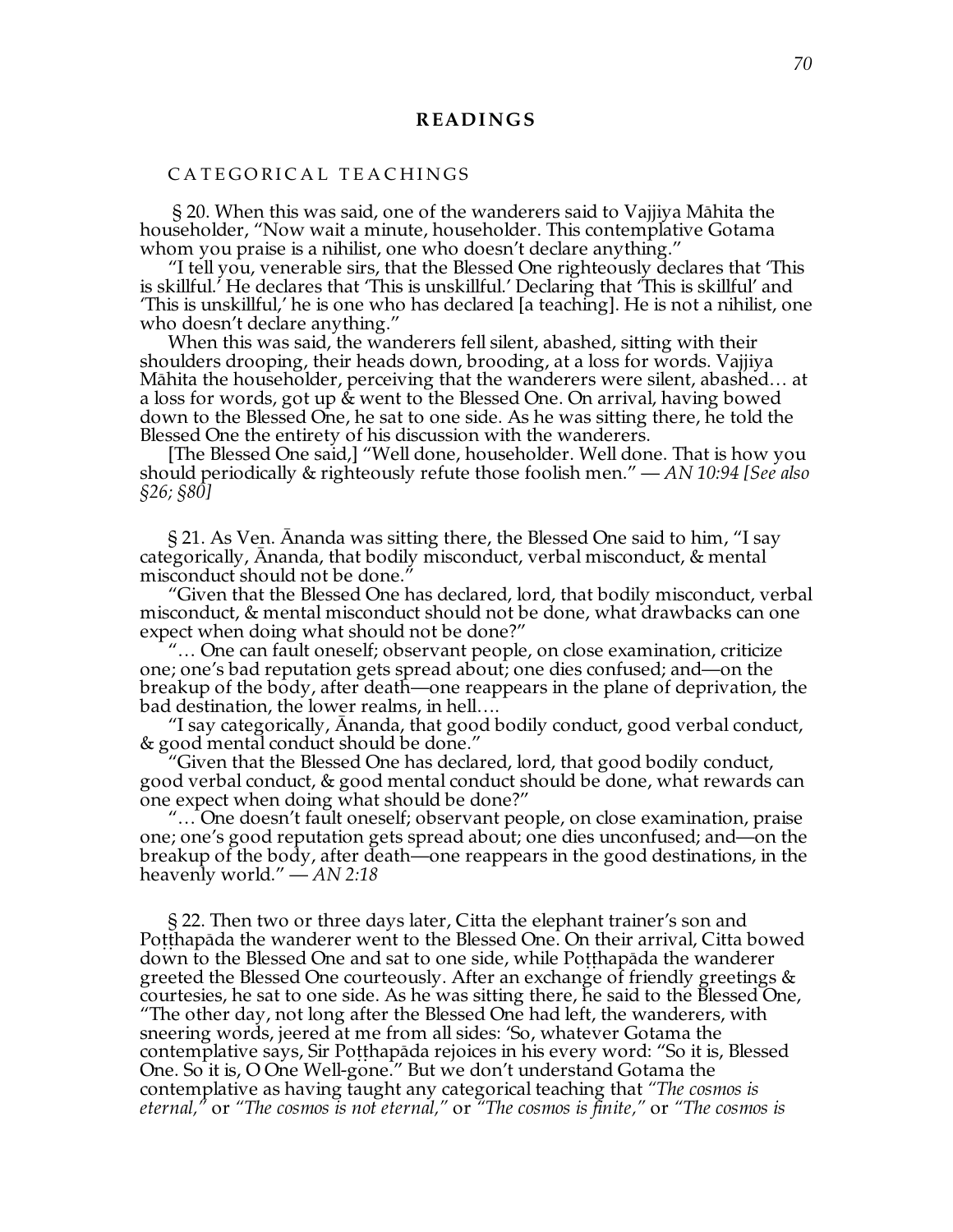## READINGS

### CATEGORICAL TEACHINGS

§ 20. When this was said, one of the wanderers said to Vajjiya Māhita the householder, "Now wait a minute, householder. This contemplative Gotama whom you praise is a nihilist, one who doesn't declare anything."

"I tell you, venerable sirs, that the Blessed One righteously declares that 'This is skillful.' He declares that 'This is unskillful.' Declaring that 'This is skillful' and 'This is unskillful,' he is one who has declared [a teaching]. He is not a nihilist, one who doesn't declare anything."

When this was said, the wanderers fell silent, abashed, sitting with their shoulders drooping, their heads down, brooding, at a loss for words. Vajjiya Māhita the householder, perceiving that the wanderers were silent, abashed… at a loss for words, got up & went to the Blessed One. On arrival, having bowed down to the Blessed One, he sat to one side. As he was sitting there, he told the Blessed One the entirety of his discussion with the wanderers.

[The Blessed One said,] "Well done, householder. Well done. That is how you should periodically & righteously refute those foolish men." — *AN 10:94 [See also §26; §80]*

§ 21. As Ven. Ānanda was sitting there, the Blessed One said to him, "I say categorically, Ānanda, that bodily misconduct, verbal misconduct, & mental misconduct should not be done."

"Given that the Blessed One has declared, lord, that bodily misconduct, verbal misconduct, & mental misconduct should not be done, what drawbacks can one expect when doing what should not be done?"

"… One can fault oneself; observant people, on close examination, criticize one; one's bad reputation gets spread about; one dies confused; and—on the breakup of the body, after death—one reappears in the plane of deprivation, the bad destination, the lower realms, in hell….

"I say categorically, Ānanda, that good bodily conduct, good verbal conduct, & good mental conduct should be done."

"Given that the Blessed One has declared, lord, that good bodily conduct, good verbal conduct, & good mental conduct should be done, what rewards can one expect when doing what should be done?"

"… One doesn't fault oneself; observant people, on close examination, praise one; one's good reputation gets spread about; one dies unconfused; and—on the breakup of the body, after death—one reappears in the good destinations, in the heavenly world." — *AN 2:18*

§ 22. Then two or three days later, Citta the elephant trainer's son and Poṭṭhapāda the wanderer went to the Blessed One. On their arrival, Citta bowed down to the Blessed One and sat to one side, while Poṭṭhapāda the wanderer greeted the Blessed One courteously. After an exchange of friendly greetings & courtesies, he sat to one side. As he was sitting there, he said to the Blessed One, "The other day, not long after the Blessed One had left, the wanderers, with sneering words, jeered at me from all sides: 'So, whatever Gotama the contemplative says, Sir Poṭṭhapāda rejoices in his every word: "So it is, Blessed One. So it is, O One Well-gone." But we don't understand Gotama the contemplative as having taught any categorical teaching that *"The cosmos is eternal,"* or *"The cosmos is not eternal,"* or *"The cosmos is finite,"* or *"The cosmos is*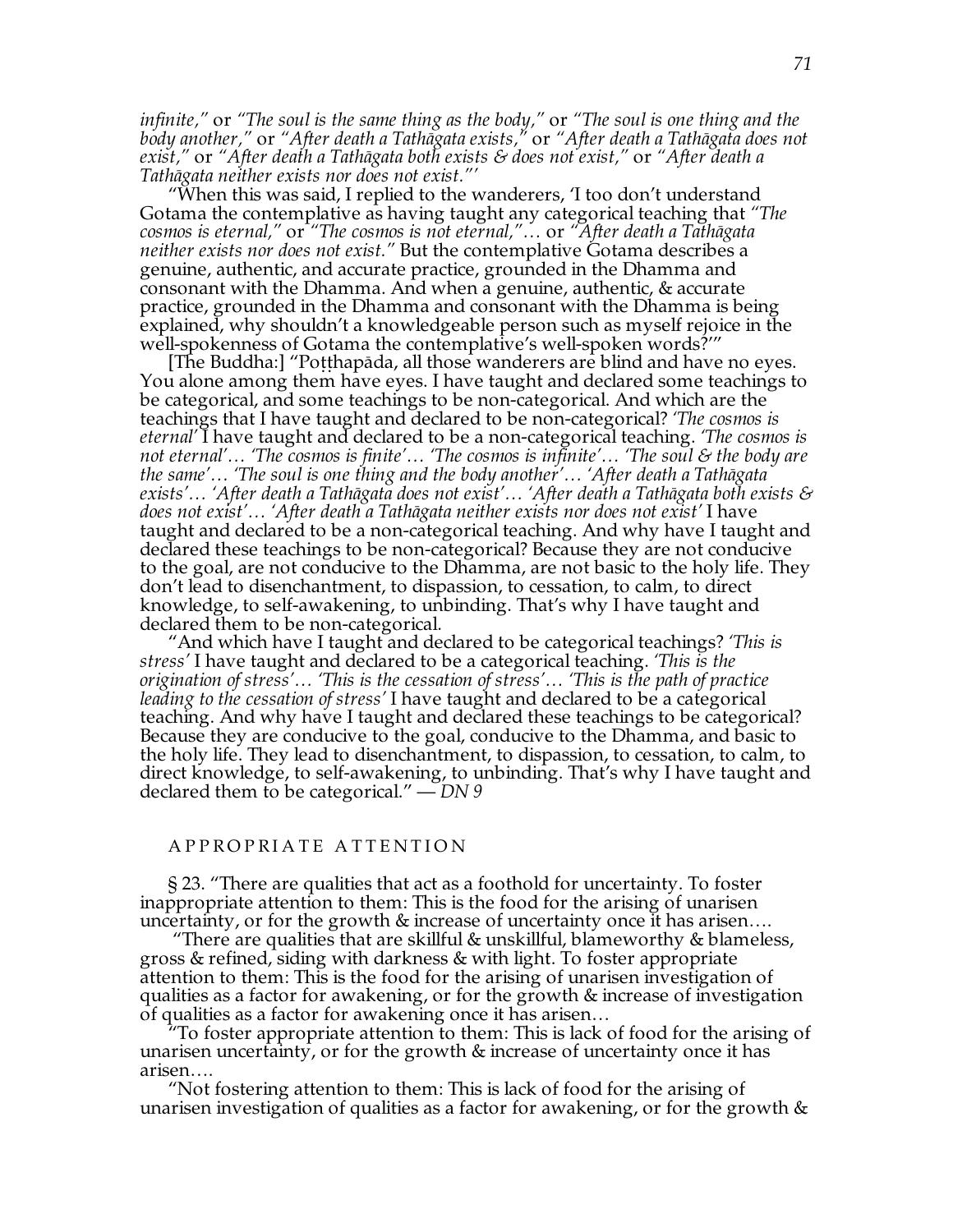*infinite,"* or *"The soul is the same thing as the body,"* or *"The soul is one thing and the body another,"* or *"After death a Tathāgata exists,"* or *"After death a Tathāgata does not exist,"* or *"After death a Tathāgata both exists & does not exist,"* or *"After death a Tathāgata neither exists nor does not exist."'*

"When this was said, I replied to the wanderers, 'I too don't understand Gotama the contemplative as having taught any categorical teaching that *"The cosmos is eternal,"* or *"The cosmos is not eternal,"*… or *"After death a Tathāgata neither exists nor does not exist."* But the contemplative Gotama describes a genuine, authentic, and accurate practice, grounded in the Dhamma and consonant with the Dhamma. And when a genuine, authentic, & accurate practice, grounded in the Dhamma and consonant with the Dhamma is being explained, why shouldn't a knowledgeable person such as myself rejoice in the well-spokenness of Gotama the contemplative's well-spoken words?'"

[The Buddha:] "Poṭṭhapāda, all those wanderers are blind and have no eyes. You alone among them have eyes. I have taught and declared some teachings to be categorical, and some teachings to be non-categorical. And which are the teachings that I have taught and declared to be non-categorical? *'The cosmos is eternal'* I have taught and declared to be a non-categorical teaching. *'The cosmos is not eternal'… 'The cosmos is finite'… 'The cosmos is infinite'… 'The soul & the body are the same'… 'The soul is one thing and the body another'… 'After death a Tathāgata exists'… 'After death a Tathāgata does not exist'… 'After death a Tathāgata both exists & does not exist'… 'After death a Tathāgata neither exists nor does not exist'* I have taught and declared to be a non-categorical teaching. And why have I taught and declared these teachings to be non-categorical? Because they are not conducive to the goal, are not conducive to the Dhamma, are not basic to the holy life. They don't lead to disenchantment, to dispassion, to cessation, to calm, to direct knowledge, to self-awakening, to unbinding. That's why I have taught and declared them to be non-categorical.

"And which have I taught and declared to be categorical teachings? *'This is stress'* I have taught and declared to be a categorical teaching. *'This is the origination of stress'… 'This is the cessation of stress'… 'This is the path of practice leading to the cessation of stress'* I have taught and declared to be a categorical teaching. And why have I taught and declared these teachings to be categorical? Because they are conducive to the goal, conducive to the Dhamma, and basic to the holy life. They lead to disenchantment, to dispassion, to cessation, to calm, to direct knowledge, to self-awakening, to unbinding. That's why I have taught and declared them to be categorical." — *DN 9*

## APPROPRIATE ATTENTION

§ 23. "There are qualities that act as a foothold for uncertainty. To foster inappropriate attention to them: This is the food for the arising of unarisen uncertainty, or for the growth & increase of uncertainty once it has arisen….

"There are qualities that are skillful & unskillful, blameworthy & blameless, gross & refined, siding with darkness & with light. To foster appropriate attention to them: This is the food for the arising of unarisen investigation of qualities as a factor for awakening, or for the growth & increase of investigation of qualities as a factor for awakening once it has arisen…

"To foster appropriate attention to them: This is lack of food for the arising of unarisen uncertainty, or for the growth & increase of uncertainty once it has arisen….

"Not fostering attention to them: This is lack of food for the arising of unarisen investigation of qualities as a factor for awakening, or for the growth &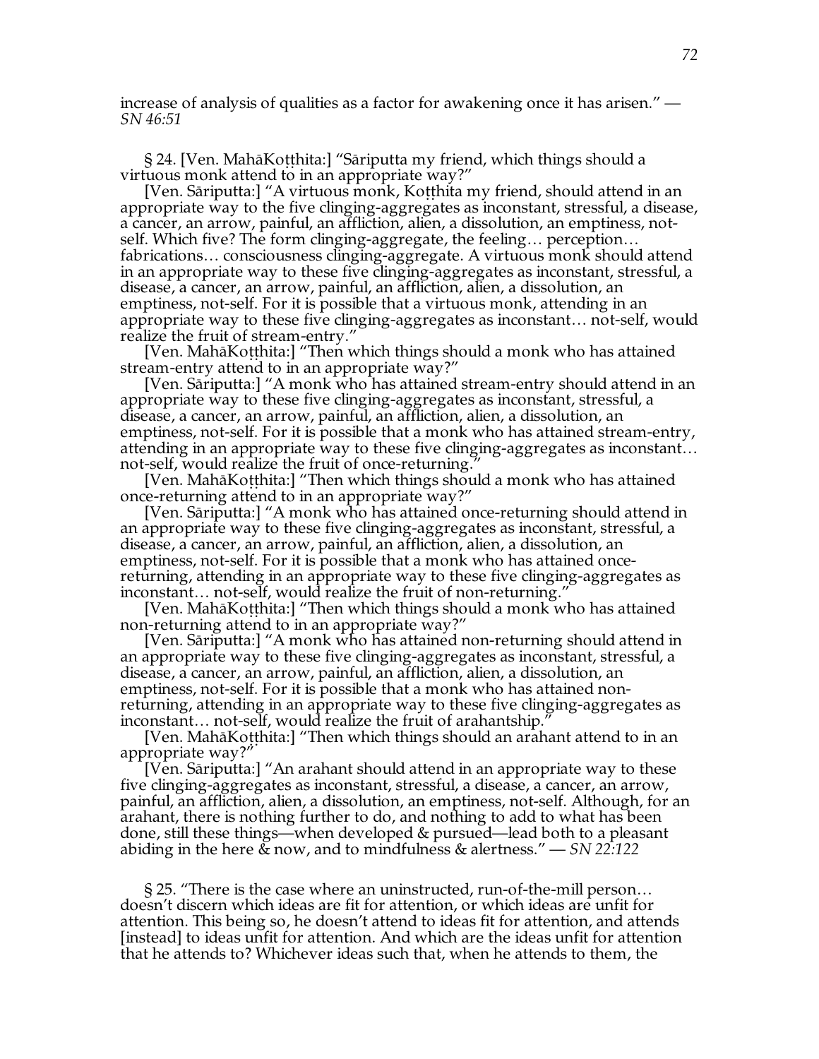increase of analysis of qualities as a factor for awakening once it has arisen." — *SN 46:51*

§ 24. [Ven. MahāKoṭṭhita:] "Sāriputta my friend, which things should a virtuous monk attend to in an appropriate way?"

[Ven. Sāriputta:] "A virtuous monk, Koṭṭhita my friend, should attend in an appropriate way to the five clinging-aggregates as inconstant, stressful, a disease, a cancer, an arrow, painful, an affliction, alien, a dissolution, an emptiness, not-self. Which five? The form clinging-aggregate, the feeling… perception… fabrications… consciousness clinging-aggregate. A virtuous monk should attend in an appropriate way to these five clinging-aggregates as inconstant, stressful, a disease, a cancer, an arrow, painful, an affliction, alien, a dissolution, an emptiness, not-self. For it is possible that a virtuous monk, attending in an appropriate way to these five clinging-aggregates as inconstant… not-self, would realize the fruit of stream-entry."

[Ven. MahāKoṭṭhita:] "Then which things should a monk who has attained stream-entry attend to in an appropriate way?"

[Ven. Sāriputta:] "A monk who has attained stream-entry should attend in an appropriate way to these five clinging-aggregates as inconstant, stressful, a disease, a cancer, an arrow, painful, an affliction, alien, a dissolution, an emptiness, not-self. For it is possible that a monk who has attained stream-entry, attending in an appropriate way to these five clinging-aggregates as inconstant… not-self, would realize the fruit of once-returning."

[Ven. MahāKoṭṭhita:] "Then which things should a monk who has attained once-returning attend to in an appropriate way?"

[Ven. Sāriputta:] "A monk who has attained once-returning should attend in an appropriate way to these five clinging-aggregates as inconstant, stressful, a disease, a cancer, an arrow, painful, an affliction, alien, a dissolution, an emptiness, not-self. For it is possible that a monk who has attained once-returning, attending in an appropriate way to these five clinging-aggregates as inconstant… not-self, would realize the fruit of non-returning."

[Ven. MahāKoṭṭhita:] "Then which things should a monk who has attained non-returning attend to in an appropriate way?"

[Ven. Sāriputta:] "A monk who has attained non-returning should attend in an appropriate way to these five clinging-aggregates as inconstant, stressful, a disease, a cancer, an arrow, painful, an affliction, alien, a dissolution, an emptiness, not-self. For it is possible that a monk who has attained non-returning, attending in an appropriate way to these five clinging-aggregates as inconstant… not-self, would realize the fruit of arahantship."

[Ven. MahāKoṭṭhita:] "Then which things should an arahant attend to in an appropriate way?"

[Ven. Sāriputta:] "An arahant should attend in an appropriate way to these five clinging-aggregates as inconstant, stressful, a disease, a cancer, an arrow, painful, an affliction, alien, a dissolution, an emptiness, not-self. Although, for an arahant, there is nothing further to do, and nothing to add to what has been done, still these things—when developed & pursued—lead both to a pleasant abiding in the here & now, and to mindfulness & alertness." — *SN 22:122*

§ 25. "There is the case where an uninstructed, run-of-the-mill person… doesn't discern which ideas are fit for attention, or which ideas are unfit for attention. This being so, he doesn't attend to ideas fit for attention, and attends [instead] to ideas unfit for attention. And which are the ideas unfit for attention that he attends to? Whichever ideas such that, when he attends to them, the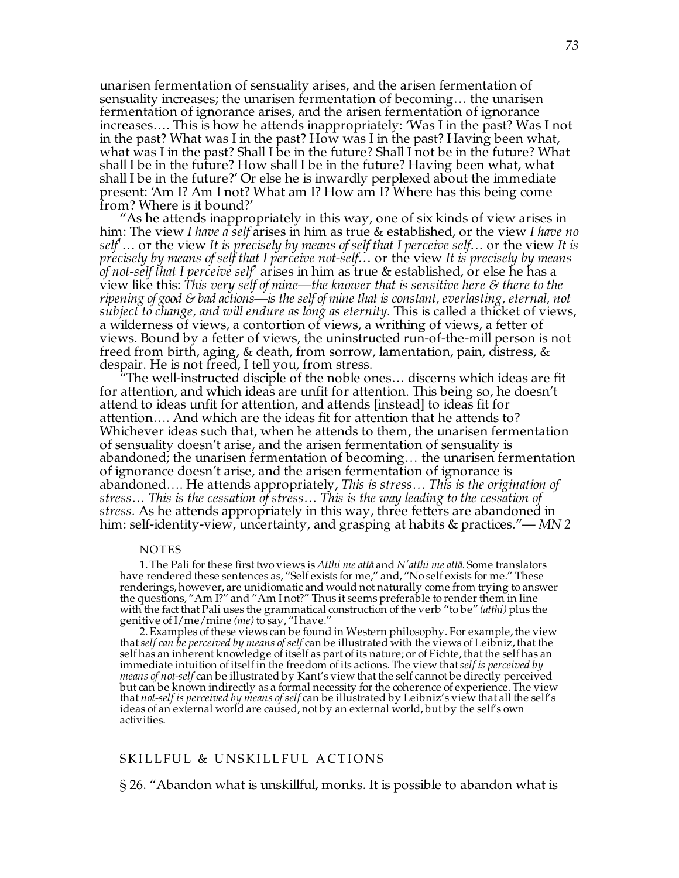unarisen fermentation of sensuality arises, and the arisen fermentation of sensuality increases; the unarisen fermentation of becoming… the unarisen fermentation of ignorance arises, and the arisen fermentation of ignorance increases…. This is how he attends inappropriately: 'Was I in the past? Was I not in the past? What was I in the past? How was I in the past? Having been what, what was I in the past? Shall I be in the future? Shall I not be in the future? What shall I be in the future? How shall I be in the future? Having been what, what shall I be in the future?' Or else he is inwardly perplexed about the immediate present: 'Am I? Am I not? What am I? How am I? Where has this being come from? Where is it bound?'

"As he attends inappropriately in this way, one of six kinds of view arises in him: The view *I have a self* arises in him as true & established, or the view *I have no self*[1] … or the view *It is precisely by means of self that I perceive self*… or the view *It is precisely by means of self that I perceive not-self*… or the view *It is precisely by means of not-self that I perceive self*[2] arises in him as true & established, or else he has a view like this: *This very self of mine—the knower that is sensitive here & there to the ripening of good & bad actions—is the self of mine that is constant, everlasting, eternal, not subject to change, and will endure as long as eternity.* This is called a thicket of views, a wilderness of views, a contortion of views, a writhing of views, a fetter of views. Bound by a fetter of views, the uninstructed run-of-the-mill person is not freed from birth, aging, & death, from sorrow, lamentation, pain, distress, & despair. He is not freed, I tell you, from stress.

"The well-instructed disciple of the noble ones… discerns which ideas are fit for attention, and which ideas are unfit for attention. This being so, he doesn't attend to ideas unfit for attention, and attends [instead] to ideas fit for attention…. And which are the ideas fit for attention that he attends to? Whichever ideas such that, when he attends to them, the unarisen fermentation of sensuality doesn't arise, and the arisen fermentation of sensuality is abandoned; the unarisen fermentation of becoming… the unarisen fermentation of ignorance doesn't arise, and the arisen fermentation of ignorance is abandoned…. He attends appropriately, *This is stress… This is the origination of stress… This is the cessation of stress… This is the way leading to the cessation of stress.* As he attends appropriately in this way, three fetters are abandoned in him: self-identity-view, uncertainty, and grasping at habits & practices."— *MN 2*

NOTES

1. The Pali for these first two views is *Atthi me attā* and *N'atthi me attā.* Some translators have rendered these sentences as, "Self exists for me," and, "No self exists for me." These renderings, however, are unidiomatic and would not naturally come from trying to answer the questions, "Am I?" and "Am I not?" Thus it seems preferable to render them in line with the fact that Pali uses the grammatical construction of the verb "to be" *(atthi)* plus the genitive of I/me/mine *(me)* to say, "I have."

2. Examples of these views can be found in Western philosophy. For example, the view that *self can be perceived by means of self* can be illustrated with the views of Leibniz, that the self has an inherent knowledge of itself as part of its nature; or of Fichte, that the self has an immediate intuition of itself in the freedom of its actions. The view that *self is perceived by means of not-self* can be illustrated by Kant's view that the self cannot be directly perceived but can be known indirectly as a formal necessity for the coherence of experience. The view that *not-self is perceived by means of self* can be illustrated by Leibniz's view that all the self's ideas of an external world are caused, not by an external world, but by the self's own activities.

## SKILLFUL & UNSKILLFUL ACTIONS

§ 26. "Abandon what is unskillful, monks. It is possible to abandon what is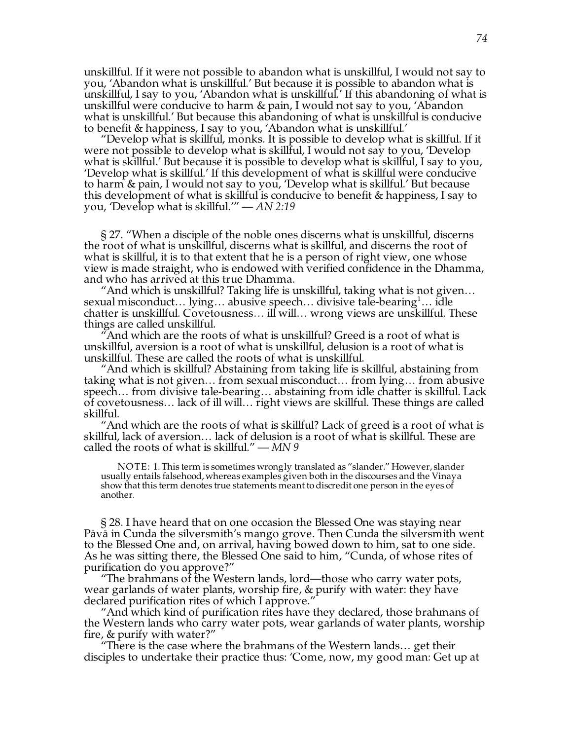unskillful. If it were not possible to abandon what is unskillful, I would not say to you, 'Abandon what is unskillful.' But because it is possible to abandon what is unskillful, I say to you, 'Abandon what is unskillful.' If this abandoning of what is unskillful were conducive to harm & pain, I would not say to you, 'Abandon what is unskillful.' But because this abandoning of what is unskillful is conducive to benefit & happiness, I say to you, 'Abandon what is unskillful.'

"Develop what is skillful, monks. It is possible to develop what is skillful. If it were not possible to develop what is skillful, I would not say to you, 'Develop what is skillful.' But because it is possible to develop what is skillful, I say to you, 'Develop what is skillful.' If this development of what is skillful were conducive to harm & pain, I would not say to you, 'Develop what is skillful.' But because this development of what is skillful is conducive to benefit & happiness, I say to you, 'Develop what is skillful.'" — *AN 2:19*

§ 27. "When a disciple of the noble ones discerns what is unskillful, discerns the root of what is unskillful, discerns what is skillful, and discerns the root of what is skillful, it is to that extent that he is a person of right view, one whose view is made straight, who is endowed with verified confidence in the Dhamma, and who has arrived at this true Dhamma.

"And which is unskillful? Taking life is unskillful, taking what is not given… sexual misconduct… lying… abusive speech… divisive tale-bearing[1]… idle chatter is unskillful. Covetousness… ill will… wrong views are unskillful. These things are called unskillful.

"And which are the roots of what is unskillful? Greed is a root of what is unskillful, aversion is a root of what is unskillful, delusion is a root of what is unskillful. These are called the roots of what is unskillful.

"And which is skillful? Abstaining from taking life is skillful, abstaining from taking what is not given… from sexual misconduct… from lying… from abusive speech… from divisive tale-bearing… abstaining from idle chatter is skillful. Lack of covetousness… lack of ill will… right views are skillful. These things are called skillful.

"And which are the roots of what is skillful? Lack of greed is a root of what is skillful, lack of aversion… lack of delusion is a root of what is skillful. These are called the roots of what is skillful." — *MN 9*

NOTE: 1. This term is sometimes wrongly translated as "slander." However, slander usually entails falsehood, whereas examples given both in the discourses and the Vinaya show that this term denotes true statements meant to discredit one person in the eyes of another.

§ 28. I have heard that on one occasion the Blessed One was staying near Pāvā in Cunda the silversmith's mango grove. Then Cunda the silversmith went to the Blessed One and, on arrival, having bowed down to him, sat to one side. As he was sitting there, the Blessed One said to him, "Cunda, of whose rites of purification do you approve?"

"The brahmans of the Western lands, lord—those who carry water pots, wear garlands of water plants, worship fire, & purify with water: they have declared purification rites of which I approve."

"And which kind of purification rites have they declared, those brahmans of the Western lands who carry water pots, wear garlands of water plants, worship fire, & purify with water?"

"There is the case where the brahmans of the Western lands… get their disciples to undertake their practice thus: 'Come, now, my good man: Get up at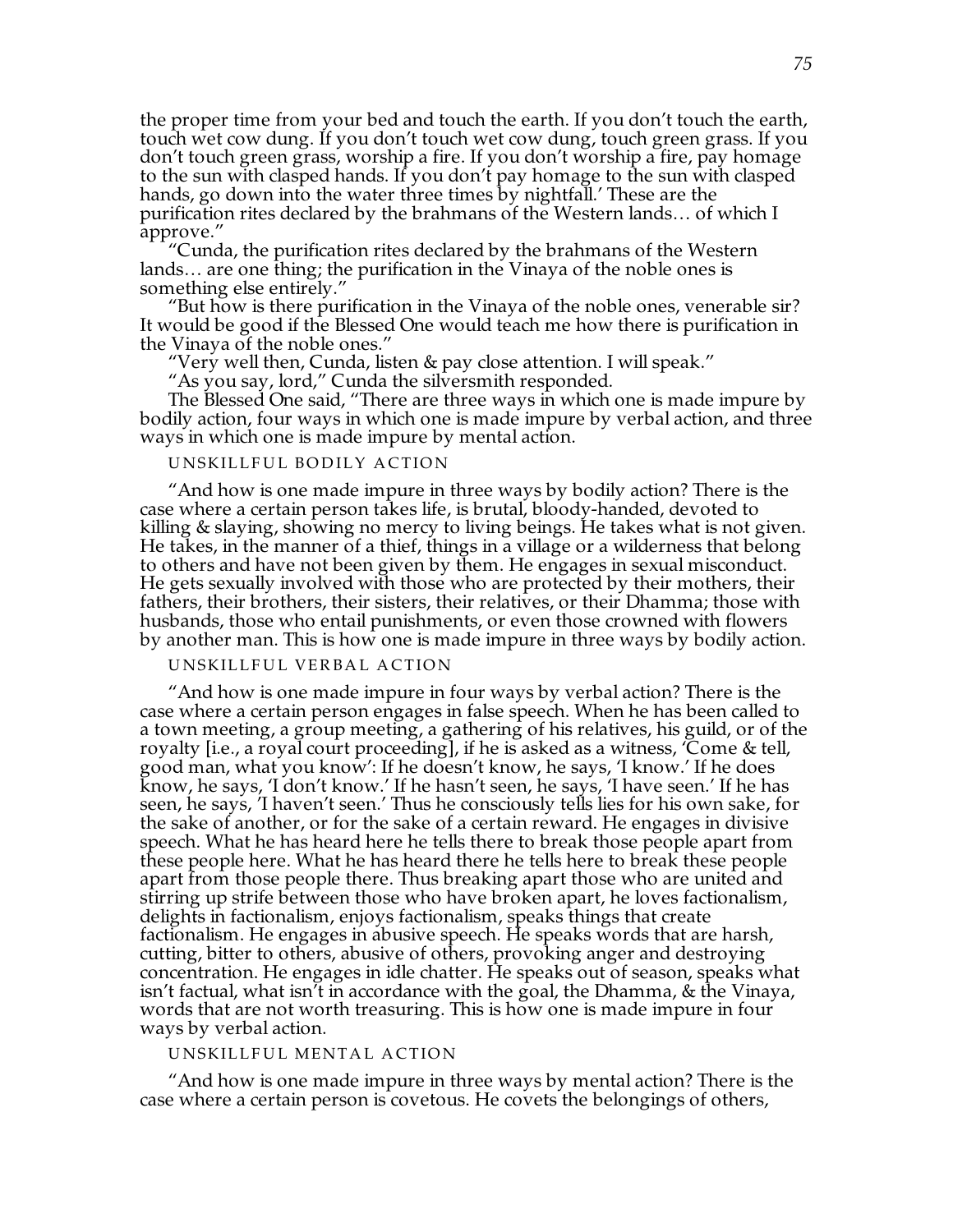the proper time from your bed and touch the earth. If you don't touch the earth, touch wet cow dung. If you don't touch wet cow dung, touch green grass. If you don't touch green grass, worship a fire. If you don't worship a fire, pay homage to the sun with clasped hands. If you don't pay homage to the sun with clasped hands, go down into the water three times by nightfall.' These are the purification rites declared by the brahmans of the Western lands… of which I approve."

"Cunda, the purification rites declared by the brahmans of the Western lands… are one thing; the purification in the Vinaya of the noble ones is something else entirely."

"But how is there purification in the Vinaya of the noble ones, venerable sir? It would be good if the Blessed One would teach me how there is purification in the Vinaya of the noble ones."

"Very well then, Cunda, listen & pay close attention. I will speak."

"As you say, lord," Cunda the silversmith responded.

The Blessed One said, "There are three ways in which one is made impure by bodily action, four ways in which one is made impure by verbal action, and three ways in which one is made impure by mental action.

### UNSKILLFUL BODILY ACTION

"And how is one made impure in three ways by bodily action? There is the case where a certain person takes life, is brutal, bloody-handed, devoted to killing & slaying, showing no mercy to living beings. He takes what is not given. He takes, in the manner of a thief, things in a village or a wilderness that belong to others and have not been given by them. He engages in sexual misconduct. He gets sexually involved with those who are protected by their mothers, their fathers, their brothers, their sisters, their relatives, or their Dhamma; those with husbands, those who entail punishments, or even those crowned with flowers by another man. This is how one is made impure in three ways by bodily action.

### UNSKILLFUL VERBAL ACTION

"And how is one made impure in four ways by verbal action? There is the case where a certain person engages in false speech. When he has been called to a town meeting, a group meeting, a gathering of his relatives, his guild, or of the royalty [i.e., a royal court proceeding], if he is asked as a witness, 'Come & tell, good man, what you know': If he doesn't know, he says, 'I know.' If he does know, he says, 'I don't know.' If he hasn't seen, he says, 'I have seen.' If he has seen, he says, 'I haven't seen.' Thus he consciously tells lies for his own sake, for the sake of another, or for the sake of a certain reward. He engages in divisive speech. What he has heard here he tells there to break those people apart from these people here. What he has heard there he tells here to break these people apart from those people there. Thus breaking apart those who are united and stirring up strife between those who have broken apart, he loves factionalism, delights in factionalism, enjoys factionalism, speaks things that create factionalism. He engages in abusive speech. He speaks words that are harsh, cutting, bitter to others, abusive of others, provoking anger and destroying concentration. He engages in idle chatter. He speaks out of season, speaks what isn't factual, what isn't in accordance with the goal, the Dhamma, & the Vinaya, words that are not worth treasuring. This is how one is made impure in four ways by verbal action.

### UNSKILLFUL MENTAL ACTION

"And how is one made impure in three ways by mental action? There is the case where a certain person is covetous. He covets the belongings of others,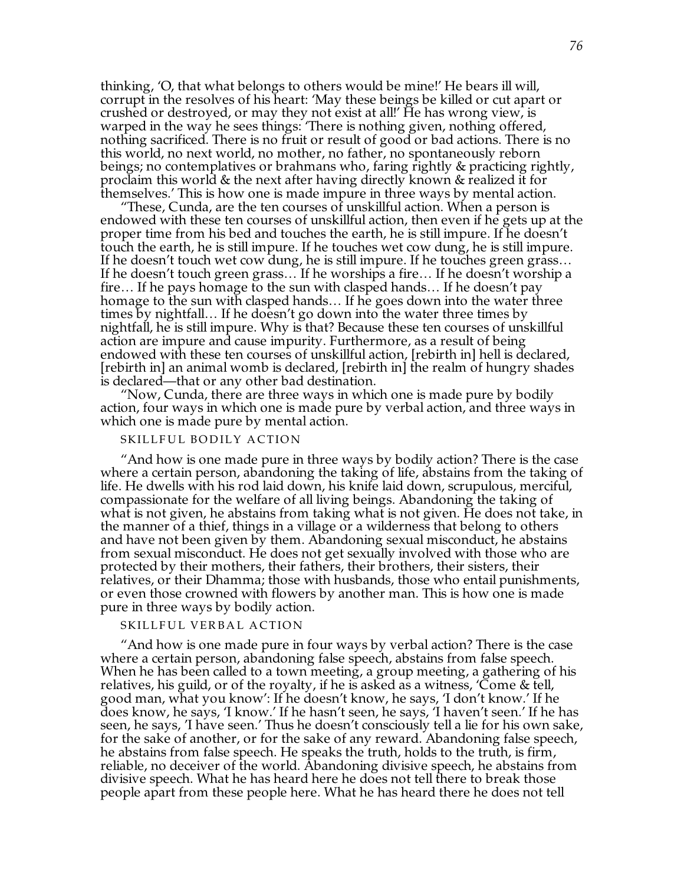thinking, 'O, that what belongs to others would be mine!' He bears ill will, corrupt in the resolves of his heart: 'May these beings be killed or cut apart or crushed or destroyed, or may they not exist at all!' He has wrong view, is warped in the way he sees things: 'There is nothing given, nothing offered, nothing sacrificed. There is no fruit or result of good or bad actions. There is no this world, no next world, no mother, no father, no spontaneously reborn beings; no contemplatives or brahmans who, faring rightly & practicing rightly, proclaim this world & the next after having directly known & realized it for themselves.' This is how one is made impure in three ways by mental action.

"These, Cunda, are the ten courses of unskillful action. When a person is endowed with these ten courses of unskillful action, then even if he gets up at the proper time from his bed and touches the earth, he is still impure. If he doesn't touch the earth, he is still impure. If he touches wet cow dung, he is still impure. If he doesn't touch wet cow dung, he is still impure. If he touches green grass… If he doesn't touch green grass… If he worships a fire… If he doesn't worship a fire… If he pays homage to the sun with clasped hands… If he doesn't pay homage to the sun with clasped hands… If he goes down into the water three times by nightfall… If he doesn't go down into the water three times by nightfall, he is still impure. Why is that? Because these ten courses of unskillful action are impure and cause impurity. Furthermore, as a result of being endowed with these ten courses of unskillful action, [rebirth in] hell is declared, [rebirth in] an animal womb is declared, [rebirth in] the realm of hungry shades is declared—that or any other bad destination.

"Now, Cunda, there are three ways in which one is made pure by bodily action, four ways in which one is made pure by verbal action, and three ways in which one is made pure by mental action.

SKILLFUL BODILY ACTION

"And how is one made pure in three ways by bodily action? There is the case where a certain person, abandoning the taking of life, abstains from the taking of life. He dwells with his rod laid down, his knife laid down, scrupulous, merciful, compassionate for the welfare of all living beings. Abandoning the taking of what is not given, he abstains from taking what is not given. He does not take, in the manner of a thief, things in a village or a wilderness that belong to others and have not been given by them. Abandoning sexual misconduct, he abstains from sexual misconduct. He does not get sexually involved with those who are protected by their mothers, their fathers, their brothers, their sisters, their relatives, or their Dhamma; those with husbands, those who entail punishments, or even those crowned with flowers by another man. This is how one is made pure in three ways by bodily action.

SKILLFUL VERBAL ACTION

"And how is one made pure in four ways by verbal action? There is the case where a certain person, abandoning false speech, abstains from false speech. When he has been called to a town meeting, a group meeting, a gathering of his relatives, his guild, or of the royalty, if he is asked as a witness, 'Come & tell, good man, what you know': If he doesn't know, he says, 'I don't know.' If he does know, he says, 'I know.' If he hasn't seen, he says, 'I haven't seen.' If he has seen, he says, 'I have seen.' Thus he doesn't consciously tell a lie for his own sake, for the sake of another, or for the sake of any reward. Abandoning false speech, he abstains from false speech. He speaks the truth, holds to the truth, is firm, reliable, no deceiver of the world. Abandoning divisive speech, he abstains from divisive speech. What he has heard here he does not tell there to break those people apart from these people here. What he has heard there he does not tell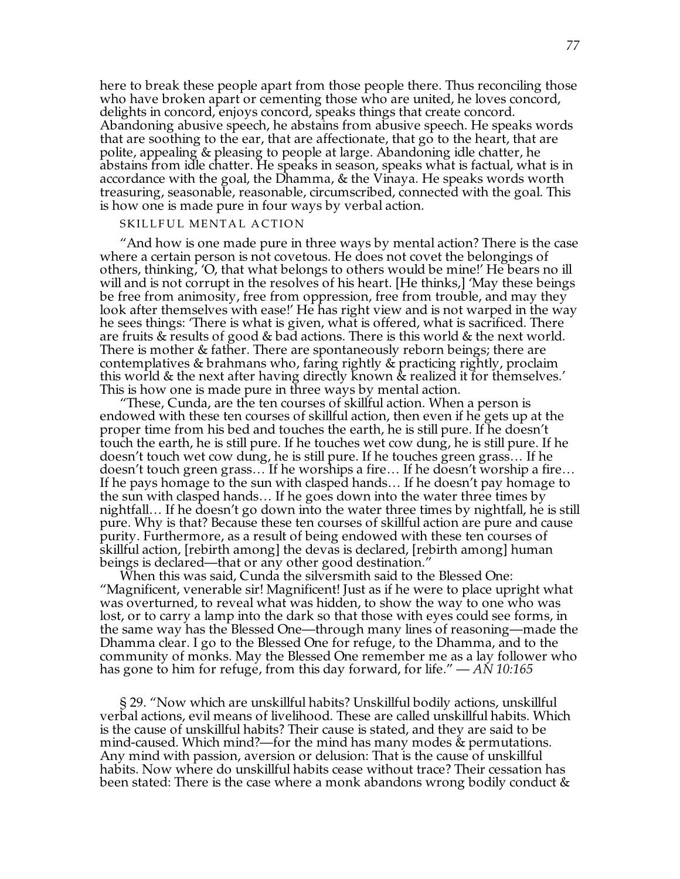here to break these people apart from those people there. Thus reconciling those who have broken apart or cementing those who are united, he loves concord, delights in concord, enjoys concord, speaks things that create concord. Abandoning abusive speech, he abstains from abusive speech. He speaks words that are soothing to the ear, that are affectionate, that go to the heart, that are polite, appealing & pleasing to people at large. Abandoning idle chatter, he abstains from idle chatter. He speaks in season, speaks what is factual, what is in accordance with the goal, the Dhamma, & the Vinaya. He speaks words worth treasuring, seasonable, reasonable, circumscribed, connected with the goal. This is how one is made pure in four ways by verbal action.

SKILLFUL MENTAL ACTION

"And how is one made pure in three ways by mental action? There is the case where a certain person is not covetous. He does not covet the belongings of others, thinking, 'O, that what belongs to others would be mine!' He bears no ill will and is not corrupt in the resolves of his heart. [He thinks,] 'May these beings be free from animosity, free from oppression, free from trouble, and may they look after themselves with ease!' He has right view and is not warped in the way he sees things: 'There is what is given, what is offered, what is sacrificed. There are fruits & results of good & bad actions. There is this world & the next world. There is mother & father. There are spontaneously reborn beings; there are contemplatives & brahmans who, faring rightly & practicing rightly, proclaim this world & the next after having directly known & realized it for themselves.' This is how one is made pure in three ways by mental action.

"These, Cunda, are the ten courses of skillful action. When a person is endowed with these ten courses of skillful action, then even if he gets up at the proper time from his bed and touches the earth, he is still pure. If he doesn't touch the earth, he is still pure. If he touches wet cow dung, he is still pure. If he doesn't touch wet cow dung, he is still pure. If he touches green grass… If he doesn't touch green grass… If he worships a fire… If he doesn't worship a fire… If he pays homage to the sun with clasped hands… If he doesn't pay homage to the sun with clasped hands… If he goes down into the water three times by nightfall… If he doesn't go down into the water three times by nightfall, he is still pure. Why is that? Because these ten courses of skillful action are pure and cause purity. Furthermore, as a result of being endowed with these ten courses of skillful action, [rebirth among] the devas is declared, [rebirth among] human beings is declared—that or any other good destination."

When this was said, Cunda the silversmith said to the Blessed One: "Magnificent, venerable sir! Magnificent! Just as if he were to place upright what was overturned, to reveal what was hidden, to show the way to one who was lost, or to carry a lamp into the dark so that those with eyes could see forms, in the same way has the Blessed One—through many lines of reasoning—made the Dhamma clear. I go to the Blessed One for refuge, to the Dhamma, and to the community of monks. May the Blessed One remember me as a lay follower who has gone to him for refuge, from this day forward, for life." — *AN 10:165*

§ 29. "Now which are unskillful habits? Unskillful bodily actions, unskillful verbal actions, evil means of livelihood. These are called unskillful habits. Which is the cause of unskillful habits? Their cause is stated, and they are said to be mind-caused. Which mind?—for the mind has many modes & permutations. Any mind with passion, aversion or delusion: That is the cause of unskillful habits. Now where do unskillful habits cease without trace? Their cessation has been stated: There is the case where a monk abandons wrong bodily conduct &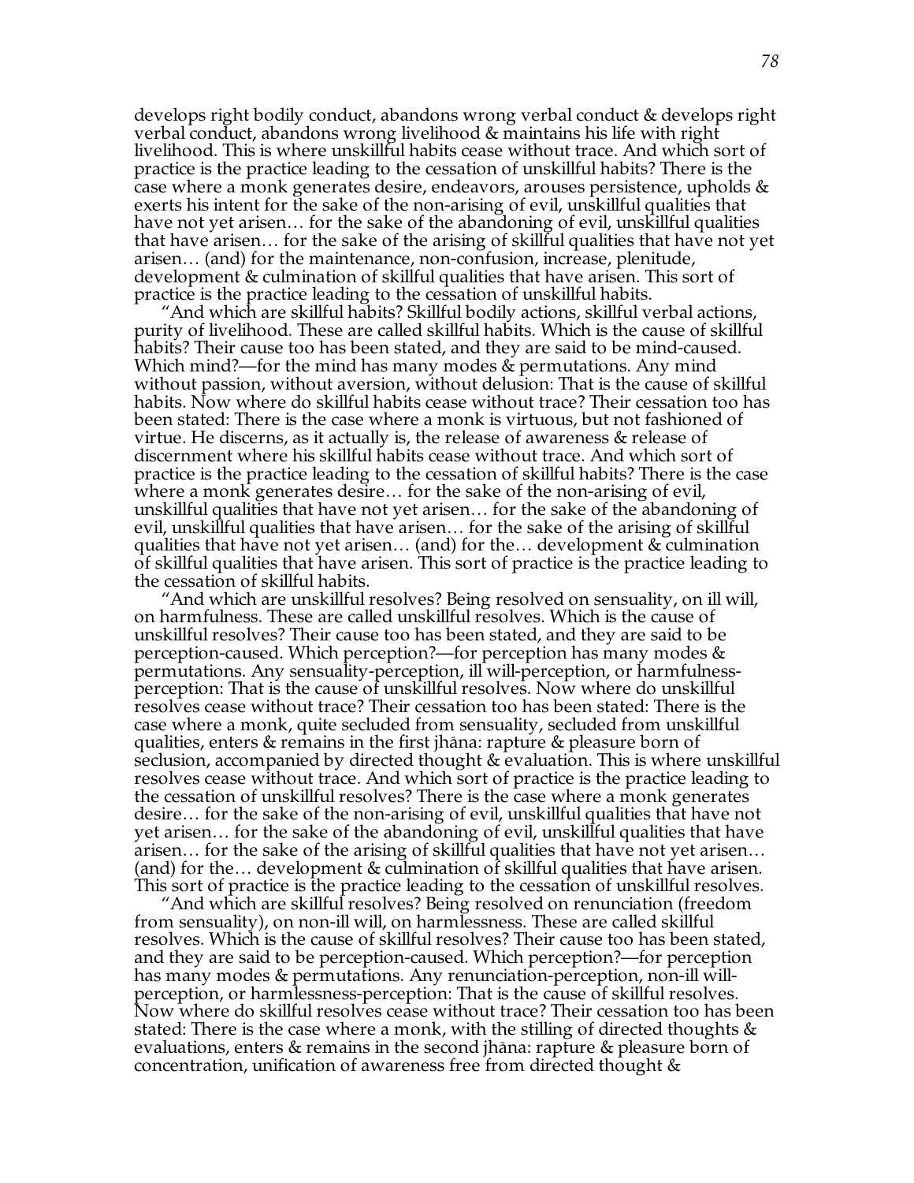develops right bodily conduct, abandons wrong verbal conduct & develops right verbal conduct, abandons wrong livelihood & maintains his life with right livelihood. This is where unskillful habits cease without trace. And which sort of practice is the practice leading to the cessation of unskillful habits? There is the case where a monk generates desire, endeavors, arouses persistence, upholds & exerts his intent for the sake of the non-arising of evil, unskillful qualities that have not yet arisen… for the sake of the abandoning of evil, unskillful qualities that have arisen… for the sake of the arising of skillful qualities that have not yet arisen… (and) for the maintenance, non-confusion, increase, plenitude, development & culmination of skillful qualities that have arisen. This sort of practice is the practice leading to the cessation of unskillful habits.

"And which are skillful habits? Skillful bodily actions, skillful verbal actions, purity of livelihood. These are called skillful habits. Which is the cause of skillful habits? Their cause too has been stated, and they are said to be mind-caused. Which mind?—for the mind has many modes & permutations. Any mind without passion, without aversion, without delusion: That is the cause of skillful habits. Now where do skillful habits cease without trace? Their cessation too has been stated: There is the case where a monk is virtuous, but not fashioned of virtue. He discerns, as it actually is, the release of awareness & release of discernment where his skillful habits cease without trace. And which sort of practice is the practice leading to the cessation of skillful habits? There is the case where a monk generates desire… for the sake of the non-arising of evil, unskillful qualities that have not yet arisen… for the sake of the abandoning of evil, unskillful qualities that have arisen… for the sake of the arising of skillful qualities that have not yet arisen… (and) for the… development & culmination of skillful qualities that have arisen. This sort of practice is the practice leading to the cessation of skillful habits.

"And which are unskillful resolves? Being resolved on sensuality, on ill will, on harmfulness. These are called unskillful resolves. Which is the cause of unskillful resolves? Their cause too has been stated, and they are said to be perception-caused. Which perception?—for perception has many modes & permutations. Any sensuality-perception, ill will-perception, or harmfulness-perception: That is the cause of unskillful resolves. Now where do unskillful resolves cease without trace? Their cessation too has been stated: There is the case where a monk, quite secluded from sensuality, secluded from unskillful qualities, enters & remains in the first jhāna: rapture & pleasure born of seclusion, accompanied by directed thought & evaluation. This is where unskillful resolves cease without trace. And which sort of practice is the practice leading to the cessation of unskillful resolves? There is the case where a monk generates desire… for the sake of the non-arising of evil, unskillful qualities that have not yet arisen… for the sake of the abandoning of evil, unskillful qualities that have arisen… for the sake of the arising of skillful qualities that have not yet arisen… (and) for the… development & culmination of skillful qualities that have arisen. This sort of practice is the practice leading to the cessation of unskillful resolves.

"And which are skillful resolves? Being resolved on renunciation (freedom from sensuality), on non-ill will, on harmlessness. These are called skillful resolves. Which is the cause of skillful resolves? Their cause too has been stated, and they are said to be perception-caused. Which perception?—for perception has many modes & permutations. Any renunciation-perception, non-ill will-perception, or harmlessness-perception: That is the cause of skillful resolves. Now where do skillful resolves cease without trace? Their cessation too has been stated: There is the case where a monk, with the stilling of directed thoughts & evaluations, enters & remains in the second jhāna: rapture & pleasure born of concentration, unification of awareness free from directed thought &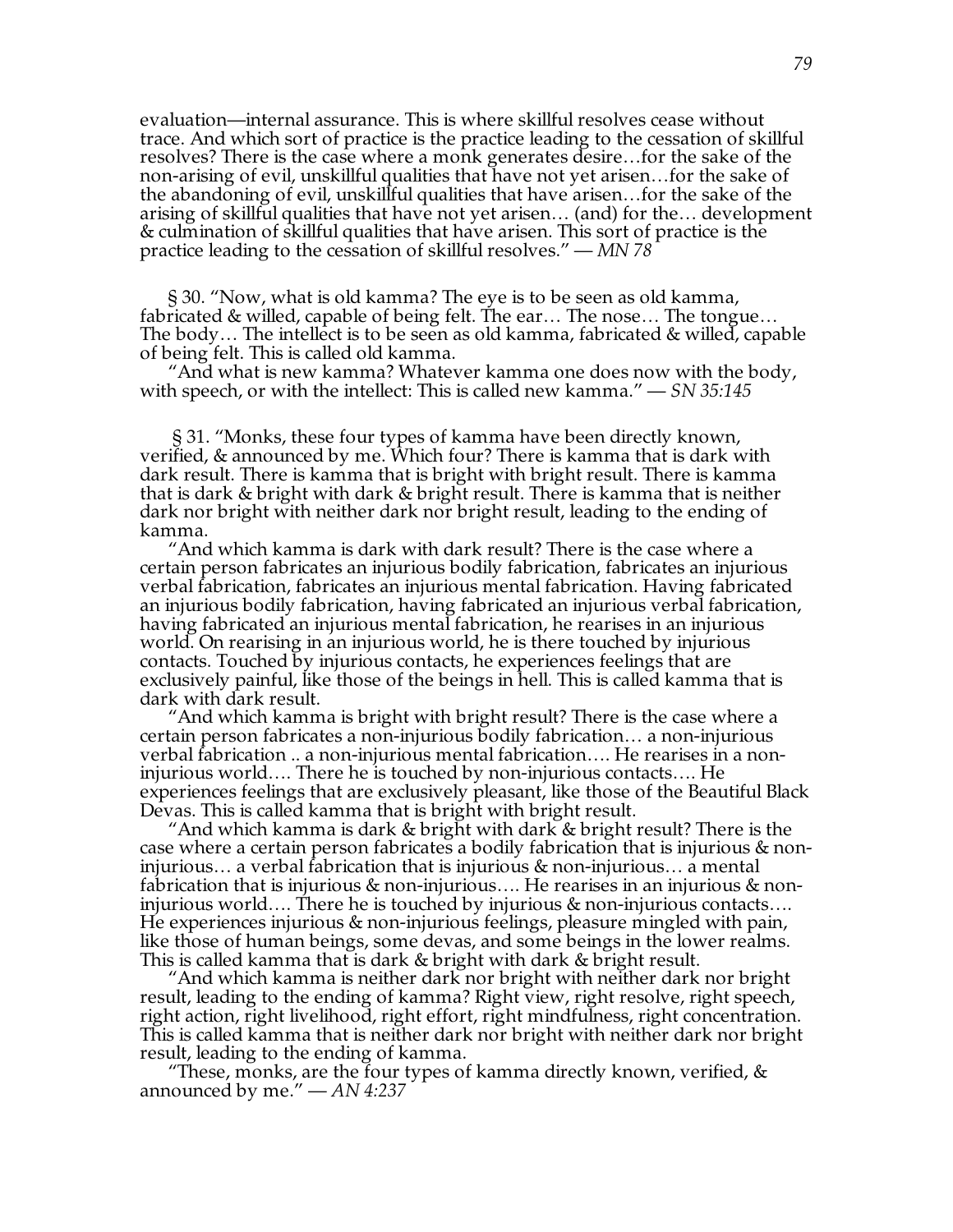evaluation—internal assurance. This is where skillful resolves cease without trace. And which sort of practice is the practice leading to the cessation of skillful resolves? There is the case where a monk generates desire…for the sake of the non-arising of evil, unskillful qualities that have not yet arisen…for the sake of the abandoning of evil, unskillful qualities that have arisen…for the sake of the arising of skillful qualities that have not yet arisen… (and) for the… development & culmination of skillful qualities that have arisen. This sort of practice is the practice leading to the cessation of skillful resolves." — *MN 78*

§ 30. "Now, what is old kamma? The eye is to be seen as old kamma, fabricated & willed, capable of being felt. The ear… The nose… The tongue… The body… The intellect is to be seen as old kamma, fabricated & willed, capable of being felt. This is called old kamma.

"And what is new kamma? Whatever kamma one does now with the body, with speech, or with the intellect: This is called new kamma." — *SN 35:145*

§ 31. "Monks, these four types of kamma have been directly known, verified, & announced by me. Which four? There is kamma that is dark with dark result. There is kamma that is bright with bright result. There is kamma that is dark & bright with dark & bright result. There is kamma that is neither dark nor bright with neither dark nor bright result, leading to the ending of kamma.

"And which kamma is dark with dark result? There is the case where a certain person fabricates an injurious bodily fabrication, fabricates an injurious verbal fabrication, fabricates an injurious mental fabrication. Having fabricated an injurious bodily fabrication, having fabricated an injurious verbal fabrication, having fabricated an injurious mental fabrication, he rearises in an injurious world. On rearising in an injurious world, he is there touched by injurious contacts. Touched by injurious contacts, he experiences feelings that are exclusively painful, like those of the beings in hell. This is called kamma that is dark with dark result.

"And which kamma is bright with bright result? There is the case where a certain person fabricates a non-injurious bodily fabrication… a non-injurious verbal fabrication .. a non-injurious mental fabrication…. He rearises in a non-injurious world…. There he is touched by non-injurious contacts…. He experiences feelings that are exclusively pleasant, like those of the Beautiful Black Devas. This is called kamma that is bright with bright result.

"And which kamma is dark & bright with dark & bright result? There is the case where a certain person fabricates a bodily fabrication that is injurious & non-injurious… a verbal fabrication that is injurious & non-injurious… a mental fabrication that is injurious & non-injurious…. He rearises in an injurious & non-injurious world…. There he is touched by injurious & non-injurious contacts…. He experiences injurious & non-injurious feelings, pleasure mingled with pain, like those of human beings, some devas, and some beings in the lower realms. This is called kamma that is dark & bright with dark & bright result.

"And which kamma is neither dark nor bright with neither dark nor bright result, leading to the ending of kamma? Right view, right resolve, right speech, right action, right livelihood, right effort, right mindfulness, right concentration. This is called kamma that is neither dark nor bright with neither dark nor bright result, leading to the ending of kamma.

"These, monks, are the four types of kamma directly known, verified, & announced by me." — *AN 4:237*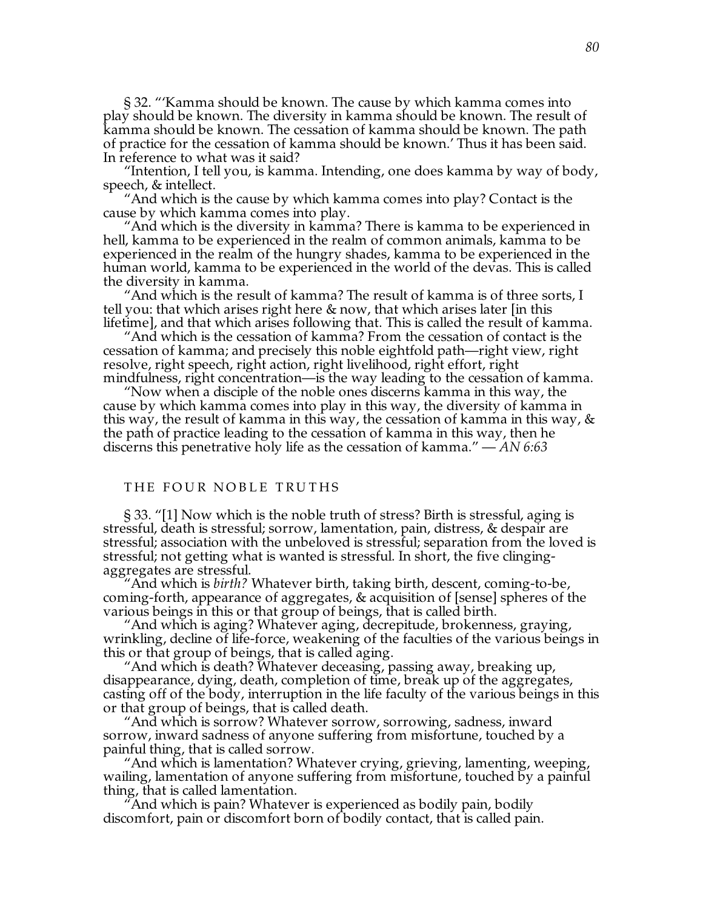§ 32. "'Kamma should be known. The cause by which kamma comes into play should be known. The diversity in kamma should be known. The result of kamma should be known. The cessation of kamma should be known. The path of practice for the cessation of kamma should be known.' Thus it has been said. In reference to what was it said?

"Intention, I tell you, is kamma. Intending, one does kamma by way of body, speech, & intellect.

"And which is the cause by which kamma comes into play? Contact is the cause by which kamma comes into play.

"And which is the diversity in kamma? There is kamma to be experienced in hell, kamma to be experienced in the realm of common animals, kamma to be experienced in the realm of the hungry shades, kamma to be experienced in the human world, kamma to be experienced in the world of the devas. This is called the diversity in kamma.

"And which is the result of kamma? The result of kamma is of three sorts, I tell you: that which arises right here & now, that which arises later [in this lifetime], and that which arises following that. This is called the result of kamma.

"And which is the cessation of kamma? From the cessation of contact is the cessation of kamma; and precisely this noble eightfold path—right view, right resolve, right speech, right action, right livelihood, right effort, right mindfulness, right concentration—is the way leading to the cessation of kamma.

"Now when a disciple of the noble ones discerns kamma in this way, the cause by which kamma comes into play in this way, the diversity of kamma in this way, the result of kamma in this way, the cessation of kamma in this way, & the path of practice leading to the cessation of kamma in this way, then he discerns this penetrative holy life as the cessation of kamma." — *AN 6:63*

## THE FOUR NOBLE TRUTHS

§ 33. "[1] Now which is the noble truth of stress? Birth is stressful, aging is stressful, death is stressful; sorrow, lamentation, pain, distress, & despair are stressful; association with the unbeloved is stressful; separation from the loved is stressful; not getting what is wanted is stressful. In short, the five clinging-aggregates are stressful.

"And which is *birth?* Whatever birth, taking birth, descent, coming-to-be, coming-forth, appearance of aggregates, & acquisition of [sense] spheres of the various beings in this or that group of beings, that is called birth.

"And which is aging? Whatever aging, decrepitude, brokenness, graying, wrinkling, decline of life-force, weakening of the faculties of the various beings in this or that group of beings, that is called aging.

"And which is death? Whatever deceasing, passing away, breaking up, disappearance, dying, death, completion of time, break up of the aggregates, casting off of the body, interruption in the life faculty of the various beings in this or that group of beings, that is called death.

"And which is sorrow? Whatever sorrow, sorrowing, sadness, inward sorrow, inward sadness of anyone suffering from misfortune, touched by a painful thing, that is called sorrow.

"And which is lamentation? Whatever crying, grieving, lamenting, weeping, wailing, lamentation of anyone suffering from misfortune, touched by a painful thing, that is called lamentation.

"And which is pain? Whatever is experienced as bodily pain, bodily discomfort, pain or discomfort born of bodily contact, that is called pain.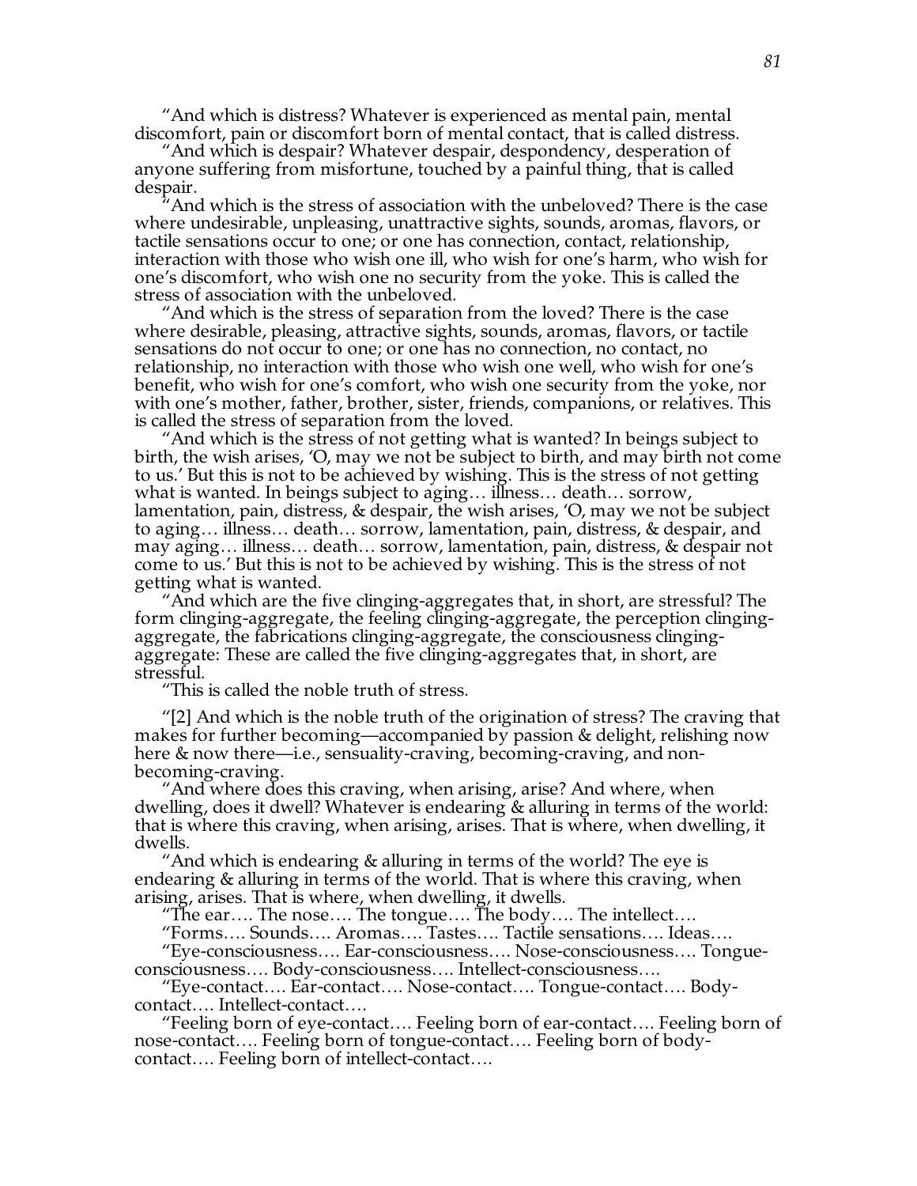"And which is distress? Whatever is experienced as mental pain, mental discomfort, pain or discomfort born of mental contact, that is called distress.

"And which is despair? Whatever despair, despondency, desperation of anyone suffering from misfortune, touched by a painful thing, that is called despair.

"And which is the stress of association with the unbeloved? There is the case where undesirable, unpleasing, unattractive sights, sounds, aromas, flavors, or tactile sensations occur to one; or one has connection, contact, relationship, interaction with those who wish one ill, who wish for one's harm, who wish for one's discomfort, who wish one no security from the yoke. This is called the stress of association with the unbeloved.

"And which is the stress of separation from the loved? There is the case where desirable, pleasing, attractive sights, sounds, aromas, flavors, or tactile sensations do not occur to one; or one has no connection, no contact, no relationship, no interaction with those who wish one well, who wish for one's benefit, who wish for one's comfort, who wish one security from the yoke, nor with one's mother, father, brother, sister, friends, companions, or relatives. This is called the stress of separation from the loved.

"And which is the stress of not getting what is wanted? In beings subject to birth, the wish arises, 'O, may we not be subject to birth, and may birth not come to us.' But this is not to be achieved by wishing. This is the stress of not getting what is wanted. In beings subject to aging… illness… death… sorrow, lamentation, pain, distress, & despair, the wish arises, 'O, may we not be subject to aging… illness… death… sorrow, lamentation, pain, distress, & despair, and may aging… illness… death… sorrow, lamentation, pain, distress, & despair not come to us.' But this is not to be achieved by wishing. This is the stress of not getting what is wanted.

"And which are the five clinging-aggregates that, in short, are stressful? The form clinging-aggregate, the feeling clinging-aggregate, the perception clinging-aggregate, the fabrications clinging-aggregate, the consciousness clinging-aggregate: These are called the five clinging-aggregates that, in short, are stressful.

"This is called the noble truth of stress.

"[2] And which is the noble truth of the origination of stress? The craving that makes for further becoming—accompanied by passion & delight, relishing now here & now there—i.e., sensuality-craving, becoming-craving, and non-becoming-craving.

"And where does this craving, when arising, arise? And where, when dwelling, does it dwell? Whatever is endearing & alluring in terms of the world: that is where this craving, when arising, arises. That is where, when dwelling, it dwells.

"And which is endearing & alluring in terms of the world? The eye is endearing & alluring in terms of the world. That is where this craving, when arising, arises. That is where, when dwelling, it dwells.

"The ear…. The nose…. The tongue…. The body…. The intellect….

"Forms…. Sounds…. Aromas…. Tastes…. Tactile sensations…. Ideas….

"Eye-consciousness…. Ear-consciousness…. Nose-consciousness…. Tongue-consciousness…. Body-consciousness…. Intellect-consciousness….

"Eye-contact…. Ear-contact…. Nose-contact…. Tongue-contact…. Body-contact…. Intellect-contact….

"Feeling born of eye-contact…. Feeling born of ear-contact…. Feeling born of nose-contact…. Feeling born of tongue-contact…. Feeling born of body-contact…. Feeling born of intellect-contact….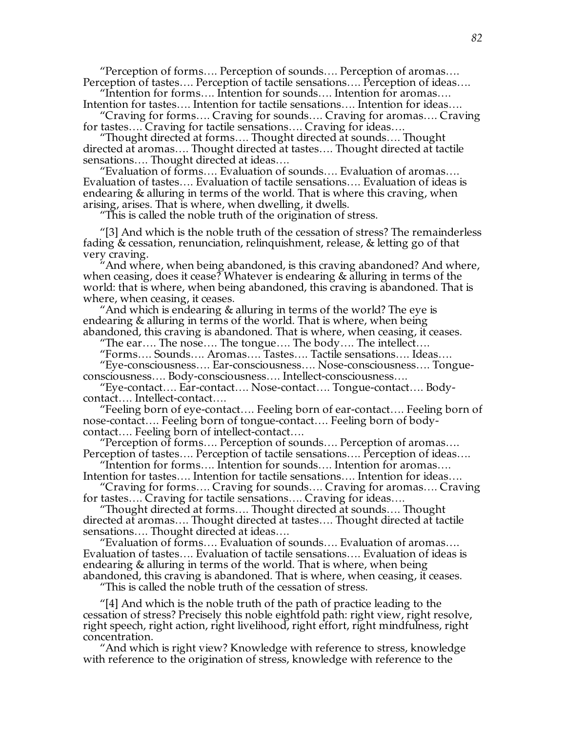"Perception of forms…. Perception of sounds…. Perception of aromas…. Perception of tastes…. Perception of tactile sensations…. Perception of ideas….

"Intention for forms…. Intention for sounds…. Intention for aromas…. Intention for tastes…. Intention for tactile sensations…. Intention for ideas….

"Craving for forms…. Craving for sounds…. Craving for aromas…. Craving for tastes…. Craving for tactile sensations…. Craving for ideas….

"Thought directed at forms…. Thought directed at sounds…. Thought directed at aromas…. Thought directed at tastes…. Thought directed at tactile sensations…. Thought directed at ideas….

"Evaluation of forms…. Evaluation of sounds…. Evaluation of aromas…. Evaluation of tastes…. Evaluation of tactile sensations…. Evaluation of ideas is endearing & alluring in terms of the world. That is where this craving, when arising, arises. That is where, when dwelling, it dwells.

"This is called the noble truth of the origination of stress.

"[3] And which is the noble truth of the cessation of stress? The remainderless fading & cessation, renunciation, relinquishment, release, & letting go of that very craving.

"And where, when being abandoned, is this craving abandoned? And where, when ceasing, does it cease? Whatever is endearing & alluring in terms of the world: that is where, when being abandoned, this craving is abandoned. That is where, when ceasing, it ceases.

"And which is endearing & alluring in terms of the world? The eye is endearing & alluring in terms of the world. That is where, when being abandoned, this craving is abandoned. That is where, when ceasing, it ceases.

"The ear…. The nose…. The tongue…. The body…. The intellect….

"Forms…. Sounds…. Aromas…. Tastes…. Tactile sensations…. Ideas….

"Eye-consciousness…. Ear-consciousness…. Nose-consciousness…. Tongue-consciousness…. Body-consciousness…. Intellect-consciousness….

"Eye-contact…. Ear-contact…. Nose-contact…. Tongue-contact…. Body-contact…. Intellect-contact….

"Feeling born of eye-contact…. Feeling born of ear-contact…. Feeling born of nose-contact…. Feeling born of tongue-contact…. Feeling born of body-contact…. Feeling born of intellect-contact….

"Perception of forms…. Perception of sounds…. Perception of aromas…. Perception of tastes…. Perception of tactile sensations…. Perception of ideas….

"Intention for forms…. Intention for sounds…. Intention for aromas…. Intention for tastes…. Intention for tactile sensations…. Intention for ideas….

"Craving for forms…. Craving for sounds…. Craving for aromas…. Craving for tastes…. Craving for tactile sensations…. Craving for ideas….

"Thought directed at forms…. Thought directed at sounds…. Thought directed at aromas…. Thought directed at tastes…. Thought directed at tactile sensations…. Thought directed at ideas….

"Evaluation of forms…. Evaluation of sounds…. Evaluation of aromas…. Evaluation of tastes…. Evaluation of tactile sensations…. Evaluation of ideas is endearing & alluring in terms of the world. That is where, when being abandoned, this craving is abandoned. That is where, when ceasing, it ceases.

"This is called the noble truth of the cessation of stress.

"[4] And which is the noble truth of the path of practice leading to the cessation of stress? Precisely this noble eightfold path: right view, right resolve, right speech, right action, right livelihood, right effort, right mindfulness, right concentration.

"And which is right view? Knowledge with reference to stress, knowledge with reference to the origination of stress, knowledge with reference to the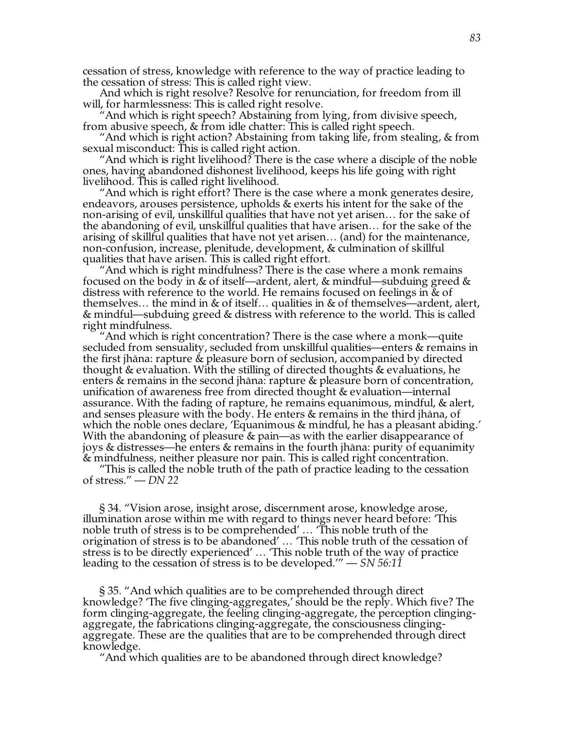cessation of stress, knowledge with reference to the way of practice leading to the cessation of stress: This is called right view.

And which is right resolve? Resolve for renunciation, for freedom from ill will, for harmlessness: This is called right resolve.

"And which is right speech? Abstaining from lying, from divisive speech, from abusive speech, & from idle chatter: This is called right speech.

"And which is right action? Abstaining from taking life, from stealing, & from sexual misconduct: This is called right action.

"And which is right livelihood? There is the case where a disciple of the noble ones, having abandoned dishonest livelihood, keeps his life going with right livelihood. This is called right livelihood.

"And which is right effort? There is the case where a monk generates desire, endeavors, arouses persistence, upholds & exerts his intent for the sake of the non-arising of evil, unskillful qualities that have not yet arisen… for the sake of the abandoning of evil, unskillful qualities that have arisen… for the sake of the arising of skillful qualities that have not yet arisen… (and) for the maintenance, non-confusion, increase, plenitude, development, & culmination of skillful qualities that have arisen. This is called right effort.

"And which is right mindfulness? There is the case where a monk remains focused on the body in & of itself—ardent, alert, & mindful—subduing greed & distress with reference to the world. He remains focused on feelings in & of themselves… the mind in & of itself… qualities in & of themselves—ardent, alert, & mindful—subduing greed & distress with reference to the world. This is called right mindfulness.

"And which is right concentration? There is the case where a monk—quite secluded from sensuality, secluded from unskillful qualities—enters & remains in the first jhāna: rapture & pleasure born of seclusion, accompanied by directed thought & evaluation. With the stilling of directed thoughts & evaluations, he enters & remains in the second jhāna: rapture & pleasure born of concentration, unification of awareness free from directed thought & evaluation—internal assurance. With the fading of rapture, he remains equanimous, mindful, & alert, and senses pleasure with the body. He enters & remains in the third jhāna, of which the noble ones declare, 'Equanimous & mindful, he has a pleasant abiding.' With the abandoning of pleasure & pain—as with the earlier disappearance of joys & distresses—he enters & remains in the fourth jhāna: purity of equanimity & mindfulness, neither pleasure nor pain. This is called right concentration.

"This is called the noble truth of the path of practice leading to the cessation of stress." — *DN 22*

§ 34. "Vision arose, insight arose, discernment arose, knowledge arose, illumination arose within me with regard to things never heard before: 'This noble truth of stress is to be comprehended' … 'This noble truth of the origination of stress is to be abandoned' … 'This noble truth of the cessation of stress is to be directly experienced' … 'This noble truth of the way of practice leading to the cessation of stress is to be developed.'" — *SN 56:11*

§ 35. "And which qualities are to be comprehended through direct knowledge? 'The five clinging-aggregates,' should be the reply. Which five? The form clinging-aggregate, the feeling clinging-aggregate, the perception clinging-aggregate, the fabrications clinging-aggregate, the consciousness clinging-aggregate. These are the qualities that are to be comprehended through direct knowledge.

"And which qualities are to be abandoned through direct knowledge?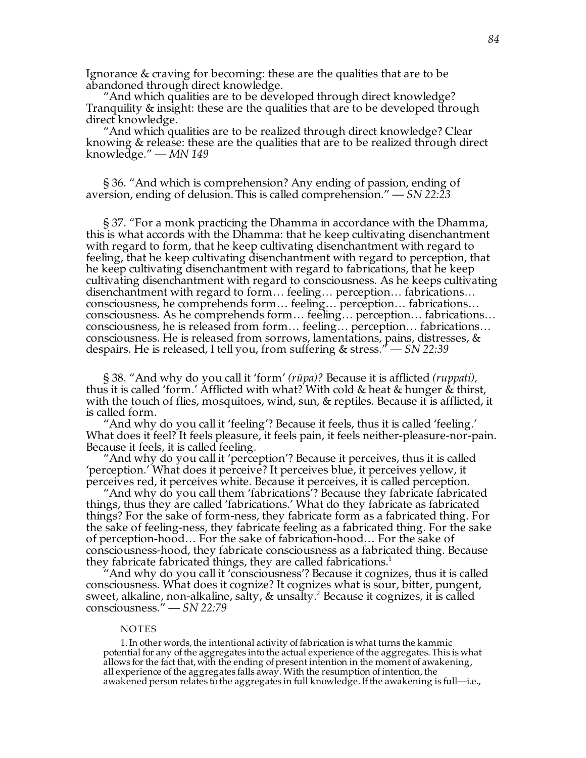Ignorance & craving for becoming: these are the qualities that are to be abandoned through direct knowledge.

"And which qualities are to be developed through direct knowledge? Tranquility & insight: these are the qualities that are to be developed through direct knowledge.

"And which qualities are to be realized through direct knowledge? Clear knowing & release: these are the qualities that are to be realized through direct knowledge." — *MN 149*

§ 36. "And which is comprehension? Any ending of passion, ending of aversion, ending of delusion. This is called comprehension." — *SN 22:23*

§ 37. "For a monk practicing the Dhamma in accordance with the Dhamma, this is what accords with the Dhamma: that he keep cultivating disenchantment with regard to form, that he keep cultivating disenchantment with regard to feeling, that he keep cultivating disenchantment with regard to perception, that he keep cultivating disenchantment with regard to fabrications, that he keep cultivating disenchantment with regard to consciousness. As he keeps cultivating disenchantment with regard to form… feeling… perception… fabrications… consciousness, he comprehends form… feeling… perception… fabrications… consciousness. As he comprehends form… feeling… perception… fabrications… consciousness, he is released from form… feeling… perception… fabrications… consciousness. He is released from sorrows, lamentations, pains, distresses, & despairs. He is released, I tell you, from suffering & stress." — *SN 22:39*

§ 38. "And why do you call it 'form' *(rūpa)?* Because it is afflicted *(ruppati),* thus it is called 'form.' Afflicted with what? With cold & heat & hunger & thirst, with the touch of flies, mosquitoes, wind, sun, & reptiles. Because it is afflicted, it is called form.

"And why do you call it 'feeling'? Because it feels, thus it is called 'feeling.' What does it feel? It feels pleasure, it feels pain, it feels neither-pleasure-nor-pain. Because it feels, it is called feeling.

"And why do you call it 'perception'? Because it perceives, thus it is called 'perception.' What does it perceive? It perceives blue, it perceives yellow, it perceives red, it perceives white. Because it perceives, it is called perception.

"And why do you call them 'fabrications'? Because they fabricate fabricated things, thus they are called 'fabrications.' What do they fabricate as fabricated things? For the sake of form-ness, they fabricate form as a fabricated thing. For the sake of feeling-ness, they fabricate feeling as a fabricated thing. For the sake of perception-hood… For the sake of fabrication-hood… For the sake of consciousness-hood, they fabricate consciousness as a fabricated thing. Because they fabricate fabricated things, they are called fabrications.[1]

"And why do you call it 'consciousness'? Because it cognizes, thus it is called consciousness. What does it cognize? It cognizes what is sour, bitter, pungent, sweet, alkaline, non-alkaline, salty, & unsalty.[2] Because it cognizes, it is called consciousness." — *SN 22:79*

NOTES

1. In other words, the intentional activity of fabrication is what turns the kammic potential for any of the aggregates into the actual experience of the aggregates. This is what allows for the fact that, with the ending of present intention in the moment of awakening, all experience of the aggregates falls away. With the resumption of intention, the awakened person relates to the aggregates in full knowledge. If the awakening is full—i.e.,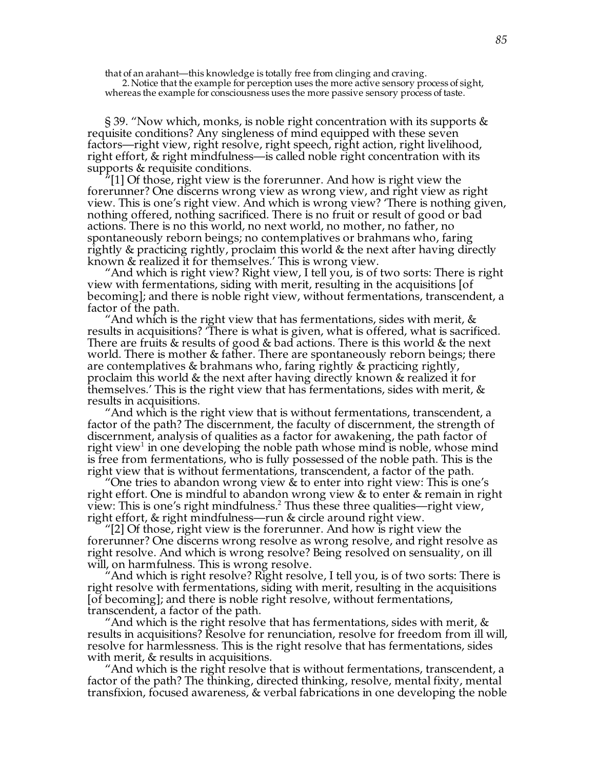that of an arahant—this knowledge is totally free from clinging and craving.

2. Notice that the example for perception uses the more active sensory process of sight, whereas the example for consciousness uses the more passive sensory process of taste.

§ 39. "Now which, monks, is noble right concentration with its supports & requisite conditions? Any singleness of mind equipped with these seven factors—right view, right resolve, right speech, right action, right livelihood, right effort, & right mindfulness—is called noble right concentration with its supports & requisite conditions.

"[1] Of those, right view is the forerunner. And how is right view the forerunner? One discerns wrong view as wrong view, and right view as right view. This is one's right view. And which is wrong view? 'There is nothing given, nothing offered, nothing sacrificed. There is no fruit or result of good or bad actions. There is no this world, no next world, no mother, no father, no spontaneously reborn beings; no contemplatives or brahmans who, faring rightly & practicing rightly, proclaim this world & the next after having directly known & realized it for themselves.' This is wrong view.

"And which is right view? Right view, I tell you, is of two sorts: There is right view with fermentations, siding with merit, resulting in the acquisitions [of becoming]; and there is noble right view, without fermentations, transcendent, a factor of the path.

"And which is the right view that has fermentations, sides with merit, & results in acquisitions? 'There is what is given, what is offered, what is sacrificed. There are fruits & results of good & bad actions. There is this world & the next world. There is mother & father. There are spontaneously reborn beings; there are contemplatives & brahmans who, faring rightly & practicing rightly, proclaim this world & the next after having directly known & realized it for themselves.' This is the right view that has fermentations, sides with merit, & results in acquisitions.

"And which is the right view that is without fermentations, transcendent, a factor of the path? The discernment, the faculty of discernment, the strength of discernment, analysis of qualities as a factor for awakening, the path factor of right view[1] in one developing the noble path whose mind is noble, whose mind is free from fermentations, who is fully possessed of the noble path. This is the right view that is without fermentations, transcendent, a factor of the path.

"One tries to abandon wrong view & to enter into right view: This is one's right effort. One is mindful to abandon wrong view & to enter & remain in right view: This is one's right mindfulness.[2] Thus these three qualities—right view, right effort, & right mindfulness—run & circle around right view.

"[2] Of those, right view is the forerunner. And how is right view the forerunner? One discerns wrong resolve as wrong resolve, and right resolve as right resolve. And which is wrong resolve? Being resolved on sensuality, on ill will, on harmfulness. This is wrong resolve.

"And which is right resolve? Right resolve, I tell you, is of two sorts: There is right resolve with fermentations, siding with merit, resulting in the acquisitions [of becoming]; and there is noble right resolve, without fermentations, transcendent, a factor of the path.

"And which is the right resolve that has fermentations, sides with merit, & results in acquisitions? Resolve for renunciation, resolve for freedom from ill will, resolve for harmlessness. This is the right resolve that has fermentations, sides with merit, & results in acquisitions.

"And which is the right resolve that is without fermentations, transcendent, a factor of the path? The thinking, directed thinking, resolve, mental fixity, mental transfixion, focused awareness, & verbal fabrications in one developing the noble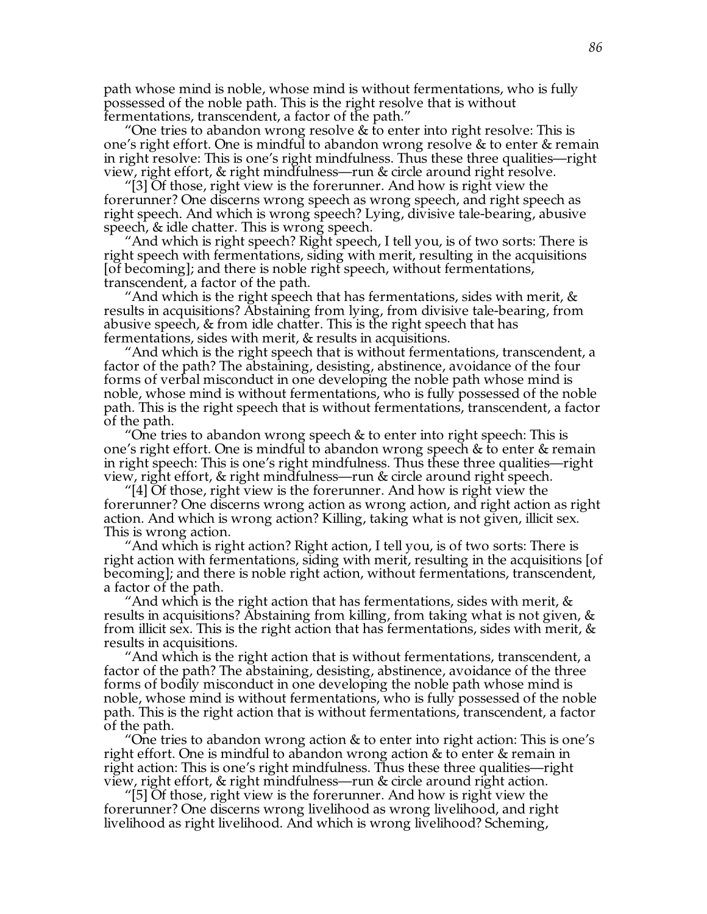path whose mind is noble, whose mind is without fermentations, who is fully possessed of the noble path. This is the right resolve that is without fermentations, transcendent, a factor of the path."

"One tries to abandon wrong resolve & to enter into right resolve: This is one's right effort. One is mindful to abandon wrong resolve & to enter & remain in right resolve: This is one's right mindfulness. Thus these three qualities—right view, right effort, & right mindfulness—run & circle around right resolve.

"[3] Of those, right view is the forerunner. And how is right view the forerunner? One discerns wrong speech as wrong speech, and right speech as right speech. And which is wrong speech? Lying, divisive tale-bearing, abusive speech, & idle chatter. This is wrong speech.

"And which is right speech? Right speech, I tell you, is of two sorts: There is right speech with fermentations, siding with merit, resulting in the acquisitions [of becoming]; and there is noble right speech, without fermentations, transcendent, a factor of the path.

"And which is the right speech that has fermentations, sides with merit, & results in acquisitions? Abstaining from lying, from divisive tale-bearing, from abusive speech, & from idle chatter. This is the right speech that has fermentations, sides with merit, & results in acquisitions.

"And which is the right speech that is without fermentations, transcendent, a factor of the path? The abstaining, desisting, abstinence, avoidance of the four forms of verbal misconduct in one developing the noble path whose mind is noble, whose mind is without fermentations, who is fully possessed of the noble path. This is the right speech that is without fermentations, transcendent, a factor of the path.

"One tries to abandon wrong speech & to enter into right speech: This is one's right effort. One is mindful to abandon wrong speech & to enter & remain in right speech: This is one's right mindfulness. Thus these three qualities—right view, right effort, & right mindfulness—run & circle around right speech.

"[4] Of those, right view is the forerunner. And how is right view the forerunner? One discerns wrong action as wrong action, and right action as right action. And which is wrong action? Killing, taking what is not given, illicit sex. This is wrong action.

"And which is right action? Right action, I tell you, is of two sorts: There is right action with fermentations, siding with merit, resulting in the acquisitions [of becoming]; and there is noble right action, without fermentations, transcendent, a factor of the path.

"And which is the right action that has fermentations, sides with merit, & results in acquisitions? Abstaining from killing, from taking what is not given, & from illicit sex. This is the right action that has fermentations, sides with merit, & results in acquisitions.

"And which is the right action that is without fermentations, transcendent, a factor of the path? The abstaining, desisting, abstinence, avoidance of the three forms of bodily misconduct in one developing the noble path whose mind is noble, whose mind is without fermentations, who is fully possessed of the noble path. This is the right action that is without fermentations, transcendent, a factor of the path.

"One tries to abandon wrong action & to enter into right action: This is one's right effort. One is mindful to abandon wrong action & to enter & remain in right action: This is one's right mindfulness. Thus these three qualities—right view, right effort, & right mindfulness—run & circle around right action.

"[5] Of those, right view is the forerunner. And how is right view the forerunner? One discerns wrong livelihood as wrong livelihood, and right livelihood as right livelihood. And which is wrong livelihood? Scheming,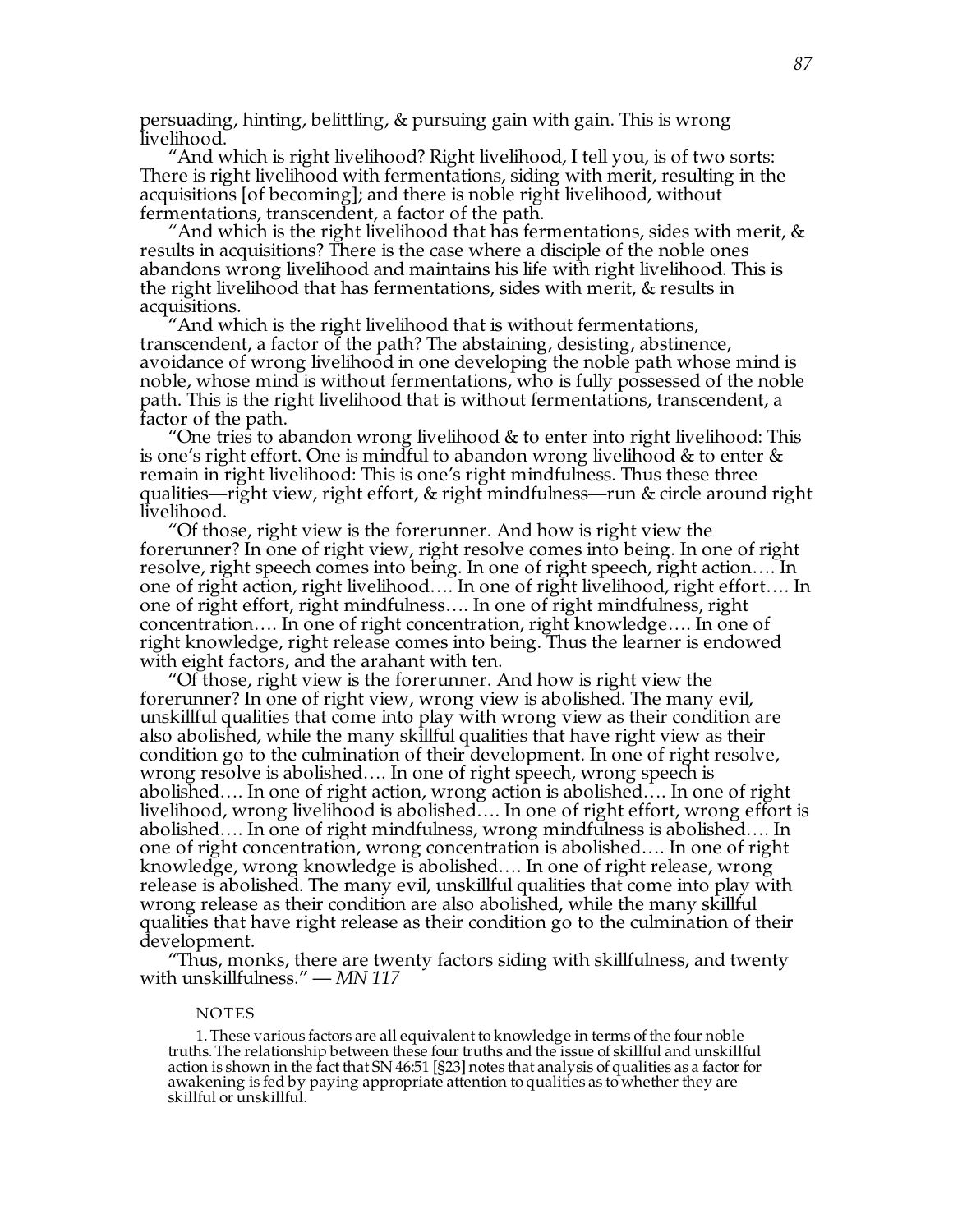persuading, hinting, belittling, & pursuing gain with gain. This is wrong livelihood.

"And which is right livelihood? Right livelihood, I tell you, is of two sorts: There is right livelihood with fermentations, siding with merit, resulting in the acquisitions [of becoming]; and there is noble right livelihood, without fermentations, transcendent, a factor of the path.

"And which is the right livelihood that has fermentations, sides with merit, & results in acquisitions? There is the case where a disciple of the noble ones abandons wrong livelihood and maintains his life with right livelihood. This is the right livelihood that has fermentations, sides with merit, & results in acquisitions.

"And which is the right livelihood that is without fermentations, transcendent, a factor of the path? The abstaining, desisting, abstinence, avoidance of wrong livelihood in one developing the noble path whose mind is noble, whose mind is without fermentations, who is fully possessed of the noble path. This is the right livelihood that is without fermentations, transcendent, a factor of the path.

"One tries to abandon wrong livelihood & to enter into right livelihood: This is one's right effort. One is mindful to abandon wrong livelihood & to enter & remain in right livelihood: This is one's right mindfulness. Thus these three qualities—right view, right effort, & right mindfulness—run & circle around right livelihood.

"Of those, right view is the forerunner. And how is right view the forerunner? In one of right view, right resolve comes into being. In one of right resolve, right speech comes into being. In one of right speech, right action…. In one of right action, right livelihood…. In one of right livelihood, right effort…. In one of right effort, right mindfulness…. In one of right mindfulness, right concentration…. In one of right concentration, right knowledge…. In one of right knowledge, right release comes into being. Thus the learner is endowed with eight factors, and the arahant with ten.

"Of those, right view is the forerunner. And how is right view the forerunner? In one of right view, wrong view is abolished. The many evil, unskillful qualities that come into play with wrong view as their condition are also abolished, while the many skillful qualities that have right view as their condition go to the culmination of their development. In one of right resolve, wrong resolve is abolished…. In one of right speech, wrong speech is abolished…. In one of right action, wrong action is abolished…. In one of right livelihood, wrong livelihood is abolished…. In one of right effort, wrong effort is abolished…. In one of right mindfulness, wrong mindfulness is abolished…. In one of right concentration, wrong concentration is abolished…. In one of right knowledge, wrong knowledge is abolished…. In one of right release, wrong release is abolished. The many evil, unskillful qualities that come into play with wrong release as their condition are also abolished, while the many skillful qualities that have right release as their condition go to the culmination of their development.

"Thus, monks, there are twenty factors siding with skillfulness, and twenty with unskillfulness." — *MN 117*

NOTES

1. These various factors are all equivalent to knowledge in terms of the four noble truths. The relationship between these four truths and the issue of skillful and unskillful action is shown in the fact that SN 46:51 [§23] notes that analysis of qualities as a factor for awakening is fed by paying appropriate attention to qualities as to whether they are skillful or unskillful.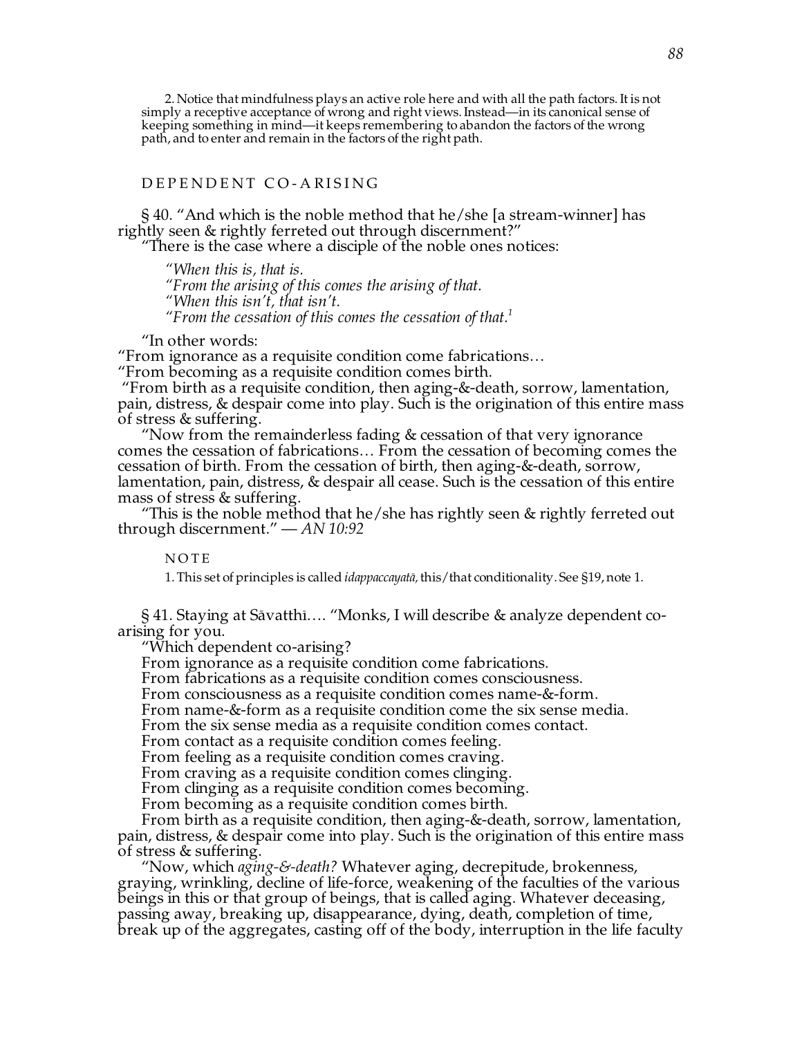2. Notice that mindfulness plays an active role here and with all the path factors. It is not simply a receptive acceptance of wrong and right views. Instead—in its canonical sense of keeping something in mind—it keeps remembering to abandon the factors of the wrong path, and to enter and remain in the factors of the right path.

## DEPENDENT CO-ARISING

§ 40. "And which is the noble method that he/she [a stream-winner] has rightly seen & rightly ferreted out through discernment?"

"There is the case where a disciple of the noble ones notices:

> *"When this is, that is.*
> *"From the arising of this comes the arising of that.*
> *"When this isn't, that isn't.*
> *"From the cessation of this comes the cessation of that.*[1]

"In other words:
"From ignorance as a requisite condition come fabrications…
"From becoming as a requisite condition comes birth.
"From birth as a requisite condition, then aging-&-death, sorrow, lamentation, pain, distress, & despair come into play. Such is the origination of this entire mass of stress & suffering.

"Now from the remainderless fading & cessation of that very ignorance comes the cessation of fabrications… From the cessation of becoming comes the cessation of birth. From the cessation of birth, then aging-&-death, sorrow, lamentation, pain, distress, & despair all cease. Such is the cessation of this entire mass of stress & suffering.

"This is the noble method that he/she has rightly seen & rightly ferreted out through discernment." — *AN 10:92*

### NOTE

1. This set of principles is called *idappaccayatā*, this/that conditionality. See §19, note 1.

§ 41. Staying at Sāvatthī…. "Monks, I will describe & analyze dependent co-arising for you.

"Which dependent co-arising?

From ignorance as a requisite condition come fabrications.
From fabrications as a requisite condition comes consciousness.
From consciousness as a requisite condition comes name-&-form.
From name-&-form as a requisite condition come the six sense media.
From the six sense media as a requisite condition comes contact.
From contact as a requisite condition comes feeling.
From feeling as a requisite condition comes craving.
From craving as a requisite condition comes clinging.
From clinging as a requisite condition comes becoming.
From becoming as a requisite condition comes birth.
From birth as a requisite condition, then aging-&-death, sorrow, lamentation, pain, distress, & despair come into play. Such is the origination of this entire mass of stress & suffering.

"Now, which *aging-&-death?* Whatever aging, decrepitude, brokenness, graying, wrinkling, decline of life-force, weakening of the faculties of the various beings in this or that group of beings, that is called aging. Whatever deceasing, passing away, breaking up, disappearance, dying, death, completion of time, break up of the aggregates, casting off of the body, interruption in the life faculty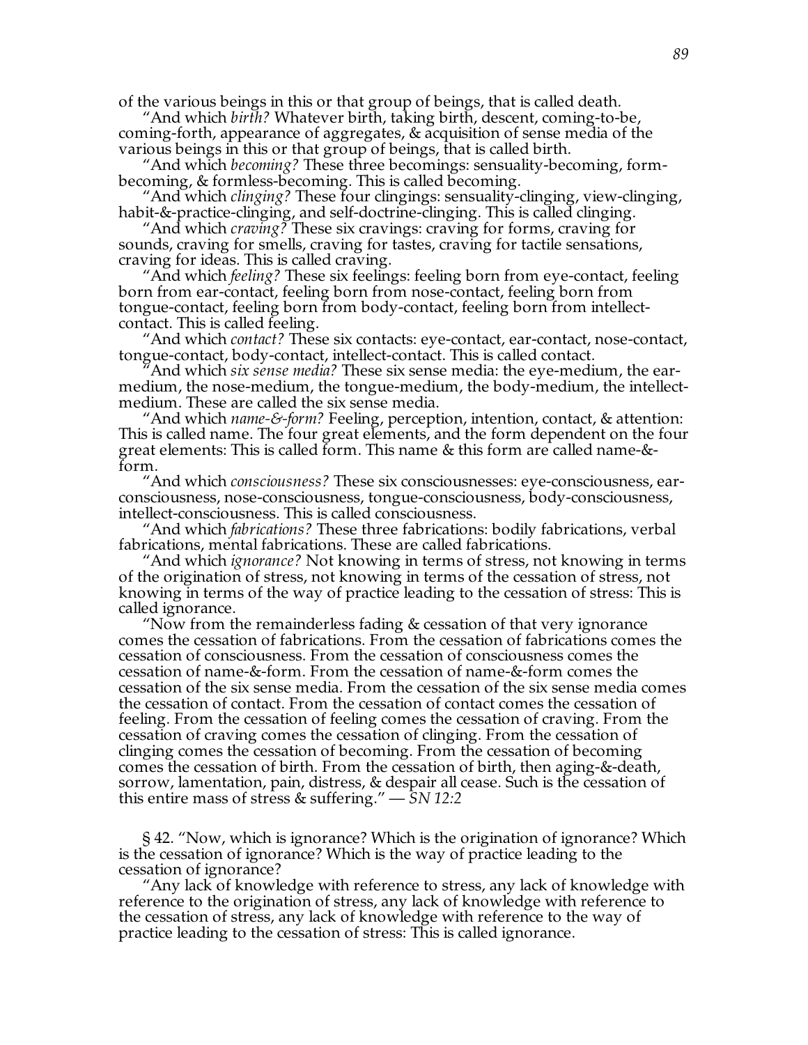of the various beings in this or that group of beings, that is called death.

"And which *birth?* Whatever birth, taking birth, descent, coming-to-be, coming-forth, appearance of aggregates, & acquisition of sense media of the various beings in this or that group of beings, that is called birth.

"And which *becoming?* These three becomings: sensuality-becoming, form-becoming, & formless-becoming. This is called becoming.

"And which *clinging?* These four clingings: sensuality-clinging, view-clinging, habit-&-practice-clinging, and self-doctrine-clinging. This is called clinging.

"And which *craving?* These six cravings: craving for forms, craving for sounds, craving for smells, craving for tastes, craving for tactile sensations, craving for ideas. This is called craving.

"And which *feeling?* These six feelings: feeling born from eye-contact, feeling born from ear-contact, feeling born from nose-contact, feeling born from tongue-contact, feeling born from body-contact, feeling born from intellect-contact. This is called feeling.

"And which *contact?* These six contacts: eye-contact, ear-contact, nose-contact, tongue-contact, body-contact, intellect-contact. This is called contact.

"And which *six sense media?* These six sense media: the eye-medium, the ear-medium, the nose-medium, the tongue-medium, the body-medium, the intellect-medium. These are called the six sense media.

"And which *name-&-form?* Feeling, perception, intention, contact, & attention: This is called name. The four great elements, and the form dependent on the four great elements: This is called form. This name & this form are called name-&-form.

"And which *consciousness?* These six consciousnesses: eye-consciousness, ear-consciousness, nose-consciousness, tongue-consciousness, body-consciousness, intellect-consciousness. This is called consciousness.

"And which *fabrications?* These three fabrications: bodily fabrications, verbal fabrications, mental fabrications. These are called fabrications.

"And which *ignorance?* Not knowing in terms of stress, not knowing in terms of the origination of stress, not knowing in terms of the cessation of stress, not knowing in terms of the way of practice leading to the cessation of stress: This is called ignorance.

"Now from the remainderless fading & cessation of that very ignorance comes the cessation of fabrications. From the cessation of fabrications comes the cessation of consciousness. From the cessation of consciousness comes the cessation of name-&-form. From the cessation of name-&-form comes the cessation of the six sense media. From the cessation of the six sense media comes the cessation of contact. From the cessation of contact comes the cessation of feeling. From the cessation of feeling comes the cessation of craving. From the cessation of craving comes the cessation of clinging. From the cessation of clinging comes the cessation of becoming. From the cessation of becoming comes the cessation of birth. From the cessation of birth, then aging-&-death, sorrow, lamentation, pain, distress, & despair all cease. Such is the cessation of this entire mass of stress & suffering." — *SN 12:2*

§ 42. "Now, which is ignorance? Which is the origination of ignorance? Which is the cessation of ignorance? Which is the way of practice leading to the cessation of ignorance?

"Any lack of knowledge with reference to stress, any lack of knowledge with reference to the origination of stress, any lack of knowledge with reference to the cessation of stress, any lack of knowledge with reference to the way of practice leading to the cessation of stress: This is called ignorance.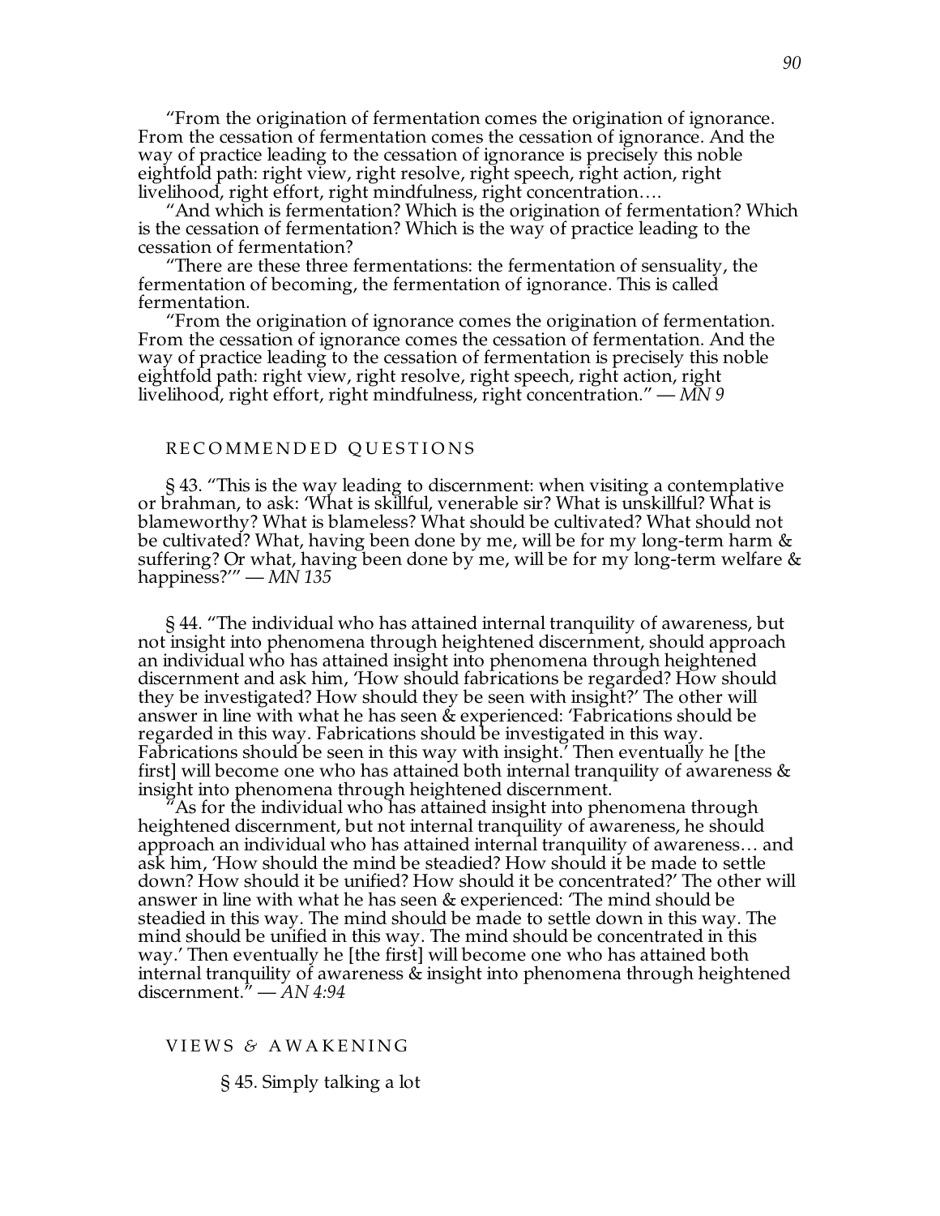"From the origination of fermentation comes the origination of ignorance. From the cessation of fermentation comes the cessation of ignorance. And the way of practice leading to the cessation of ignorance is precisely this noble eightfold path: right view, right resolve, right speech, right action, right livelihood, right effort, right mindfulness, right concentration….

"And which is fermentation? Which is the origination of fermentation? Which is the cessation of fermentation? Which is the way of practice leading to the cessation of fermentation?

"There are these three fermentations: the fermentation of sensuality, the fermentation of becoming, the fermentation of ignorance. This is called fermentation.

"From the origination of ignorance comes the origination of fermentation. From the cessation of ignorance comes the cessation of fermentation. And the way of practice leading to the cessation of fermentation is precisely this noble eightfold path: right view, right resolve, right speech, right action, right livelihood, right effort, right mindfulness, right concentration." — *MN 9*

## RECOMMENDED QUESTIONS

§ 43. "This is the way leading to discernment: when visiting a contemplative or brahman, to ask: 'What is skillful, venerable sir? What is unskillful? What is blameworthy? What is blameless? What should be cultivated? What should not be cultivated? What, having been done by me, will be for my long-term harm & suffering? Or what, having been done by me, will be for my long-term welfare & happiness?'" — *MN 135*

§ 44. "The individual who has attained internal tranquility of awareness, but not insight into phenomena through heightened discernment, should approach an individual who has attained insight into phenomena through heightened discernment and ask him, 'How should fabrications be regarded? How should they be investigated? How should they be seen with insight?' The other will answer in line with what he has seen & experienced: 'Fabrications should be regarded in this way. Fabrications should be investigated in this way. Fabrications should be seen in this way with insight.' Then eventually he [the first] will become one who has attained both internal tranquility of awareness & insight into phenomena through heightened discernment.

"As for the individual who has attained insight into phenomena through heightened discernment, but not internal tranquility of awareness, he should approach an individual who has attained internal tranquility of awareness… and ask him, 'How should the mind be steadied? How should it be made to settle down? How should it be unified? How should it be concentrated?' The other will answer in line with what he has seen & experienced: 'The mind should be steadied in this way. The mind should be made to settle down in this way. The mind should be unified in this way. The mind should be concentrated in this way.' Then eventually he [the first] will become one who has attained both internal tranquility of awareness & insight into phenomena through heightened discernment." — *AN 4:94*

## VIEWS & AWAKENING

§ 45. Simply talking a lot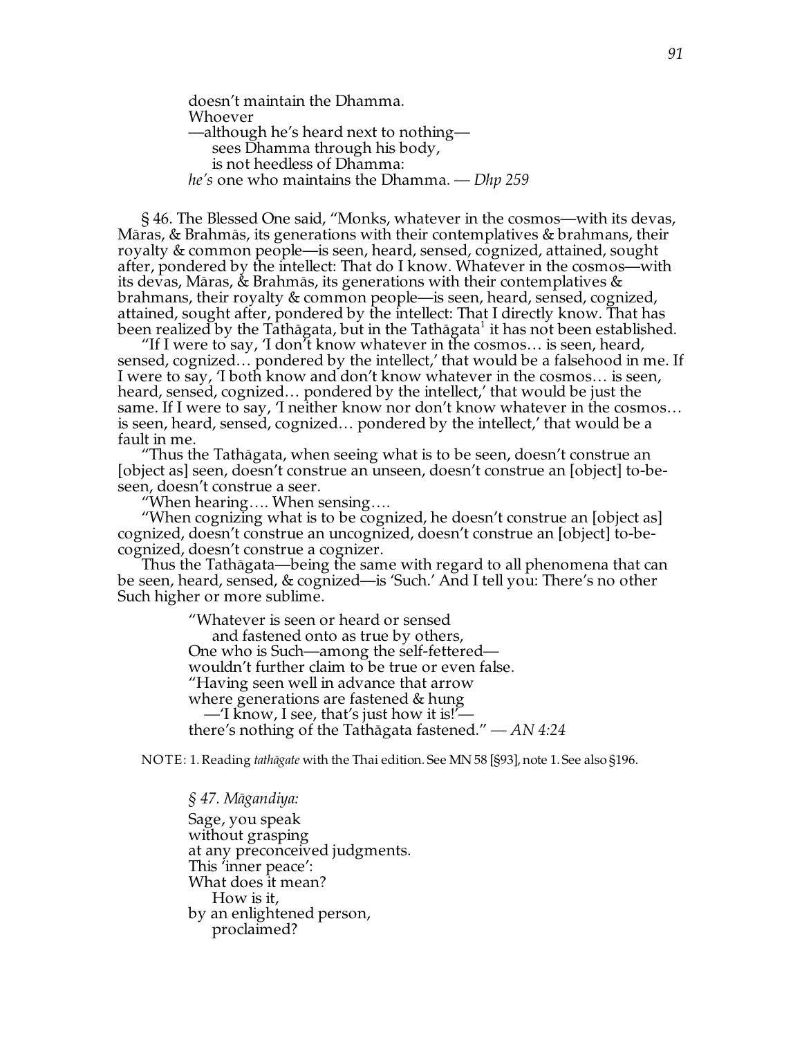doesn't maintain the Dhamma.
Whoever
—although he's heard next to nothing—
  sees Dhamma through his body,
  is not heedless of Dhamma:
*he's* one who maintains the Dhamma. — *Dhp 259*

§ 46. The Blessed One said, "Monks, whatever in the cosmos—with its devas, Māras, & Brahmās, its generations with their contemplatives & brahmans, their royalty & common people—is seen, heard, sensed, cognized, attained, sought after, pondered by the intellect: That do I know. Whatever in the cosmos—with its devas, Māras, & Brahmās, its generations with their contemplatives & brahmans, their royalty & common people—is seen, heard, sensed, cognized, attained, sought after, pondered by the intellect: That I directly know. That has been realized by the Tathāgata, but in the Tathāgata[1] it has not been established.

"If I were to say, 'I don't know whatever in the cosmos… is seen, heard, sensed, cognized… pondered by the intellect,' that would be a falsehood in me. If I were to say, 'I both know and don't know whatever in the cosmos… is seen, heard, sensed, cognized… pondered by the intellect,' that would be just the same. If I were to say, 'I neither know nor don't know whatever in the cosmos… is seen, heard, sensed, cognized… pondered by the intellect,' that would be a fault in me.

"Thus the Tathāgata, when seeing what is to be seen, doesn't construe an [object as] seen, doesn't construe an unseen, doesn't construe an [object] to-be-seen, doesn't construe a seer.

"When hearing…. When sensing….

"When cognizing what is to be cognized, he doesn't construe an [object as] cognized, doesn't construe an uncognized, doesn't construe an [object] to-be-cognized, doesn't construe a cognizer.

Thus the Tathāgata—being the same with regard to all phenomena that can be seen, heard, sensed, & cognized—is 'Such.' And I tell you: There's no other Such higher or more sublime.

"Whatever is seen or heard or sensed
  and fastened onto as true by others,
One who is Such—among the self-fettered—
wouldn't further claim to be true or even false.
"Having seen well in advance that arrow
where generations are fastened & hung
  —'I know, I see, that's just how it is!'—
there's nothing of the Tathāgata fastened." — *AN 4:24*

NOTE: 1. Reading *tathāgate* with the Thai edition. See MN 58 [§93], note 1. See also §196.

*§ 47. Māgandiya:*

Sage, you speak
without grasping
at any preconceived judgments.
This 'inner peace':
What does it mean?
  How is it,
by an enlightened person,
  proclaimed?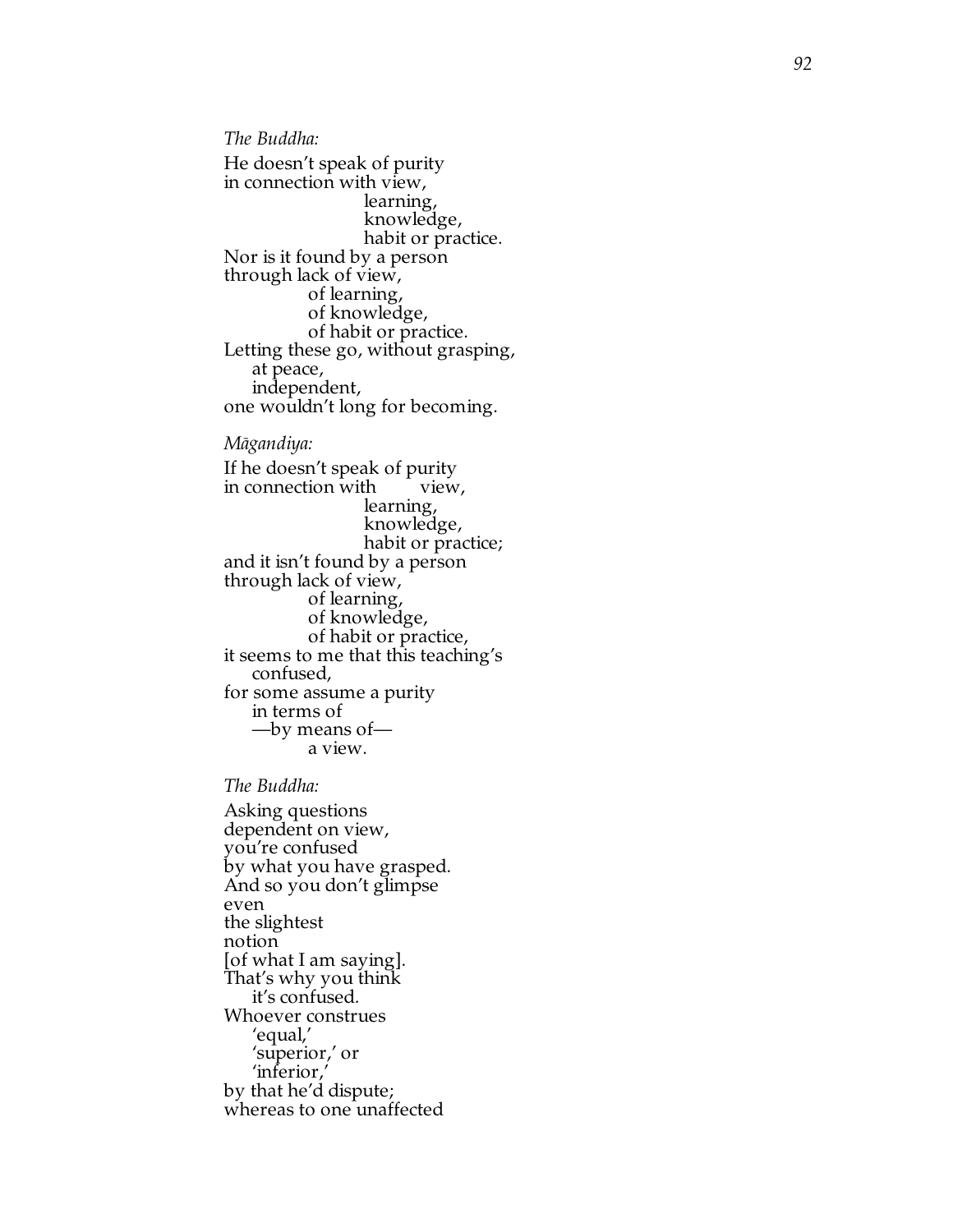*The Buddha:*

He doesn't speak of purity  
in connection with view,  
                        learning,  
                        knowledge,  
                        habit or practice.  
Nor is it found by a person  
through lack of view,  
              of learning,  
              of knowledge,  
              of habit or practice.  
Letting these go, without grasping,  
     at peace,  
     independent,  
one wouldn't long for becoming.

*Māgandiya:*

If he doesn't speak of purity  
in connection with        view,  
                        learning,  
                        knowledge,  
                        habit or practice;  
and it isn't found by a person  
through lack of view,  
              of learning,  
              of knowledge,  
              of habit or practice,  
it seems to me that this teaching's  
     confused,  
for some assume a purity  
     in terms of  
     —by means of—  
              a view.

*The Buddha:*

Asking questions  
dependent on view,  
you're confused  
by what you have grasped.  
And so you don't glimpse  
even  
the slightest  
notion  
[of what I am saying].  
That's why you think  
     it's confused.  
Whoever construes  
     'equal,'  
     'superior,' or  
     'inferior,'  
by that he'd dispute;  
whereas to one unaffected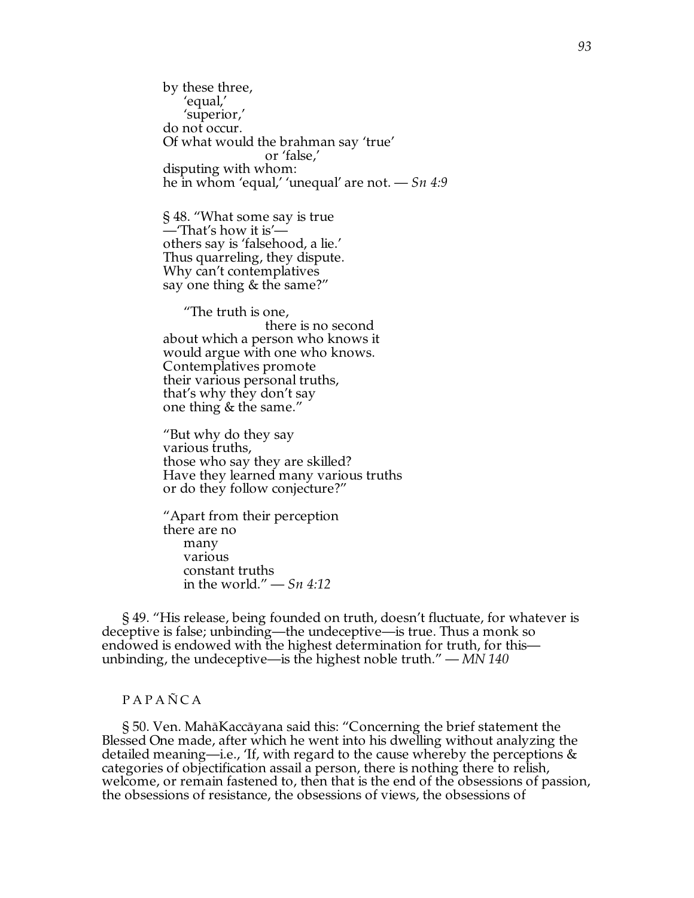by these three,
    'equal,'
    'superior,'
do not occur.
Of what would the brahman say 'true'
                        or 'false,'
disputing with whom:
he in whom 'equal,' 'unequal' are not. — *Sn 4:9*

§ 48. "What some say is true
—'That's how it is'—
others say is 'falsehood, a lie.'
Thus quarreling, they dispute.
Why can't contemplatives
say one thing & the same?"

"The truth is one,
                        there is no second
about which a person who knows it
would argue with one who knows.
Contemplatives promote
their various personal truths,
that's why they don't say
one thing & the same."

"But why do they say
various truths,
those who say they are skilled?
Have they learned many various truths
or do they follow conjecture?"

"Apart from their perception
there are no
    many
    various
    constant truths
    in the world." — *Sn 4:12*

§ 49. "His release, being founded on truth, doesn't fluctuate, for whatever is deceptive is false; unbinding—the undeceptive—is true. Thus a monk so endowed is endowed with the highest determination for truth, for this—unbinding, the undeceptive—is the highest noble truth." — *MN 140*

## PAPAÑCA

§ 50. Ven. MahāKaccāyana said this: "Concerning the brief statement the Blessed One made, after which he went into his dwelling without analyzing the detailed meaning—i.e., 'If, with regard to the cause whereby the perceptions & categories of objectification assail a person, there is nothing there to relish, welcome, or remain fastened to, then that is the end of the obsessions of passion, the obsessions of resistance, the obsessions of views, the obsessions of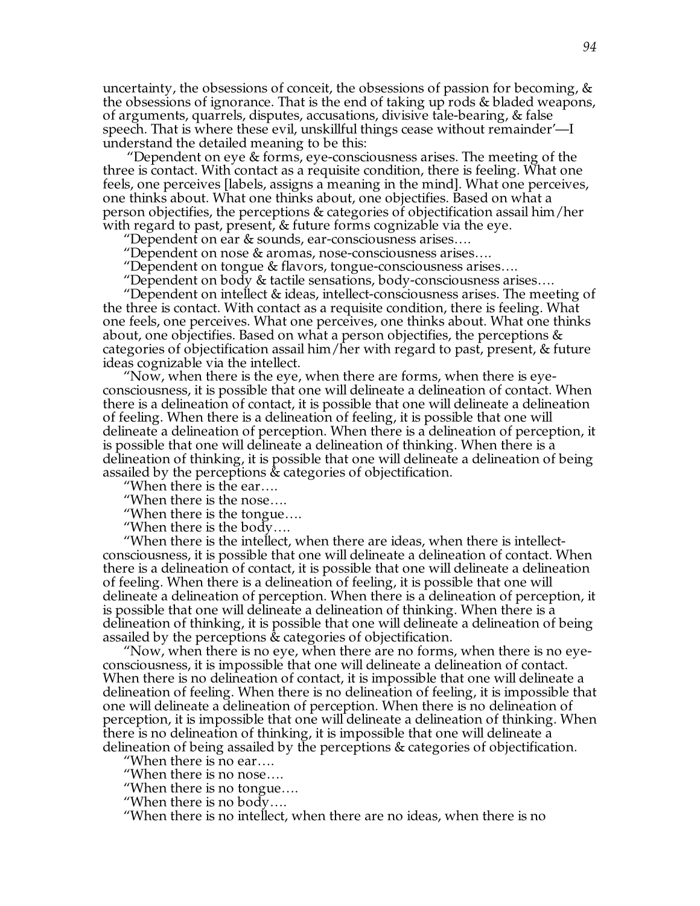uncertainty, the obsessions of conceit, the obsessions of passion for becoming, & the obsessions of ignorance. That is the end of taking up rods & bladed weapons, of arguments, quarrels, disputes, accusations, divisive tale-bearing, & false speech. That is where these evil, unskillful things cease without remainder'—I understand the detailed meaning to be this:

"Dependent on eye & forms, eye-consciousness arises. The meeting of the three is contact. With contact as a requisite condition, there is feeling. What one feels, one perceives [labels, assigns a meaning in the mind]. What one perceives, one thinks about. What one thinks about, one objectifies. Based on what a person objectifies, the perceptions & categories of objectification assail him/her with regard to past, present, & future forms cognizable via the eye.

"Dependent on ear & sounds, ear-consciousness arises….

"Dependent on nose & aromas, nose-consciousness arises….

"Dependent on tongue & flavors, tongue-consciousness arises….

"Dependent on body & tactile sensations, body-consciousness arises….

"Dependent on intellect & ideas, intellect-consciousness arises. The meeting of the three is contact. With contact as a requisite condition, there is feeling. What one feels, one perceives. What one perceives, one thinks about. What one thinks about, one objectifies. Based on what a person objectifies, the perceptions & categories of objectification assail him/her with regard to past, present, & future ideas cognizable via the intellect.

"Now, when there is the eye, when there are forms, when there is eye-consciousness, it is possible that one will delineate a delineation of contact. When there is a delineation of contact, it is possible that one will delineate a delineation of feeling. When there is a delineation of feeling, it is possible that one will delineate a delineation of perception. When there is a delineation of perception, it is possible that one will delineate a delineation of thinking. When there is a delineation of thinking, it is possible that one will delineate a delineation of being assailed by the perceptions & categories of objectification.

"When there is the ear….

"When there is the nose….

"When there is the tongue….

"When there is the body….

"When there is the intellect, when there are ideas, when there is intellect-consciousness, it is possible that one will delineate a delineation of contact. When there is a delineation of contact, it is possible that one will delineate a delineation of feeling. When there is a delineation of feeling, it is possible that one will delineate a delineation of perception. When there is a delineation of perception, it is possible that one will delineate a delineation of thinking. When there is a delineation of thinking, it is possible that one will delineate a delineation of being assailed by the perceptions & categories of objectification.

"Now, when there is no eye, when there are no forms, when there is no eye-consciousness, it is impossible that one will delineate a delineation of contact. When there is no delineation of contact, it is impossible that one will delineate a delineation of feeling. When there is no delineation of feeling, it is impossible that one will delineate a delineation of perception. When there is no delineation of perception, it is impossible that one will delineate a delineation of thinking. When there is no delineation of thinking, it is impossible that one will delineate a delineation of being assailed by the perceptions & categories of objectification.

"When there is no ear….

"When there is no nose….

"When there is no tongue….

"When there is no body….

"When there is no intellect, when there are no ideas, when there is no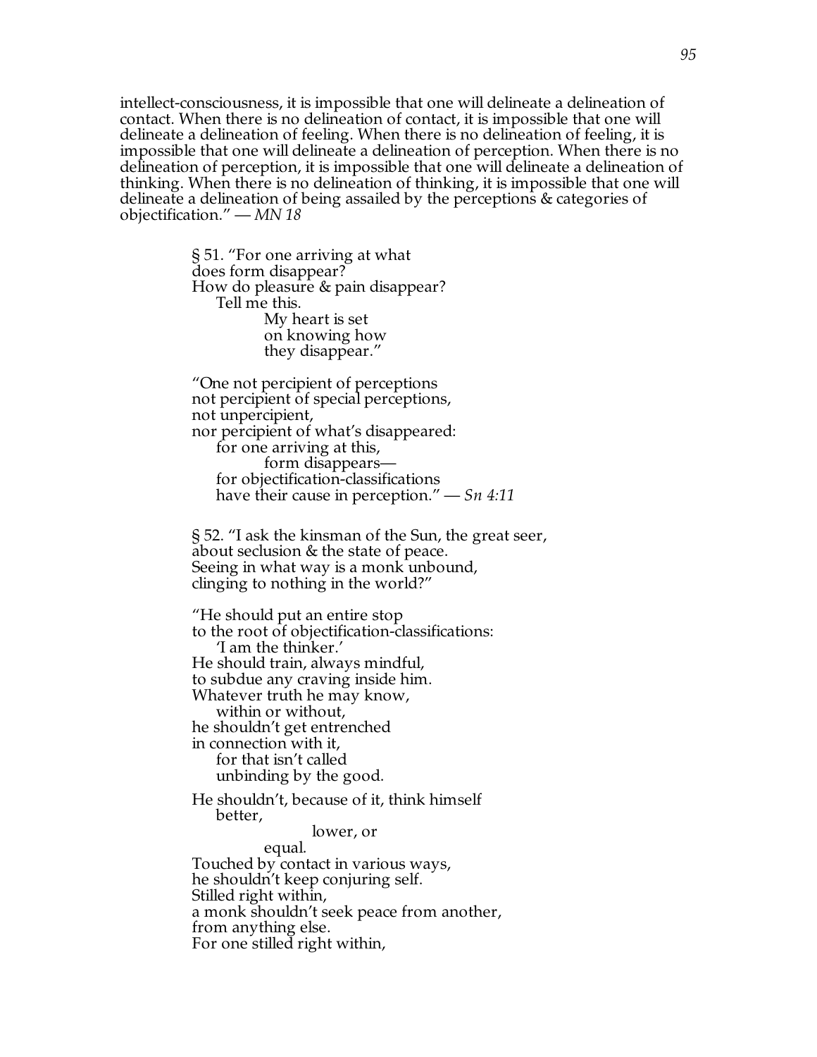intellect-consciousness, it is impossible that one will delineate a delineation of contact. When there is no delineation of contact, it is impossible that one will delineate a delineation of feeling. When there is no delineation of feeling, it is impossible that one will delineate a delineation of perception. When there is no delineation of perception, it is impossible that one will delineate a delineation of thinking. When there is no delineation of thinking, it is impossible that one will delineate a delineation of being assailed by the perceptions & categories of objectification." — *MN 18*

§ 51. "For one arriving at what  
does form disappear?  
How do pleasure & pain disappear?  
Tell me this.  
My heart is set  
on knowing how  
they disappear."

"One not percipient of perceptions  
not percipient of special perceptions,  
not unpercipient,  
nor percipient of what's disappeared:  
for one arriving at this,  
form disappears—  
for objectification-classifications  
have their cause in perception." — *Sn 4:11*

§ 52. "I ask the kinsman of the Sun, the great seer,  
about seclusion & the state of peace.  
Seeing in what way is a monk unbound,  
clinging to nothing in the world?"

"He should put an entire stop  
to the root of objectification-classifications:  
'I am the thinker.'  
He should train, always mindful,  
to subdue any craving inside him.  
Whatever truth he may know,  
within or without,  
he shouldn't get entrenched  
in connection with it,  
for that isn't called  
unbinding by the good.

He shouldn't, because of it, think himself  
better,  
lower, or  
equal.  
Touched by contact in various ways,  
he shouldn't keep conjuring self.  
Stilled right within,  
a monk shouldn't seek peace from another,  
from anything else.  
For one stilled right within,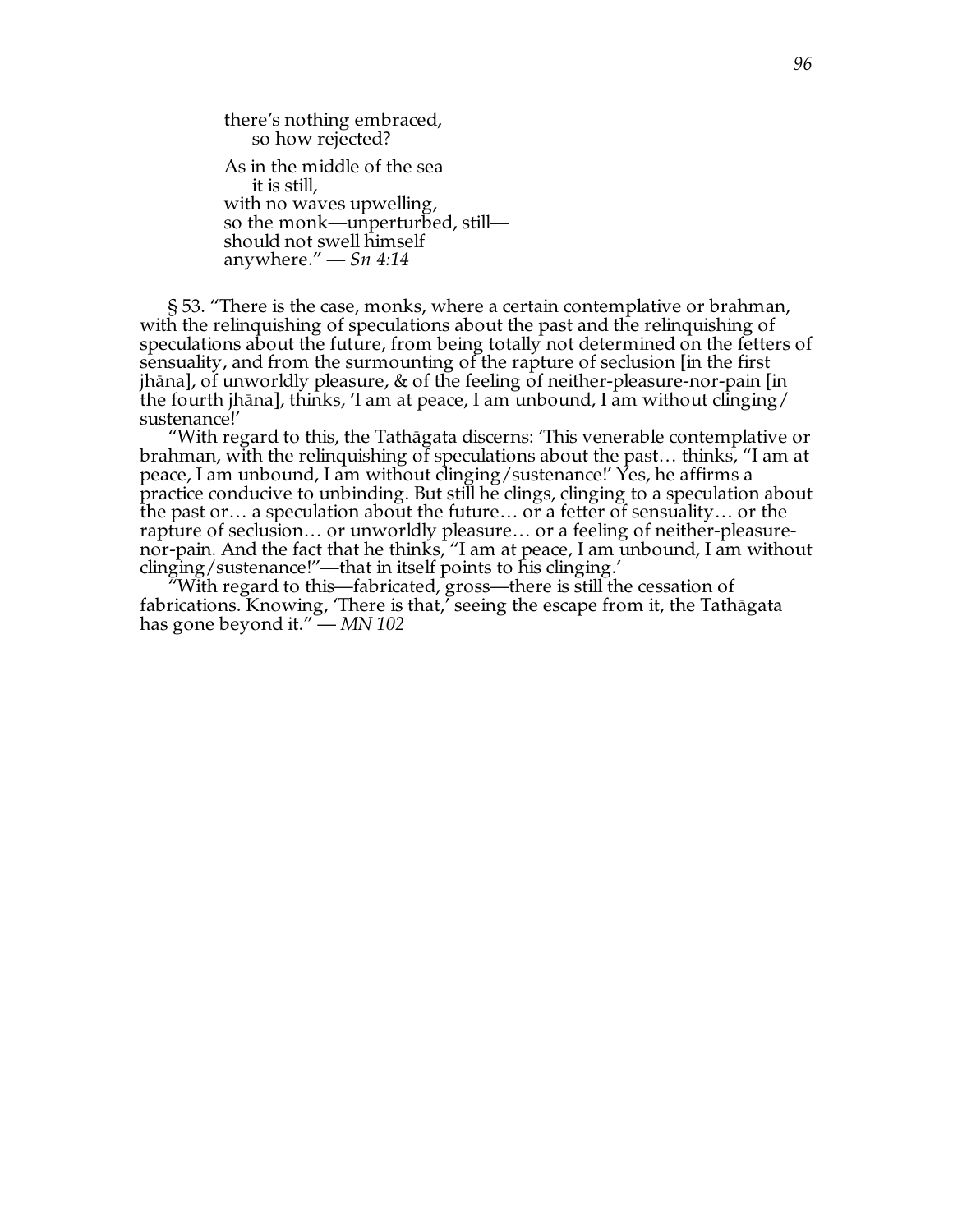there's nothing embraced,
    so how rejected?

As in the middle of the sea
    it is still,
with no waves upwelling,
so the monk—unperturbed, still—
should not swell himself
anywhere." — *Sn 4:14*

§ 53. "There is the case, monks, where a certain contemplative or brahman, with the relinquishing of speculations about the past and the relinquishing of speculations about the future, from being totally not determined on the fetters of sensuality, and from the surmounting of the rapture of seclusion [in the first jhāna], of unworldly pleasure, & of the feeling of neither-pleasure-nor-pain [in the fourth jhāna], thinks, 'I am at peace, I am unbound, I am without clinging/sustenance!'

"With regard to this, the Tathāgata discerns: 'This venerable contemplative or brahman, with the relinquishing of speculations about the past… thinks, "I am at peace, I am unbound, I am without clinging/sustenance!' Yes, he affirms a practice conducive to unbinding. But still he clings, clinging to a speculation about the past or… a speculation about the future… or a fetter of sensuality… or the rapture of seclusion… or unworldly pleasure… or a feeling of neither-pleasure-nor-pain. And the fact that he thinks, "I am at peace, I am unbound, I am without clinging/sustenance!"—that in itself points to his clinging.'

"With regard to this—fabricated, gross—there is still the cessation of fabrications. Knowing, 'There is that,' seeing the escape from it, the Tathāgata has gone beyond it." — *MN 102*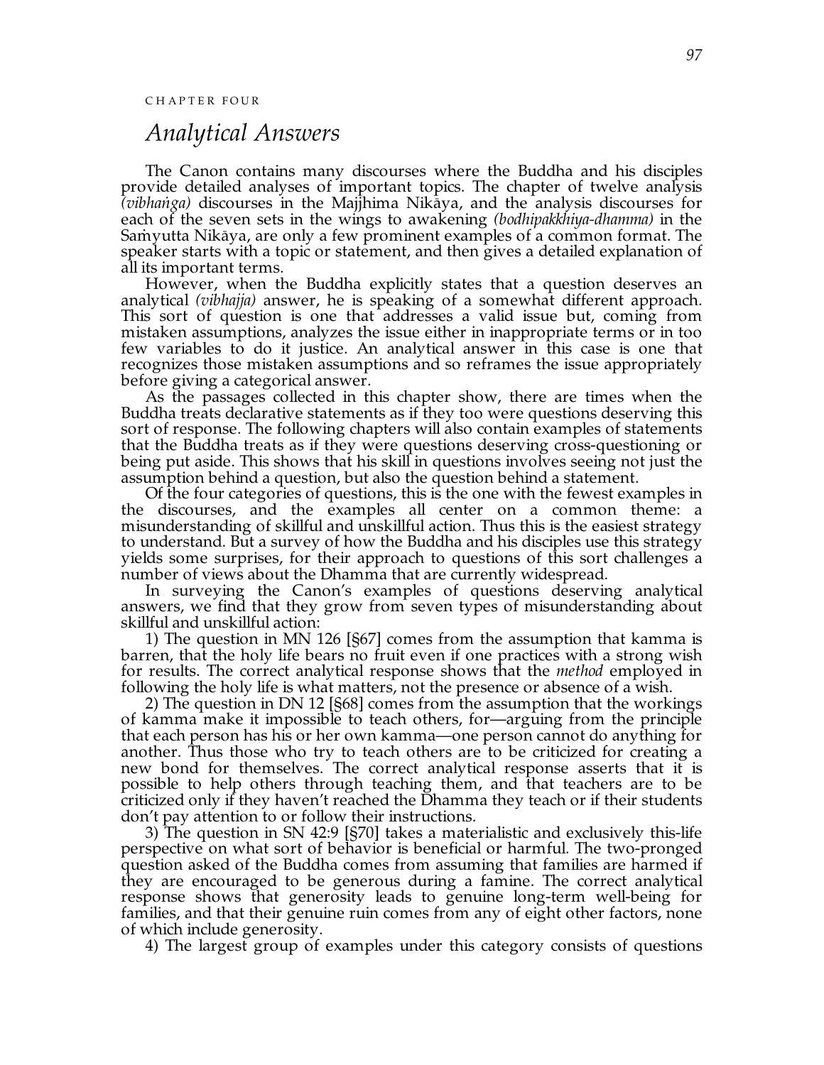CHAPTER FOUR

# *Analytical Answers*

The Canon contains many discourses where the Buddha and his disciples provide detailed analyses of important topics. The chapter of twelve analysis *(vibhaṅga)* discourses in the Majjhima Nikāya, and the analysis discourses for each of the seven sets in the wings to awakening *(bodhipakkhiya-dhamma)* in the Saṁyutta Nikāya, are only a few prominent examples of a common format. The speaker starts with a topic or statement, and then gives a detailed explanation of all its important terms.

However, when the Buddha explicitly states that a question deserves an analytical *(vibhajja)* answer, he is speaking of a somewhat different approach. This sort of question is one that addresses a valid issue but, coming from mistaken assumptions, analyzes the issue either in inappropriate terms or in too few variables to do it justice. An analytical answer in this case is one that recognizes those mistaken assumptions and so reframes the issue appropriately before giving a categorical answer.

As the passages collected in this chapter show, there are times when the Buddha treats declarative statements as if they too were questions deserving this sort of response. The following chapters will also contain examples of statements that the Buddha treats as if they were questions deserving cross-questioning or being put aside. This shows that his skill in questions involves seeing not just the assumption behind a question, but also the question behind a statement.

Of the four categories of questions, this is the one with the fewest examples in the discourses, and the examples all center on a common theme: a misunderstanding of skillful and unskillful action. Thus this is the easiest strategy to understand. But a survey of how the Buddha and his disciples use this strategy yields some surprises, for their approach to questions of this sort challenges a number of views about the Dhamma that are currently widespread.

In surveying the Canon's examples of questions deserving analytical answers, we find that they grow from seven types of misunderstanding about skillful and unskillful action:

1) The question in MN 126 [§67] comes from the assumption that kamma is barren, that the holy life bears no fruit even if one practices with a strong wish for results. The correct analytical response shows that the *method* employed in following the holy life is what matters, not the presence or absence of a wish.

2) The question in DN 12 [§68] comes from the assumption that the workings of kamma make it impossible to teach others, for—arguing from the principle that each person has his or her own kamma—one person cannot do anything for another. Thus those who try to teach others are to be criticized for creating a new bond for themselves. The correct analytical response asserts that it is possible to help others through teaching them, and that teachers are to be criticized only if they haven't reached the Dhamma they teach or if their students don't pay attention to or follow their instructions.

3) The question in SN 42:9 [§70] takes a materialistic and exclusively this-life perspective on what sort of behavior is beneficial or harmful. The two-pronged question asked of the Buddha comes from assuming that families are harmed if they are encouraged to be generous during a famine. The correct analytical response shows that generosity leads to genuine long-term well-being for families, and that their genuine ruin comes from any of eight other factors, none of which include generosity.

4) The largest group of examples under this category consists of questions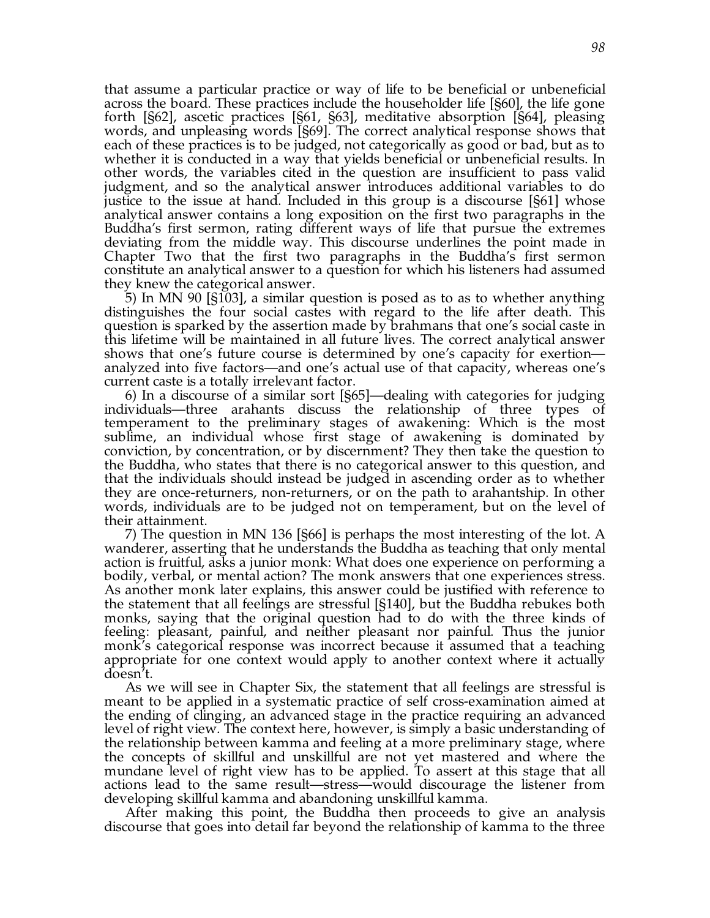that assume a particular practice or way of life to be beneficial or unbeneficial across the board. These practices include the householder life [§60], the life gone forth [§62], ascetic practices [§61, §63], meditative absorption [§64], pleasing words, and unpleasing words [§69]. The correct analytical response shows that each of these practices is to be judged, not categorically as good or bad, but as to whether it is conducted in a way that yields beneficial or unbeneficial results. In other words, the variables cited in the question are insufficient to pass valid judgment, and so the analytical answer introduces additional variables to do justice to the issue at hand. Included in this group is a discourse [§61] whose analytical answer contains a long exposition on the first two paragraphs in the Buddha's first sermon, rating different ways of life that pursue the extremes deviating from the middle way. This discourse underlines the point made in Chapter Two that the first two paragraphs in the Buddha's first sermon constitute an analytical answer to a question for which his listeners had assumed they knew the categorical answer.

5) In MN 90 [§103], a similar question is posed as to as to whether anything distinguishes the four social castes with regard to the life after death. This question is sparked by the assertion made by brahmans that one's social caste in this lifetime will be maintained in all future lives. The correct analytical answer shows that one's future course is determined by one's capacity for exertion—analyzed into five factors—and one's actual use of that capacity, whereas one's current caste is a totally irrelevant factor.

6) In a discourse of a similar sort [§65]—dealing with categories for judging individuals—three arahants discuss the relationship of three types of temperament to the preliminary stages of awakening: Which is the most sublime, an individual whose first stage of awakening is dominated by conviction, by concentration, or by discernment? They then take the question to the Buddha, who states that there is no categorical answer to this question, and that the individuals should instead be judged in ascending order as to whether they are once-returners, non-returners, or on the path to arahantship. In other words, individuals are to be judged not on temperament, but on the level of their attainment.

7) The question in MN 136 [§66] is perhaps the most interesting of the lot. A wanderer, asserting that he understands the Buddha as teaching that only mental action is fruitful, asks a junior monk: What does one experience on performing a bodily, verbal, or mental action? The monk answers that one experiences stress. As another monk later explains, this answer could be justified with reference to the statement that all feelings are stressful [§140], but the Buddha rebukes both monks, saying that the original question had to do with the three kinds of feeling: pleasant, painful, and neither pleasant nor painful. Thus the junior monk's categorical response was incorrect because it assumed that a teaching appropriate for one context would apply to another context where it actually doesn't.

As we will see in Chapter Six, the statement that all feelings are stressful is meant to be applied in a systematic practice of self cross-examination aimed at the ending of clinging, an advanced stage in the practice requiring an advanced level of right view. The context here, however, is simply a basic understanding of the relationship between kamma and feeling at a more preliminary stage, where the concepts of skillful and unskillful are not yet mastered and where the mundane level of right view has to be applied. To assert at this stage that all actions lead to the same result—stress—would discourage the listener from developing skillful kamma and abandoning unskillful kamma.

After making this point, the Buddha then proceeds to give an analysis discourse that goes into detail far beyond the relationship of kamma to the three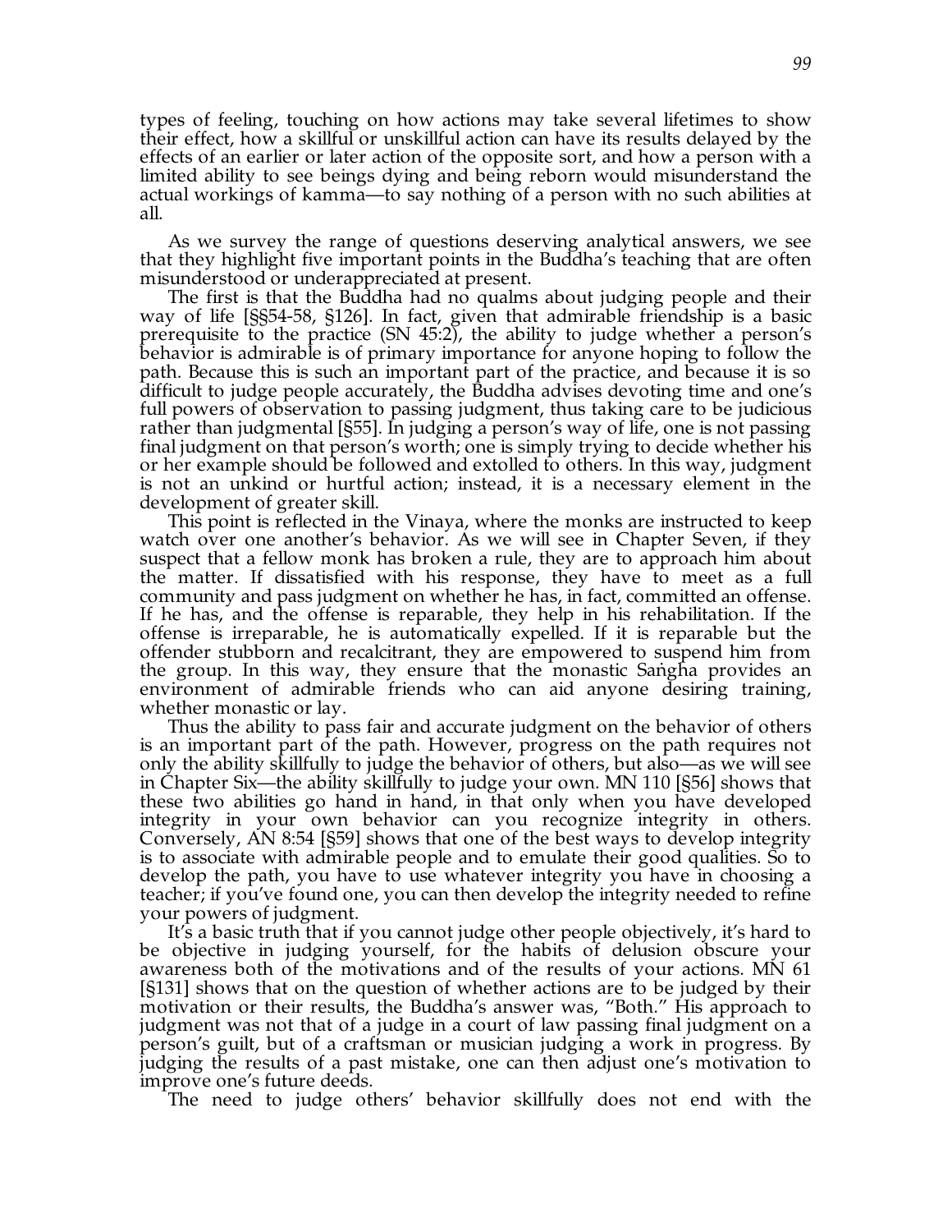types of feeling, touching on how actions may take several lifetimes to show their effect, how a skillful or unskillful action can have its results delayed by the effects of an earlier or later action of the opposite sort, and how a person with a limited ability to see beings dying and being reborn would misunderstand the actual workings of kamma—to say nothing of a person with no such abilities at all.

As we survey the range of questions deserving analytical answers, we see that they highlight five important points in the Buddha's teaching that are often misunderstood or underappreciated at present.

The first is that the Buddha had no qualms about judging people and their way of life [§§54-58, §126]. In fact, given that admirable friendship is a basic prerequisite to the practice (SN 45:2), the ability to judge whether a person's behavior is admirable is of primary importance for anyone hoping to follow the path. Because this is such an important part of the practice, and because it is so difficult to judge people accurately, the Buddha advises devoting time and one's full powers of observation to passing judgment, thus taking care to be judicious rather than judgmental [§55]. In judging a person's way of life, one is not passing final judgment on that person's worth; one is simply trying to decide whether his or her example should be followed and extolled to others. In this way, judgment is not an unkind or hurtful action; instead, it is a necessary element in the development of greater skill.

This point is reflected in the Vinaya, where the monks are instructed to keep watch over one another's behavior. As we will see in Chapter Seven, if they suspect that a fellow monk has broken a rule, they are to approach him about the matter. If dissatisfied with his response, they have to meet as a full community and pass judgment on whether he has, in fact, committed an offense. If he has, and the offense is reparable, they help in his rehabilitation. If the offense is irreparable, he is automatically expelled. If it is reparable but the offender stubborn and recalcitrant, they are empowered to suspend him from the group. In this way, they ensure that the monastic Saṅgha provides an environment of admirable friends who can aid anyone desiring training, whether monastic or lay.

Thus the ability to pass fair and accurate judgment on the behavior of others is an important part of the path. However, progress on the path requires not only the ability skillfully to judge the behavior of others, but also—as we will see in Chapter Six—the ability skillfully to judge your own. MN 110 [§56] shows that these two abilities go hand in hand, in that only when you have developed integrity in your own behavior can you recognize integrity in others. Conversely, AN 8:54 [§59] shows that one of the best ways to develop integrity is to associate with admirable people and to emulate their good qualities. So to develop the path, you have to use whatever integrity you have in choosing a teacher; if you've found one, you can then develop the integrity needed to refine your powers of judgment.

It's a basic truth that if you cannot judge other people objectively, it's hard to be objective in judging yourself, for the habits of delusion obscure your awareness both of the motivations and of the results of your actions. MN 61 [§131] shows that on the question of whether actions are to be judged by their motivation or their results, the Buddha's answer was, "Both." His approach to judgment was not that of a judge in a court of law passing final judgment on a person's guilt, but of a craftsman or musician judging a work in progress. By judging the results of a past mistake, one can then adjust one's motivation to improve one's future deeds.

The need to judge others' behavior skillfully does not end with the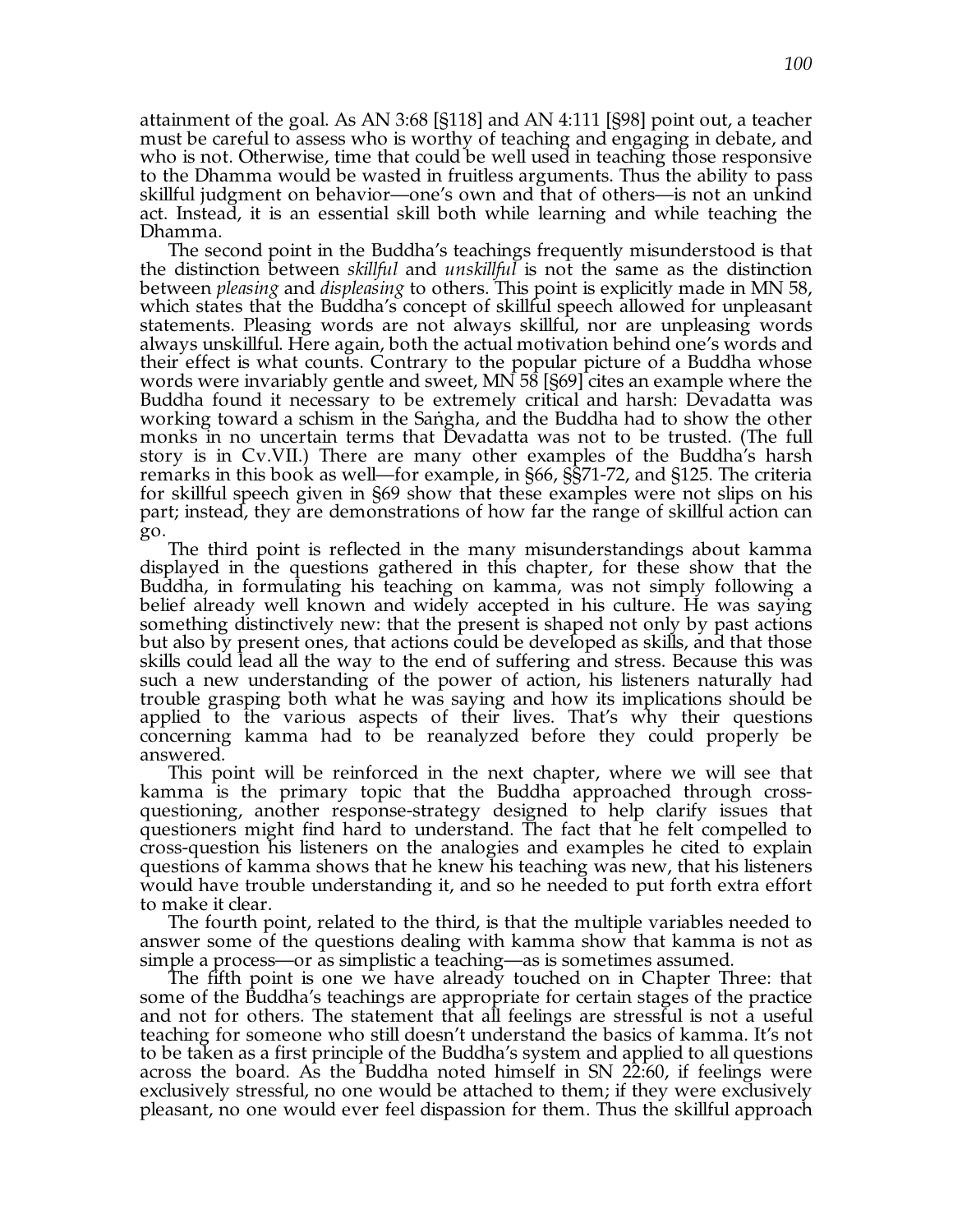attainment of the goal. As AN 3:68 [§118] and AN 4:111 [§98] point out, a teacher must be careful to assess who is worthy of teaching and engaging in debate, and who is not. Otherwise, time that could be well used in teaching those responsive to the Dhamma would be wasted in fruitless arguments. Thus the ability to pass skillful judgment on behavior—one's own and that of others—is not an unkind act. Instead, it is an essential skill both while learning and while teaching the Dhamma.

The second point in the Buddha's teachings frequently misunderstood is that the distinction between *skillful* and *unskillful* is not the same as the distinction between *pleasing* and *displeasing* to others. This point is explicitly made in MN 58, which states that the Buddha's concept of skillful speech allowed for unpleasant statements. Pleasing words are not always skillful, nor are unpleasing words always unskillful. Here again, both the actual motivation behind one's words and their effect is what counts. Contrary to the popular picture of a Buddha whose words were invariably gentle and sweet, MN 58 [§69] cites an example where the Buddha found it necessary to be extremely critical and harsh: Devadatta was working toward a schism in the Saṅgha, and the Buddha had to show the other monks in no uncertain terms that Devadatta was not to be trusted. (The full story is in Cv.VII.) There are many other examples of the Buddha's harsh remarks in this book as well—for example, in §66, §§71-72, and §125. The criteria for skillful speech given in §69 show that these examples were not slips on his part; instead, they are demonstrations of how far the range of skillful action can go.

The third point is reflected in the many misunderstandings about kamma displayed in the questions gathered in this chapter, for these show that the Buddha, in formulating his teaching on kamma, was not simply following a belief already well known and widely accepted in his culture. He was saying something distinctively new: that the present is shaped not only by past actions but also by present ones, that actions could be developed as skills, and that those skills could lead all the way to the end of suffering and stress. Because this was such a new understanding of the power of action, his listeners naturally had trouble grasping both what he was saying and how its implications should be applied to the various aspects of their lives. That's why their questions concerning kamma had to be reanalyzed before they could properly be answered.

This point will be reinforced in the next chapter, where we will see that kamma is the primary topic that the Buddha approached through cross-questioning, another response-strategy designed to help clarify issues that questioners might find hard to understand. The fact that he felt compelled to cross-question his listeners on the analogies and examples he cited to explain questions of kamma shows that he knew his teaching was new, that his listeners would have trouble understanding it, and so he needed to put forth extra effort to make it clear.

The fourth point, related to the third, is that the multiple variables needed to answer some of the questions dealing with kamma show that kamma is not as simple a process—or as simplistic a teaching—as is sometimes assumed.

The fifth point is one we have already touched on in Chapter Three: that some of the Buddha's teachings are appropriate for certain stages of the practice and not for others. The statement that all feelings are stressful is not a useful teaching for someone who still doesn't understand the basics of kamma. It's not to be taken as a first principle of the Buddha's system and applied to all questions across the board. As the Buddha noted himself in SN 22:60, if feelings were exclusively stressful, no one would be attached to them; if they were exclusively pleasant, no one would ever feel dispassion for them. Thus the skillful approach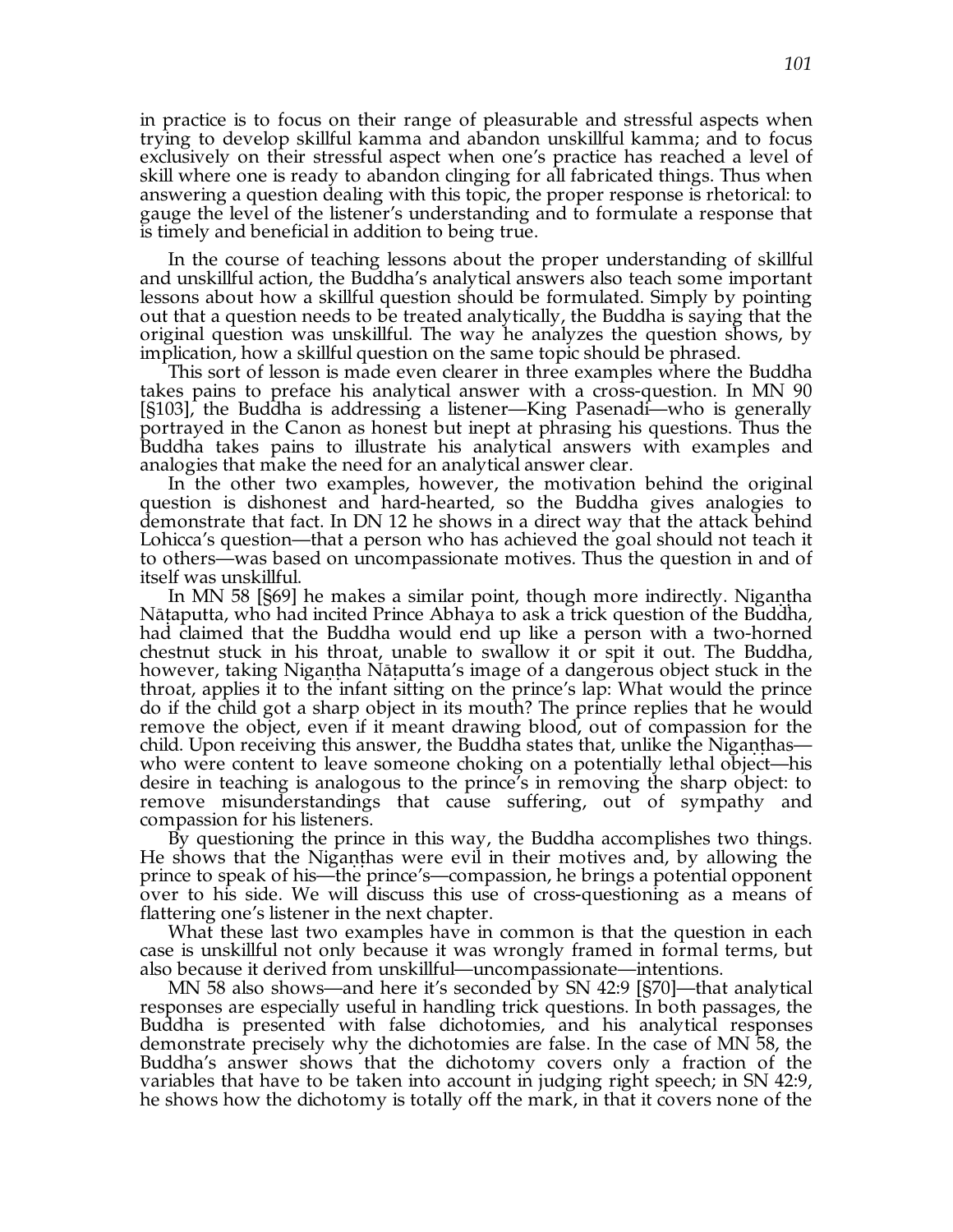in practice is to focus on their range of pleasurable and stressful aspects when trying to develop skillful kamma and abandon unskillful kamma; and to focus exclusively on their stressful aspect when one's practice has reached a level of skill where one is ready to abandon clinging for all fabricated things. Thus when answering a question dealing with this topic, the proper response is rhetorical: to gauge the level of the listener's understanding and to formulate a response that is timely and beneficial in addition to being true.

In the course of teaching lessons about the proper understanding of skillful and unskillful action, the Buddha's analytical answers also teach some important lessons about how a skillful question should be formulated. Simply by pointing out that a question needs to be treated analytically, the Buddha is saying that the original question was unskillful. The way he analyzes the question shows, by implication, how a skillful question on the same topic should be phrased.

This sort of lesson is made even clearer in three examples where the Buddha takes pains to preface his analytical answer with a cross-question. In MN 90 [§103], the Buddha is addressing a listener—King Pasenadi—who is generally portrayed in the Canon as honest but inept at phrasing his questions. Thus the Buddha takes pains to illustrate his analytical answers with examples and analogies that make the need for an analytical answer clear.

In the other two examples, however, the motivation behind the original question is dishonest and hard-hearted, so the Buddha gives analogies to demonstrate that fact. In DN 12 he shows in a direct way that the attack behind Lohicca's question—that a person who has achieved the goal should not teach it to others—was based on uncompassionate motives. Thus the question in and of itself was unskillful.

In MN 58 [§69] he makes a similar point, though more indirectly. Nigaṇṭha Nāṭaputta, who had incited Prince Abhaya to ask a trick question of the Buddha, had claimed that the Buddha would end up like a person with a two-horned chestnut stuck in his throat, unable to swallow it or spit it out. The Buddha, however, taking Nigaṇṭha Nāṭaputta's image of a dangerous object stuck in the throat, applies it to the infant sitting on the prince's lap: What would the prince do if the child got a sharp object in its mouth? The prince replies that he would remove the object, even if it meant drawing blood, out of compassion for the child. Upon receiving this answer, the Buddha states that, unlike the Nigaṇṭhas—who were content to leave someone choking on a potentially lethal object—his desire in teaching is analogous to the prince's in removing the sharp object: to remove misunderstandings that cause suffering, out of sympathy and compassion for his listeners.

By questioning the prince in this way, the Buddha accomplishes two things. He shows that the Nigaṇṭhas were evil in their motives and, by allowing the prince to speak of his—the prince's—compassion, he brings a potential opponent over to his side. We will discuss this use of cross-questioning as a means of flattering one's listener in the next chapter.

What these last two examples have in common is that the question in each case is unskillful not only because it was wrongly framed in formal terms, but also because it derived from unskillful—uncompassionate—intentions.

MN 58 also shows—and here it's seconded by SN 42:9 [§70]—that analytical responses are especially useful in handling trick questions. In both passages, the Buddha is presented with false dichotomies, and his analytical responses demonstrate precisely why the dichotomies are false. In the case of MN 58, the Buddha's answer shows that the dichotomy covers only a fraction of the variables that have to be taken into account in judging right speech; in SN 42:9, he shows how the dichotomy is totally off the mark, in that it covers none of the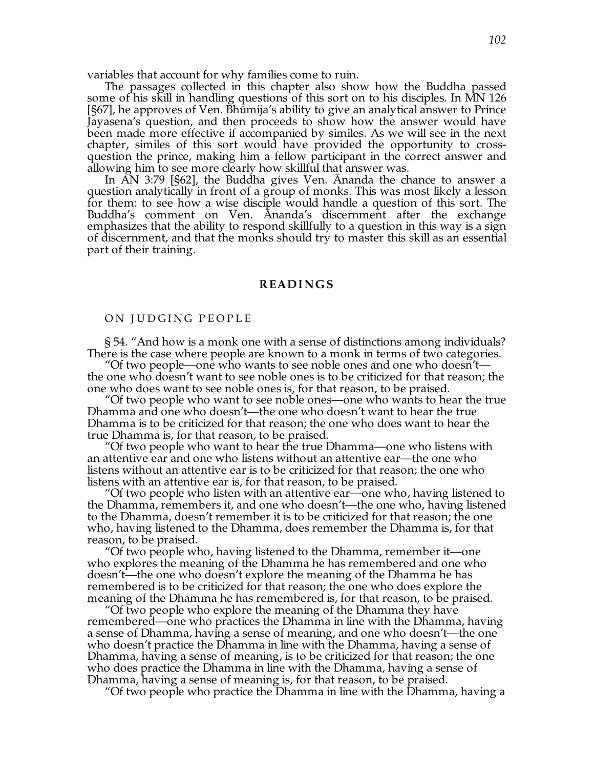variables that account for why families come to ruin.

The passages collected in this chapter also show how the Buddha passed some of his skill in handling questions of this sort on to his disciples. In MN 126 [§67], he approves of Ven. Bhūmija's ability to give an analytical answer to Prince Jayasena's question, and then proceeds to show how the answer would have been made more effective if accompanied by similes. As we will see in the next chapter, similes of this sort would have provided the opportunity to cross-question the prince, making him a fellow participant in the correct answer and allowing him to see more clearly how skillful that answer was.

In AN 3:79 [§62], the Buddha gives Ven. Ānanda the chance to answer a question analytically in front of a group of monks. This was most likely a lesson for them: to see how a wise disciple would handle a question of this sort. The Buddha's comment on Ven. Ānanda's discernment after the exchange emphasizes that the ability to respond skillfully to a question in this way is a sign of discernment, and that the monks should try to master this skill as an essential part of their training.

## READINGS

### ON JUDGING PEOPLE

§ 54. "And how is a monk one with a sense of distinctions among individuals? There is the case where people are known to a monk in terms of two categories.

"Of two people—one who wants to see noble ones and one who doesn't—the one who doesn't want to see noble ones is to be criticized for that reason; the one who does want to see noble ones is, for that reason, to be praised.

"Of two people who want to see noble ones—one who wants to hear the true Dhamma and one who doesn't—the one who doesn't want to hear the true Dhamma is to be criticized for that reason; the one who does want to hear the true Dhamma is, for that reason, to be praised.

"Of two people who want to hear the true Dhamma—one who listens with an attentive ear and one who listens without an attentive ear—the one who listens without an attentive ear is to be criticized for that reason; the one who listens with an attentive ear is, for that reason, to be praised.

"Of two people who listen with an attentive ear—one who, having listened to the Dhamma, remembers it, and one who doesn't—the one who, having listened to the Dhamma, doesn't remember it is to be criticized for that reason; the one who, having listened to the Dhamma, does remember the Dhamma is, for that reason, to be praised.

"Of two people who, having listened to the Dhamma, remember it—one who explores the meaning of the Dhamma he has remembered and one who doesn't—the one who doesn't explore the meaning of the Dhamma he has remembered is to be criticized for that reason; the one who does explore the meaning of the Dhamma he has remembered is, for that reason, to be praised.

"Of two people who explore the meaning of the Dhamma they have remembered—one who practices the Dhamma in line with the Dhamma, having a sense of Dhamma, having a sense of meaning, and one who doesn't—the one who doesn't practice the Dhamma in line with the Dhamma, having a sense of Dhamma, having a sense of meaning, is to be criticized for that reason; the one who does practice the Dhamma in line with the Dhamma, having a sense of Dhamma, having a sense of meaning is, for that reason, to be praised.

"Of two people who practice the Dhamma in line with the Dhamma, having a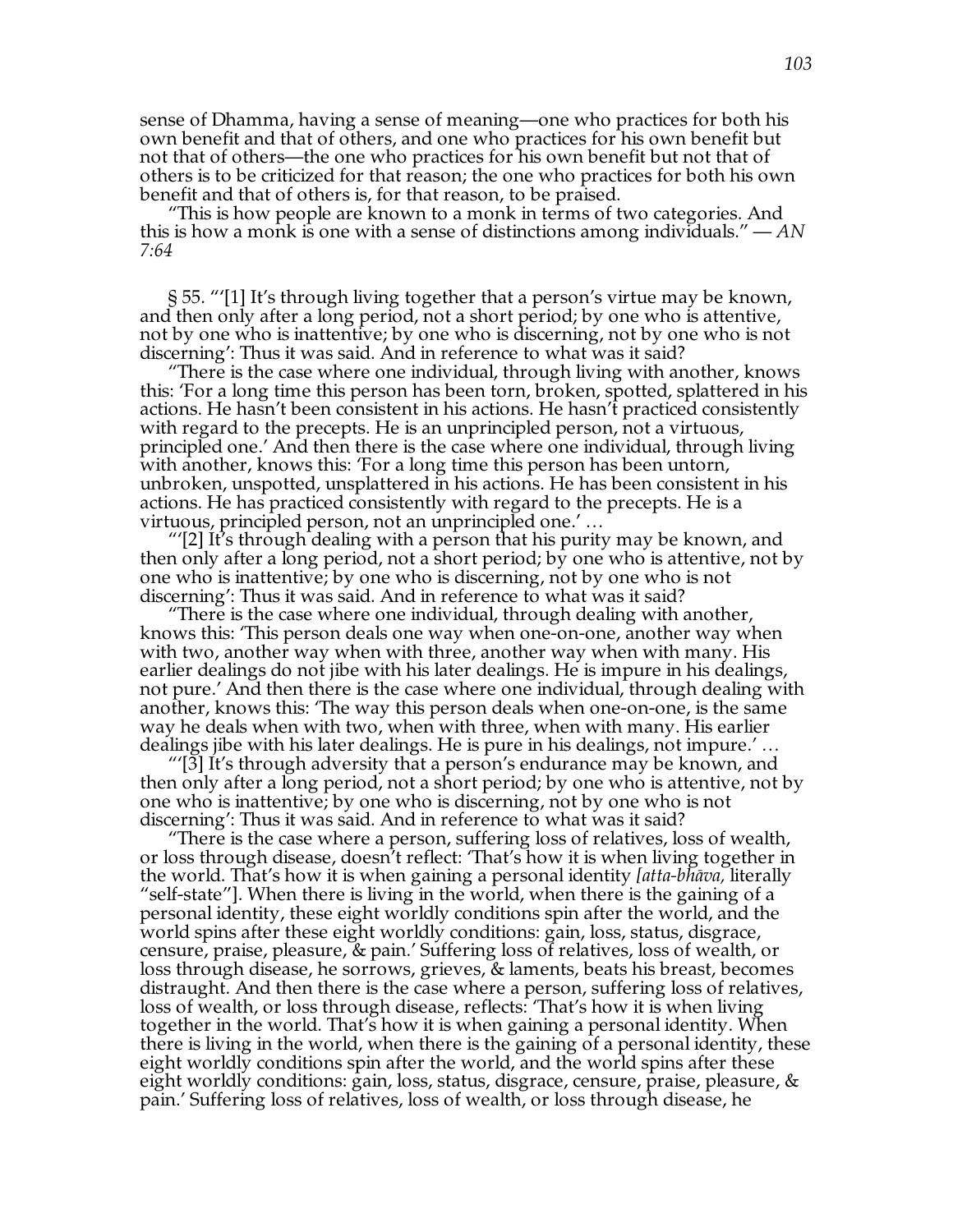sense of Dhamma, having a sense of meaning—one who practices for both his own benefit and that of others, and one who practices for his own benefit but not that of others—the one who practices for his own benefit but not that of others is to be criticized for that reason; the one who practices for both his own benefit and that of others is, for that reason, to be praised.

"This is how people are known to a monk in terms of two categories. And this is how a monk is one with a sense of distinctions among individuals." — *AN 7:64*

§ 55. "'[1] It's through living together that a person's virtue may be known, and then only after a long period, not a short period; by one who is attentive, not by one who is inattentive; by one who is discerning, not by one who is not discerning': Thus it was said. And in reference to what was it said?

"There is the case where one individual, through living with another, knows this: 'For a long time this person has been torn, broken, spotted, splattered in his actions. He hasn't been consistent in his actions. He hasn't practiced consistently with regard to the precepts. He is an unprincipled person, not a virtuous, principled one.' And then there is the case where one individual, through living with another, knows this: 'For a long time this person has been untorn, unbroken, unspotted, unsplattered in his actions. He has been consistent in his actions. He has practiced consistently with regard to the precepts. He is a virtuous, principled person, not an unprincipled one.' …

"'[2] It's through dealing with a person that his purity may be known, and then only after a long period, not a short period; by one who is attentive, not by one who is inattentive; by one who is discerning, not by one who is not discerning': Thus it was said. And in reference to what was it said?

"There is the case where one individual, through dealing with another, knows this: 'This person deals one way when one-on-one, another way when with two, another way when with three, another way when with many. His earlier dealings do not jibe with his later dealings. He is impure in his dealings, not pure.' And then there is the case where one individual, through dealing with another, knows this: 'The way this person deals when one-on-one, is the same way he deals when with two, when with three, when with many. His earlier dealings jibe with his later dealings. He is pure in his dealings, not impure.' …

"'[3] It's through adversity that a person's endurance may be known, and then only after a long period, not a short period; by one who is attentive, not by one who is inattentive; by one who is discerning, not by one who is not discerning': Thus it was said. And in reference to what was it said?

"There is the case where a person, suffering loss of relatives, loss of wealth, or loss through disease, doesn't reflect: 'That's how it is when living together in the world. That's how it is when gaining a personal identity *[atta-bhāva,* literally "self-state"]. When there is living in the world, when there is the gaining of a personal identity, these eight worldly conditions spin after the world, and the world spins after these eight worldly conditions: gain, loss, status, disgrace, censure, praise, pleasure, & pain.' Suffering loss of relatives, loss of wealth, or loss through disease, he sorrows, grieves, & laments, beats his breast, becomes distraught. And then there is the case where a person, suffering loss of relatives, loss of wealth, or loss through disease, reflects: 'That's how it is when living together in the world. That's how it is when gaining a personal identity. When there is living in the world, when there is the gaining of a personal identity, these eight worldly conditions spin after the world, and the world spins after these eight worldly conditions: gain, loss, status, disgrace, censure, praise, pleasure, & pain.' Suffering loss of relatives, loss of wealth, or loss through disease, he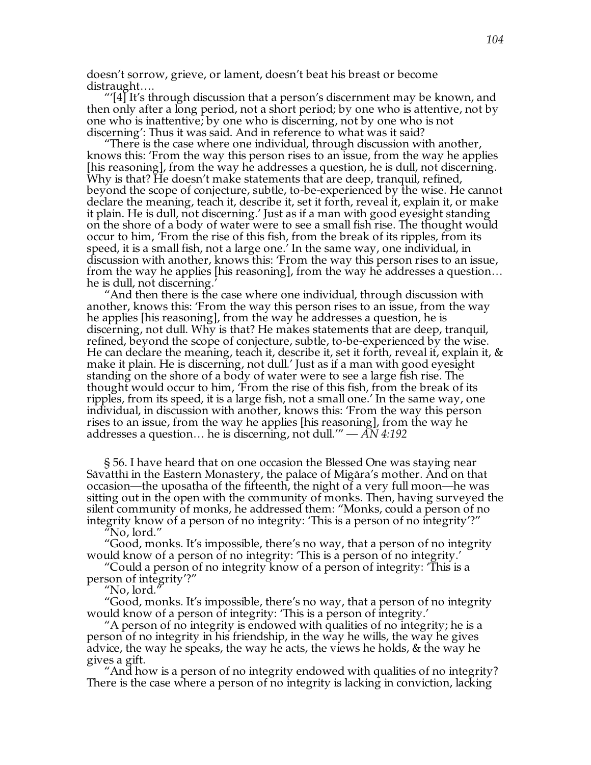doesn't sorrow, grieve, or lament, doesn't beat his breast or become distraught….

"'[4] It's through discussion that a person's discernment may be known, and then only after a long period, not a short period; by one who is attentive, not by one who is inattentive; by one who is discerning, not by one who is not discerning': Thus it was said. And in reference to what was it said?

"There is the case where one individual, through discussion with another, knows this: 'From the way this person rises to an issue, from the way he applies [his reasoning], from the way he addresses a question, he is dull, not discerning. Why is that? He doesn't make statements that are deep, tranquil, refined, beyond the scope of conjecture, subtle, to-be-experienced by the wise. He cannot declare the meaning, teach it, describe it, set it forth, reveal it, explain it, or make it plain. He is dull, not discerning.' Just as if a man with good eyesight standing on the shore of a body of water were to see a small fish rise. The thought would occur to him, 'From the rise of this fish, from the break of its ripples, from its speed, it is a small fish, not a large one.' In the same way, one individual, in discussion with another, knows this: 'From the way this person rises to an issue, from the way he applies [his reasoning], from the way he addresses a question… he is dull, not discerning.'

"And then there is the case where one individual, through discussion with another, knows this: 'From the way this person rises to an issue, from the way he applies [his reasoning], from the way he addresses a question, he is discerning, not dull. Why is that? He makes statements that are deep, tranquil, refined, beyond the scope of conjecture, subtle, to-be-experienced by the wise. He can declare the meaning, teach it, describe it, set it forth, reveal it, explain it, & make it plain. He is discerning, not dull.' Just as if a man with good eyesight standing on the shore of a body of water were to see a large fish rise. The thought would occur to him, 'From the rise of this fish, from the break of its ripples, from its speed, it is a large fish, not a small one.' In the same way, one individual, in discussion with another, knows this: 'From the way this person rises to an issue, from the way he applies [his reasoning], from the way he addresses a question… he is discerning, not dull.'" — *AN 4:192*

§ 56. I have heard that on one occasion the Blessed One was staying near Sāvatthī in the Eastern Monastery, the palace of Migāra's mother. And on that occasion—the uposatha of the fifteenth, the night of a very full moon—he was sitting out in the open with the community of monks. Then, having surveyed the silent community of monks, he addressed them: "Monks, could a person of no integrity know of a person of no integrity: 'This is a person of no integrity'?"

"No, lord."

"Good, monks. It's impossible, there's no way, that a person of no integrity would know of a person of no integrity: 'This is a person of no integrity.'

"Could a person of no integrity know of a person of integrity: 'This is a person of integrity'?"

"No, lord."

"Good, monks. It's impossible, there's no way, that a person of no integrity would know of a person of integrity: 'This is a person of integrity.'

"A person of no integrity is endowed with qualities of no integrity; he is a person of no integrity in his friendship, in the way he wills, the way he gives advice, the way he speaks, the way he acts, the views he holds, & the way he gives a gift.

"And how is a person of no integrity endowed with qualities of no integrity? There is the case where a person of no integrity is lacking in conviction, lacking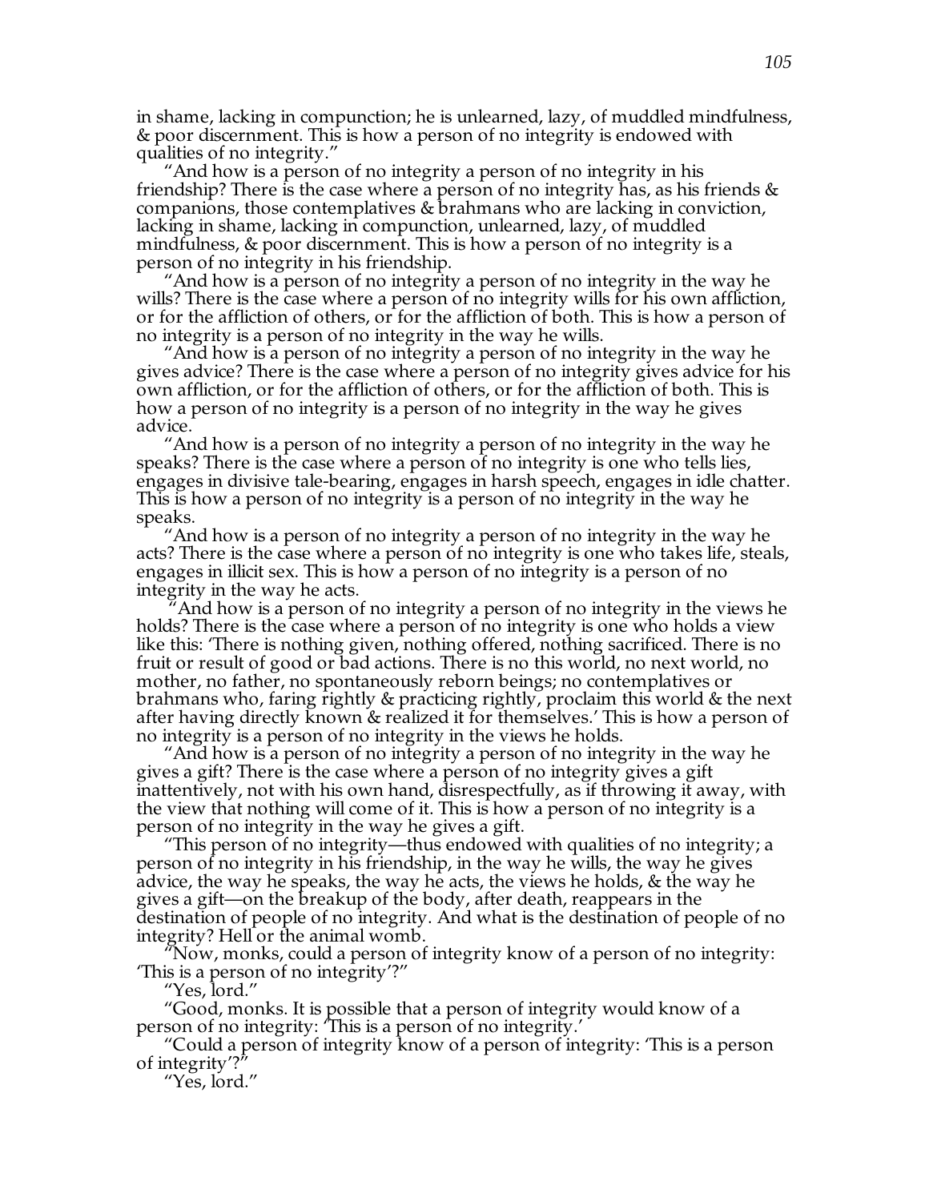in shame, lacking in compunction; he is unlearned, lazy, of muddled mindfulness, & poor discernment. This is how a person of no integrity is endowed with qualities of no integrity."

"And how is a person of no integrity a person of no integrity in his friendship? There is the case where a person of no integrity has, as his friends & companions, those contemplatives & brahmans who are lacking in conviction, lacking in shame, lacking in compunction, unlearned, lazy, of muddled mindfulness, & poor discernment. This is how a person of no integrity is a person of no integrity in his friendship.

"And how is a person of no integrity a person of no integrity in the way he wills? There is the case where a person of no integrity wills for his own affliction, or for the affliction of others, or for the affliction of both. This is how a person of no integrity is a person of no integrity in the way he wills.

"And how is a person of no integrity a person of no integrity in the way he gives advice? There is the case where a person of no integrity gives advice for his own affliction, or for the affliction of others, or for the affliction of both. This is how a person of no integrity is a person of no integrity in the way he gives advice.

"And how is a person of no integrity a person of no integrity in the way he speaks? There is the case where a person of no integrity is one who tells lies, engages in divisive tale-bearing, engages in harsh speech, engages in idle chatter. This is how a person of no integrity is a person of no integrity in the way he speaks.

"And how is a person of no integrity a person of no integrity in the way he acts? There is the case where a person of no integrity is one who takes life, steals, engages in illicit sex. This is how a person of no integrity is a person of no integrity in the way he acts.

"And how is a person of no integrity a person of no integrity in the views he holds? There is the case where a person of no integrity is one who holds a view like this: 'There is nothing given, nothing offered, nothing sacrificed. There is no fruit or result of good or bad actions. There is no this world, no next world, no mother, no father, no spontaneously reborn beings; no contemplatives or brahmans who, faring rightly & practicing rightly, proclaim this world & the next after having directly known & realized it for themselves.' This is how a person of no integrity is a person of no integrity in the views he holds.

"And how is a person of no integrity a person of no integrity in the way he gives a gift? There is the case where a person of no integrity gives a gift inattentively, not with his own hand, disrespectfully, as if throwing it away, with the view that nothing will come of it. This is how a person of no integrity is a person of no integrity in the way he gives a gift.

"This person of no integrity—thus endowed with qualities of no integrity; a person of no integrity in his friendship, in the way he wills, the way he gives advice, the way he speaks, the way he acts, the views he holds, & the way he gives a gift—on the breakup of the body, after death, reappears in the destination of people of no integrity. And what is the destination of people of no integrity? Hell or the animal womb.

"Now, monks, could a person of integrity know of a person of no integrity: 'This is a person of no integrity'?"

"Yes, lord."

"Good, monks. It is possible that a person of integrity would know of a person of no integrity: 'This is a person of no integrity.'

"Could a person of integrity know of a person of integrity: 'This is a person of integrity'?"

"Yes, lord."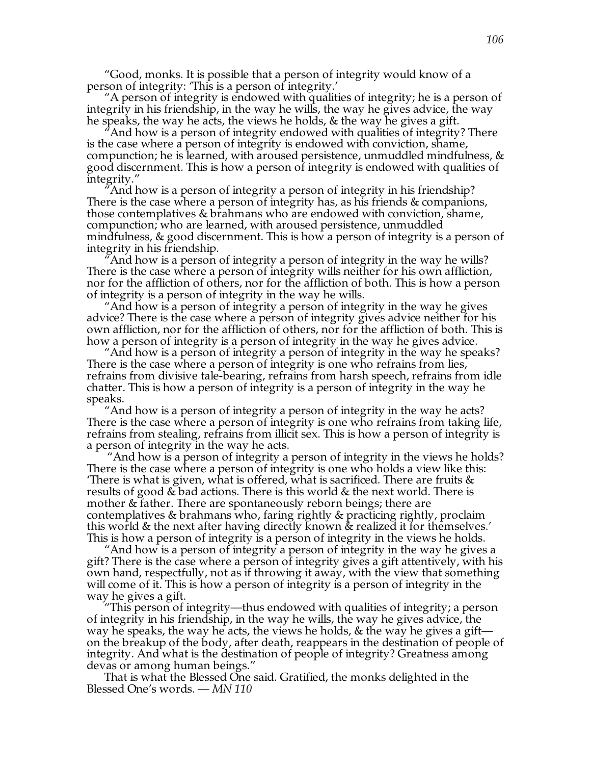"Good, monks. It is possible that a person of integrity would know of a person of integrity: 'This is a person of integrity.'

"A person of integrity is endowed with qualities of integrity; he is a person of integrity in his friendship, in the way he wills, the way he gives advice, the way he speaks, the way he acts, the views he holds, & the way he gives a gift.

"And how is a person of integrity endowed with qualities of integrity? There is the case where a person of integrity is endowed with conviction, shame, compunction; he is learned, with aroused persistence, unmuddled mindfulness, & good discernment. This is how a person of integrity is endowed with qualities of integrity."

"And how is a person of integrity a person of integrity in his friendship? There is the case where a person of integrity has, as his friends & companions, those contemplatives & brahmans who are endowed with conviction, shame, compunction; who are learned, with aroused persistence, unmuddled mindfulness, & good discernment. This is how a person of integrity is a person of integrity in his friendship.

"And how is a person of integrity a person of integrity in the way he wills? There is the case where a person of integrity wills neither for his own affliction, nor for the affliction of others, nor for the affliction of both. This is how a person of integrity is a person of integrity in the way he wills.

"And how is a person of integrity a person of integrity in the way he gives advice? There is the case where a person of integrity gives advice neither for his own affliction, nor for the affliction of others, nor for the affliction of both. This is how a person of integrity is a person of integrity in the way he gives advice.

"And how is a person of integrity a person of integrity in the way he speaks? There is the case where a person of integrity is one who refrains from lies, refrains from divisive tale-bearing, refrains from harsh speech, refrains from idle chatter. This is how a person of integrity is a person of integrity in the way he speaks.

"And how is a person of integrity a person of integrity in the way he acts? There is the case where a person of integrity is one who refrains from taking life, refrains from stealing, refrains from illicit sex. This is how a person of integrity is a person of integrity in the way he acts.

"And how is a person of integrity a person of integrity in the views he holds? There is the case where a person of integrity is one who holds a view like this: 'There is what is given, what is offered, what is sacrificed. There are fruits & results of good & bad actions. There is this world & the next world. There is mother & father. There are spontaneously reborn beings; there are contemplatives & brahmans who, faring rightly & practicing rightly, proclaim this world & the next after having directly known & realized it for themselves.' This is how a person of integrity is a person of integrity in the views he holds.

"And how is a person of integrity a person of integrity in the way he gives a gift? There is the case where a person of integrity gives a gift attentively, with his own hand, respectfully, not as if throwing it away, with the view that something will come of it. This is how a person of integrity is a person of integrity in the way he gives a gift.

"This person of integrity—thus endowed with qualities of integrity; a person of integrity in his friendship, in the way he wills, the way he gives advice, the way he speaks, the way he acts, the views he holds, & the way he gives a gift—on the breakup of the body, after death, reappears in the destination of people of integrity. And what is the destination of people of integrity? Greatness among devas or among human beings."

That is what the Blessed One said. Gratified, the monks delighted in the Blessed One's words. — *MN 110*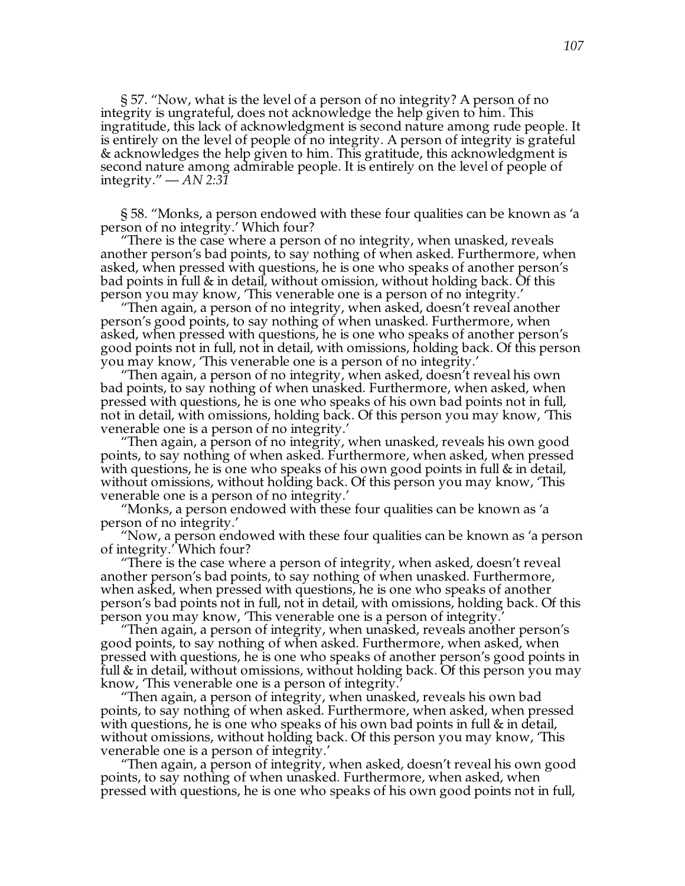§ 57. "Now, what is the level of a person of no integrity? A person of no integrity is ungrateful, does not acknowledge the help given to him. This ingratitude, this lack of acknowledgment is second nature among rude people. It is entirely on the level of people of no integrity. A person of integrity is grateful & acknowledges the help given to him. This gratitude, this acknowledgment is second nature among admirable people. It is entirely on the level of people of integrity." — *AN 2:31*

§ 58. "Monks, a person endowed with these four qualities can be known as 'a person of no integrity.' Which four?

"There is the case where a person of no integrity, when unasked, reveals another person's bad points, to say nothing of when asked. Furthermore, when asked, when pressed with questions, he is one who speaks of another person's bad points in full & in detail, without omission, without holding back. Of this person you may know, 'This venerable one is a person of no integrity.'

"Then again, a person of no integrity, when asked, doesn't reveal another person's good points, to say nothing of when unasked. Furthermore, when asked, when pressed with questions, he is one who speaks of another person's good points not in full, not in detail, with omissions, holding back. Of this person you may know, 'This venerable one is a person of no integrity.'

"Then again, a person of no integrity, when asked, doesn't reveal his own bad points, to say nothing of when unasked. Furthermore, when asked, when pressed with questions, he is one who speaks of his own bad points not in full, not in detail, with omissions, holding back. Of this person you may know, 'This venerable one is a person of no integrity.'

"Then again, a person of no integrity, when unasked, reveals his own good points, to say nothing of when asked. Furthermore, when asked, when pressed with questions, he is one who speaks of his own good points in full & in detail, without omissions, without holding back. Of this person you may know, 'This venerable one is a person of no integrity.'

"Monks, a person endowed with these four qualities can be known as 'a person of no integrity.'

"Now, a person endowed with these four qualities can be known as 'a person of integrity.' Which four?

"There is the case where a person of integrity, when asked, doesn't reveal another person's bad points, to say nothing of when unasked. Furthermore, when asked, when pressed with questions, he is one who speaks of another person's bad points not in full, not in detail, with omissions, holding back. Of this person you may know, 'This venerable one is a person of integrity.'

"Then again, a person of integrity, when unasked, reveals another person's good points, to say nothing of when asked. Furthermore, when asked, when pressed with questions, he is one who speaks of another person's good points in full & in detail, without omissions, without holding back. Of this person you may know, 'This venerable one is a person of integrity.'

"Then again, a person of integrity, when unasked, reveals his own bad points, to say nothing of when asked. Furthermore, when asked, when pressed with questions, he is one who speaks of his own bad points in full & in detail, without omissions, without holding back. Of this person you may know, 'This venerable one is a person of integrity.'

"Then again, a person of integrity, when asked, doesn't reveal his own good points, to say nothing of when unasked. Furthermore, when asked, when pressed with questions, he is one who speaks of his own good points not in full,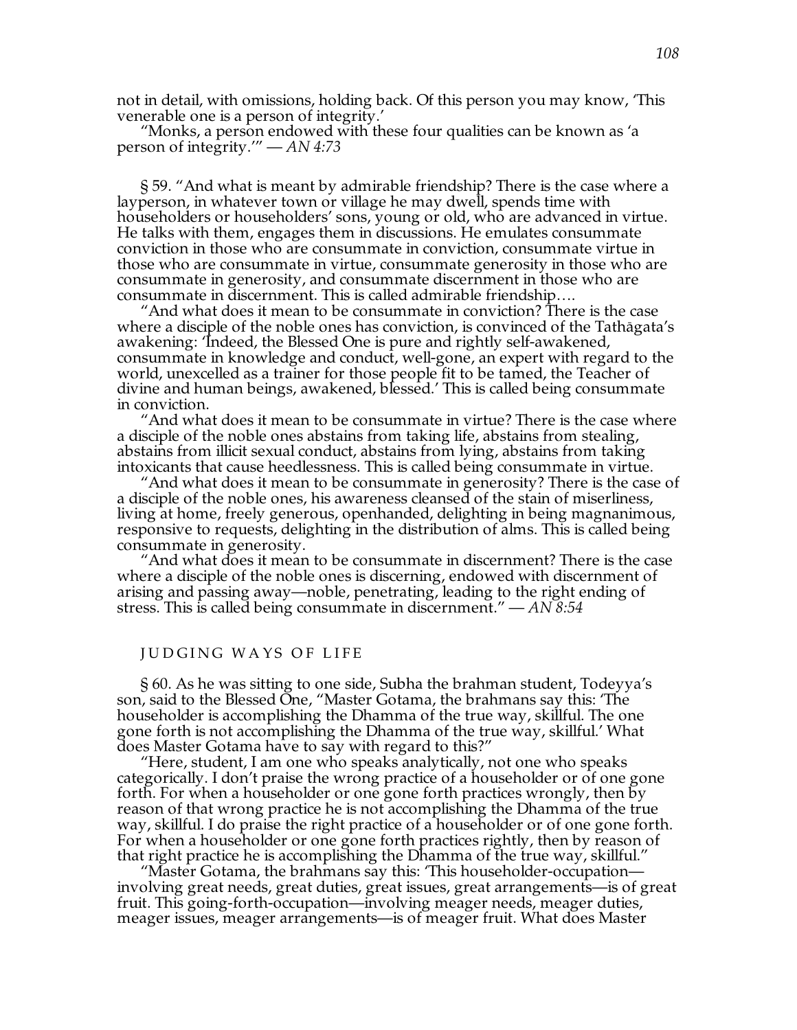not in detail, with omissions, holding back. Of this person you may know, 'This venerable one is a person of integrity.'

"Monks, a person endowed with these four qualities can be known as 'a person of integrity.'" — *AN 4:73*

§ 59. "And what is meant by admirable friendship? There is the case where a layperson, in whatever town or village he may dwell, spends time with householders or householders' sons, young or old, who are advanced in virtue. He talks with them, engages them in discussions. He emulates consummate conviction in those who are consummate in conviction, consummate virtue in those who are consummate in virtue, consummate generosity in those who are consummate in generosity, and consummate discernment in those who are consummate in discernment. This is called admirable friendship….

"And what does it mean to be consummate in conviction? There is the case where a disciple of the noble ones has conviction, is convinced of the Tathāgata's awakening: 'Indeed, the Blessed One is pure and rightly self-awakened, consummate in knowledge and conduct, well-gone, an expert with regard to the world, unexcelled as a trainer for those people fit to be tamed, the Teacher of divine and human beings, awakened, blessed.' This is called being consummate in conviction.

"And what does it mean to be consummate in virtue? There is the case where a disciple of the noble ones abstains from taking life, abstains from stealing, abstains from illicit sexual conduct, abstains from lying, abstains from taking intoxicants that cause heedlessness. This is called being consummate in virtue.

"And what does it mean to be consummate in generosity? There is the case of a disciple of the noble ones, his awareness cleansed of the stain of miserliness, living at home, freely generous, openhanded, delighting in being magnanimous, responsive to requests, delighting in the distribution of alms. This is called being consummate in generosity.

"And what does it mean to be consummate in discernment? There is the case where a disciple of the noble ones is discerning, endowed with discernment of arising and passing away—noble, penetrating, leading to the right ending of stress. This is called being consummate in discernment." — *AN 8:54*

## JUDGING WAYS OF LIFE

§ 60. As he was sitting to one side, Subha the brahman student, Todeyya's son, said to the Blessed One, "Master Gotama, the brahmans say this: 'The householder is accomplishing the Dhamma of the true way, skillful. The one gone forth is not accomplishing the Dhamma of the true way, skillful.' What does Master Gotama have to say with regard to this?"

"Here, student, I am one who speaks analytically, not one who speaks categorically. I don't praise the wrong practice of a householder or of one gone forth. For when a householder or one gone forth practices wrongly, then by reason of that wrong practice he is not accomplishing the Dhamma of the true way, skillful. I do praise the right practice of a householder or of one gone forth. For when a householder or one gone forth practices rightly, then by reason of that right practice he is accomplishing the Dhamma of the true way, skillful."

"Master Gotama, the brahmans say this: 'This householder-occupation—involving great needs, great duties, great issues, great arrangements—is of great fruit. This going-forth-occupation—involving meager needs, meager duties, meager issues, meager arrangements—is of meager fruit. What does Master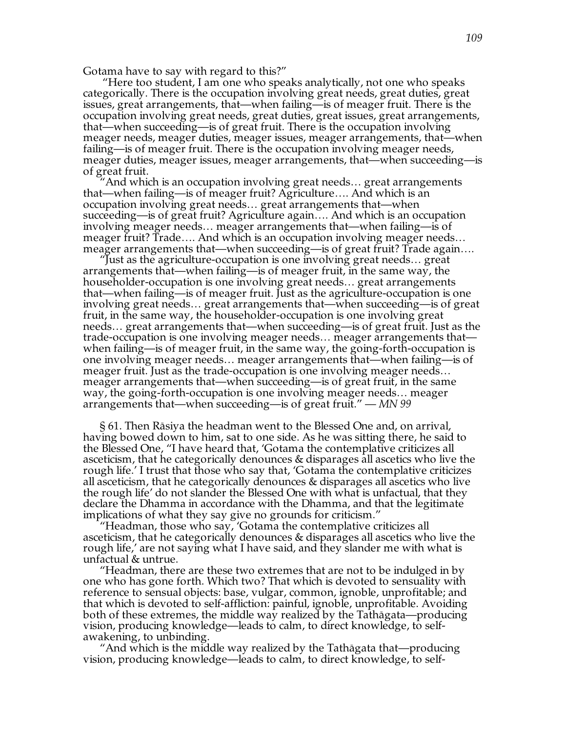Gotama have to say with regard to this?"

"Here too student, I am one who speaks analytically, not one who speaks categorically. There is the occupation involving great needs, great duties, great issues, great arrangements, that—when failing—is of meager fruit. There is the occupation involving great needs, great duties, great issues, great arrangements, that—when succeeding—is of great fruit. There is the occupation involving meager needs, meager duties, meager issues, meager arrangements, that—when failing—is of meager fruit. There is the occupation involving meager needs, meager duties, meager issues, meager arrangements, that—when succeeding—is of great fruit.

"And which is an occupation involving great needs… great arrangements that—when failing—is of meager fruit? Agriculture…. And which is an occupation involving great needs… great arrangements that—when succeeding—is of great fruit? Agriculture again…. And which is an occupation involving meager needs… meager arrangements that—when failing—is of meager fruit? Trade…. And which is an occupation involving meager needs… meager arrangements that—when succeeding—is of great fruit? Trade again….

"Just as the agriculture-occupation is one involving great needs… great arrangements that—when failing—is of meager fruit, in the same way, the householder-occupation is one involving great needs… great arrangements that—when failing—is of meager fruit. Just as the agriculture-occupation is one involving great needs… great arrangements that—when succeeding—is of great fruit, in the same way, the householder-occupation is one involving great needs… great arrangements that—when succeeding—is of great fruit. Just as the trade-occupation is one involving meager needs… meager arrangements that—when failing—is of meager fruit, in the same way, the going-forth-occupation is one involving meager needs… meager arrangements that—when failing—is of meager fruit. Just as the trade-occupation is one involving meager needs… meager arrangements that—when succeeding—is of great fruit, in the same way, the going-forth-occupation is one involving meager needs… meager arrangements that—when succeeding—is of great fruit." — *MN 99*

§ 61. Then Rāsiya the headman went to the Blessed One and, on arrival, having bowed down to him, sat to one side. As he was sitting there, he said to the Blessed One, "I have heard that, 'Gotama the contemplative criticizes all asceticism, that he categorically denounces & disparages all ascetics who live the rough life.' I trust that those who say that, 'Gotama the contemplative criticizes all asceticism, that he categorically denounces & disparages all ascetics who live the rough life' do not slander the Blessed One with what is unfactual, that they declare the Dhamma in accordance with the Dhamma, and that the legitimate implications of what they say give no grounds for criticism."

"Headman, those who say, 'Gotama the contemplative criticizes all asceticism, that he categorically denounces & disparages all ascetics who live the rough life,' are not saying what I have said, and they slander me with what is unfactual & untrue.

"Headman, there are these two extremes that are not to be indulged in by one who has gone forth. Which two? That which is devoted to sensuality with reference to sensual objects: base, vulgar, common, ignoble, unprofitable; and that which is devoted to self-affliction: painful, ignoble, unprofitable. Avoiding both of these extremes, the middle way realized by the Tathāgata—producing vision, producing knowledge—leads to calm, to direct knowledge, to self-awakening, to unbinding.

"And which is the middle way realized by the Tathāgata that—producing vision, producing knowledge—leads to calm, to direct knowledge, to self-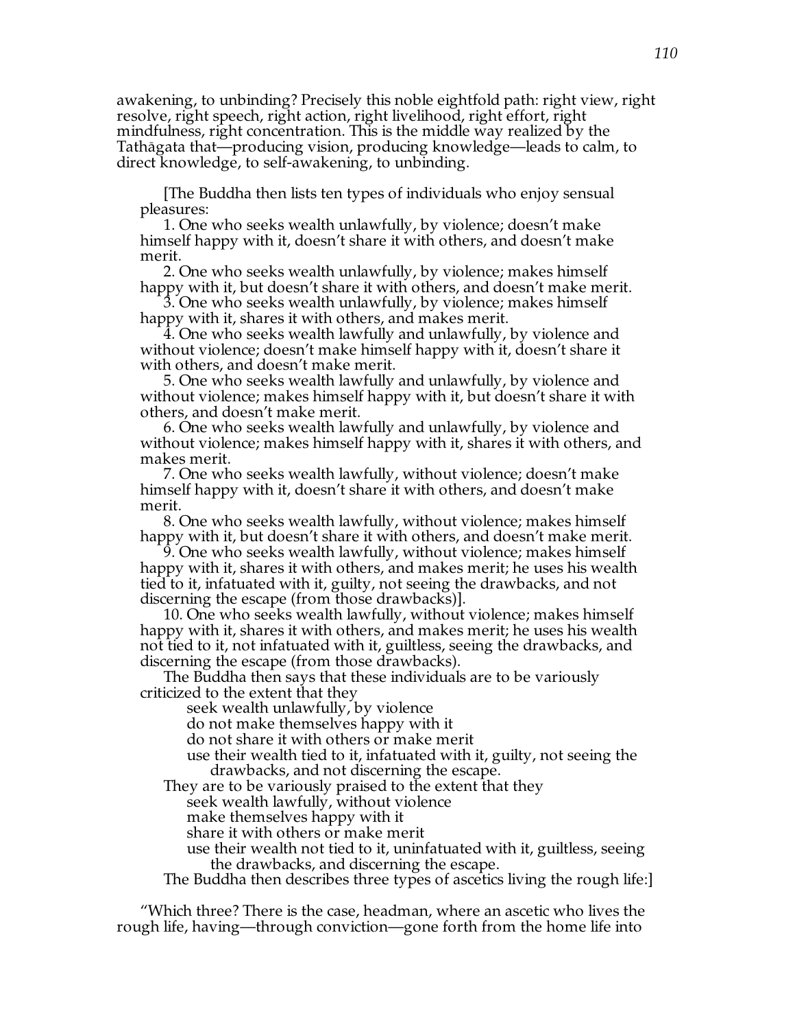awakening, to unbinding? Precisely this noble eightfold path: right view, right resolve, right speech, right action, right livelihood, right effort, right mindfulness, right concentration. This is the middle way realized by the Tathāgata that—producing vision, producing knowledge—leads to calm, to direct knowledge, to self-awakening, to unbinding.

[The Buddha then lists ten types of individuals who enjoy sensual pleasures:

1. One who seeks wealth unlawfully, by violence; doesn't make himself happy with it, doesn't share it with others, and doesn't make merit.
2. One who seeks wealth unlawfully, by violence; makes himself happy with it, but doesn't share it with others, and doesn't make merit.
3. One who seeks wealth unlawfully, by violence; makes himself happy with it, shares it with others, and makes merit.
4. One who seeks wealth lawfully and unlawfully, by violence and without violence; doesn't make himself happy with it, doesn't share it with others, and doesn't make merit.
5. One who seeks wealth lawfully and unlawfully, by violence and without violence; makes himself happy with it, but doesn't share it with others, and doesn't make merit.
6. One who seeks wealth lawfully and unlawfully, by violence and without violence; makes himself happy with it, shares it with others, and makes merit.
7. One who seeks wealth lawfully, without violence; doesn't make himself happy with it, doesn't share it with others, and doesn't make merit.
8. One who seeks wealth lawfully, without violence; makes himself happy with it, but doesn't share it with others, and doesn't make merit.
9. One who seeks wealth lawfully, without violence; makes himself happy with it, shares it with others, and makes merit; he uses his wealth tied to it, infatuated with it, guilty, not seeing the drawbacks, and not discerning the escape (from those drawbacks)].
10. One who seeks wealth lawfully, without violence; makes himself happy with it, shares it with others, and makes merit; he uses his wealth not tied to it, not infatuated with it, guiltless, seeing the drawbacks, and discerning the escape (from those drawbacks).

The Buddha then says that these individuals are to be variously criticized to the extent that they

- seek wealth unlawfully, by violence
- do not make themselves happy with it
- do not share it with others or make merit
- use their wealth tied to it, infatuated with it, guilty, not seeing the drawbacks, and not discerning the escape.

They are to be variously praised to the extent that they

- seek wealth lawfully, without violence
- make themselves happy with it
- share it with others or make merit
- use their wealth not tied to it, uninfatuated with it, guiltless, seeing the drawbacks, and discerning the escape.

The Buddha then describes three types of ascetics living the rough life:]

"Which three? There is the case, headman, where an ascetic who lives the rough life, having—through conviction—gone forth from the home life into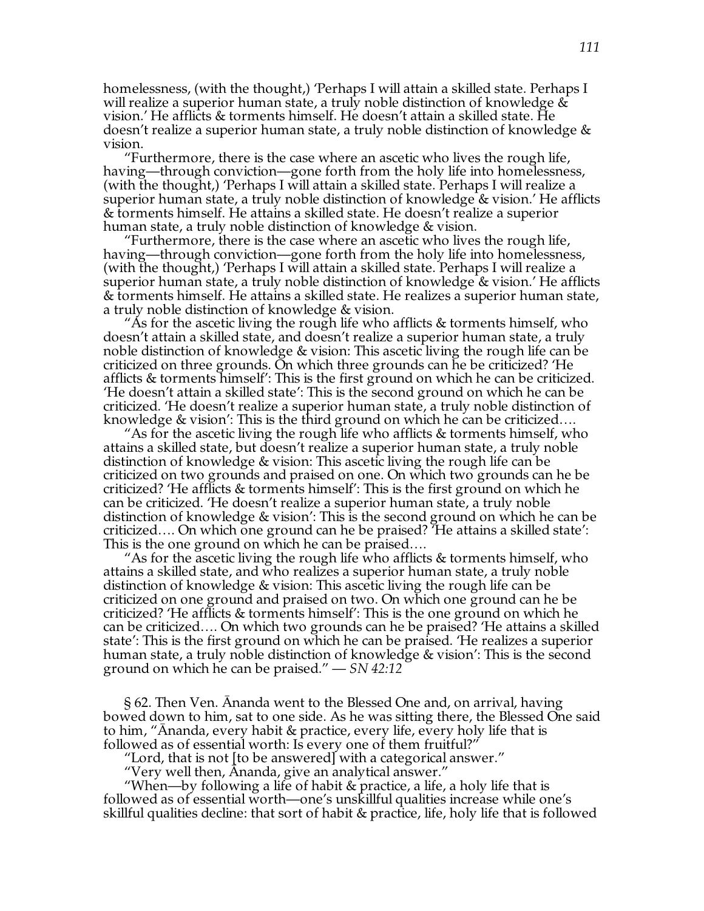homelessness, (with the thought,) 'Perhaps I will attain a skilled state. Perhaps I will realize a superior human state, a truly noble distinction of knowledge & vision.' He afflicts & torments himself. He doesn't attain a skilled state. He doesn't realize a superior human state, a truly noble distinction of knowledge & vision.

"Furthermore, there is the case where an ascetic who lives the rough life, having—through conviction—gone forth from the holy life into homelessness, (with the thought,) 'Perhaps I will attain a skilled state. Perhaps I will realize a superior human state, a truly noble distinction of knowledge & vision.' He afflicts & torments himself. He attains a skilled state. He doesn't realize a superior human state, a truly noble distinction of knowledge & vision.

"Furthermore, there is the case where an ascetic who lives the rough life, having—through conviction—gone forth from the holy life into homelessness, (with the thought,) 'Perhaps I will attain a skilled state. Perhaps I will realize a superior human state, a truly noble distinction of knowledge & vision.' He afflicts & torments himself. He attains a skilled state. He realizes a superior human state, a truly noble distinction of knowledge & vision.

"As for the ascetic living the rough life who afflicts & torments himself, who doesn't attain a skilled state, and doesn't realize a superior human state, a truly noble distinction of knowledge & vision: This ascetic living the rough life can be criticized on three grounds. On which three grounds can he be criticized? 'He afflicts & torments himself': This is the first ground on which he can be criticized. 'He doesn't attain a skilled state': This is the second ground on which he can be criticized. 'He doesn't realize a superior human state, a truly noble distinction of knowledge & vision': This is the third ground on which he can be criticized….

"As for the ascetic living the rough life who afflicts & torments himself, who attains a skilled state, but doesn't realize a superior human state, a truly noble distinction of knowledge & vision: This ascetic living the rough life can be criticized on two grounds and praised on one. On which two grounds can he be criticized? 'He afflicts & torments himself': This is the first ground on which he can be criticized. 'He doesn't realize a superior human state, a truly noble distinction of knowledge & vision': This is the second ground on which he can be criticized…. On which one ground can he be praised? 'He attains a skilled state': This is the one ground on which he can be praised….

"As for the ascetic living the rough life who afflicts & torments himself, who attains a skilled state, and who realizes a superior human state, a truly noble distinction of knowledge & vision: This ascetic living the rough life can be criticized on one ground and praised on two. On which one ground can he be criticized? 'He afflicts & torments himself': This is the one ground on which he can be criticized…. On which two grounds can he be praised? 'He attains a skilled state': This is the first ground on which he can be praised. 'He realizes a superior human state, a truly noble distinction of knowledge & vision': This is the second ground on which he can be praised." — *SN 42:12*

§ 62. Then Ven. Ānanda went to the Blessed One and, on arrival, having bowed down to him, sat to one side. As he was sitting there, the Blessed One said to him, "Ānanda, every habit & practice, every life, every holy life that is followed as of essential worth: Is every one of them fruitful?"

"Lord, that is not [to be answered] with a categorical answer."

"Very well then, Ānanda, give an analytical answer."

"When—by following a life of habit & practice, a life, a holy life that is followed as of essential worth—one's unskillful qualities increase while one's skillful qualities decline: that sort of habit & practice, life, holy life that is followed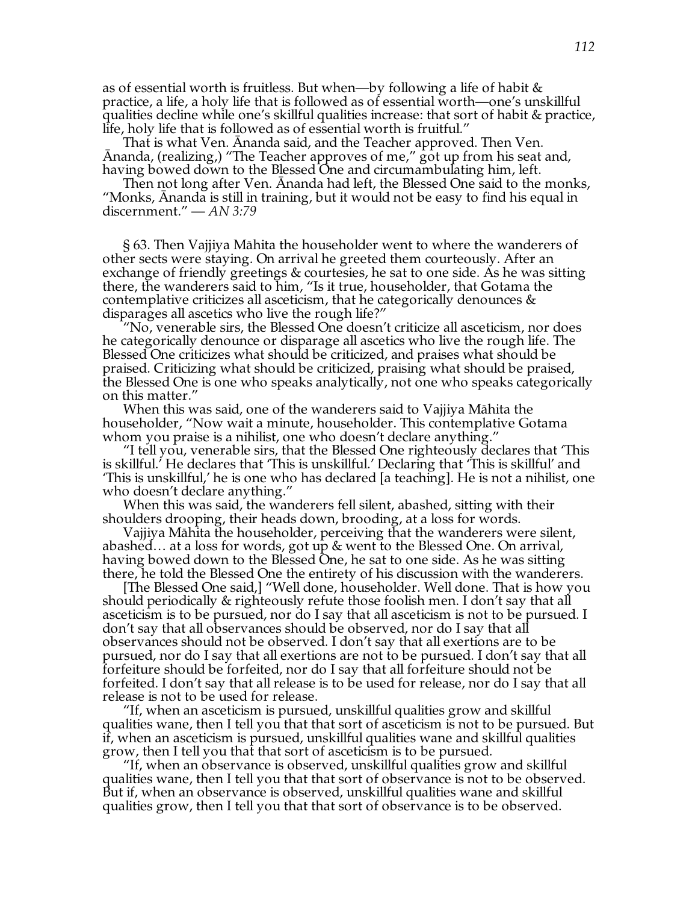as of essential worth is fruitless. But when—by following a life of habit & practice, a life, a holy life that is followed as of essential worth—one's unskillful qualities decline while one's skillful qualities increase: that sort of habit & practice, life, holy life that is followed as of essential worth is fruitful."

That is what Ven. Ānanda said, and the Teacher approved. Then Ven. Ānanda, (realizing,) "The Teacher approves of me," got up from his seat and, having bowed down to the Blessed One and circumambulating him, left.

Then not long after Ven. Ānanda had left, the Blessed One said to the monks, "Monks, Ānanda is still in training, but it would not be easy to find his equal in discernment." — *AN 3:79*

§ 63. Then Vajjiya Māhita the householder went to where the wanderers of other sects were staying. On arrival he greeted them courteously. After an exchange of friendly greetings & courtesies, he sat to one side. As he was sitting there, the wanderers said to him, "Is it true, householder, that Gotama the contemplative criticizes all asceticism, that he categorically denounces & disparages all ascetics who live the rough life?"

"No, venerable sirs, the Blessed One doesn't criticize all asceticism, nor does he categorically denounce or disparage all ascetics who live the rough life. The Blessed One criticizes what should be criticized, and praises what should be praised. Criticizing what should be criticized, praising what should be praised, the Blessed One is one who speaks analytically, not one who speaks categorically on this matter."

When this was said, one of the wanderers said to Vajjiya Māhita the householder, "Now wait a minute, householder. This contemplative Gotama whom you praise is a nihilist, one who doesn't declare anything."

"I tell you, venerable sirs, that the Blessed One righteously declares that 'This is skillful.' He declares that 'This is unskillful.' Declaring that 'This is skillful' and 'This is unskillful,' he is one who has declared [a teaching]. He is not a nihilist, one who doesn't declare anything."

When this was said, the wanderers fell silent, abashed, sitting with their shoulders drooping, their heads down, brooding, at a loss for words.

Vajjiya Māhita the householder, perceiving that the wanderers were silent, abashed… at a loss for words, got up & went to the Blessed One. On arrival, having bowed down to the Blessed One, he sat to one side. As he was sitting there, he told the Blessed One the entirety of his discussion with the wanderers.

[The Blessed One said,] "Well done, householder. Well done. That is how you should periodically & righteously refute those foolish men. I don't say that all asceticism is to be pursued, nor do I say that all asceticism is not to be pursued. I don't say that all observances should be observed, nor do I say that all observances should not be observed. I don't say that all exertions are to be pursued, nor do I say that all exertions are not to be pursued. I don't say that all forfeiture should be forfeited, nor do I say that all forfeiture should not be forfeited. I don't say that all release is to be used for release, nor do I say that all release is not to be used for release.

"If, when an asceticism is pursued, unskillful qualities grow and skillful qualities wane, then I tell you that that sort of asceticism is not to be pursued. But if, when an asceticism is pursued, unskillful qualities wane and skillful qualities grow, then I tell you that that sort of asceticism is to be pursued.

"If, when an observance is observed, unskillful qualities grow and skillful qualities wane, then I tell you that that sort of observance is not to be observed. But if, when an observance is observed, unskillful qualities wane and skillful qualities grow, then I tell you that that sort of observance is to be observed.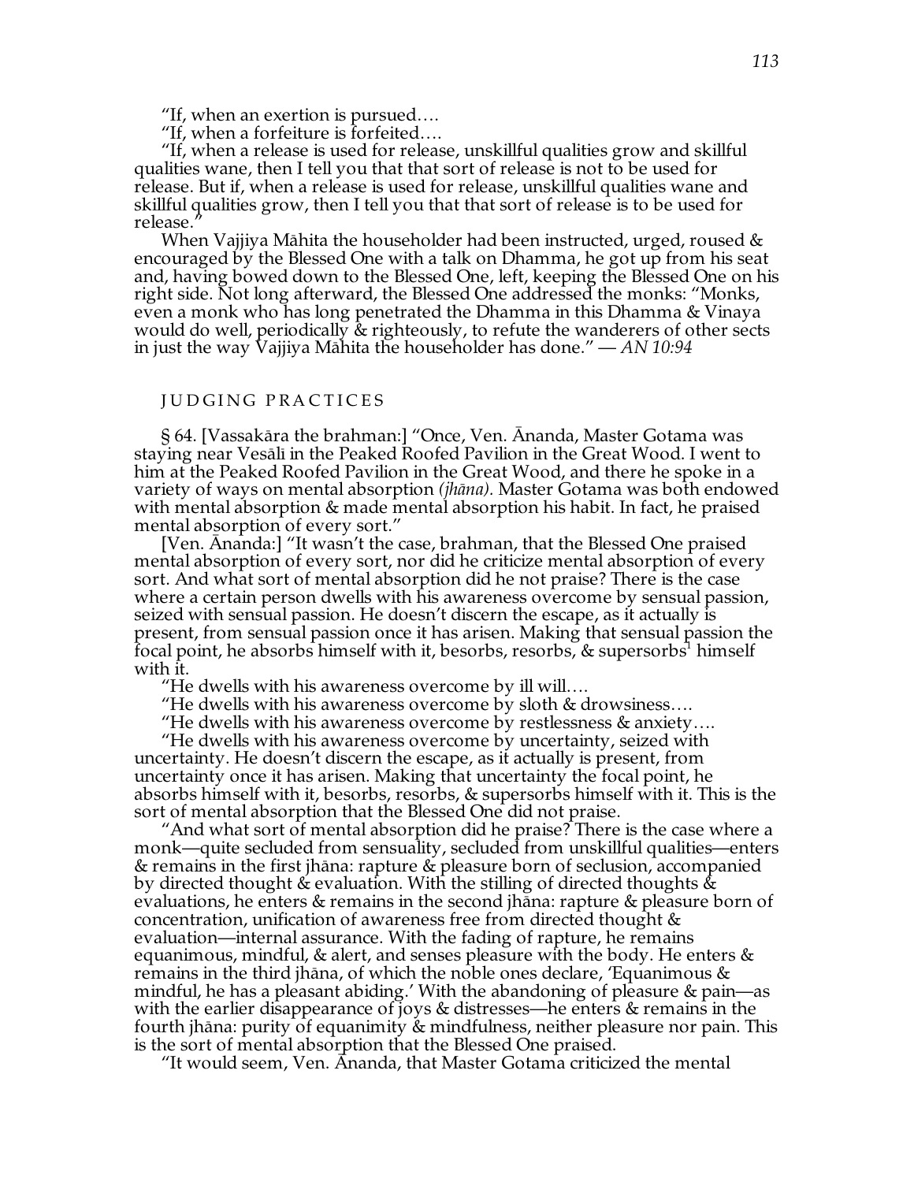"If, when an exertion is pursued….

"If, when a forfeiture is forfeited….

"If, when a release is used for release, unskillful qualities grow and skillful qualities wane, then I tell you that that sort of release is not to be used for release. But if, when a release is used for release, unskillful qualities wane and skillful qualities grow, then I tell you that that sort of release is to be used for release."

When Vajjiya Māhita the householder had been instructed, urged, roused & encouraged by the Blessed One with a talk on Dhamma, he got up from his seat and, having bowed down to the Blessed One, left, keeping the Blessed One on his right side. Not long afterward, the Blessed One addressed the monks: "Monks, even a monk who has long penetrated the Dhamma in this Dhamma & Vinaya would do well, periodically & righteously, to refute the wanderers of other sects in just the way Vajjiya Māhita the householder has done." — *AN 10:94*

## JUDGING PRACTICES

§ 64. [Vassakāra the brahman:] "Once, Ven. Ānanda, Master Gotama was staying near Vesālī in the Peaked Roofed Pavilion in the Great Wood. I went to him at the Peaked Roofed Pavilion in the Great Wood, and there he spoke in a variety of ways on mental absorption *(jhāna).* Master Gotama was both endowed with mental absorption & made mental absorption his habit. In fact, he praised mental absorption of every sort."

[Ven. Ānanda:] "It wasn't the case, brahman, that the Blessed One praised mental absorption of every sort, nor did he criticize mental absorption of every sort. And what sort of mental absorption did he not praise? There is the case where a certain person dwells with his awareness overcome by sensual passion, seized with sensual passion. He doesn't discern the escape, as it actually is present, from sensual passion once it has arisen. Making that sensual passion the focal point, he absorbs himself with it, besorbs, resorbs, & supersorbs[1] himself with it.

"He dwells with his awareness overcome by ill will….

"He dwells with his awareness overcome by sloth & drowsiness….

"He dwells with his awareness overcome by restlessness & anxiety….

"He dwells with his awareness overcome by uncertainty, seized with uncertainty. He doesn't discern the escape, as it actually is present, from uncertainty once it has arisen. Making that uncertainty the focal point, he absorbs himself with it, besorbs, resorbs, & supersorbs himself with it. This is the sort of mental absorption that the Blessed One did not praise.

"And what sort of mental absorption did he praise? There is the case where a monk—quite secluded from sensuality, secluded from unskillful qualities—enters & remains in the first jhāna: rapture & pleasure born of seclusion, accompanied by directed thought & evaluation. With the stilling of directed thoughts & evaluations, he enters & remains in the second jhāna: rapture & pleasure born of concentration, unification of awareness free from directed thought & evaluation—internal assurance. With the fading of rapture, he remains equanimous, mindful, & alert, and senses pleasure with the body. He enters & remains in the third jhāna, of which the noble ones declare, 'Equanimous & mindful, he has a pleasant abiding.' With the abandoning of pleasure & pain—as with the earlier disappearance of joys & distresses—he enters & remains in the fourth jhāna: purity of equanimity & mindfulness, neither pleasure nor pain. This is the sort of mental absorption that the Blessed One praised.

"It would seem, Ven. Ānanda, that Master Gotama criticized the mental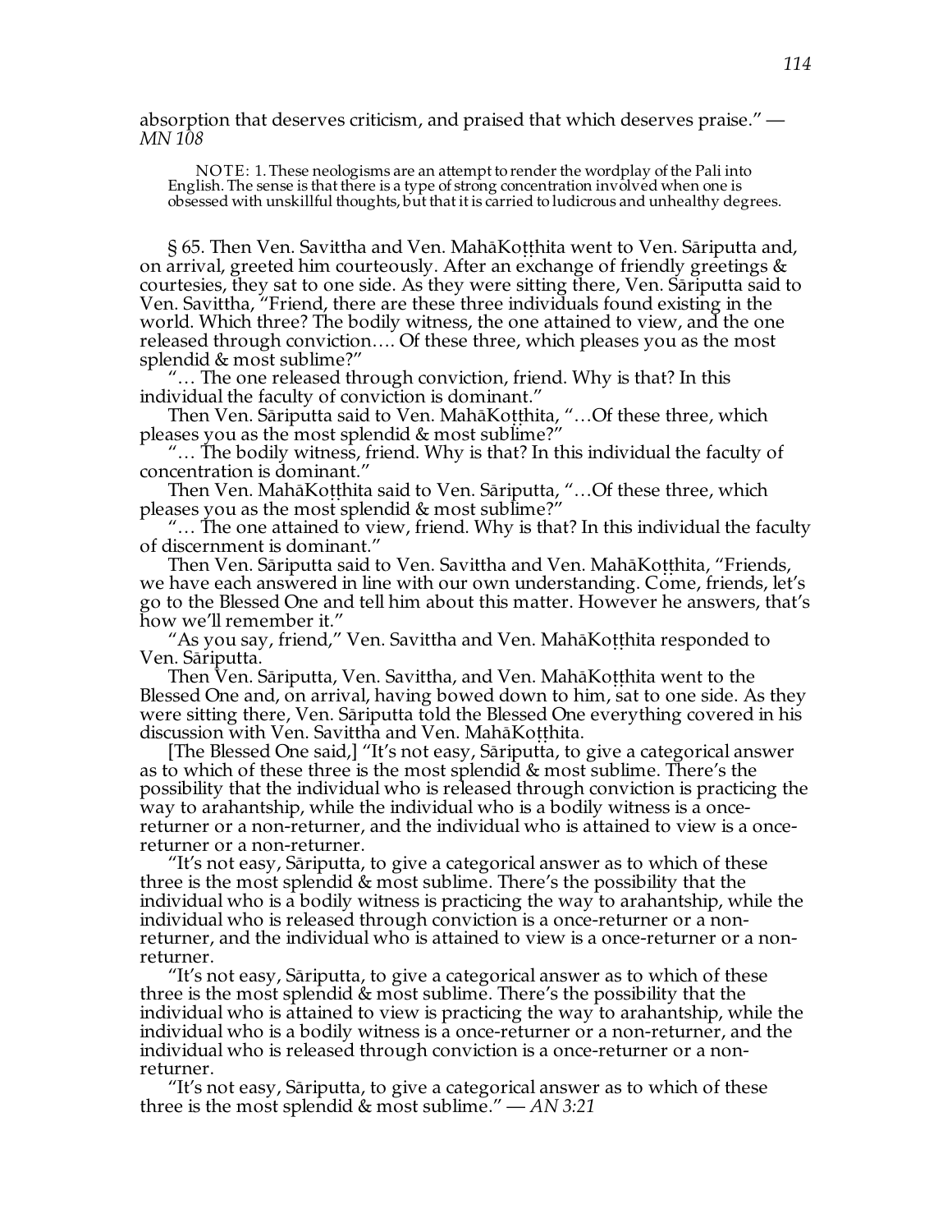absorption that deserves criticism, and praised that which deserves praise." — *MN 108*

> NOTE: 1. These neologisms are an attempt to render the wordplay of the Pali into English. The sense is that there is a type of strong concentration involved when one is obsessed with unskillful thoughts, but that it is carried to ludicrous and unhealthy degrees.

§ 65. Then Ven. Savittha and Ven. MahāKoṭṭhita went to Ven. Sāriputta and, on arrival, greeted him courteously. After an exchange of friendly greetings & courtesies, they sat to one side. As they were sitting there, Ven. Sāriputta said to Ven. Savittha, "Friend, there are these three individuals found existing in the world. Which three? The bodily witness, the one attained to view, and the one released through conviction…. Of these three, which pleases you as the most splendid & most sublime?"

"… The one released through conviction, friend. Why is that? In this individual the faculty of conviction is dominant."

Then Ven. Sāriputta said to Ven. MahāKoṭṭhita, "…Of these three, which pleases you as the most splendid & most sublime?"

"… The bodily witness, friend. Why is that? In this individual the faculty of concentration is dominant."

Then Ven. MahāKoṭṭhita said to Ven. Sāriputta, "…Of these three, which pleases you as the most splendid & most sublime?"

"… The one attained to view, friend. Why is that? In this individual the faculty of discernment is dominant."

Then Ven. Sāriputta said to Ven. Savittha and Ven. MahāKoṭṭhita, "Friends, we have each answered in line with our own understanding. Come, friends, let's go to the Blessed One and tell him about this matter. However he answers, that's how we'll remember it."

"As you say, friend," Ven. Savittha and Ven. MahāKoṭṭhita responded to Ven. Sāriputta.

Then Ven. Sāriputta, Ven. Savittha, and Ven. MahāKoṭṭhita went to the Blessed One and, on arrival, having bowed down to him, sat to one side. As they were sitting there, Ven. Sāriputta told the Blessed One everything covered in his discussion with Ven. Savittha and Ven. MahāKoṭṭhita.

[The Blessed One said,] "It's not easy, Sāriputta, to give a categorical answer as to which of these three is the most splendid & most sublime. There's the possibility that the individual who is released through conviction is practicing the way to arahantship, while the individual who is a bodily witness is a once-returner or a non-returner, and the individual who is attained to view is a once-returner or a non-returner.

"It's not easy, Sāriputta, to give a categorical answer as to which of these three is the most splendid & most sublime. There's the possibility that the individual who is a bodily witness is practicing the way to arahantship, while the individual who is released through conviction is a once-returner or a non-returner, and the individual who is attained to view is a once-returner or a non-returner.

"It's not easy, Sāriputta, to give a categorical answer as to which of these three is the most splendid & most sublime. There's the possibility that the individual who is attained to view is practicing the way to arahantship, while the individual who is a bodily witness is a once-returner or a non-returner, and the individual who is released through conviction is a once-returner or a non-returner.

"It's not easy, Sāriputta, to give a categorical answer as to which of these three is the most splendid & most sublime." — *AN 3:21*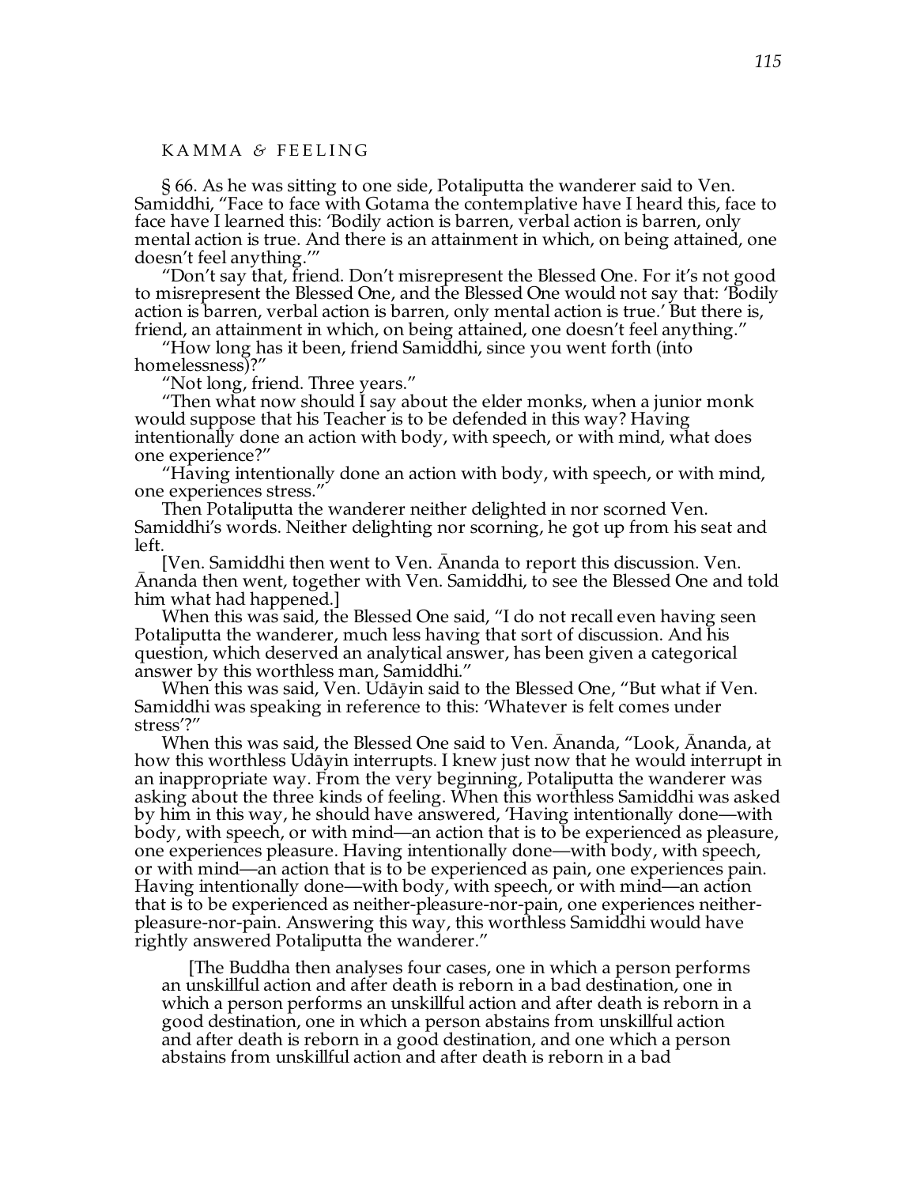## KAMMA & FEELING

§ 66. As he was sitting to one side, Potaliputta the wanderer said to Ven. Samiddhi, "Face to face with Gotama the contemplative have I heard this, face to face have I learned this: 'Bodily action is barren, verbal action is barren, only mental action is true. And there is an attainment in which, on being attained, one doesn't feel anything.'"

"Don't say that, friend. Don't misrepresent the Blessed One. For it's not good to misrepresent the Blessed One, and the Blessed One would not say that: 'Bodily action is barren, verbal action is barren, only mental action is true.' But there is, friend, an attainment in which, on being attained, one doesn't feel anything."

"How long has it been, friend Samiddhi, since you went forth (into homelessness)?"

"Not long, friend. Three years."

"Then what now should I say about the elder monks, when a junior monk would suppose that his Teacher is to be defended in this way? Having intentionally done an action with body, with speech, or with mind, what does one experience?"

"Having intentionally done an action with body, with speech, or with mind, one experiences stress."

Then Potaliputta the wanderer neither delighted in nor scorned Ven. Samiddhi's words. Neither delighting nor scorning, he got up from his seat and left.

[Ven. Samiddhi then went to Ven. Ānanda to report this discussion. Ven. Ānanda then went, together with Ven. Samiddhi, to see the Blessed One and told him what had happened.]

When this was said, the Blessed One said, "I do not recall even having seen Potaliputta the wanderer, much less having that sort of discussion. And his question, which deserved an analytical answer, has been given a categorical answer by this worthless man, Samiddhi."

When this was said, Ven. Udāyin said to the Blessed One, "But what if Ven. Samiddhi was speaking in reference to this: 'Whatever is felt comes under stress'?"

When this was said, the Blessed One said to Ven. Ānanda, "Look, Ānanda, at how this worthless Udāyin interrupts. I knew just now that he would interrupt in an inappropriate way. From the very beginning, Potaliputta the wanderer was asking about the three kinds of feeling. When this worthless Samiddhi was asked by him in this way, he should have answered, 'Having intentionally done—with body, with speech, or with mind—an action that is to be experienced as pleasure, one experiences pleasure. Having intentionally done—with body, with speech, or with mind—an action that is to be experienced as pain, one experiences pain. Having intentionally done—with body, with speech, or with mind—an action that is to be experienced as neither-pleasure-nor-pain, one experiences neither-pleasure-nor-pain. Answering this way, this worthless Samiddhi would have rightly answered Potaliputta the wanderer."

> [The Buddha then analyses four cases, one in which a person performs an unskillful action and after death is reborn in a bad destination, one in which a person performs an unskillful action and after death is reborn in a good destination, one in which a person abstains from unskillful action and after death is reborn in a good destination, and one which a person abstains from unskillful action and after death is reborn in a bad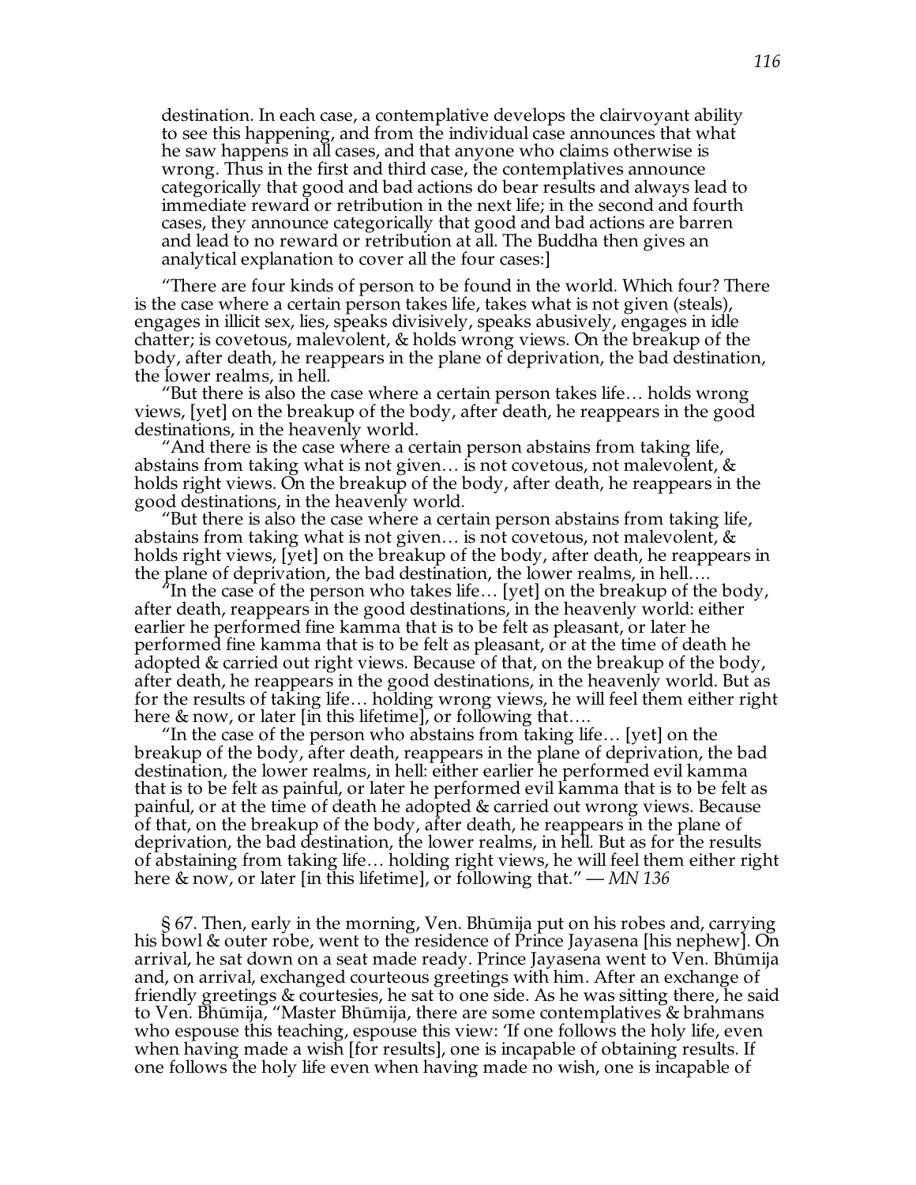destination. In each case, a contemplative develops the clairvoyant ability to see this happening, and from the individual case announces that what he saw happens in all cases, and that anyone who claims otherwise is wrong. Thus in the first and third case, the contemplatives announce categorically that good and bad actions do bear results and always lead to immediate reward or retribution in the next life; in the second and fourth cases, they announce categorically that good and bad actions are barren and lead to no reward or retribution at all. The Buddha then gives an analytical explanation to cover all the four cases:]

"There are four kinds of person to be found in the world. Which four? There is the case where a certain person takes life, takes what is not given (steals), engages in illicit sex, lies, speaks divisively, speaks abusively, engages in idle chatter; is covetous, malevolent, & holds wrong views. On the breakup of the body, after death, he reappears in the plane of deprivation, the bad destination, the lower realms, in hell.

"But there is also the case where a certain person takes life… holds wrong views, [yet] on the breakup of the body, after death, he reappears in the good destinations, in the heavenly world.

"And there is the case where a certain person abstains from taking life, abstains from taking what is not given… is not covetous, not malevolent, & holds right views. On the breakup of the body, after death, he reappears in the good destinations, in the heavenly world.

"But there is also the case where a certain person abstains from taking life, abstains from taking what is not given… is not covetous, not malevolent, & holds right views, [yet] on the breakup of the body, after death, he reappears in the plane of deprivation, the bad destination, the lower realms, in hell….

"In the case of the person who takes life… [yet] on the breakup of the body, after death, reappears in the good destinations, in the heavenly world: either earlier he performed fine kamma that is to be felt as pleasant, or later he performed fine kamma that is to be felt as pleasant, or at the time of death he adopted & carried out right views. Because of that, on the breakup of the body, after death, he reappears in the good destinations, in the heavenly world. But as for the results of taking life… holding wrong views, he will feel them either right here & now, or later [in this lifetime], or following that….

"In the case of the person who abstains from taking life… [yet] on the breakup of the body, after death, reappears in the plane of deprivation, the bad destination, the lower realms, in hell: either earlier he performed evil kamma that is to be felt as painful, or later he performed evil kamma that is to be felt as painful, or at the time of death he adopted & carried out wrong views. Because of that, on the breakup of the body, after death, he reappears in the plane of deprivation, the bad destination, the lower realms, in hell. But as for the results of abstaining from taking life… holding right views, he will feel them either right here & now, or later [in this lifetime], or following that." — *MN 136*

§ 67. Then, early in the morning, Ven. Bhūmija put on his robes and, carrying his bowl & outer robe, went to the residence of Prince Jayasena [his nephew]. On arrival, he sat down on a seat made ready. Prince Jayasena went to Ven. Bhūmija and, on arrival, exchanged courteous greetings with him. After an exchange of friendly greetings & courtesies, he sat to one side. As he was sitting there, he said to Ven. Bhūmija, "Master Bhūmija, there are some contemplatives & brahmans who espouse this teaching, espouse this view: 'If one follows the holy life, even when having made a wish [for results], one is incapable of obtaining results. If one follows the holy life even when having made no wish, one is incapable of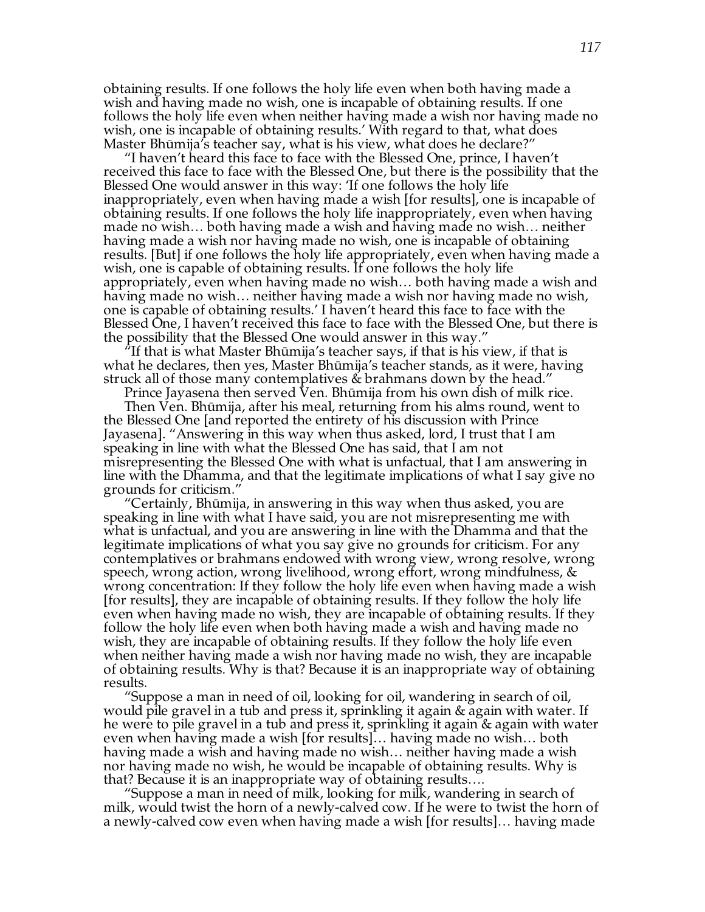obtaining results. If one follows the holy life even when both having made a wish and having made no wish, one is incapable of obtaining results. If one follows the holy life even when neither having made a wish nor having made no wish, one is incapable of obtaining results.' With regard to that, what does Master Bhūmija's teacher say, what is his view, what does he declare?"

"I haven't heard this face to face with the Blessed One, prince, I haven't received this face to face with the Blessed One, but there is the possibility that the Blessed One would answer in this way: 'If one follows the holy life inappropriately, even when having made a wish [for results], one is incapable of obtaining results. If one follows the holy life inappropriately, even when having made no wish… both having made a wish and having made no wish… neither having made a wish nor having made no wish, one is incapable of obtaining results. [But] if one follows the holy life appropriately, even when having made a wish, one is capable of obtaining results. If one follows the holy life appropriately, even when having made no wish… both having made a wish and having made no wish… neither having made a wish nor having made no wish, one is capable of obtaining results.' I haven't heard this face to face with the Blessed One, I haven't received this face to face with the Blessed One, but there is the possibility that the Blessed One would answer in this way."

"If that is what Master Bhūmija's teacher says, if that is his view, if that is what he declares, then yes, Master Bhūmija's teacher stands, as it were, having struck all of those many contemplatives & brahmans down by the head."

Prince Jayasena then served Ven. Bhūmija from his own dish of milk rice.

Then Ven. Bhūmija, after his meal, returning from his alms round, went to the Blessed One [and reported the entirety of his discussion with Prince Jayasena]. "Answering in this way when thus asked, lord, I trust that I am speaking in line with what the Blessed One has said, that I am not misrepresenting the Blessed One with what is unfactual, that I am answering in line with the Dhamma, and that the legitimate implications of what I say give no grounds for criticism."

"Certainly, Bhūmija, in answering in this way when thus asked, you are speaking in line with what I have said, you are not misrepresenting me with what is unfactual, and you are answering in line with the Dhamma and that the legitimate implications of what you say give no grounds for criticism. For any contemplatives or brahmans endowed with wrong view, wrong resolve, wrong speech, wrong action, wrong livelihood, wrong effort, wrong mindfulness, & wrong concentration: If they follow the holy life even when having made a wish [for results], they are incapable of obtaining results. If they follow the holy life even when having made no wish, they are incapable of obtaining results. If they follow the holy life even when both having made a wish and having made no wish, they are incapable of obtaining results. If they follow the holy life even when neither having made a wish nor having made no wish, they are incapable of obtaining results. Why is that? Because it is an inappropriate way of obtaining results.

"Suppose a man in need of oil, looking for oil, wandering in search of oil, would pile gravel in a tub and press it, sprinkling it again & again with water. If he were to pile gravel in a tub and press it, sprinkling it again & again with water even when having made a wish [for results]… having made no wish… both having made a wish and having made no wish… neither having made a wish nor having made no wish, he would be incapable of obtaining results. Why is that? Because it is an inappropriate way of obtaining results….

"Suppose a man in need of milk, looking for milk, wandering in search of milk, would twist the horn of a newly-calved cow. If he were to twist the horn of a newly-calved cow even when having made a wish [for results]… having made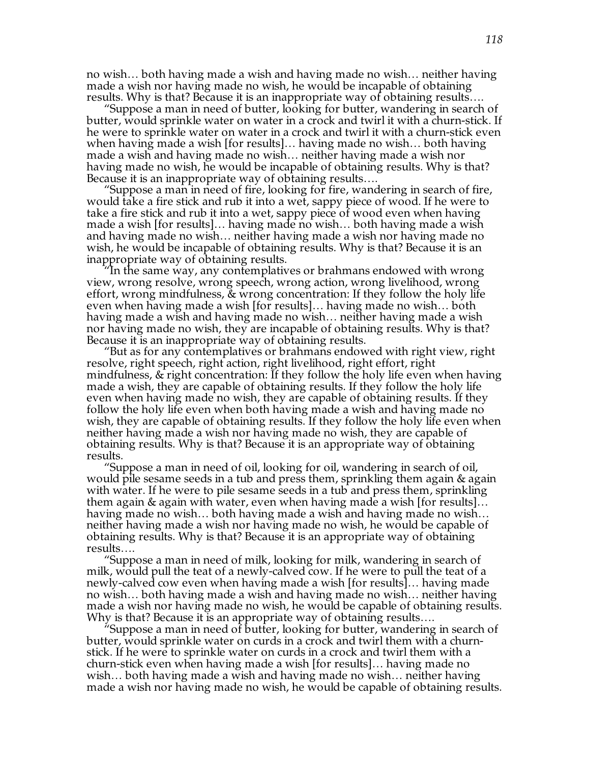no wish… both having made a wish and having made no wish… neither having made a wish nor having made no wish, he would be incapable of obtaining results. Why is that? Because it is an inappropriate way of obtaining results….

"Suppose a man in need of butter, looking for butter, wandering in search of butter, would sprinkle water on water in a crock and twirl it with a churn-stick. If he were to sprinkle water on water in a crock and twirl it with a churn-stick even when having made a wish [for results]… having made no wish… both having made a wish and having made no wish… neither having made a wish nor having made no wish, he would be incapable of obtaining results. Why is that? Because it is an inappropriate way of obtaining results….

"Suppose a man in need of fire, looking for fire, wandering in search of fire, would take a fire stick and rub it into a wet, sappy piece of wood. If he were to take a fire stick and rub it into a wet, sappy piece of wood even when having made a wish [for results]… having made no wish… both having made a wish and having made no wish… neither having made a wish nor having made no wish, he would be incapable of obtaining results. Why is that? Because it is an inappropriate way of obtaining results.

"In the same way, any contemplatives or brahmans endowed with wrong view, wrong resolve, wrong speech, wrong action, wrong livelihood, wrong effort, wrong mindfulness, & wrong concentration: If they follow the holy life even when having made a wish [for results]… having made no wish… both having made a wish and having made no wish… neither having made a wish nor having made no wish, they are incapable of obtaining results. Why is that? Because it is an inappropriate way of obtaining results.

"But as for any contemplatives or brahmans endowed with right view, right resolve, right speech, right action, right livelihood, right effort, right mindfulness, & right concentration: If they follow the holy life even when having made a wish, they are capable of obtaining results. If they follow the holy life even when having made no wish, they are capable of obtaining results. If they follow the holy life even when both having made a wish and having made no wish, they are capable of obtaining results. If they follow the holy life even when neither having made a wish nor having made no wish, they are capable of obtaining results. Why is that? Because it is an appropriate way of obtaining results.

"Suppose a man in need of oil, looking for oil, wandering in search of oil, would pile sesame seeds in a tub and press them, sprinkling them again & again with water. If he were to pile sesame seeds in a tub and press them, sprinkling them again & again with water, even when having made a wish [for results]… having made no wish… both having made a wish and having made no wish… neither having made a wish nor having made no wish, he would be capable of obtaining results. Why is that? Because it is an appropriate way of obtaining results….

"Suppose a man in need of milk, looking for milk, wandering in search of milk, would pull the teat of a newly-calved cow. If he were to pull the teat of a newly-calved cow even when having made a wish [for results]… having made no wish… both having made a wish and having made no wish… neither having made a wish nor having made no wish, he would be capable of obtaining results. Why is that? Because it is an appropriate way of obtaining results….

"Suppose a man in need of butter, looking for butter, wandering in search of butter, would sprinkle water on curds in a crock and twirl them with a churn-stick. If he were to sprinkle water on curds in a crock and twirl them with a churn-stick even when having made a wish [for results]… having made no wish… both having made a wish and having made no wish… neither having made a wish nor having made no wish, he would be capable of obtaining results.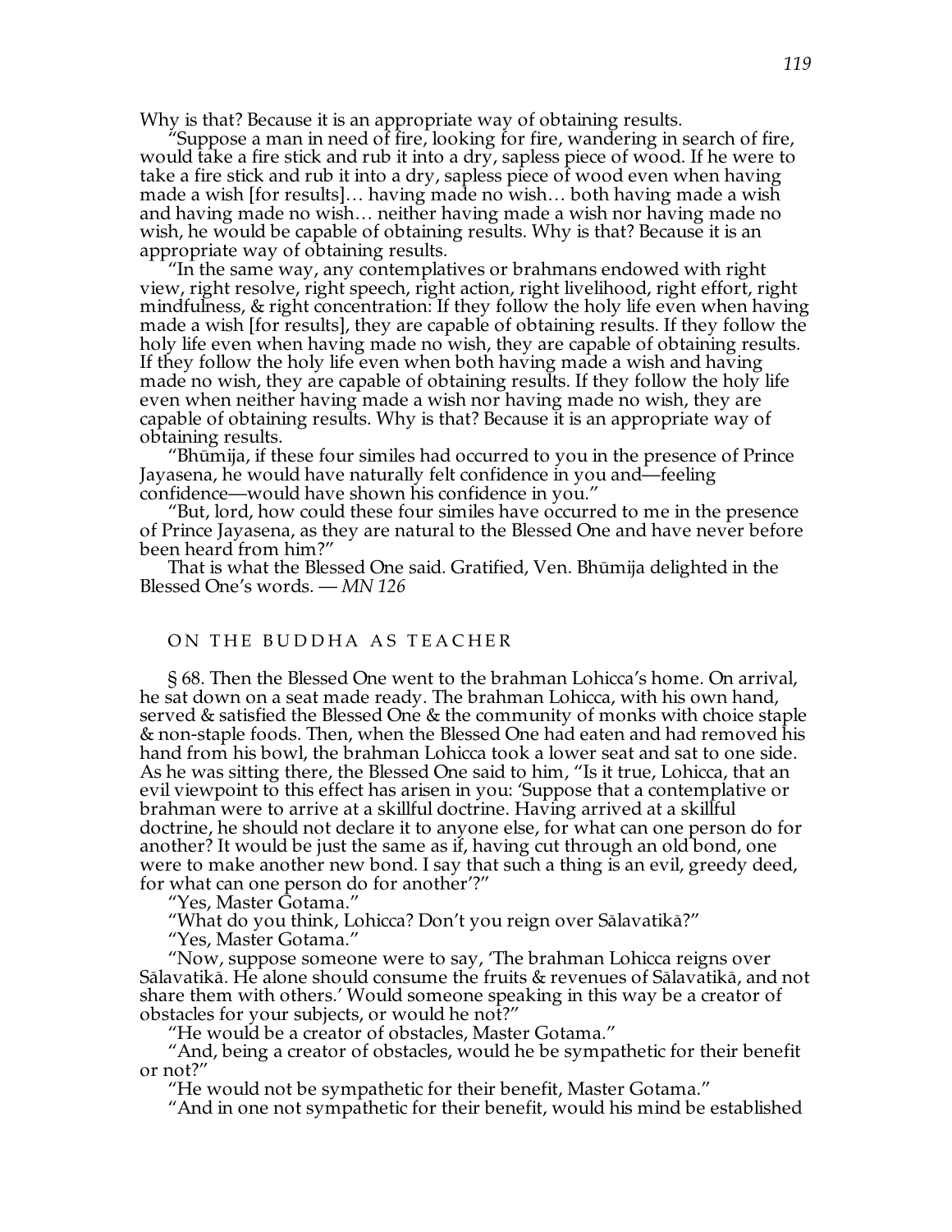Why is that? Because it is an appropriate way of obtaining results.

"Suppose a man in need of fire, looking for fire, wandering in search of fire, would take a fire stick and rub it into a dry, sapless piece of wood. If he were to take a fire stick and rub it into a dry, sapless piece of wood even when having made a wish [for results]… having made no wish… both having made a wish and having made no wish… neither having made a wish nor having made no wish, he would be capable of obtaining results. Why is that? Because it is an appropriate way of obtaining results.

"In the same way, any contemplatives or brahmans endowed with right view, right resolve, right speech, right action, right livelihood, right effort, right mindfulness, & right concentration: If they follow the holy life even when having made a wish [for results], they are capable of obtaining results. If they follow the holy life even when having made no wish, they are capable of obtaining results. If they follow the holy life even when both having made a wish and having made no wish, they are capable of obtaining results. If they follow the holy life even when neither having made a wish nor having made no wish, they are capable of obtaining results. Why is that? Because it is an appropriate way of obtaining results.

"Bhūmija, if these four similes had occurred to you in the presence of Prince Jayasena, he would have naturally felt confidence in you and—feeling confidence—would have shown his confidence in you."

"But, lord, how could these four similes have occurred to me in the presence of Prince Jayasena, as they are natural to the Blessed One and have never before been heard from him?"

That is what the Blessed One said. Gratified, Ven. Bhūmija delighted in the Blessed One's words. — *MN 126*

## ON THE BUDDHA AS TEACHER

§ 68. Then the Blessed One went to the brahman Lohicca's home. On arrival, he sat down on a seat made ready. The brahman Lohicca, with his own hand, served & satisfied the Blessed One & the community of monks with choice staple & non-staple foods. Then, when the Blessed One had eaten and had removed his hand from his bowl, the brahman Lohicca took a lower seat and sat to one side. As he was sitting there, the Blessed One said to him, "Is it true, Lohicca, that an evil viewpoint to this effect has arisen in you: 'Suppose that a contemplative or brahman were to arrive at a skillful doctrine. Having arrived at a skillful doctrine, he should not declare it to anyone else, for what can one person do for another? It would be just the same as if, having cut through an old bond, one were to make another new bond. I say that such a thing is an evil, greedy deed, for what can one person do for another'?"

"Yes, Master Gotama."

"What do you think, Lohicca? Don't you reign over Sālavatikā?"

"Yes, Master Gotama."

"Now, suppose someone were to say, 'The brahman Lohicca reigns over Sālavatikā. He alone should consume the fruits & revenues of Sālavatikā, and not share them with others.' Would someone speaking in this way be a creator of obstacles for your subjects, or would he not?"

"He would be a creator of obstacles, Master Gotama."

"And, being a creator of obstacles, would he be sympathetic for their benefit or not?"

"He would not be sympathetic for their benefit, Master Gotama."

"And in one not sympathetic for their benefit, would his mind be established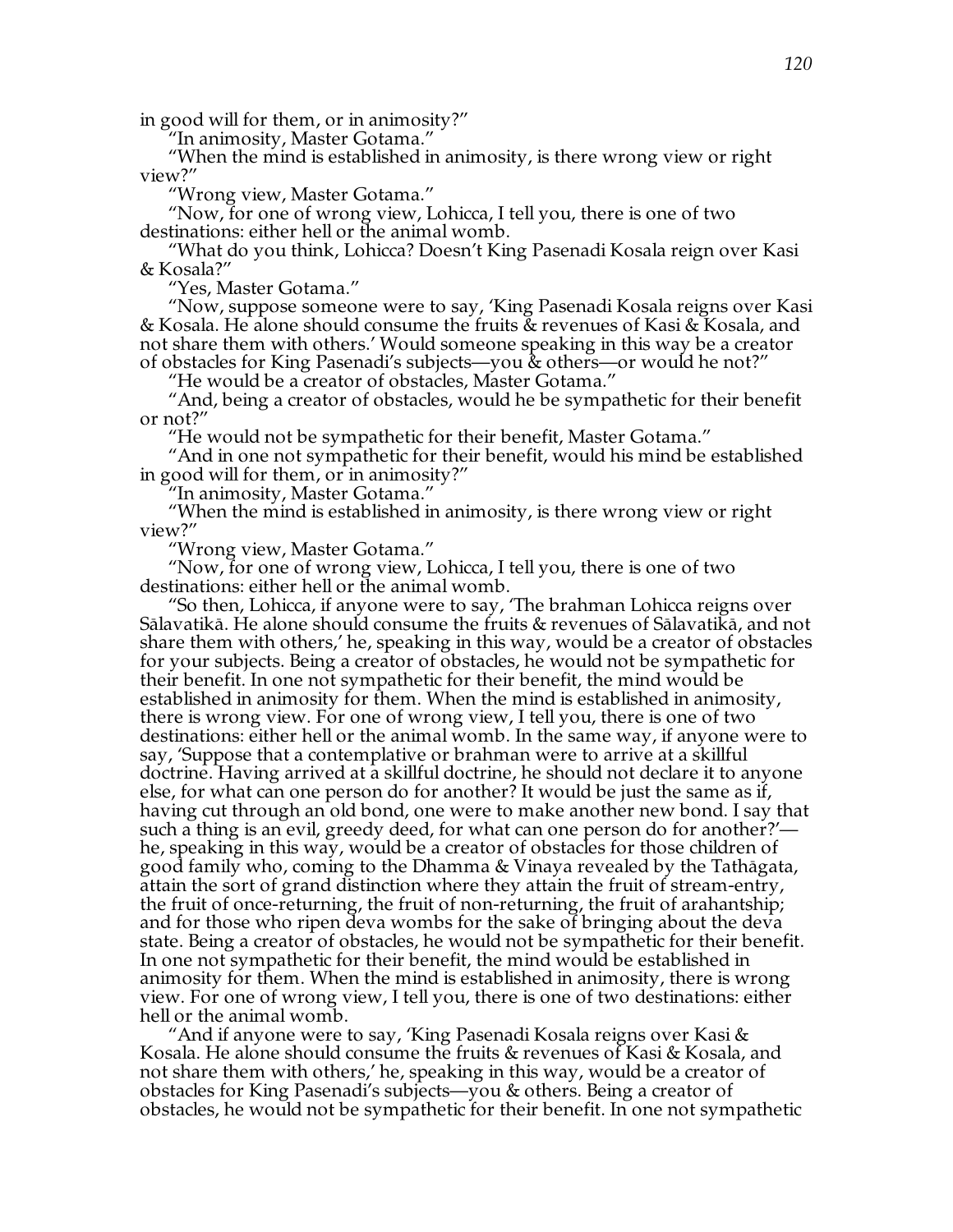in good will for them, or in animosity?"

"In animosity, Master Gotama."

"When the mind is established in animosity, is there wrong view or right view?"

"Wrong view, Master Gotama."

"Now, for one of wrong view, Lohicca, I tell you, there is one of two destinations: either hell or the animal womb.

"What do you think, Lohicca? Doesn't King Pasenadi Kosala reign over Kasi & Kosala?"

"Yes, Master Gotama."

"Now, suppose someone were to say, 'King Pasenadi Kosala reigns over Kasi & Kosala. He alone should consume the fruits & revenues of Kasi & Kosala, and not share them with others.' Would someone speaking in this way be a creator of obstacles for King Pasenadi's subjects—you & others—or would he not?"

"He would be a creator of obstacles, Master Gotama."

"And, being a creator of obstacles, would he be sympathetic for their benefit or not?"

"He would not be sympathetic for their benefit, Master Gotama."

"And in one not sympathetic for their benefit, would his mind be established in good will for them, or in animosity?"

"In animosity, Master Gotama."

"When the mind is established in animosity, is there wrong view or right view?"

"Wrong view, Master Gotama."

"Now, for one of wrong view, Lohicca, I tell you, there is one of two destinations: either hell or the animal womb.

"So then, Lohicca, if anyone were to say, 'The brahman Lohicca reigns over Sālavatikā. He alone should consume the fruits & revenues of Sālavatikā, and not share them with others,' he, speaking in this way, would be a creator of obstacles for your subjects. Being a creator of obstacles, he would not be sympathetic for their benefit. In one not sympathetic for their benefit, the mind would be established in animosity for them. When the mind is established in animosity, there is wrong view. For one of wrong view, I tell you, there is one of two destinations: either hell or the animal womb. In the same way, if anyone were to say, 'Suppose that a contemplative or brahman were to arrive at a skillful doctrine. Having arrived at a skillful doctrine, he should not declare it to anyone else, for what can one person do for another? It would be just the same as if, having cut through an old bond, one were to make another new bond. I say that such a thing is an evil, greedy deed, for what can one person do for another?'—he, speaking in this way, would be a creator of obstacles for those children of good family who, coming to the Dhamma & Vinaya revealed by the Tathāgata, attain the sort of grand distinction where they attain the fruit of stream-entry, the fruit of once-returning, the fruit of non-returning, the fruit of arahantship; and for those who ripen deva wombs for the sake of bringing about the deva state. Being a creator of obstacles, he would not be sympathetic for their benefit. In one not sympathetic for their benefit, the mind would be established in animosity for them. When the mind is established in animosity, there is wrong view. For one of wrong view, I tell you, there is one of two destinations: either hell or the animal womb.

"And if anyone were to say, 'King Pasenadi Kosala reigns over Kasi & Kosala. He alone should consume the fruits & revenues of Kasi & Kosala, and not share them with others,' he, speaking in this way, would be a creator of obstacles for King Pasenadi's subjects—you & others. Being a creator of obstacles, he would not be sympathetic for their benefit. In one not sympathetic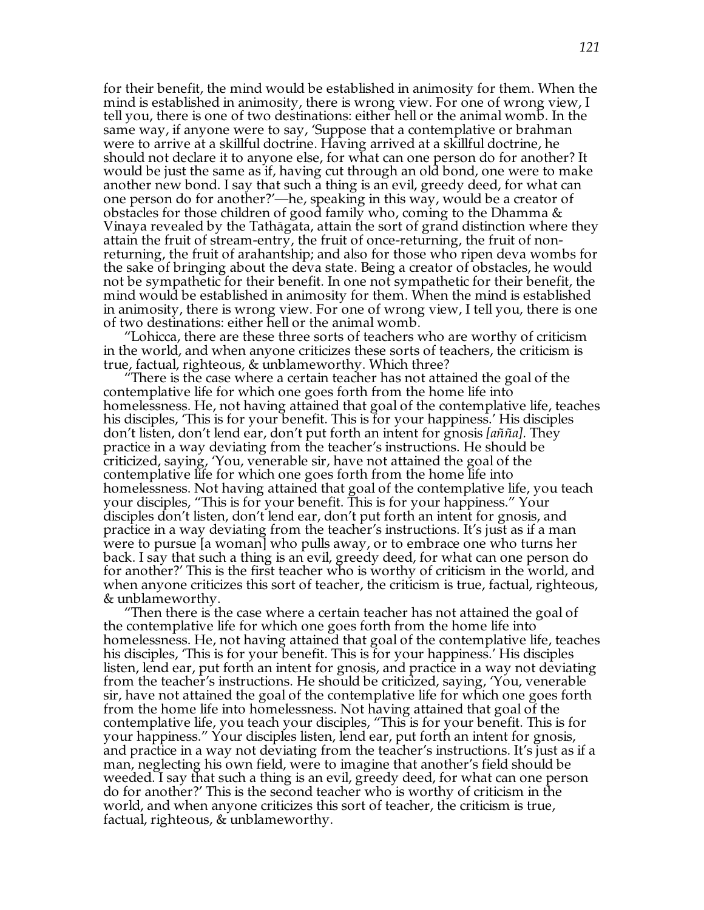for their benefit, the mind would be established in animosity for them. When the mind is established in animosity, there is wrong view. For one of wrong view, I tell you, there is one of two destinations: either hell or the animal womb. In the same way, if anyone were to say, 'Suppose that a contemplative or brahman were to arrive at a skillful doctrine. Having arrived at a skillful doctrine, he should not declare it to anyone else, for what can one person do for another? It would be just the same as if, having cut through an old bond, one were to make another new bond. I say that such a thing is an evil, greedy deed, for what can one person do for another?'—he, speaking in this way, would be a creator of obstacles for those children of good family who, coming to the Dhamma & Vinaya revealed by the Tathāgata, attain the sort of grand distinction where they attain the fruit of stream-entry, the fruit of once-returning, the fruit of non-returning, the fruit of arahantship; and also for those who ripen deva wombs for the sake of bringing about the deva state. Being a creator of obstacles, he would not be sympathetic for their benefit. In one not sympathetic for their benefit, the mind would be established in animosity for them. When the mind is established in animosity, there is wrong view. For one of wrong view, I tell you, there is one of two destinations: either hell or the animal womb.

"Lohicca, there are these three sorts of teachers who are worthy of criticism in the world, and when anyone criticizes these sorts of teachers, the criticism is true, factual, righteous, & unblameworthy. Which three?

"There is the case where a certain teacher has not attained the goal of the contemplative life for which one goes forth from the home life into homelessness. He, not having attained that goal of the contemplative life, teaches his disciples, 'This is for your benefit. This is for your happiness.' His disciples don't listen, don't lend ear, don't put forth an intent for gnosis *[añña]*. They practice in a way deviating from the teacher's instructions. He should be criticized, saying, 'You, venerable sir, have not attained the goal of the contemplative life for which one goes forth from the home life into homelessness. Not having attained that goal of the contemplative life, you teach your disciples, "This is for your benefit. This is for your happiness." Your disciples don't listen, don't lend ear, don't put forth an intent for gnosis, and practice in a way deviating from the teacher's instructions. It's just as if a man were to pursue [a woman] who pulls away, or to embrace one who turns her back. I say that such a thing is an evil, greedy deed, for what can one person do for another?' This is the first teacher who is worthy of criticism in the world, and when anyone criticizes this sort of teacher, the criticism is true, factual, righteous, & unblameworthy.

"Then there is the case where a certain teacher has not attained the goal of the contemplative life for which one goes forth from the home life into homelessness. He, not having attained that goal of the contemplative life, teaches his disciples, 'This is for your benefit. This is for your happiness.' His disciples listen, lend ear, put forth an intent for gnosis, and practice in a way not deviating from the teacher's instructions. He should be criticized, saying, 'You, venerable sir, have not attained the goal of the contemplative life for which one goes forth from the home life into homelessness. Not having attained that goal of the contemplative life, you teach your disciples, "This is for your benefit. This is for your happiness." Your disciples listen, lend ear, put forth an intent for gnosis, and practice in a way not deviating from the teacher's instructions. It's just as if a man, neglecting his own field, were to imagine that another's field should be weeded. I say that such a thing is an evil, greedy deed, for what can one person do for another?' This is the second teacher who is worthy of criticism in the world, and when anyone criticizes this sort of teacher, the criticism is true, factual, righteous, & unblameworthy.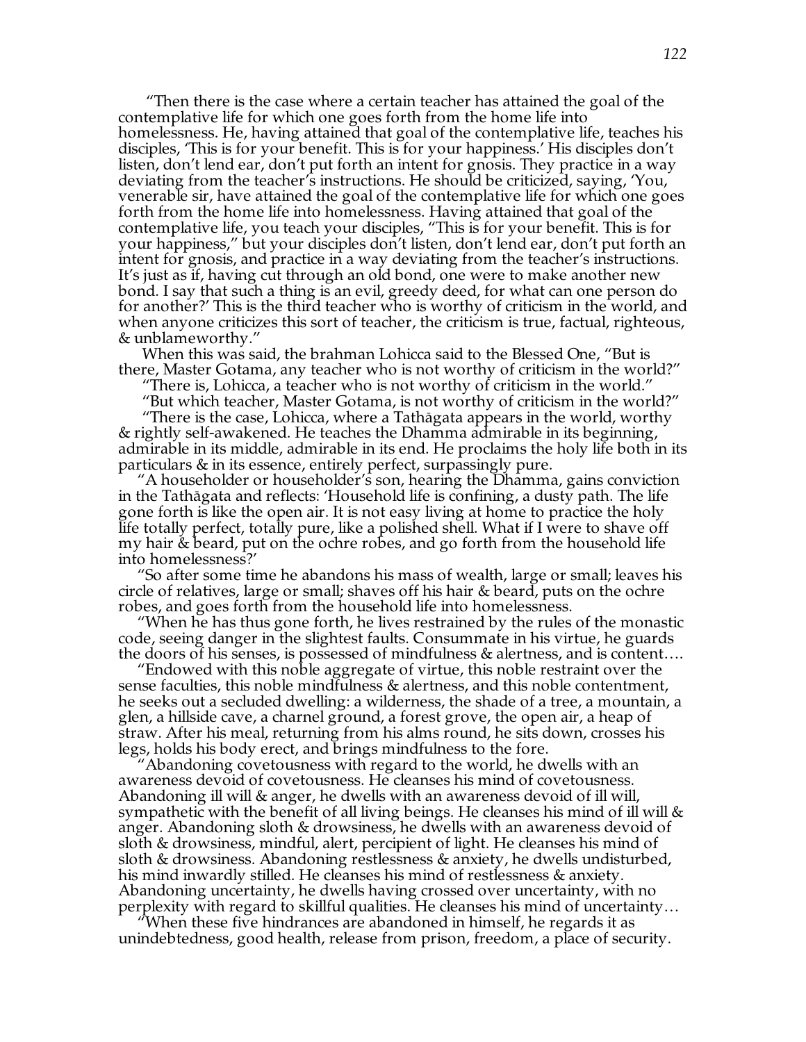"Then there is the case where a certain teacher has attained the goal of the contemplative life for which one goes forth from the home life into homelessness. He, having attained that goal of the contemplative life, teaches his disciples, 'This is for your benefit. This is for your happiness.' His disciples don't listen, don't lend ear, don't put forth an intent for gnosis. They practice in a way deviating from the teacher's instructions. He should be criticized, saying, 'You, venerable sir, have attained the goal of the contemplative life for which one goes forth from the home life into homelessness. Having attained that goal of the contemplative life, you teach your disciples, "This is for your benefit. This is for your happiness," but your disciples don't listen, don't lend ear, don't put forth an intent for gnosis, and practice in a way deviating from the teacher's instructions. It's just as if, having cut through an old bond, one were to make another new bond. I say that such a thing is an evil, greedy deed, for what can one person do for another?' This is the third teacher who is worthy of criticism in the world, and when anyone criticizes this sort of teacher, the criticism is true, factual, righteous, & unblameworthy."

When this was said, the brahman Lohicca said to the Blessed One, "But is there, Master Gotama, any teacher who is not worthy of criticism in the world?"

"There is, Lohicca, a teacher who is not worthy of criticism in the world."

"But which teacher, Master Gotama, is not worthy of criticism in the world?"

"There is the case, Lohicca, where a Tathāgata appears in the world, worthy & rightly self-awakened. He teaches the Dhamma admirable in its beginning, admirable in its middle, admirable in its end. He proclaims the holy life both in its particulars & in its essence, entirely perfect, surpassingly pure.

"A householder or householder's son, hearing the Dhamma, gains conviction in the Tathāgata and reflects: 'Household life is confining, a dusty path. The life gone forth is like the open air. It is not easy living at home to practice the holy life totally perfect, totally pure, like a polished shell. What if I were to shave off my hair & beard, put on the ochre robes, and go forth from the household life into homelessness?'

"So after some time he abandons his mass of wealth, large or small; leaves his circle of relatives, large or small; shaves off his hair & beard, puts on the ochre robes, and goes forth from the household life into homelessness.

"When he has thus gone forth, he lives restrained by the rules of the monastic code, seeing danger in the slightest faults. Consummate in his virtue, he guards the doors of his senses, is possessed of mindfulness & alertness, and is content….

"Endowed with this noble aggregate of virtue, this noble restraint over the sense faculties, this noble mindfulness & alertness, and this noble contentment, he seeks out a secluded dwelling: a wilderness, the shade of a tree, a mountain, a glen, a hillside cave, a charnel ground, a forest grove, the open air, a heap of straw. After his meal, returning from his alms round, he sits down, crosses his legs, holds his body erect, and brings mindfulness to the fore.

"Abandoning covetousness with regard to the world, he dwells with an awareness devoid of covetousness. He cleanses his mind of covetousness. Abandoning ill will & anger, he dwells with an awareness devoid of ill will, sympathetic with the benefit of all living beings. He cleanses his mind of ill will & anger. Abandoning sloth & drowsiness, he dwells with an awareness devoid of sloth & drowsiness, mindful, alert, percipient of light. He cleanses his mind of sloth & drowsiness. Abandoning restlessness & anxiety, he dwells undisturbed, his mind inwardly stilled. He cleanses his mind of restlessness & anxiety. Abandoning uncertainty, he dwells having crossed over uncertainty, with no perplexity with regard to skillful qualities. He cleanses his mind of uncertainty…

"When these five hindrances are abandoned in himself, he regards it as unindebtedness, good health, release from prison, freedom, a place of security.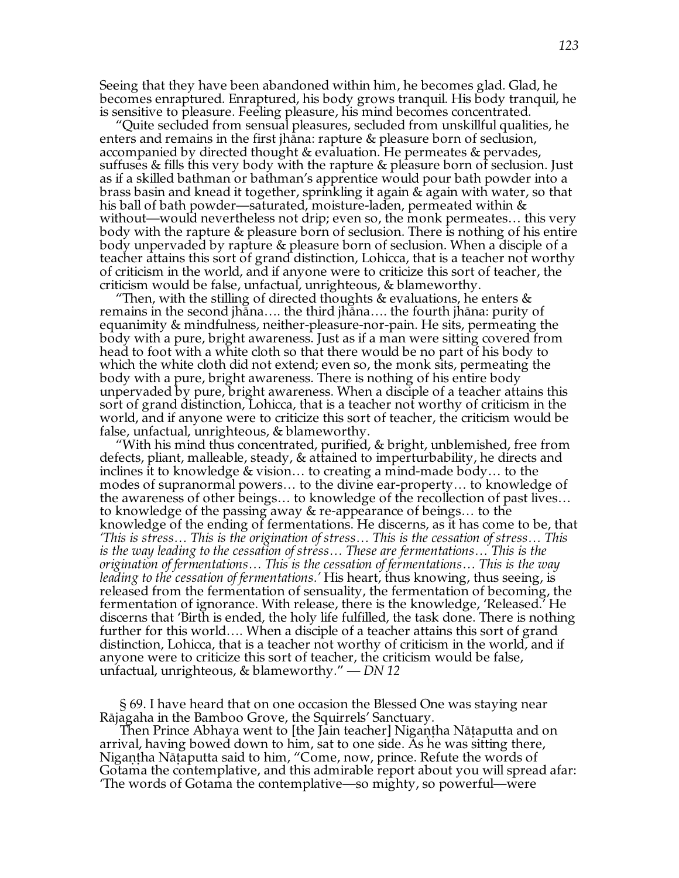Seeing that they have been abandoned within him, he becomes glad. Glad, he becomes enraptured. Enraptured, his body grows tranquil. His body tranquil, he is sensitive to pleasure. Feeling pleasure, his mind becomes concentrated.

"Quite secluded from sensual pleasures, secluded from unskillful qualities, he enters and remains in the first jhāna: rapture & pleasure born of seclusion, accompanied by directed thought & evaluation. He permeates & pervades, suffuses & fills this very body with the rapture & pleasure born of seclusion. Just as if a skilled bathman or bathman's apprentice would pour bath powder into a brass basin and knead it together, sprinkling it again & again with water, so that his ball of bath powder—saturated, moisture-laden, permeated within & without—would nevertheless not drip; even so, the monk permeates… this very body with the rapture & pleasure born of seclusion. There is nothing of his entire body unpervaded by rapture & pleasure born of seclusion. When a disciple of a teacher attains this sort of grand distinction, Lohicca, that is a teacher not worthy of criticism in the world, and if anyone were to criticize this sort of teacher, the criticism would be false, unfactual, unrighteous, & blameworthy.

"Then, with the stilling of directed thoughts & evaluations, he enters & remains in the second jhāna…. the third jhāna…. the fourth jhāna: purity of equanimity & mindfulness, neither-pleasure-nor-pain. He sits, permeating the body with a pure, bright awareness. Just as if a man were sitting covered from head to foot with a white cloth so that there would be no part of his body to which the white cloth did not extend; even so, the monk sits, permeating the body with a pure, bright awareness. There is nothing of his entire body unpervaded by pure, bright awareness. When a disciple of a teacher attains this sort of grand distinction, Lohicca, that is a teacher not worthy of criticism in the world, and if anyone were to criticize this sort of teacher, the criticism would be false, unfactual, unrighteous, & blameworthy.

"With his mind thus concentrated, purified, & bright, unblemished, free from defects, pliant, malleable, steady, & attained to imperturbability, he directs and inclines it to knowledge & vision… to creating a mind-made body… to the modes of supranormal powers… to the divine ear-property… to knowledge of the awareness of other beings… to knowledge of the recollection of past lives… to knowledge of the passing away & re-appearance of beings… to the knowledge of the ending of fermentations. He discerns, as it has come to be, that *'This is stress… This is the origination of stress… This is the cessation of stress… This is the way leading to the cessation of stress… These are fermentations… This is the origination of fermentations… This is the cessation of fermentations… This is the way leading to the cessation of fermentations.'* His heart, thus knowing, thus seeing, is released from the fermentation of sensuality, the fermentation of becoming, the fermentation of ignorance. With release, there is the knowledge, 'Released.' He discerns that 'Birth is ended, the holy life fulfilled, the task done. There is nothing further for this world…. When a disciple of a teacher attains this sort of grand distinction, Lohicca, that is a teacher not worthy of criticism in the world, and if anyone were to criticize this sort of teacher, the criticism would be false, unfactual, unrighteous, & blameworthy." — *DN 12*

§ 69. I have heard that on one occasion the Blessed One was staying near Rājagaha in the Bamboo Grove, the Squirrels' Sanctuary.

Then Prince Abhaya went to [the Jain teacher] Nigaṇṭha Nāṭaputta and on arrival, having bowed down to him, sat to one side. As he was sitting there, Nigaṇṭha Nāṭaputta said to him, "Come, now, prince. Refute the words of Gotama the contemplative, and this admirable report about you will spread afar: 'The words of Gotama the contemplative—so mighty, so powerful—were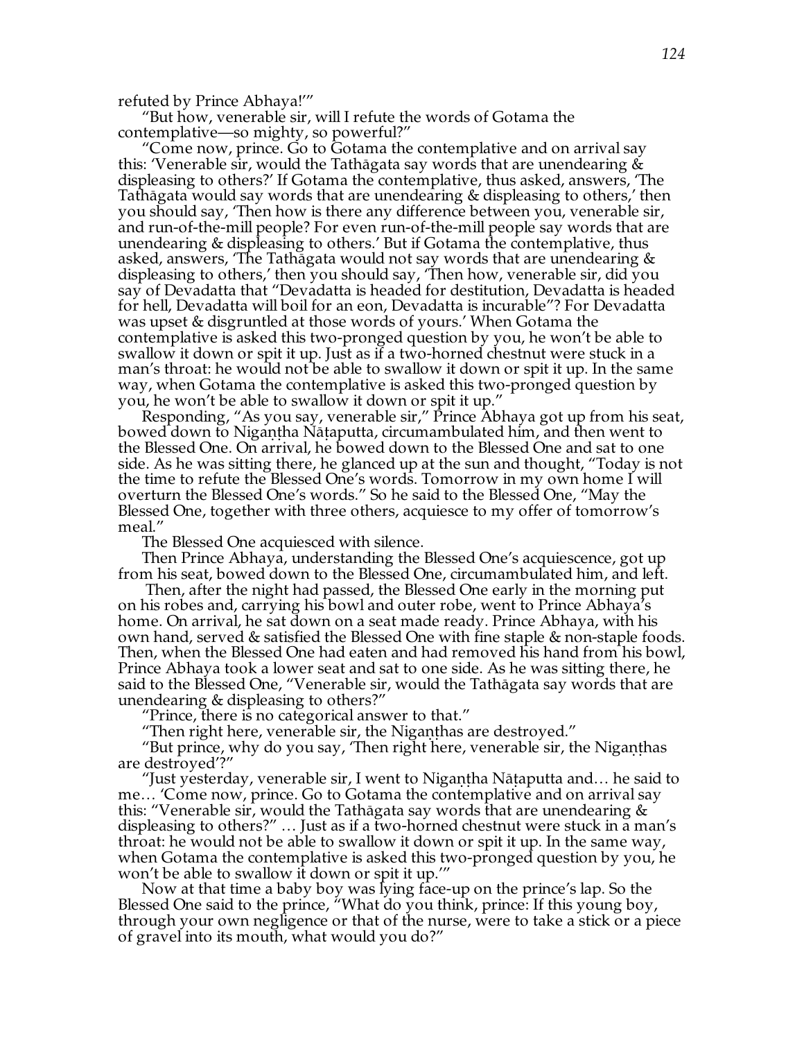refuted by Prince Abhaya!'"

"But how, venerable sir, will I refute the words of Gotama the contemplative—so mighty, so powerful?"

"Come now, prince. Go to Gotama the contemplative and on arrival say this: 'Venerable sir, would the Tathāgata say words that are unendearing & displeasing to others?' If Gotama the contemplative, thus asked, answers, 'The Tathāgata would say words that are unendearing & displeasing to others,' then you should say, 'Then how is there any difference between you, venerable sir, and run-of-the-mill people? For even run-of-the-mill people say words that are unendearing & displeasing to others.' But if Gotama the contemplative, thus asked, answers, 'The Tathāgata would not say words that are unendearing & displeasing to others,' then you should say, 'Then how, venerable sir, did you say of Devadatta that "Devadatta is headed for destitution, Devadatta is headed for hell, Devadatta will boil for an eon, Devadatta is incurable"? For Devadatta was upset & disgruntled at those words of yours.' When Gotama the contemplative is asked this two-pronged question by you, he won't be able to swallow it down or spit it up. Just as if a two-horned chestnut were stuck in a man's throat: he would not be able to swallow it down or spit it up. In the same way, when Gotama the contemplative is asked this two-pronged question by you, he won't be able to swallow it down or spit it up."

Responding, "As you say, venerable sir," Prince Abhaya got up from his seat, bowed down to Nigaṇṭha Nāṭaputta, circumambulated him, and then went to the Blessed One. On arrival, he bowed down to the Blessed One and sat to one side. As he was sitting there, he glanced up at the sun and thought, "Today is not the time to refute the Blessed One's words. Tomorrow in my own home I will overturn the Blessed One's words." So he said to the Blessed One, "May the Blessed One, together with three others, acquiesce to my offer of tomorrow's meal."

The Blessed One acquiesced with silence.

Then Prince Abhaya, understanding the Blessed One's acquiescence, got up from his seat, bowed down to the Blessed One, circumambulated him, and left.

Then, after the night had passed, the Blessed One early in the morning put on his robes and, carrying his bowl and outer robe, went to Prince Abhaya's home. On arrival, he sat down on a seat made ready. Prince Abhaya, with his own hand, served & satisfied the Blessed One with fine staple & non-staple foods. Then, when the Blessed One had eaten and had removed his hand from his bowl, Prince Abhaya took a lower seat and sat to one side. As he was sitting there, he said to the Blessed One, "Venerable sir, would the Tathāgata say words that are unendearing & displeasing to others?"

"Prince, there is no categorical answer to that."

"Then right here, venerable sir, the Nigaṇṭhas are destroyed."

"But prince, why do you say, 'Then right here, venerable sir, the Nigaṇṭhas are destroyed'?"

"Just yesterday, venerable sir, I went to Nigaṇṭha Nāṭaputta and… he said to me… 'Come now, prince. Go to Gotama the contemplative and on arrival say this: "Venerable sir, would the Tathāgata say words that are unendearing & displeasing to others?" … Just as if a two-horned chestnut were stuck in a man's throat: he would not be able to swallow it down or spit it up. In the same way, when Gotama the contemplative is asked this two-pronged question by you, he won't be able to swallow it down or spit it up.'"

Now at that time a baby boy was lying face-up on the prince's lap. So the Blessed One said to the prince, "What do you think, prince: If this young boy, through your own negligence or that of the nurse, were to take a stick or a piece of gravel into its mouth, what would you do?"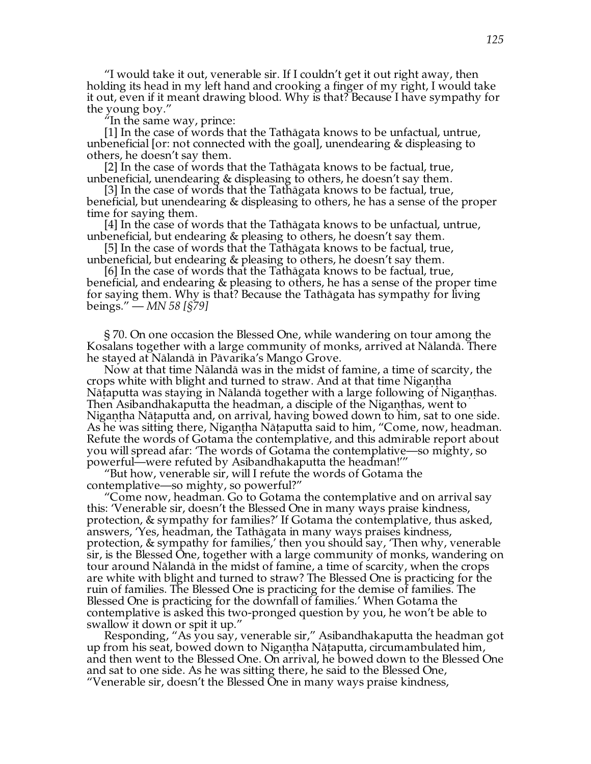"I would take it out, venerable sir. If I couldn't get it out right away, then holding its head in my left hand and crooking a finger of my right, I would take it out, even if it meant drawing blood. Why is that? Because I have sympathy for the young boy."

"In the same way, prince:

[1] In the case of words that the Tathāgata knows to be unfactual, untrue, unbeneficial [or: not connected with the goal], unendearing & displeasing to others, he doesn't say them.

[2] In the case of words that the Tathāgata knows to be factual, true, unbeneficial, unendearing & displeasing to others, he doesn't say them.

[3] In the case of words that the Tathāgata knows to be factual, true, beneficial, but unendearing & displeasing to others, he has a sense of the proper time for saying them.

[4] In the case of words that the Tathāgata knows to be unfactual, untrue, unbeneficial, but endearing & pleasing to others, he doesn't say them.

[5] In the case of words that the Tathāgata knows to be factual, true, unbeneficial, but endearing & pleasing to others, he doesn't say them.

[6] In the case of words that the Tathāgata knows to be factual, true, beneficial, and endearing & pleasing to others, he has a sense of the proper time for saying them. Why is that? Because the Tathāgata has sympathy for living beings." — *MN 58 [§79]*

§ 70. On one occasion the Blessed One, while wandering on tour among the Kosalans together with a large community of monks, arrived at Nālandā. There he stayed at Nālandā in Pāvarika's Mango Grove.

Now at that time Nālandā was in the midst of famine, a time of scarcity, the crops white with blight and turned to straw. And at that time Nigaṇṭha Nāṭaputta was staying in Nālandā together with a large following of Nigaṇṭhas. Then Asibandhakaputta the headman, a disciple of the Nigaṇṭhas, went to Nigaṇṭha Nāṭaputta and, on arrival, having bowed down to him, sat to one side. As he was sitting there, Nigaṇṭha Nāṭaputta said to him, "Come, now, headman. Refute the words of Gotama the contemplative, and this admirable report about you will spread afar: 'The words of Gotama the contemplative—so mighty, so powerful—were refuted by Asibandhakaputta the headman!'"

"But how, venerable sir, will I refute the words of Gotama the contemplative—so mighty, so powerful?"

"Come now, headman. Go to Gotama the contemplative and on arrival say this: 'Venerable sir, doesn't the Blessed One in many ways praise kindness, protection, & sympathy for families?' If Gotama the contemplative, thus asked, answers, 'Yes, headman, the Tathāgata in many ways praises kindness, protection, & sympathy for families,' then you should say, 'Then why, venerable sir, is the Blessed One, together with a large community of monks, wandering on tour around Nālandā in the midst of famine, a time of scarcity, when the crops are white with blight and turned to straw? The Blessed One is practicing for the ruin of families. The Blessed One is practicing for the demise of families. The Blessed One is practicing for the downfall of families.' When Gotama the contemplative is asked this two-pronged question by you, he won't be able to swallow it down or spit it up."

Responding, "As you say, venerable sir," Asibandhakaputta the headman got up from his seat, bowed down to Nigaṇṭha Nāṭaputta, circumambulated him, and then went to the Blessed One. On arrival, he bowed down to the Blessed One and sat to one side. As he was sitting there, he said to the Blessed One, "Venerable sir, doesn't the Blessed One in many ways praise kindness,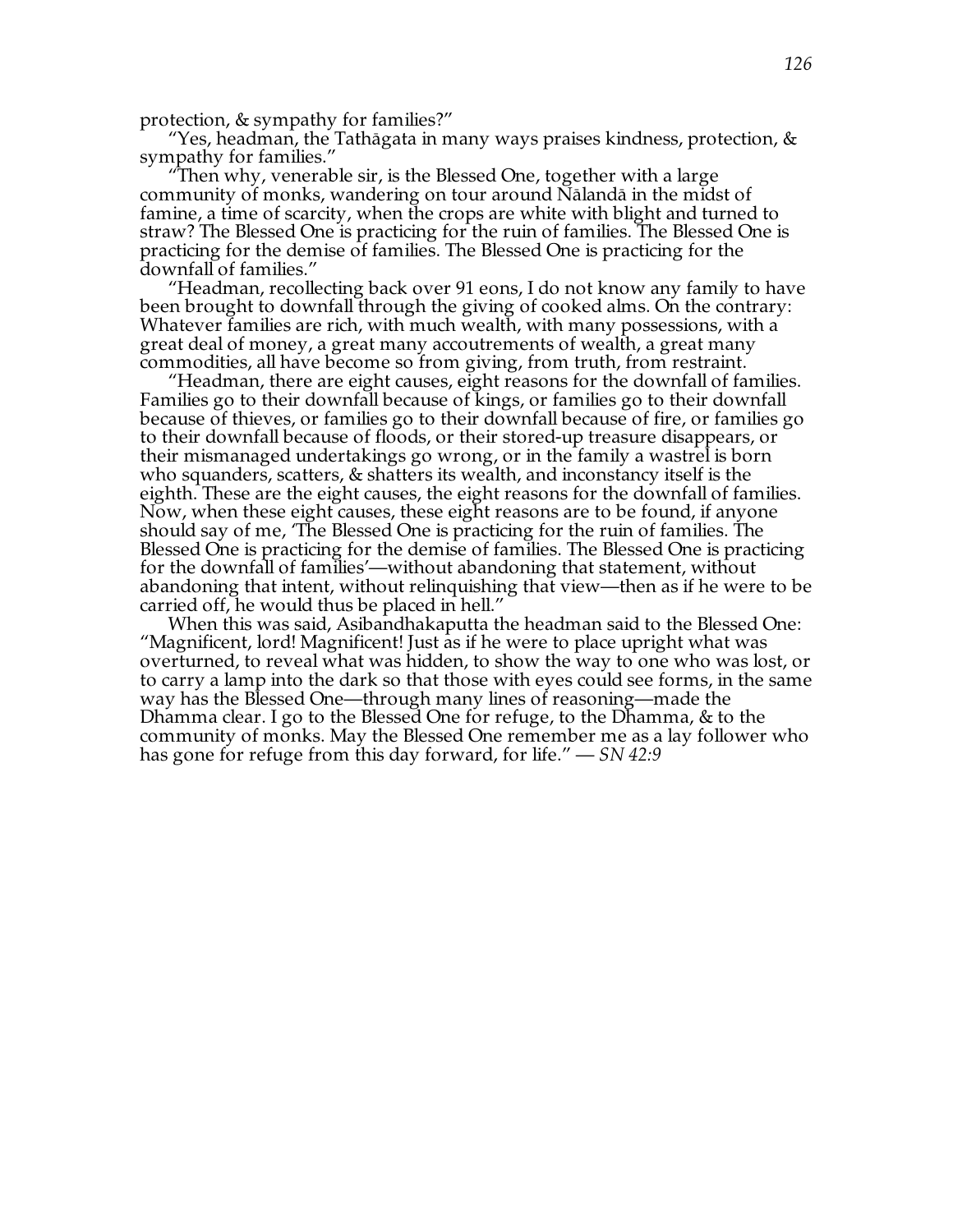protection, & sympathy for families?"

"Yes, headman, the Tathāgata in many ways praises kindness, protection, & sympathy for families."

"Then why, venerable sir, is the Blessed One, together with a large community of monks, wandering on tour around Nālandā in the midst of famine, a time of scarcity, when the crops are white with blight and turned to straw? The Blessed One is practicing for the ruin of families. The Blessed One is practicing for the demise of families. The Blessed One is practicing for the downfall of families."

"Headman, recollecting back over 91 eons, I do not know any family to have been brought to downfall through the giving of cooked alms. On the contrary: Whatever families are rich, with much wealth, with many possessions, with a great deal of money, a great many accoutrements of wealth, a great many commodities, all have become so from giving, from truth, from restraint.

"Headman, there are eight causes, eight reasons for the downfall of families. Families go to their downfall because of kings, or families go to their downfall because of thieves, or families go to their downfall because of fire, or families go to their downfall because of floods, or their stored-up treasure disappears, or their mismanaged undertakings go wrong, or in the family a wastrel is born who squanders, scatters, & shatters its wealth, and inconstancy itself is the eighth. These are the eight causes, the eight reasons for the downfall of families. Now, when these eight causes, these eight reasons are to be found, if anyone should say of me, 'The Blessed One is practicing for the ruin of families. The Blessed One is practicing for the demise of families. The Blessed One is practicing for the downfall of families'—without abandoning that statement, without abandoning that intent, without relinquishing that view—then as if he were to be carried off, he would thus be placed in hell."

When this was said, Asibandhakaputta the headman said to the Blessed One: "Magnificent, lord! Magnificent! Just as if he were to place upright what was overturned, to reveal what was hidden, to show the way to one who was lost, or to carry a lamp into the dark so that those with eyes could see forms, in the same way has the Blessed One—through many lines of reasoning—made the Dhamma clear. I go to the Blessed One for refuge, to the Dhamma, & to the community of monks. May the Blessed One remember me as a lay follower who has gone for refuge from this day forward, for life." — *SN 42:9*